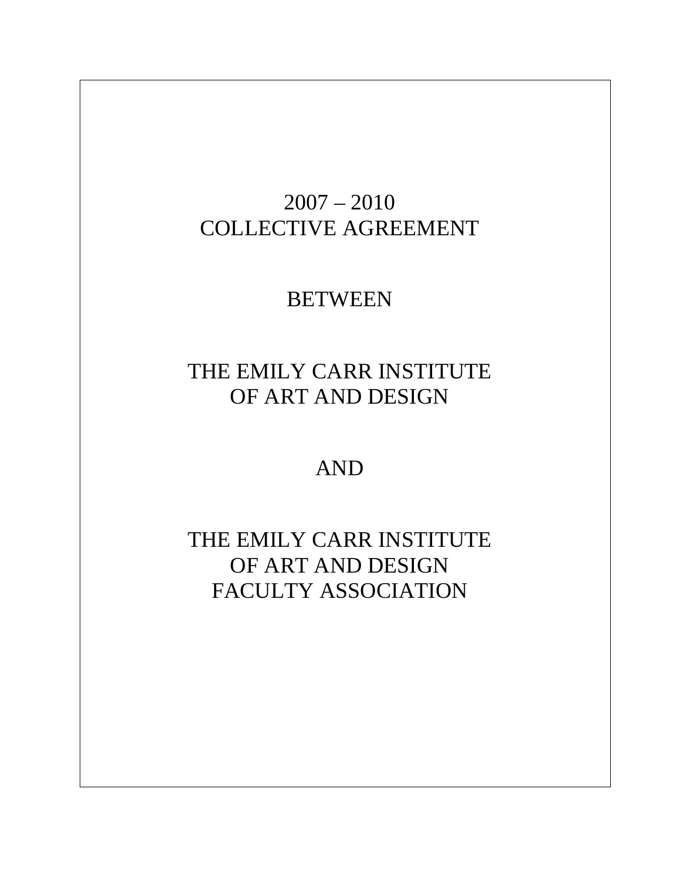# 2007 – 2010
# COLLECTIVE AGREEMENT

## BETWEEN

## THE EMILY CARR INSTITUTE
## OF ART AND DESIGN

## AND

## THE EMILY CARR INSTITUTE
## OF ART AND DESIGN
## FACULTY ASSOCIATION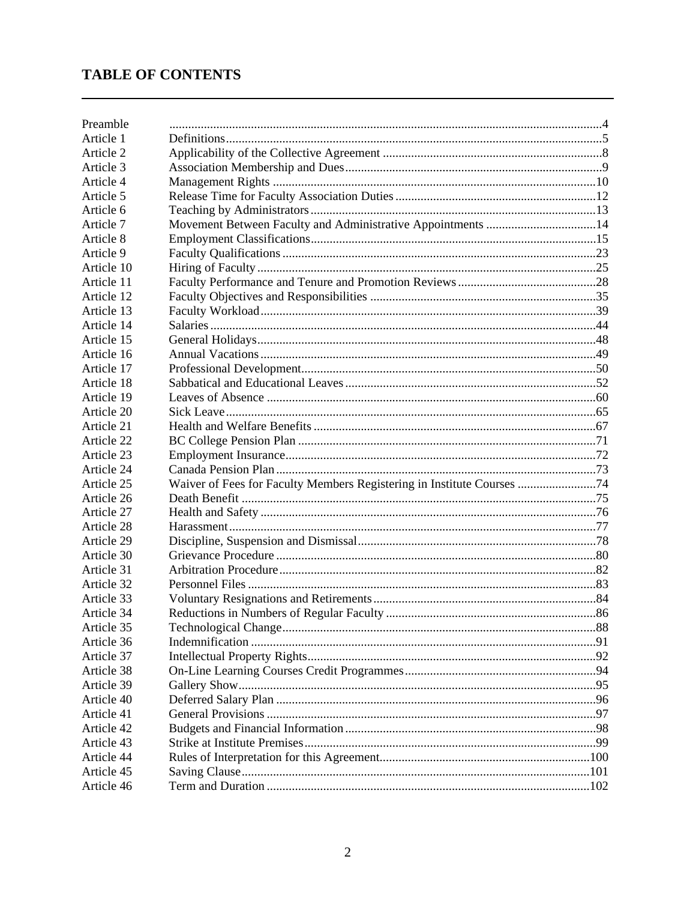# TABLE OF CONTENTS

| | | |
|---|---|---|
| Preamble | | 4 |
| Article 1 | Definitions | 5 |
| Article 2 | Applicability of the Collective Agreement | 8 |
| Article 3 | Association Membership and Dues | 9 |
| Article 4 | Management Rights | 10 |
| Article 5 | Release Time for Faculty Association Duties | 12 |
| Article 6 | Teaching by Administrators | 13 |
| Article 7 | Movement Between Faculty and Administrative Appointments | 14 |
| Article 8 | Employment Classifications | 15 |
| Article 9 | Faculty Qualifications | 23 |
| Article 10 | Hiring of Faculty | 25 |
| Article 11 | Faculty Performance and Tenure and Promotion Reviews | 28 |
| Article 12 | Faculty Objectives and Responsibilities | 35 |
| Article 13 | Faculty Workload | 39 |
| Article 14 | Salaries | 44 |
| Article 15 | General Holidays | 48 |
| Article 16 | Annual Vacations | 49 |
| Article 17 | Professional Development | 50 |
| Article 18 | Sabbatical and Educational Leaves | 52 |
| Article 19 | Leaves of Absence | 60 |
| Article 20 | Sick Leave | 65 |
| Article 21 | Health and Welfare Benefits | 67 |
| Article 22 | BC College Pension Plan | 71 |
| Article 23 | Employment Insurance | 72 |
| Article 24 | Canada Pension Plan | 73 |
| Article 25 | Waiver of Fees for Faculty Members Registering in Institute Courses | 74 |
| Article 26 | Death Benefit | 75 |
| Article 27 | Health and Safety | 76 |
| Article 28 | Harassment | 77 |
| Article 29 | Discipline, Suspension and Dismissal | 78 |
| Article 30 | Grievance Procedure | 80 |
| Article 31 | Arbitration Procedure | 82 |
| Article 32 | Personnel Files | 83 |
| Article 33 | Voluntary Resignations and Retirements | 84 |
| Article 34 | Reductions in Numbers of Regular Faculty | 86 |
| Article 35 | Technological Change | 88 |
| Article 36 | Indemnification | 91 |
| Article 37 | Intellectual Property Rights | 92 |
| Article 38 | On-Line Learning Courses Credit Programmes | 94 |
| Article 39 | Gallery Show | 95 |
| Article 40 | Deferred Salary Plan | 96 |
| Article 41 | General Provisions | 97 |
| Article 42 | Budgets and Financial Information | 98 |
| Article 43 | Strike at Institute Premises | 99 |
| Article 44 | Rules of Interpretation for this Agreement | 100 |
| Article 45 | Saving Clause | 101 |
| Article 46 | Term and Duration | 102 |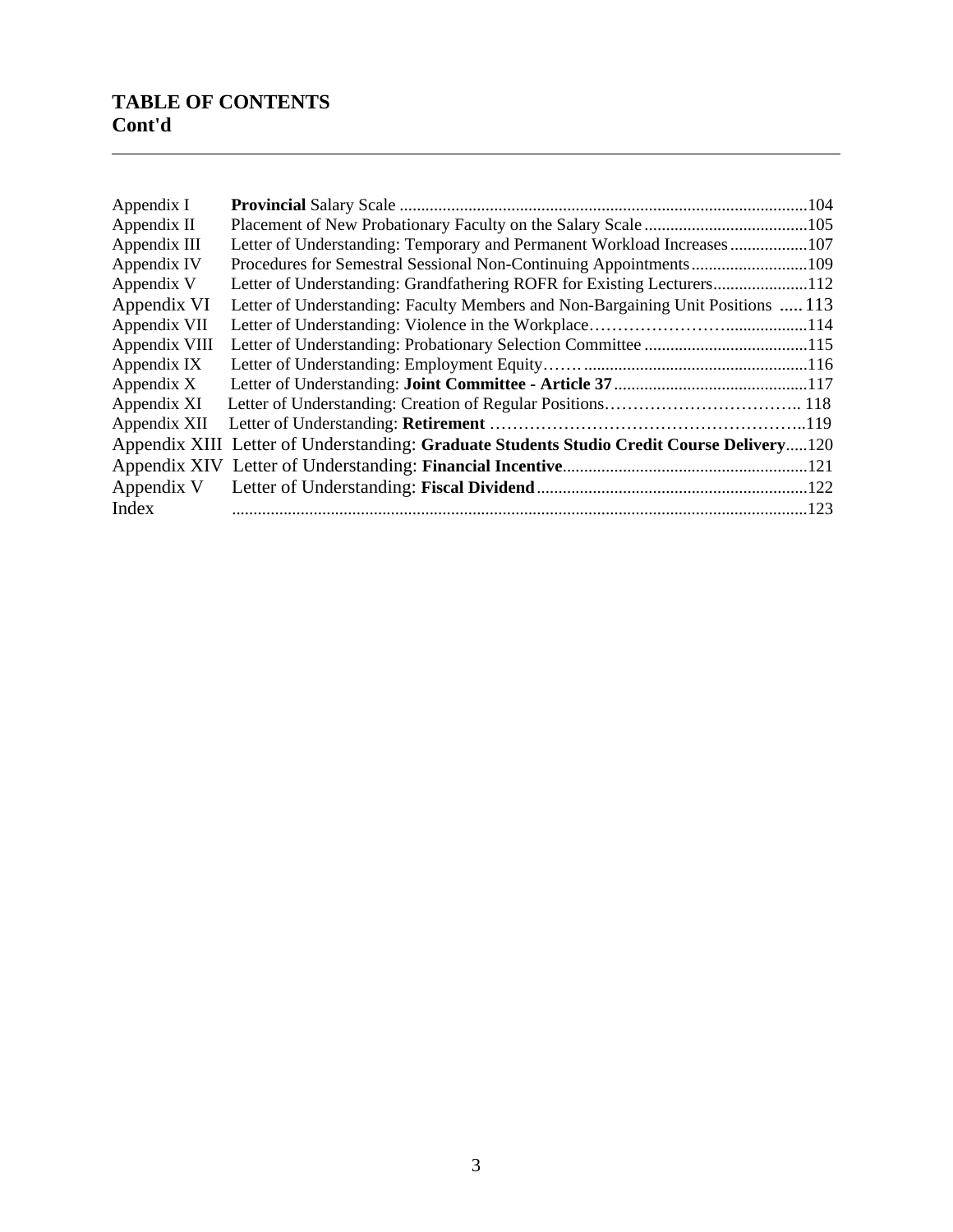## TABLE OF CONTENTS
## Cont'd

| | | |
|---|---|---|
| Appendix I | **Provincial** Salary Scale | 104 |
| Appendix II | Placement of New Probationary Faculty on the Salary Scale | 105 |
| Appendix III | Letter of Understanding: Temporary and Permanent Workload Increases | 107 |
| Appendix IV | Procedures for Semestral Sessional Non-Continuing Appointments | 109 |
| Appendix V | Letter of Understanding: Grandfathering ROFR for Existing Lecturers | 112 |
| Appendix VI | Letter of Understanding: Faculty Members and Non-Bargaining Unit Positions | 113 |
| Appendix VII | Letter of Understanding: Violence in the Workplace | 114 |
| Appendix VIII | Letter of Understanding: Probationary Selection Committee | 115 |
| Appendix IX | Letter of Understanding: Employment Equity | 116 |
| Appendix X | Letter of Understanding: **Joint Committee - Article 37** | 117 |
| Appendix XI | Letter of Understanding: Creation of Regular Positions | 118 |
| Appendix XII | Letter of Understanding: **Retirement** | 119 |
| Appendix XIII | Letter of Understanding: **Graduate Students Studio Credit Course Delivery** | 120 |
| Appendix XIV | Letter of Understanding: **Financial Incentive** | 121 |
| Appendix V | Letter of Understanding: **Fiscal Dividend** | 122 |
| Index | | 123 |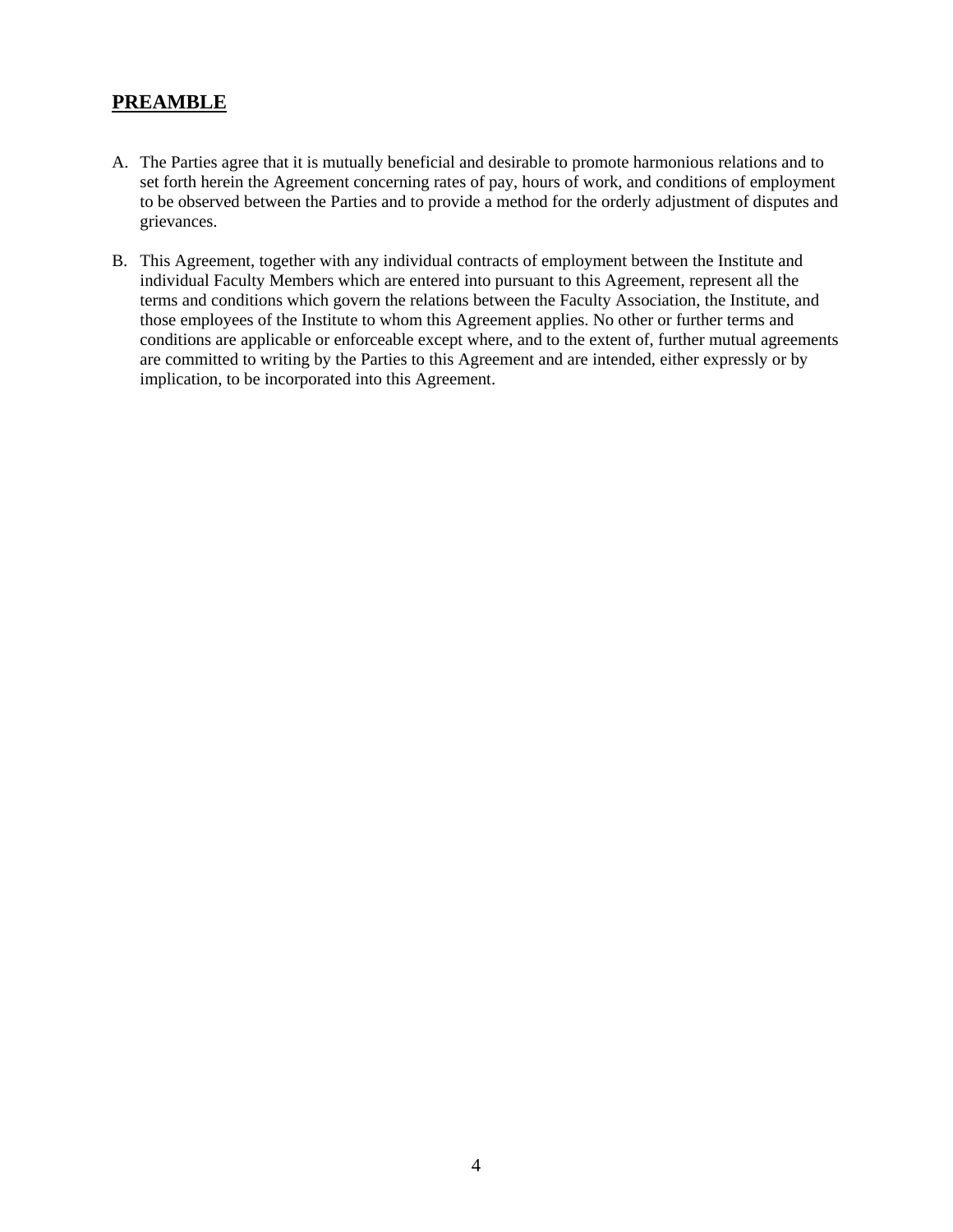## PREAMBLE

A. The Parties agree that it is mutually beneficial and desirable to promote harmonious relations and to set forth herein the Agreement concerning rates of pay, hours of work, and conditions of employment to be observed between the Parties and to provide a method for the orderly adjustment of disputes and grievances.

B. This Agreement, together with any individual contracts of employment between the Institute and individual Faculty Members which are entered into pursuant to this Agreement, represent all the terms and conditions which govern the relations between the Faculty Association, the Institute, and those employees of the Institute to whom this Agreement applies. No other or further terms and conditions are applicable or enforceable except where, and to the extent of, further mutual agreements are committed to writing by the Parties to this Agreement and are intended, either expressly or by implication, to be incorporated into this Agreement.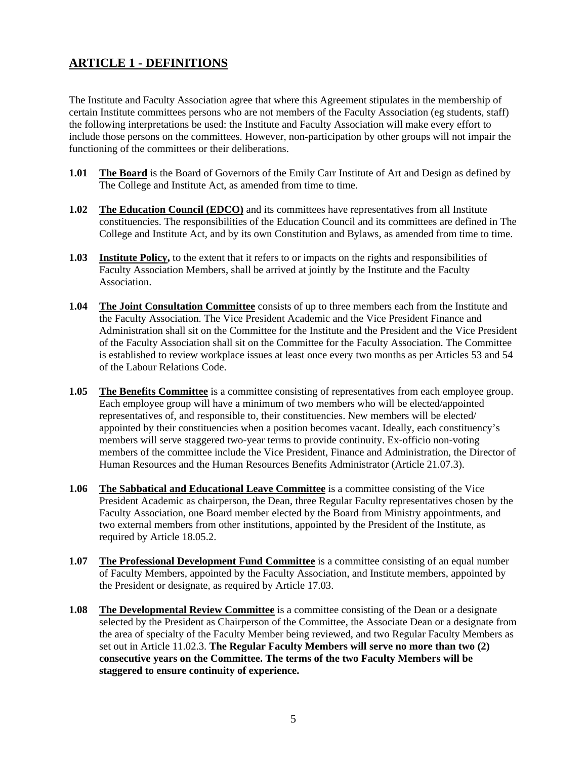## ARTICLE 1 - DEFINITIONS

The Institute and Faculty Association agree that where this Agreement stipulates in the membership of certain Institute committees persons who are not members of the Faculty Association (eg students, staff) the following interpretations be used: the Institute and Faculty Association will make every effort to include those persons on the committees. However, non-participation by other groups will not impair the functioning of the committees or their deliberations.

**1.01** **The Board** is the Board of Governors of the Emily Carr Institute of Art and Design as defined by The College and Institute Act, as amended from time to time.

**1.02** **The Education Council (EDCO)** and its committees have representatives from all Institute constituencies. The responsibilities of the Education Council and its committees are defined in The College and Institute Act, and by its own Constitution and Bylaws, as amended from time to time.

**1.03** **Institute Policy**, to the extent that it refers to or impacts on the rights and responsibilities of Faculty Association Members, shall be arrived at jointly by the Institute and the Faculty Association.

**1.04** **The Joint Consultation Committee** consists of up to three members each from the Institute and the Faculty Association. The Vice President Academic and the Vice President Finance and Administration shall sit on the Committee for the Institute and the President and the Vice President of the Faculty Association shall sit on the Committee for the Faculty Association. The Committee is established to review workplace issues at least once every two months as per Articles 53 and 54 of the Labour Relations Code.

**1.05** **The Benefits Committee** is a committee consisting of representatives from each employee group. Each employee group will have a minimum of two members who will be elected/appointed representatives of, and responsible to, their constituencies. New members will be elected/ appointed by their constituencies when a position becomes vacant. Ideally, each constituency's members will serve staggered two-year terms to provide continuity. Ex-officio non-voting members of the committee include the Vice President, Finance and Administration, the Director of Human Resources and the Human Resources Benefits Administrator (Article 21.07.3).

**1.06** **The Sabbatical and Educational Leave Committee** is a committee consisting of the Vice President Academic as chairperson, the Dean, three Regular Faculty representatives chosen by the Faculty Association, one Board member elected by the Board from Ministry appointments, and two external members from other institutions, appointed by the President of the Institute, as required by Article 18.05.2.

**1.07** **The Professional Development Fund Committee** is a committee consisting of an equal number of Faculty Members, appointed by the Faculty Association, and Institute members, appointed by the President or designate, as required by Article 17.03.

**1.08** **The Developmental Review Committee** is a committee consisting of the Dean or a designate selected by the President as Chairperson of the Committee, the Associate Dean or a designate from the area of specialty of the Faculty Member being reviewed, and two Regular Faculty Members as set out in Article 11.02.3. **The Regular Faculty Members will serve no more than two (2) consecutive years on the Committee. The terms of the two Faculty Members will be staggered to ensure continuity of experience.**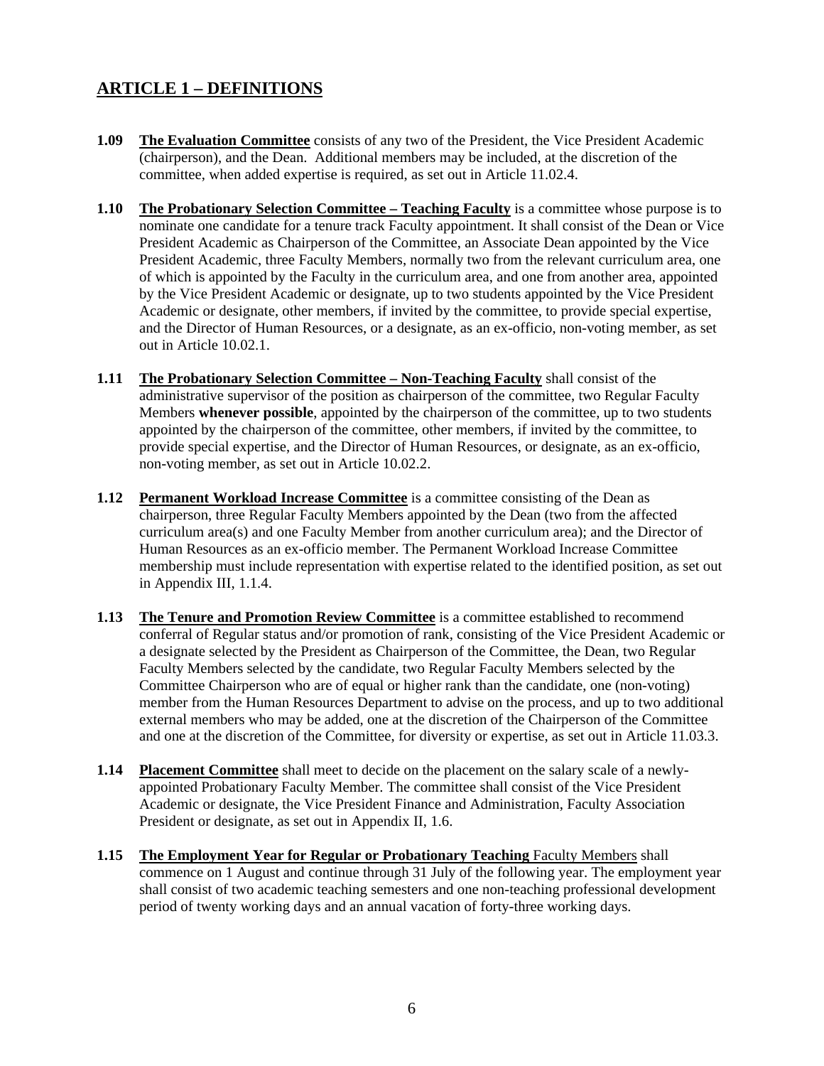## ARTICLE 1 – DEFINITIONS

**1.09** **The Evaluation Committee** consists of any two of the President, the Vice President Academic (chairperson), and the Dean. Additional members may be included, at the discretion of the committee, when added expertise is required, as set out in Article 11.02.4.

**1.10** **The Probationary Selection Committee – Teaching Faculty** is a committee whose purpose is to nominate one candidate for a tenure track Faculty appointment. It shall consist of the Dean or Vice President Academic as Chairperson of the Committee, an Associate Dean appointed by the Vice President Academic, three Faculty Members, normally two from the relevant curriculum area, one of which is appointed by the Faculty in the curriculum area, and one from another area, appointed by the Vice President Academic or designate, up to two students appointed by the Vice President Academic or designate, other members, if invited by the committee, to provide special expertise, and the Director of Human Resources, or a designate, as an ex-officio, non-voting member, as set out in Article 10.02.1.

**1.11** **The Probationary Selection Committee – Non-Teaching Faculty** shall consist of the administrative supervisor of the position as chairperson of the committee, two Regular Faculty Members **whenever possible**, appointed by the chairperson of the committee, up to two students appointed by the chairperson of the committee, other members, if invited by the committee, to provide special expertise, and the Director of Human Resources, or designate, as an ex-officio, non-voting member, as set out in Article 10.02.2.

**1.12** **Permanent Workload Increase Committee** is a committee consisting of the Dean as chairperson, three Regular Faculty Members appointed by the Dean (two from the affected curriculum area(s) and one Faculty Member from another curriculum area); and the Director of Human Resources as an ex-officio member. The Permanent Workload Increase Committee membership must include representation with expertise related to the identified position, as set out in Appendix III, 1.1.4.

**1.13** **The Tenure and Promotion Review Committee** is a committee established to recommend conferral of Regular status and/or promotion of rank, consisting of the Vice President Academic or a designate selected by the President as Chairperson of the Committee, the Dean, two Regular Faculty Members selected by the candidate, two Regular Faculty Members selected by the Committee Chairperson who are of equal or higher rank than the candidate, one (non-voting) member from the Human Resources Department to advise on the process, and up to two additional external members who may be added, one at the discretion of the Chairperson of the Committee and one at the discretion of the Committee, for diversity or expertise, as set out in Article 11.03.3.

**1.14** **Placement Committee** shall meet to decide on the placement on the salary scale of a newly-appointed Probationary Faculty Member. The committee shall consist of the Vice President Academic or designate, the Vice President Finance and Administration, Faculty Association President or designate, as set out in Appendix II, 1.6.

**1.15** **The Employment Year for Regular or Probationary Teaching** Faculty Members shall commence on 1 August and continue through 31 July of the following year. The employment year shall consist of two academic teaching semesters and one non-teaching professional development period of twenty working days and an annual vacation of forty-three working days.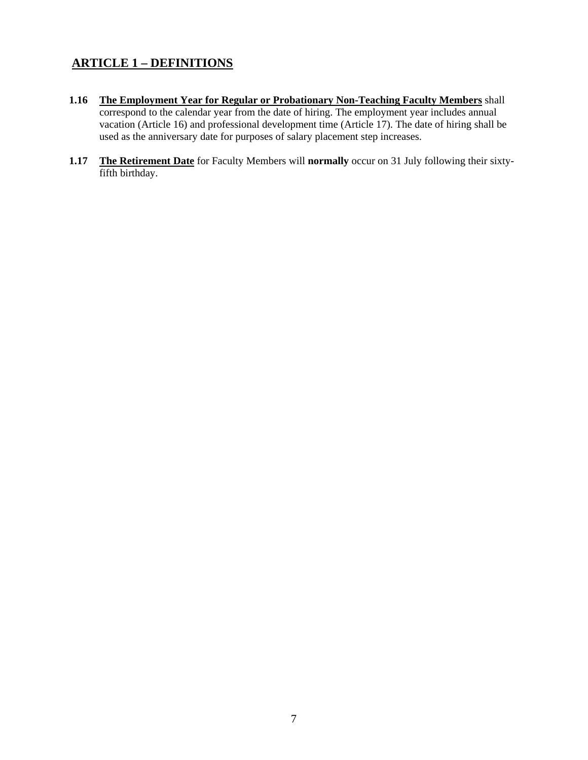## ARTICLE 1 – DEFINITIONS

**1.16** **The Employment Year for Regular or Probationary Non-Teaching Faculty Members** shall correspond to the calendar year from the date of hiring. The employment year includes annual vacation (Article 16) and professional development time (Article 17). The date of hiring shall be used as the anniversary date for purposes of salary placement step increases.

**1.17** **The Retirement Date** for Faculty Members will **normally** occur on 31 July following their sixty-fifth birthday.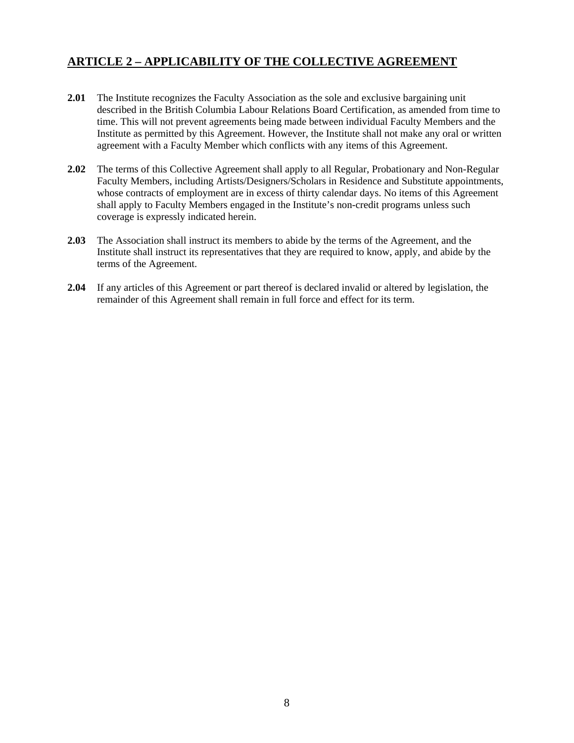## ARTICLE 2 – APPLICABILITY OF THE COLLECTIVE AGREEMENT

**2.01** The Institute recognizes the Faculty Association as the sole and exclusive bargaining unit described in the British Columbia Labour Relations Board Certification, as amended from time to time. This will not prevent agreements being made between individual Faculty Members and the Institute as permitted by this Agreement. However, the Institute shall not make any oral or written agreement with a Faculty Member which conflicts with any items of this Agreement.

**2.02** The terms of this Collective Agreement shall apply to all Regular, Probationary and Non-Regular Faculty Members, including Artists/Designers/Scholars in Residence and Substitute appointments, whose contracts of employment are in excess of thirty calendar days. No items of this Agreement shall apply to Faculty Members engaged in the Institute's non-credit programs unless such coverage is expressly indicated herein.

**2.03** The Association shall instruct its members to abide by the terms of the Agreement, and the Institute shall instruct its representatives that they are required to know, apply, and abide by the terms of the Agreement.

**2.04** If any articles of this Agreement or part thereof is declared invalid or altered by legislation, the remainder of this Agreement shall remain in full force and effect for its term.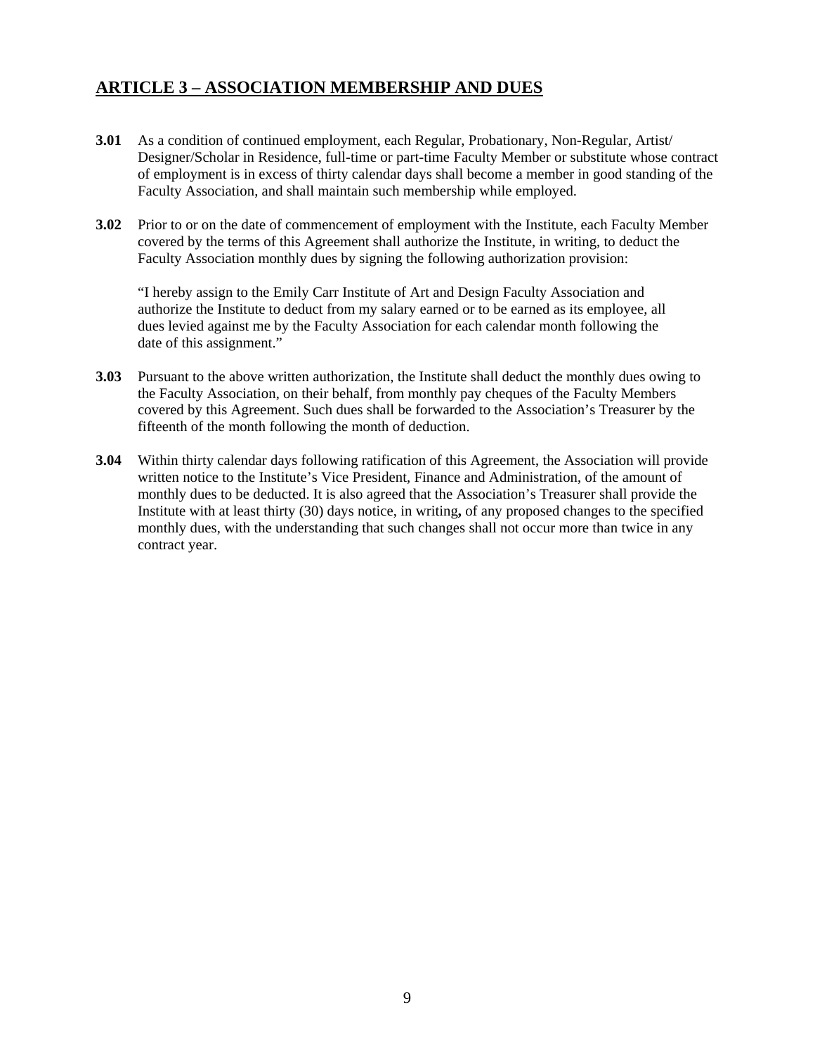## ARTICLE 3 – ASSOCIATION MEMBERSHIP AND DUES

**3.01** As a condition of continued employment, each Regular, Probationary, Non-Regular, Artist/ Designer/Scholar in Residence, full-time or part-time Faculty Member or substitute whose contract of employment is in excess of thirty calendar days shall become a member in good standing of the Faculty Association, and shall maintain such membership while employed.

**3.02** Prior to or on the date of commencement of employment with the Institute, each Faculty Member covered by the terms of this Agreement shall authorize the Institute, in writing, to deduct the Faculty Association monthly dues by signing the following authorization provision:

"I hereby assign to the Emily Carr Institute of Art and Design Faculty Association and authorize the Institute to deduct from my salary earned or to be earned as its employee, all dues levied against me by the Faculty Association for each calendar month following the date of this assignment."

**3.03** Pursuant to the above written authorization, the Institute shall deduct the monthly dues owing to the Faculty Association, on their behalf, from monthly pay cheques of the Faculty Members covered by this Agreement. Such dues shall be forwarded to the Association's Treasurer by the fifteenth of the month following the month of deduction.

**3.04** Within thirty calendar days following ratification of this Agreement, the Association will provide written notice to the Institute's Vice President, Finance and Administration, of the amount of monthly dues to be deducted. It is also agreed that the Association's Treasurer shall provide the Institute with at least thirty (30) days notice, in writing, of any proposed changes to the specified monthly dues, with the understanding that such changes shall not occur more than twice in any contract year.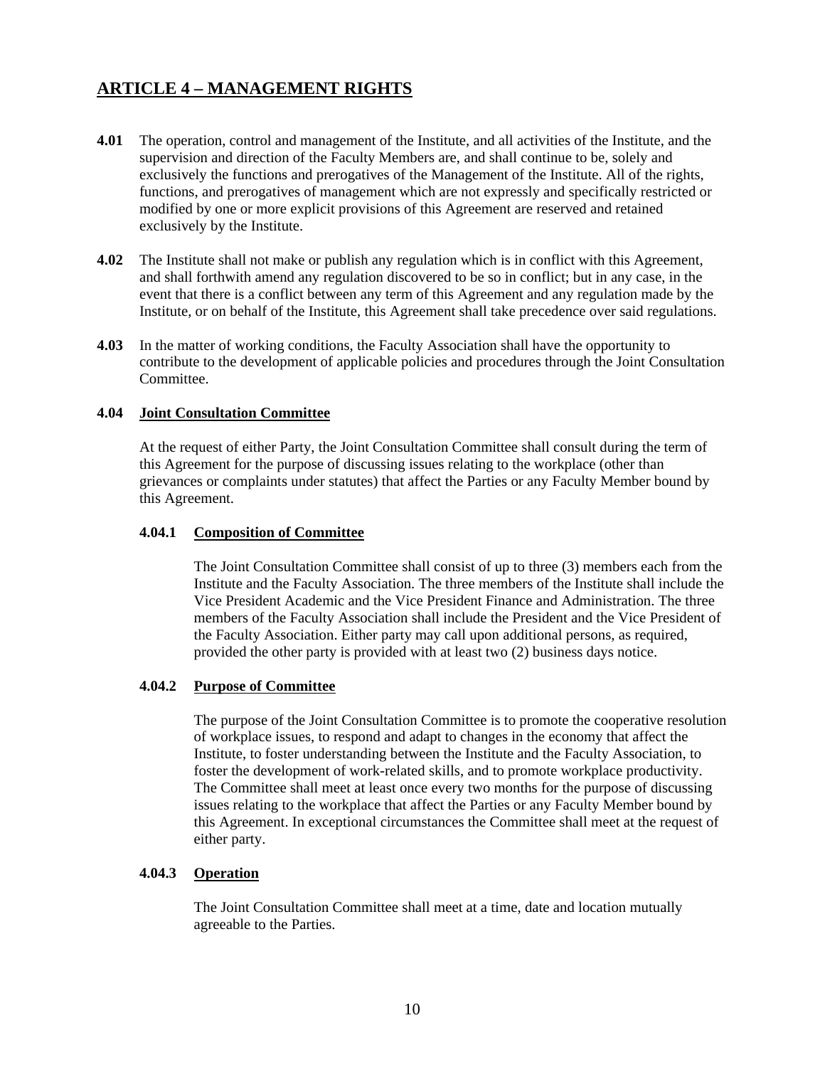## ARTICLE 4 – MANAGEMENT RIGHTS

**4.01** The operation, control and management of the Institute, and all activities of the Institute, and the supervision and direction of the Faculty Members are, and shall continue to be, solely and exclusively the functions and prerogatives of the Management of the Institute. All of the rights, functions, and prerogatives of management which are not expressly and specifically restricted or modified by one or more explicit provisions of this Agreement are reserved and retained exclusively by the Institute.

**4.02** The Institute shall not make or publish any regulation which is in conflict with this Agreement, and shall forthwith amend any regulation discovered to be so in conflict; but in any case, in the event that there is a conflict between any term of this Agreement and any regulation made by the Institute, or on behalf of the Institute, this Agreement shall take precedence over said regulations.

**4.03** In the matter of working conditions, the Faculty Association shall have the opportunity to contribute to the development of applicable policies and procedures through the Joint Consultation Committee.

**4.04 Joint Consultation Committee**

At the request of either Party, the Joint Consultation Committee shall consult during the term of this Agreement for the purpose of discussing issues relating to the workplace (other than grievances or complaints under statutes) that affect the Parties or any Faculty Member bound by this Agreement.

**4.04.1 Composition of Committee**

The Joint Consultation Committee shall consist of up to three (3) members each from the Institute and the Faculty Association. The three members of the Institute shall include the Vice President Academic and the Vice President Finance and Administration. The three members of the Faculty Association shall include the President and the Vice President of the Faculty Association. Either party may call upon additional persons, as required, provided the other party is provided with at least two (2) business days notice.

**4.04.2 Purpose of Committee**

The purpose of the Joint Consultation Committee is to promote the cooperative resolution of workplace issues, to respond and adapt to changes in the economy that affect the Institute, to foster understanding between the Institute and the Faculty Association, to foster the development of work-related skills, and to promote workplace productivity. The Committee shall meet at least once every two months for the purpose of discussing issues relating to the workplace that affect the Parties or any Faculty Member bound by this Agreement. In exceptional circumstances the Committee shall meet at the request of either party.

**4.04.3 Operation**

The Joint Consultation Committee shall meet at a time, date and location mutually agreeable to the Parties.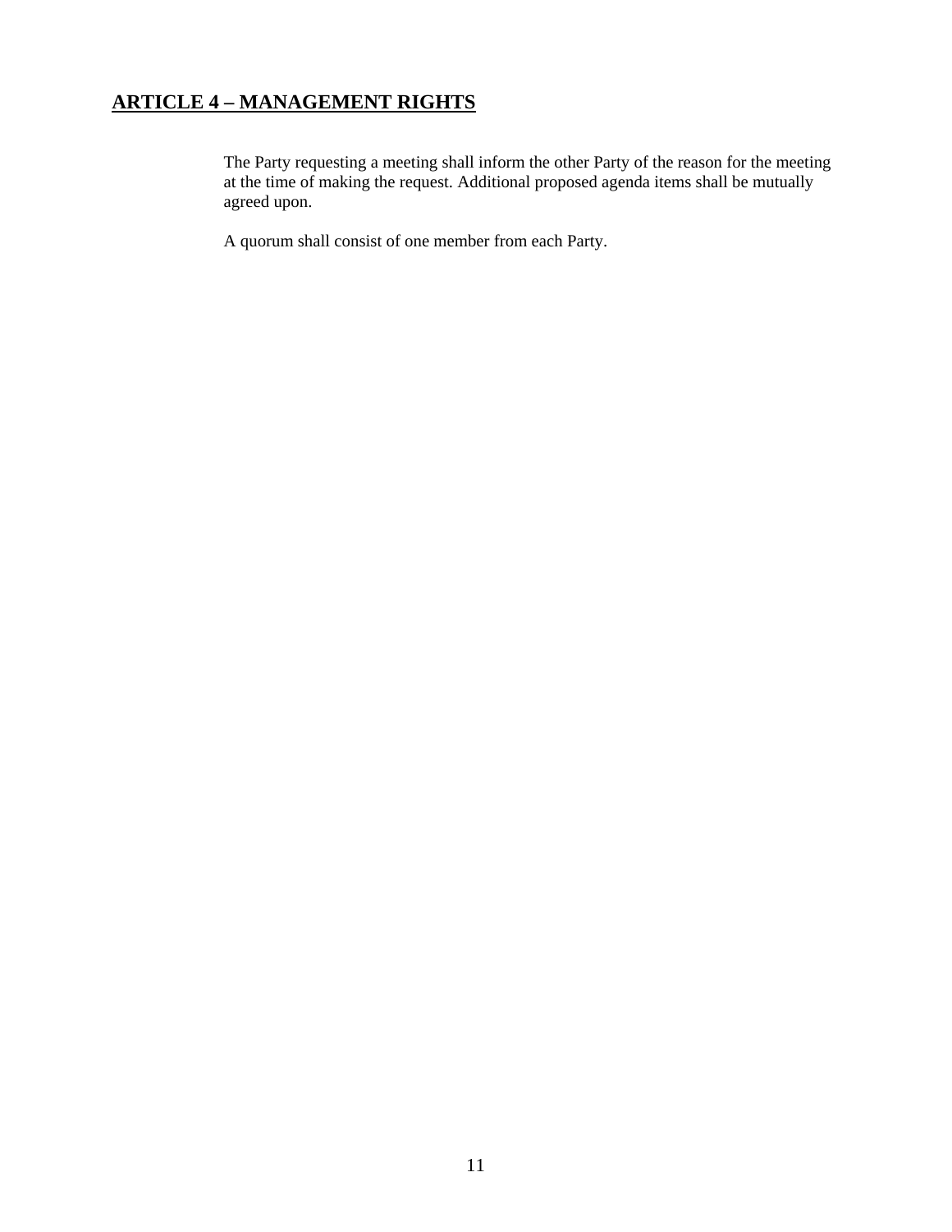## ARTICLE 4 – MANAGEMENT RIGHTS

The Party requesting a meeting shall inform the other Party of the reason for the meeting at the time of making the request. Additional proposed agenda items shall be mutually agreed upon.

A quorum shall consist of one member from each Party.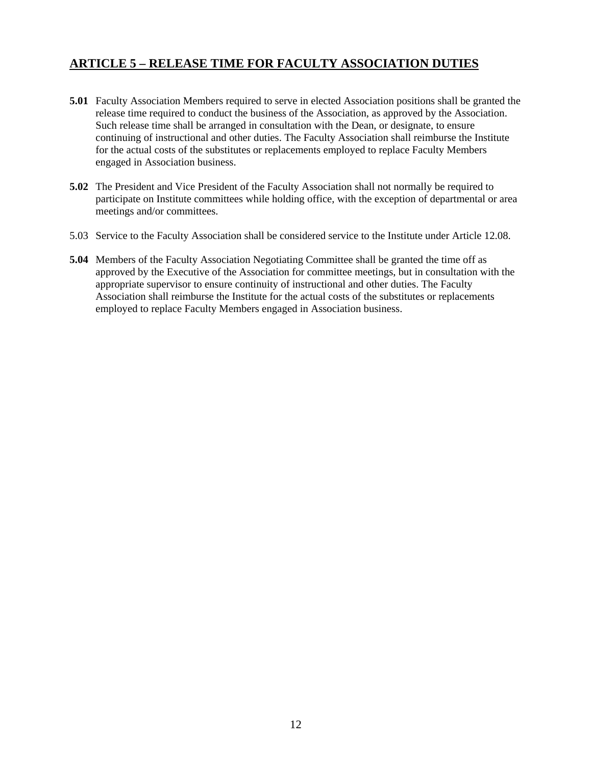## ARTICLE 5 – RELEASE TIME FOR FACULTY ASSOCIATION DUTIES

**5.01** Faculty Association Members required to serve in elected Association positions shall be granted the release time required to conduct the business of the Association, as approved by the Association. Such release time shall be arranged in consultation with the Dean, or designate, to ensure continuing of instructional and other duties. The Faculty Association shall reimburse the Institute for the actual costs of the substitutes or replacements employed to replace Faculty Members engaged in Association business.

**5.02** The President and Vice President of the Faculty Association shall not normally be required to participate on Institute committees while holding office, with the exception of departmental or area meetings and/or committees.

5.03 Service to the Faculty Association shall be considered service to the Institute under Article 12.08.

**5.04** Members of the Faculty Association Negotiating Committee shall be granted the time off as approved by the Executive of the Association for committee meetings, but in consultation with the appropriate supervisor to ensure continuity of instructional and other duties. The Faculty Association shall reimburse the Institute for the actual costs of the substitutes or replacements employed to replace Faculty Members engaged in Association business.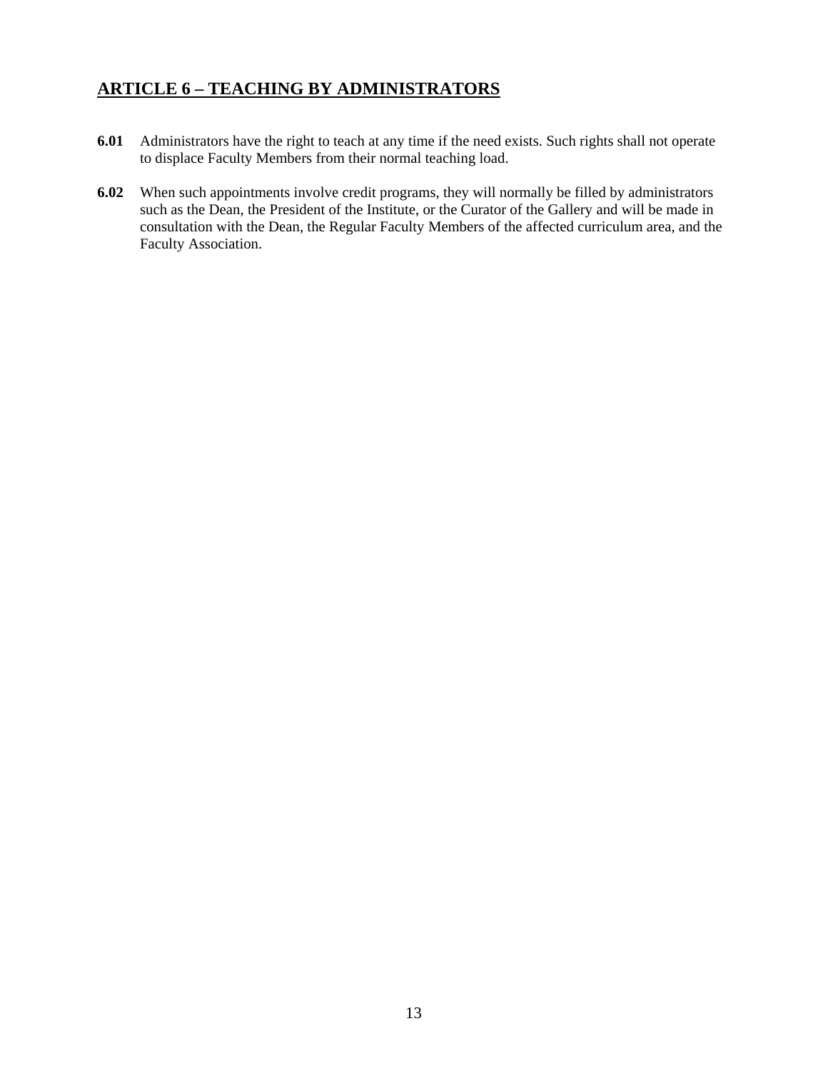## ARTICLE 6 – TEACHING BY ADMINISTRATORS

**6.01** Administrators have the right to teach at any time if the need exists. Such rights shall not operate to displace Faculty Members from their normal teaching load.

**6.02** When such appointments involve credit programs, they will normally be filled by administrators such as the Dean, the President of the Institute, or the Curator of the Gallery and will be made in consultation with the Dean, the Regular Faculty Members of the affected curriculum area, and the Faculty Association.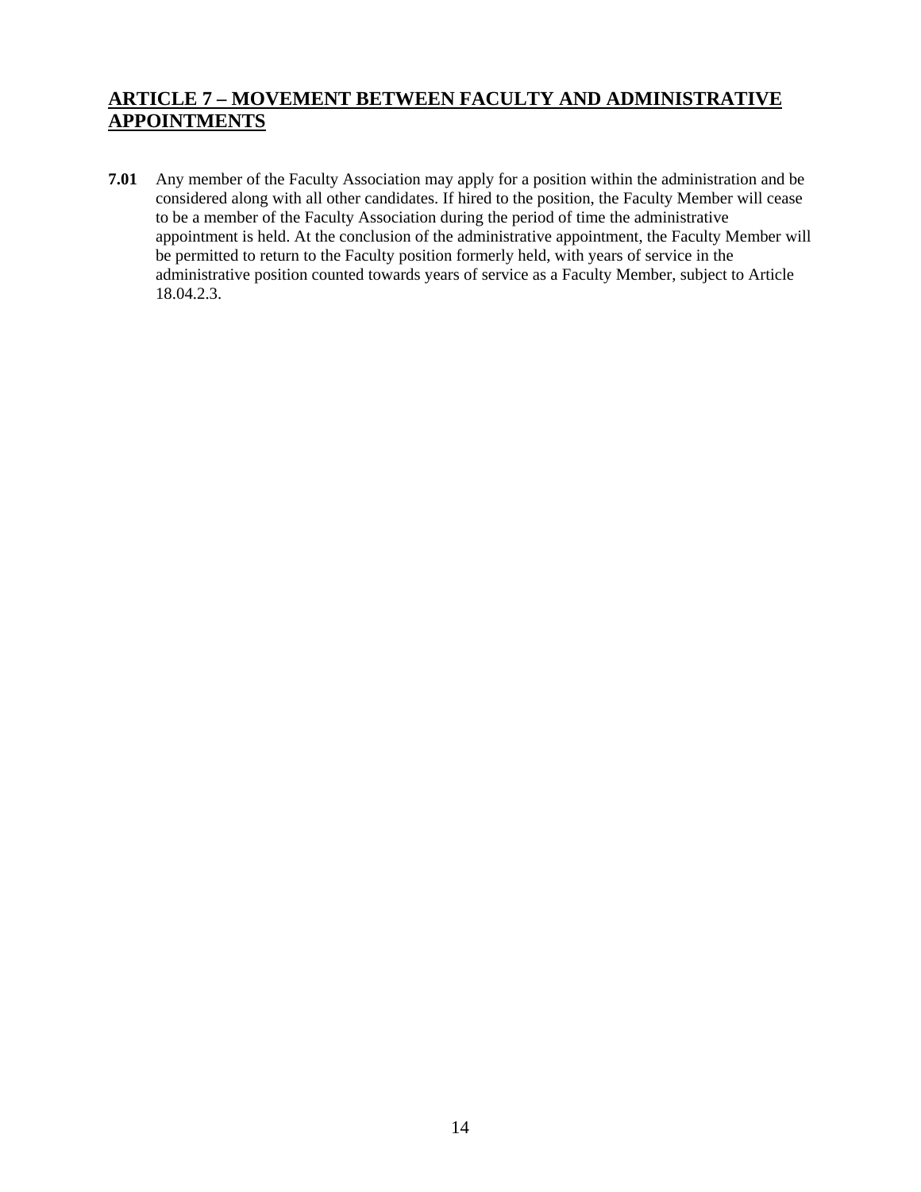## ARTICLE 7 – MOVEMENT BETWEEN FACULTY AND ADMINISTRATIVE APPOINTMENTS

**7.01** Any member of the Faculty Association may apply for a position within the administration and be considered along with all other candidates. If hired to the position, the Faculty Member will cease to be a member of the Faculty Association during the period of time the administrative appointment is held. At the conclusion of the administrative appointment, the Faculty Member will be permitted to return to the Faculty position formerly held, with years of service in the administrative position counted towards years of service as a Faculty Member, subject to Article 18.04.2.3.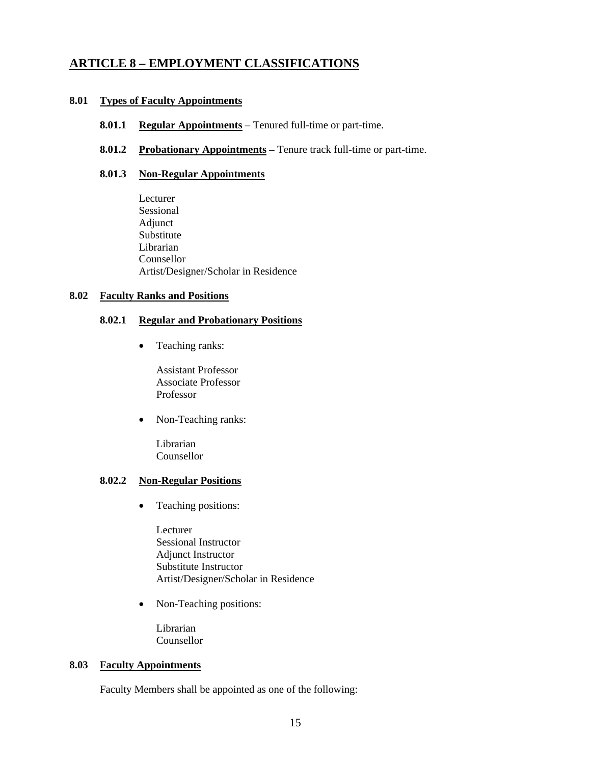## ARTICLE 8 – EMPLOYMENT CLASSIFICATIONS

### 8.01 Types of Faculty Appointments

**8.01.1 Regular Appointments** – Tenured full-time or part-time.

**8.01.2 Probationary Appointments –** Tenure track full-time or part-time.

**8.01.3 Non-Regular Appointments**

Lecturer
Sessional
Adjunct
Substitute
Librarian
Counsellor
Artist/Designer/Scholar in Residence

### 8.02 Faculty Ranks and Positions

**8.02.1 Regular and Probationary Positions**

- Teaching ranks:

  Assistant Professor
  Associate Professor
  Professor

- Non-Teaching ranks:

  Librarian
  Counsellor

**8.02.2 Non-Regular Positions**

- Teaching positions:

  Lecturer
  Sessional Instructor
  Adjunct Instructor
  Substitute Instructor
  Artist/Designer/Scholar in Residence

- Non-Teaching positions:

  Librarian
  Counsellor

### 8.03 Faculty Appointments

Faculty Members shall be appointed as one of the following: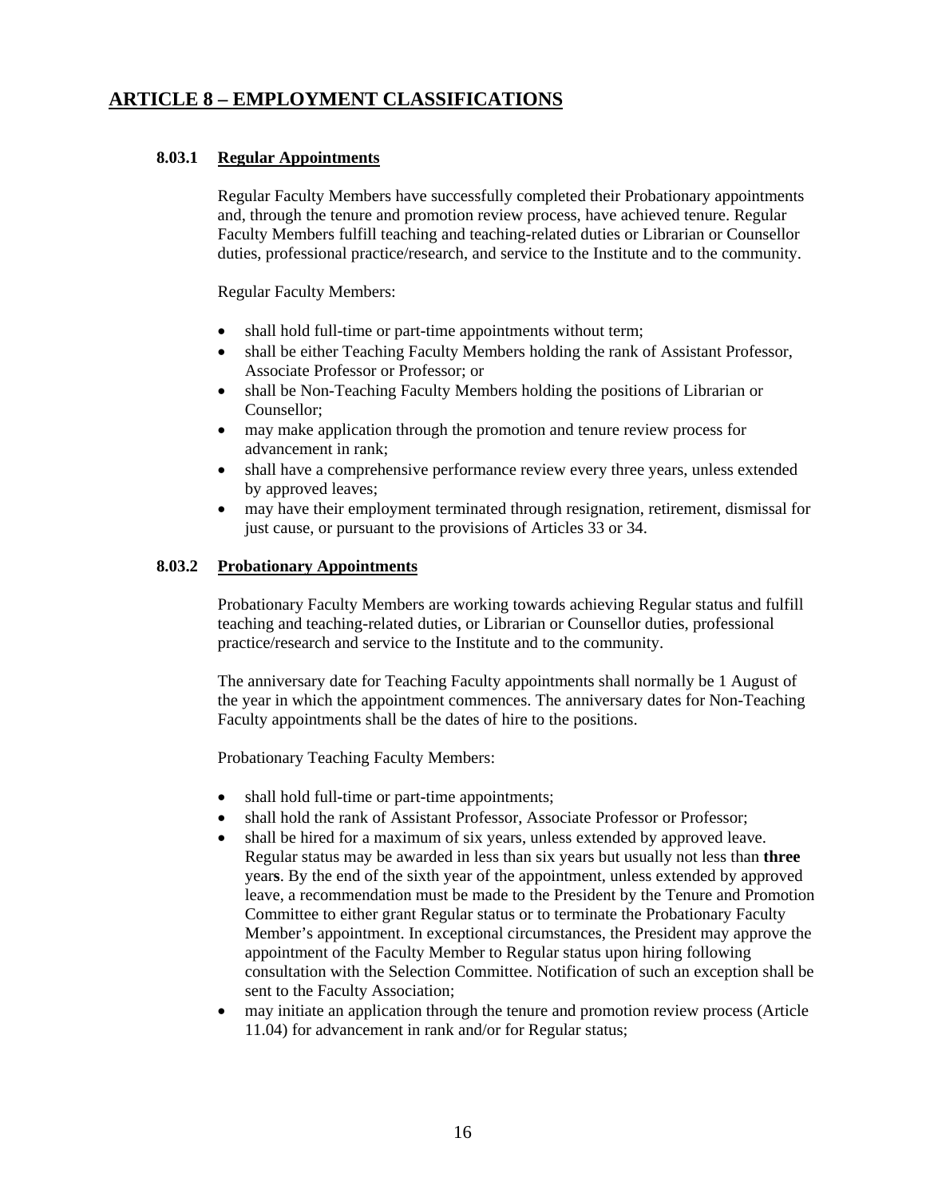# ARTICLE 8 – EMPLOYMENT CLASSIFICATIONS

### 8.03.1 Regular Appointments

Regular Faculty Members have successfully completed their Probationary appointments and, through the tenure and promotion review process, have achieved tenure. Regular Faculty Members fulfill teaching and teaching-related duties or Librarian or Counsellor duties, professional practice/research, and service to the Institute and to the community.

Regular Faculty Members:

- shall hold full-time or part-time appointments without term;
- shall be either Teaching Faculty Members holding the rank of Assistant Professor, Associate Professor or Professor; or
- shall be Non-Teaching Faculty Members holding the positions of Librarian or Counsellor;
- may make application through the promotion and tenure review process for advancement in rank;
- shall have a comprehensive performance review every three years, unless extended by approved leaves;
- may have their employment terminated through resignation, retirement, dismissal for just cause, or pursuant to the provisions of Articles 33 or 34.

### 8.03.2 Probationary Appointments

Probationary Faculty Members are working towards achieving Regular status and fulfill teaching and teaching-related duties, or Librarian or Counsellor duties, professional practice/research and service to the Institute and to the community.

The anniversary date for Teaching Faculty appointments shall normally be 1 August of the year in which the appointment commences. The anniversary dates for Non-Teaching Faculty appointments shall be the dates of hire to the positions.

Probationary Teaching Faculty Members:

- shall hold full-time or part-time appointments;
- shall hold the rank of Assistant Professor, Associate Professor or Professor;
- shall be hired for a maximum of six years, unless extended by approved leave. Regular status may be awarded in less than six years but usually not less than **three** year**s**. By the end of the sixth year of the appointment, unless extended by approved leave, a recommendation must be made to the President by the Tenure and Promotion Committee to either grant Regular status or to terminate the Probationary Faculty Member's appointment. In exceptional circumstances, the President may approve the appointment of the Faculty Member to Regular status upon hiring following consultation with the Selection Committee. Notification of such an exception shall be sent to the Faculty Association;
- may initiate an application through the tenure and promotion review process (Article 11.04) for advancement in rank and/or for Regular status;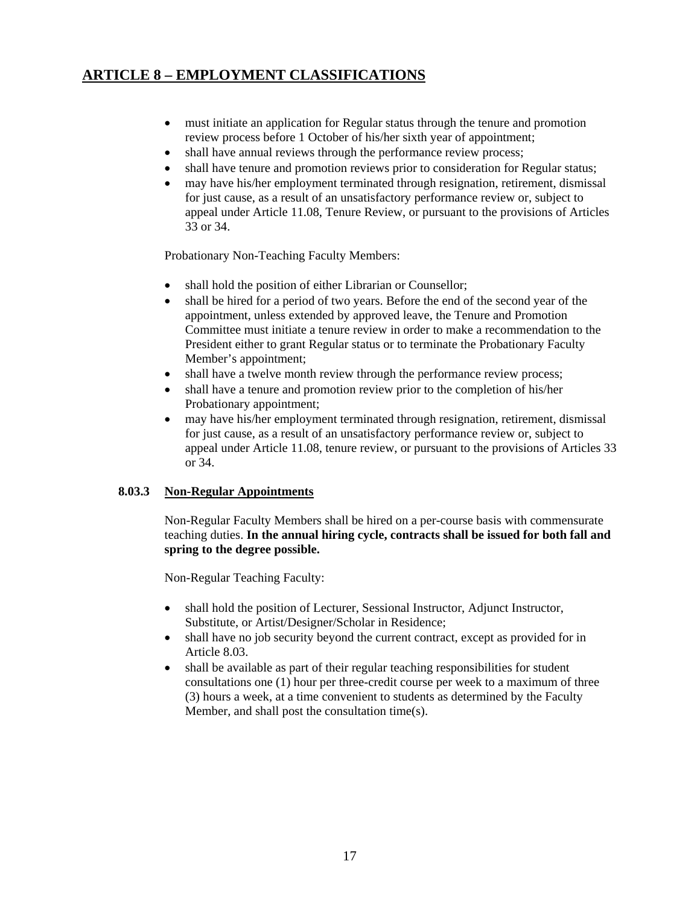## ARTICLE 8 – EMPLOYMENT CLASSIFICATIONS

- must initiate an application for Regular status through the tenure and promotion review process before 1 October of his/her sixth year of appointment;
- shall have annual reviews through the performance review process;
- shall have tenure and promotion reviews prior to consideration for Regular status;
- may have his/her employment terminated through resignation, retirement, dismissal for just cause, as a result of an unsatisfactory performance review or, subject to appeal under Article 11.08, Tenure Review, or pursuant to the provisions of Articles 33 or 34.

Probationary Non-Teaching Faculty Members:

- shall hold the position of either Librarian or Counsellor;
- shall be hired for a period of two years. Before the end of the second year of the appointment, unless extended by approved leave, the Tenure and Promotion Committee must initiate a tenure review in order to make a recommendation to the President either to grant Regular status or to terminate the Probationary Faculty Member's appointment;
- shall have a twelve month review through the performance review process;
- shall have a tenure and promotion review prior to the completion of his/her Probationary appointment;
- may have his/her employment terminated through resignation, retirement, dismissal for just cause, as a result of an unsatisfactory performance review or, subject to appeal under Article 11.08, tenure review, or pursuant to the provisions of Articles 33 or 34.

### 8.03.3 Non-Regular Appointments

Non-Regular Faculty Members shall be hired on a per-course basis with commensurate teaching duties. **In the annual hiring cycle, contracts shall be issued for both fall and spring to the degree possible.**

Non-Regular Teaching Faculty:

- shall hold the position of Lecturer, Sessional Instructor, Adjunct Instructor, Substitute, or Artist/Designer/Scholar in Residence;
- shall have no job security beyond the current contract, except as provided for in Article 8.03.
- shall be available as part of their regular teaching responsibilities for student consultations one (1) hour per three-credit course per week to a maximum of three (3) hours a week, at a time convenient to students as determined by the Faculty Member, and shall post the consultation time(s).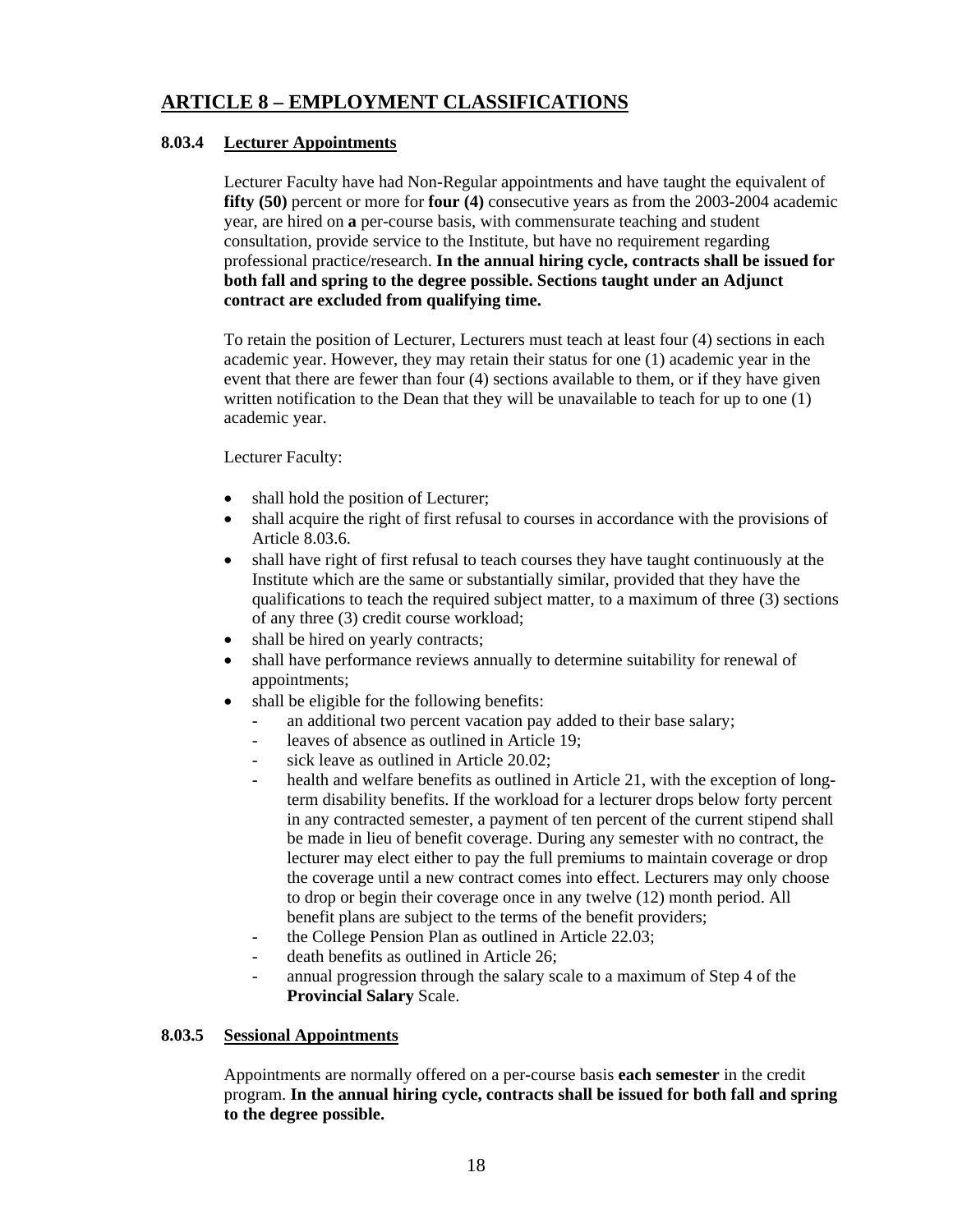## ARTICLE 8 – EMPLOYMENT CLASSIFICATIONS

### 8.03.4 Lecturer Appointments

Lecturer Faculty have had Non-Regular appointments and have taught the equivalent of **fifty (50)** percent or more for **four (4)** consecutive years as from the 2003-2004 academic year, are hired on **a** per-course basis, with commensurate teaching and student consultation, provide service to the Institute, but have no requirement regarding professional practice/research. **In the annual hiring cycle, contracts shall be issued for both fall and spring to the degree possible. Sections taught under an Adjunct contract are excluded from qualifying time.**

To retain the position of Lecturer, Lecturers must teach at least four (4) sections in each academic year. However, they may retain their status for one (1) academic year in the event that there are fewer than four (4) sections available to them, or if they have given written notification to the Dean that they will be unavailable to teach for up to one (1) academic year.

Lecturer Faculty:

- shall hold the position of Lecturer;
- shall acquire the right of first refusal to courses in accordance with the provisions of Article 8.03.6.
- shall have right of first refusal to teach courses they have taught continuously at the Institute which are the same or substantially similar, provided that they have the qualifications to teach the required subject matter, to a maximum of three (3) sections of any three (3) credit course workload;
- shall be hired on yearly contracts;
- shall have performance reviews annually to determine suitability for renewal of appointments;
- shall be eligible for the following benefits:
  - an additional two percent vacation pay added to their base salary;
  - leaves of absence as outlined in Article 19;
  - sick leave as outlined in Article 20.02;
  - health and welfare benefits as outlined in Article 21, with the exception of long-term disability benefits. If the workload for a lecturer drops below forty percent in any contracted semester, a payment of ten percent of the current stipend shall be made in lieu of benefit coverage. During any semester with no contract, the lecturer may elect either to pay the full premiums to maintain coverage or drop the coverage until a new contract comes into effect. Lecturers may only choose to drop or begin their coverage once in any twelve (12) month period. All benefit plans are subject to the terms of the benefit providers;
  - the College Pension Plan as outlined in Article 22.03;
  - death benefits as outlined in Article 26;
  - annual progression through the salary scale to a maximum of Step 4 of the **Provincial Salary** Scale.

### 8.03.5 Sessional Appointments

Appointments are normally offered on a per-course basis **each semester** in the credit program. **In the annual hiring cycle, contracts shall be issued for both fall and spring to the degree possible.**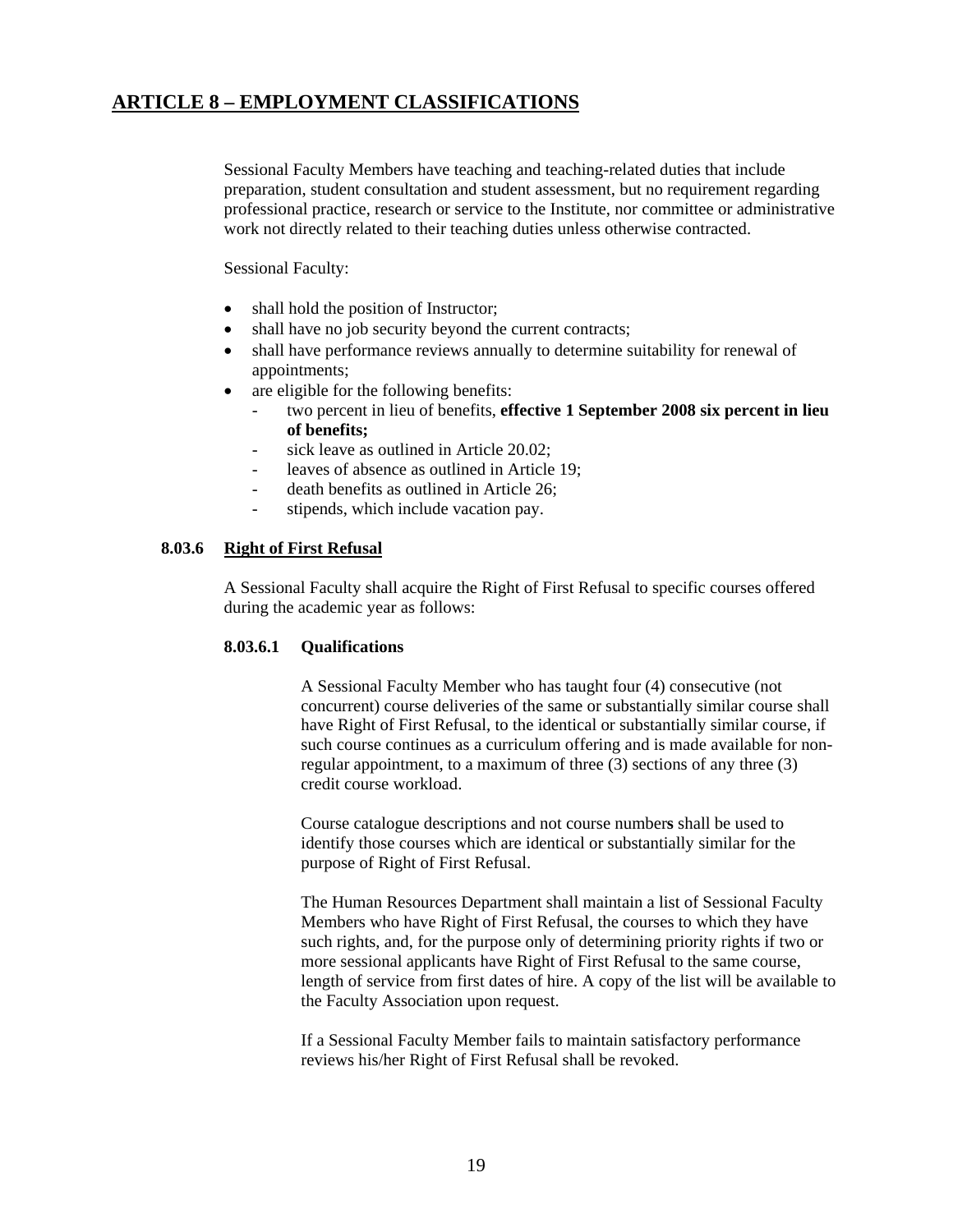## ARTICLE 8 – EMPLOYMENT CLASSIFICATIONS

Sessional Faculty Members have teaching and teaching-related duties that include preparation, student consultation and student assessment, but no requirement regarding professional practice, research or service to the Institute, nor committee or administrative work not directly related to their teaching duties unless otherwise contracted.

Sessional Faculty:

- shall hold the position of Instructor;
- shall have no job security beyond the current contracts;
- shall have performance reviews annually to determine suitability for renewal of appointments;
- are eligible for the following benefits:
  - two percent in lieu of benefits, **effective 1 September 2008 six percent in lieu of benefits;**
  - sick leave as outlined in Article 20.02;
  - leaves of absence as outlined in Article 19;
  - death benefits as outlined in Article 26;
  - stipends, which include vacation pay.

### 8.03.6 Right of First Refusal

A Sessional Faculty shall acquire the Right of First Refusal to specific courses offered during the academic year as follows:

#### 8.03.6.1 Qualifications

A Sessional Faculty Member who has taught four (4) consecutive (not concurrent) course deliveries of the same or substantially similar course shall have Right of First Refusal, to the identical or substantially similar course, if such course continues as a curriculum offering and is made available for non-regular appointment, to a maximum of three (3) sections of any three (3) credit course workload.

Course catalogue descriptions and not course number**s** shall be used to identify those courses which are identical or substantially similar for the purpose of Right of First Refusal.

The Human Resources Department shall maintain a list of Sessional Faculty Members who have Right of First Refusal, the courses to which they have such rights, and, for the purpose only of determining priority rights if two or more sessional applicants have Right of First Refusal to the same course, length of service from first dates of hire. A copy of the list will be available to the Faculty Association upon request.

If a Sessional Faculty Member fails to maintain satisfactory performance reviews his/her Right of First Refusal shall be revoked.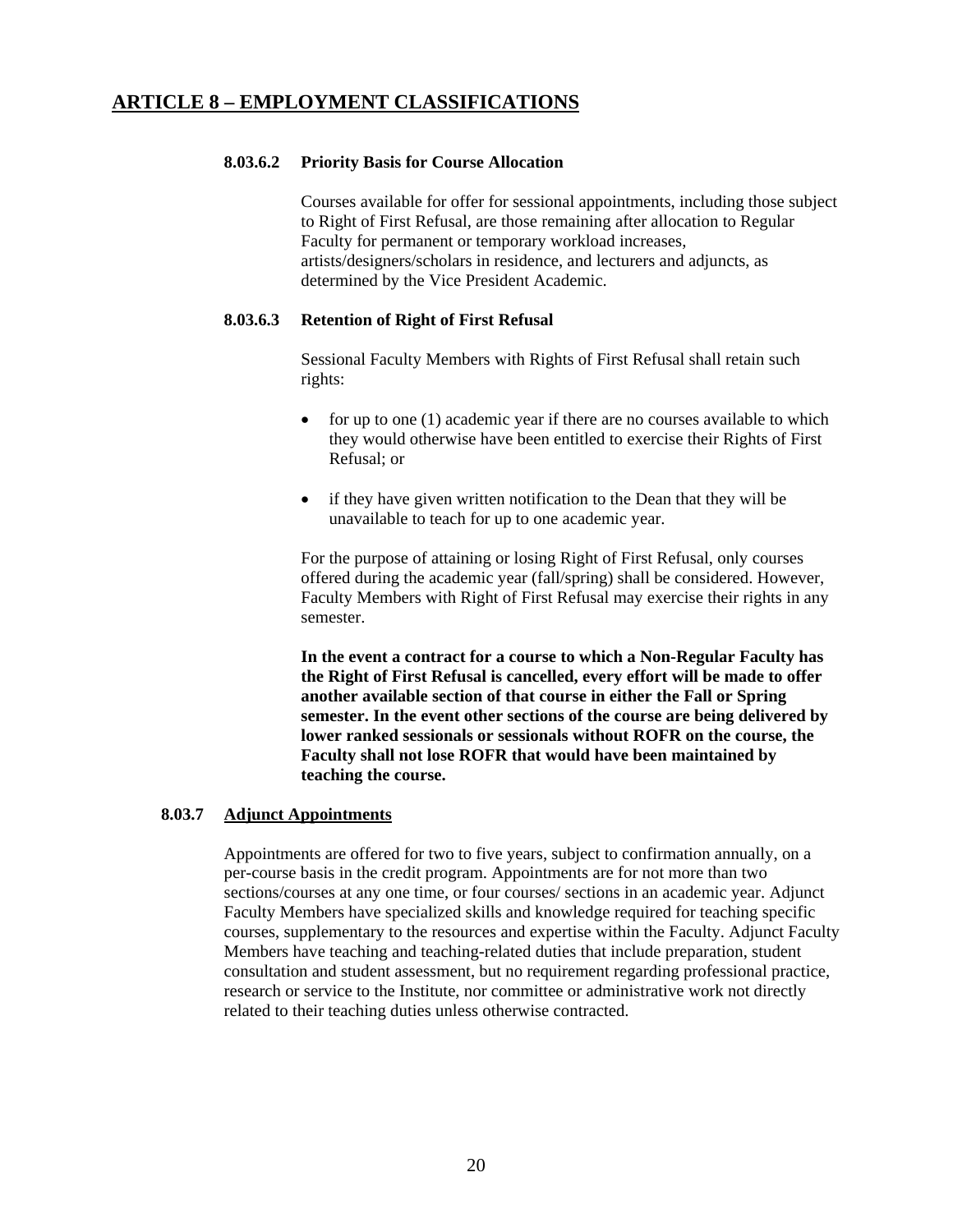## ARTICLE 8 – EMPLOYMENT CLASSIFICATIONS

#### 8.03.6.2 Priority Basis for Course Allocation

Courses available for offer for sessional appointments, including those subject to Right of First Refusal, are those remaining after allocation to Regular Faculty for permanent or temporary workload increases, artists/designers/scholars in residence, and lecturers and adjuncts, as determined by the Vice President Academic.

#### 8.03.6.3 Retention of Right of First Refusal

Sessional Faculty Members with Rights of First Refusal shall retain such rights:

- for up to one (1) academic year if there are no courses available to which they would otherwise have been entitled to exercise their Rights of First Refusal; or
- if they have given written notification to the Dean that they will be unavailable to teach for up to one academic year.

For the purpose of attaining or losing Right of First Refusal, only courses offered during the academic year (fall/spring) shall be considered. However, Faculty Members with Right of First Refusal may exercise their rights in any semester.

**In the event a contract for a course to which a Non-Regular Faculty has the Right of First Refusal is cancelled, every effort will be made to offer another available section of that course in either the Fall or Spring semester. In the event other sections of the course are being delivered by lower ranked sessionals or sessionals without ROFR on the course, the Faculty shall not lose ROFR that would have been maintained by teaching the course.**

### 8.03.7 Adjunct Appointments

Appointments are offered for two to five years, subject to confirmation annually, on a per-course basis in the credit program. Appointments are for not more than two sections/courses at any one time, or four courses/ sections in an academic year. Adjunct Faculty Members have specialized skills and knowledge required for teaching specific courses, supplementary to the resources and expertise within the Faculty. Adjunct Faculty Members have teaching and teaching-related duties that include preparation, student consultation and student assessment, but no requirement regarding professional practice, research or service to the Institute, nor committee or administrative work not directly related to their teaching duties unless otherwise contracted.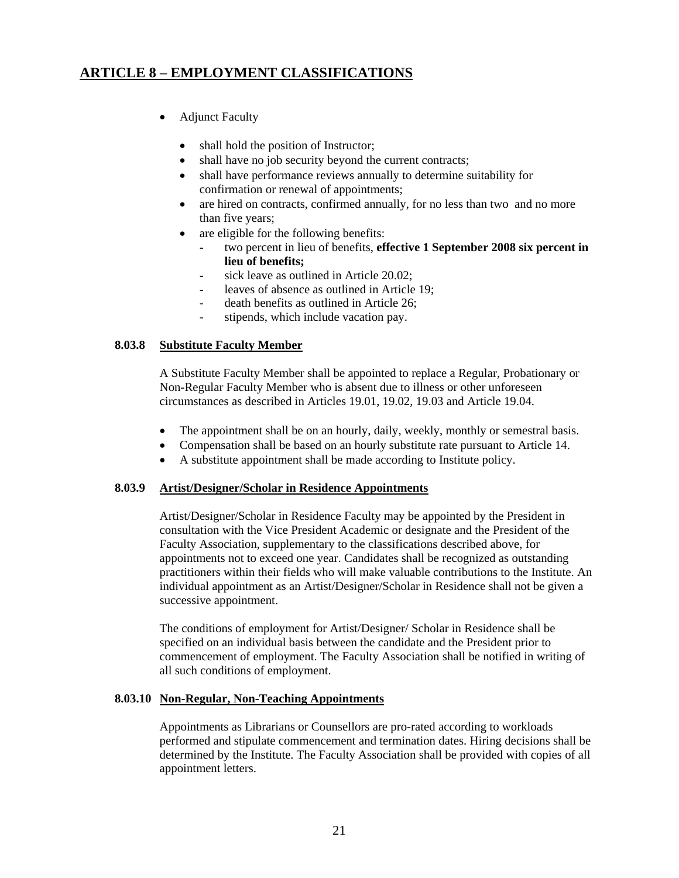## ARTICLE 8 – EMPLOYMENT CLASSIFICATIONS

- Adjunct Faculty
  - shall hold the position of Instructor;
  - shall have no job security beyond the current contracts;
  - shall have performance reviews annually to determine suitability for confirmation or renewal of appointments;
  - are hired on contracts, confirmed annually, for no less than two and no more than five years;
  - are eligible for the following benefits:
    - two percent in lieu of benefits, **effective 1 September 2008 six percent in lieu of benefits;**
    - sick leave as outlined in Article 20.02;
    - leaves of absence as outlined in Article 19;
    - death benefits as outlined in Article 26;
    - stipends, which include vacation pay.

### 8.03.8 Substitute Faculty Member

A Substitute Faculty Member shall be appointed to replace a Regular, Probationary or Non-Regular Faculty Member who is absent due to illness or other unforeseen circumstances as described in Articles 19.01, 19.02, 19.03 and Article 19.04.

- The appointment shall be on an hourly, daily, weekly, monthly or semestral basis.
- Compensation shall be based on an hourly substitute rate pursuant to Article 14.
- A substitute appointment shall be made according to Institute policy.

### 8.03.9 Artist/Designer/Scholar in Residence Appointments

Artist/Designer/Scholar in Residence Faculty may be appointed by the President in consultation with the Vice President Academic or designate and the President of the Faculty Association, supplementary to the classifications described above, for appointments not to exceed one year. Candidates shall be recognized as outstanding practitioners within their fields who will make valuable contributions to the Institute. An individual appointment as an Artist/Designer/Scholar in Residence shall not be given a successive appointment.

The conditions of employment for Artist/Designer/ Scholar in Residence shall be specified on an individual basis between the candidate and the President prior to commencement of employment. The Faculty Association shall be notified in writing of all such conditions of employment.

### 8.03.10 Non-Regular, Non-Teaching Appointments

Appointments as Librarians or Counsellors are pro-rated according to workloads performed and stipulate commencement and termination dates. Hiring decisions shall be determined by the Institute. The Faculty Association shall be provided with copies of all appointment letters.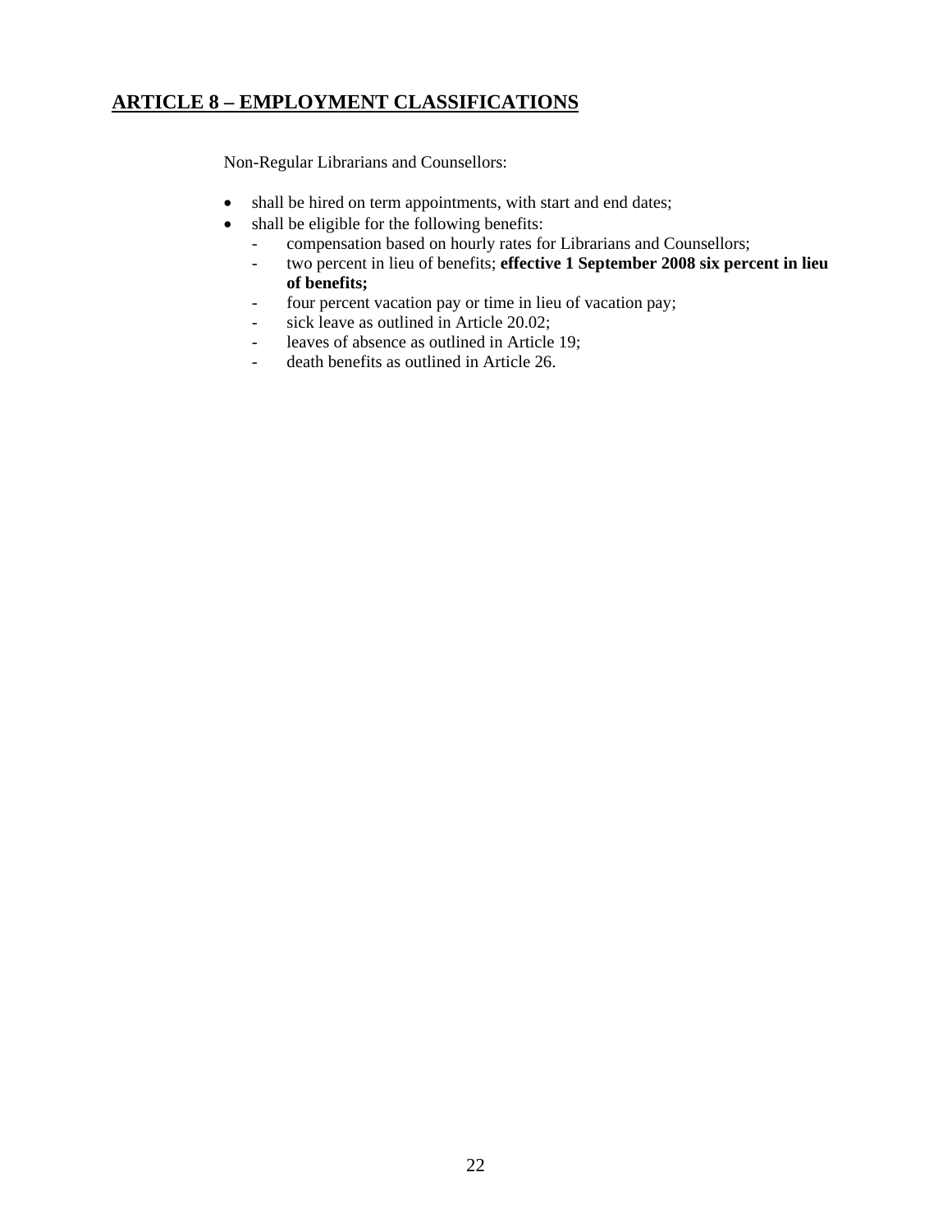## ARTICLE 8 – EMPLOYMENT CLASSIFICATIONS

Non-Regular Librarians and Counsellors:

- shall be hired on term appointments, with start and end dates;
- shall be eligible for the following benefits:
  - compensation based on hourly rates for Librarians and Counsellors;
  - two percent in lieu of benefits; **effective 1 September 2008 six percent in lieu of benefits;**
  - four percent vacation pay or time in lieu of vacation pay;
  - sick leave as outlined in Article 20.02;
  - leaves of absence as outlined in Article 19;
  - death benefits as outlined in Article 26.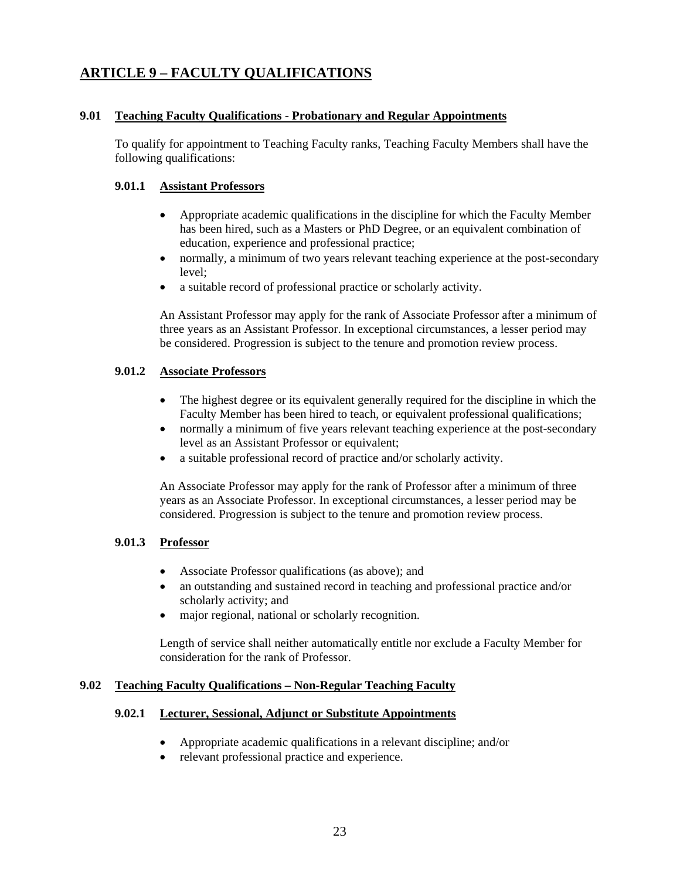# ARTICLE 9 – FACULTY QUALIFICATIONS

## 9.01 Teaching Faculty Qualifications - Probationary and Regular Appointments

To qualify for appointment to Teaching Faculty ranks, Teaching Faculty Members shall have the following qualifications:

### 9.01.1 Assistant Professors

- Appropriate academic qualifications in the discipline for which the Faculty Member has been hired, such as a Masters or PhD Degree, or an equivalent combination of education, experience and professional practice;
- normally, a minimum of two years relevant teaching experience at the post-secondary level;
- a suitable record of professional practice or scholarly activity.

An Assistant Professor may apply for the rank of Associate Professor after a minimum of three years as an Assistant Professor. In exceptional circumstances, a lesser period may be considered. Progression is subject to the tenure and promotion review process.

### 9.01.2 Associate Professors

- The highest degree or its equivalent generally required for the discipline in which the Faculty Member has been hired to teach, or equivalent professional qualifications;
- normally a minimum of five years relevant teaching experience at the post-secondary level as an Assistant Professor or equivalent;
- a suitable professional record of practice and/or scholarly activity.

An Associate Professor may apply for the rank of Professor after a minimum of three years as an Associate Professor. In exceptional circumstances, a lesser period may be considered. Progression is subject to the tenure and promotion review process.

### 9.01.3 Professor

- Associate Professor qualifications (as above); and
- an outstanding and sustained record in teaching and professional practice and/or scholarly activity; and
- major regional, national or scholarly recognition.

Length of service shall neither automatically entitle nor exclude a Faculty Member for consideration for the rank of Professor.

## 9.02 Teaching Faculty Qualifications – Non-Regular Teaching Faculty

### 9.02.1 Lecturer, Sessional, Adjunct or Substitute Appointments

- Appropriate academic qualifications in a relevant discipline; and/or
- relevant professional practice and experience.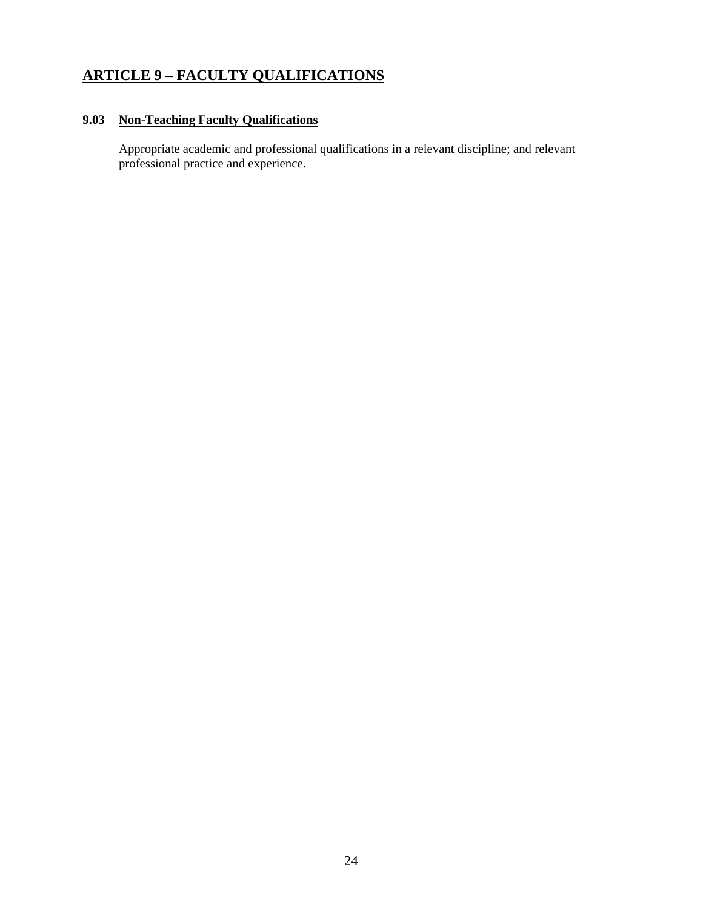## ARTICLE 9 – FACULTY QUALIFICATIONS

### 9.03 Non-Teaching Faculty Qualifications

Appropriate academic and professional qualifications in a relevant discipline; and relevant professional practice and experience.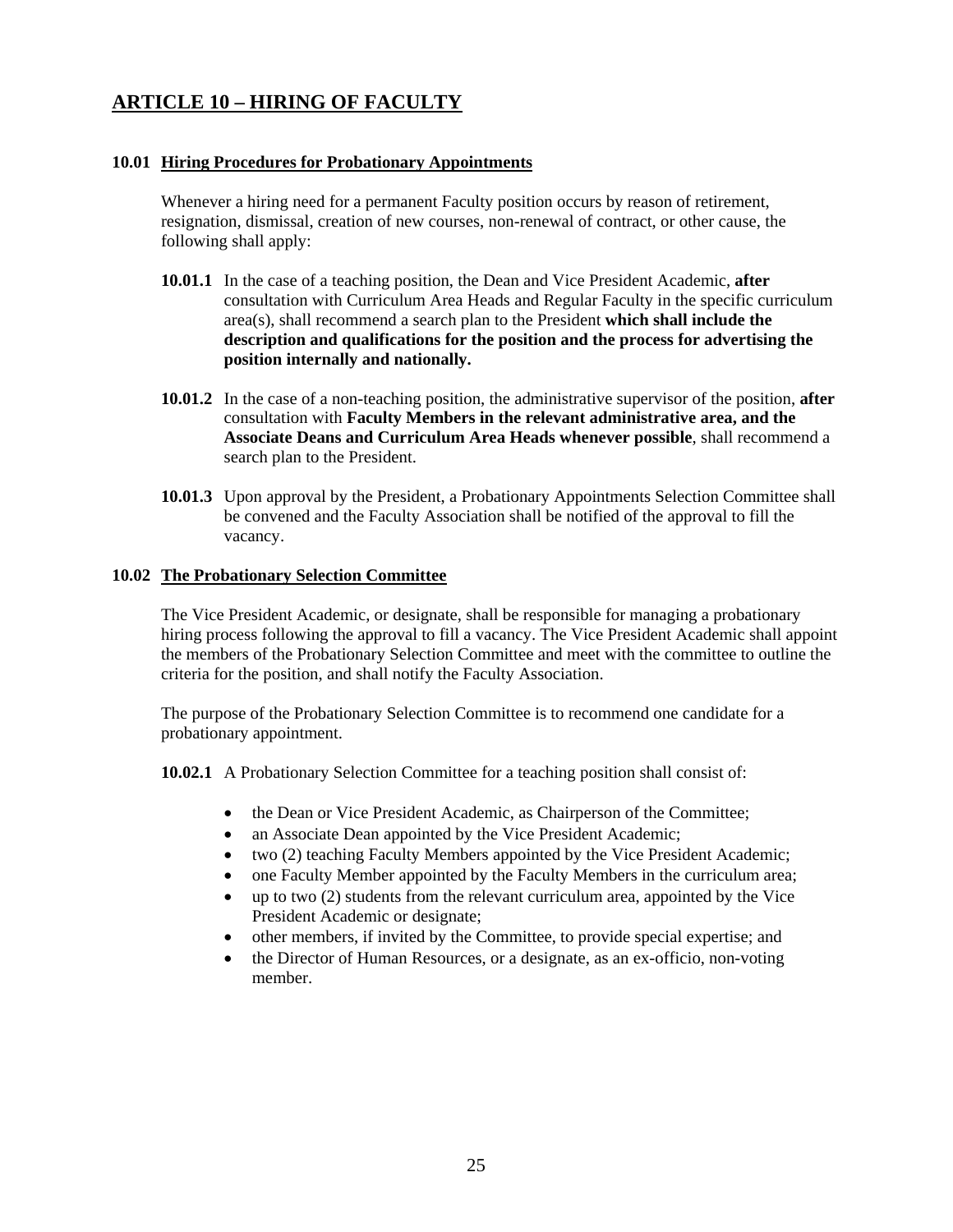# ARTICLE 10 – HIRING OF FACULTY

## 10.01 Hiring Procedures for Probationary Appointments

Whenever a hiring need for a permanent Faculty position occurs by reason of retirement, resignation, dismissal, creation of new courses, non-renewal of contract, or other cause, the following shall apply:

**10.01.1** In the case of a teaching position, the Dean and Vice President Academic, **after** consultation with Curriculum Area Heads and Regular Faculty in the specific curriculum area(s), shall recommend a search plan to the President **which shall include the description and qualifications for the position and the process for advertising the position internally and nationally.**

**10.01.2** In the case of a non-teaching position, the administrative supervisor of the position, **after** consultation with **Faculty Members in the relevant administrative area, and the Associate Deans and Curriculum Area Heads whenever possible**, shall recommend a search plan to the President.

**10.01.3** Upon approval by the President, a Probationary Appointments Selection Committee shall be convened and the Faculty Association shall be notified of the approval to fill the vacancy.

## 10.02 The Probationary Selection Committee

The Vice President Academic, or designate, shall be responsible for managing a probationary hiring process following the approval to fill a vacancy. The Vice President Academic shall appoint the members of the Probationary Selection Committee and meet with the committee to outline the criteria for the position, and shall notify the Faculty Association.

The purpose of the Probationary Selection Committee is to recommend one candidate for a probationary appointment.

**10.02.1** A Probationary Selection Committee for a teaching position shall consist of:

- the Dean or Vice President Academic, as Chairperson of the Committee;
- an Associate Dean appointed by the Vice President Academic;
- two (2) teaching Faculty Members appointed by the Vice President Academic;
- one Faculty Member appointed by the Faculty Members in the curriculum area;
- up to two (2) students from the relevant curriculum area, appointed by the Vice President Academic or designate;
- other members, if invited by the Committee, to provide special expertise; and
- the Director of Human Resources, or a designate, as an ex-officio, non-voting member.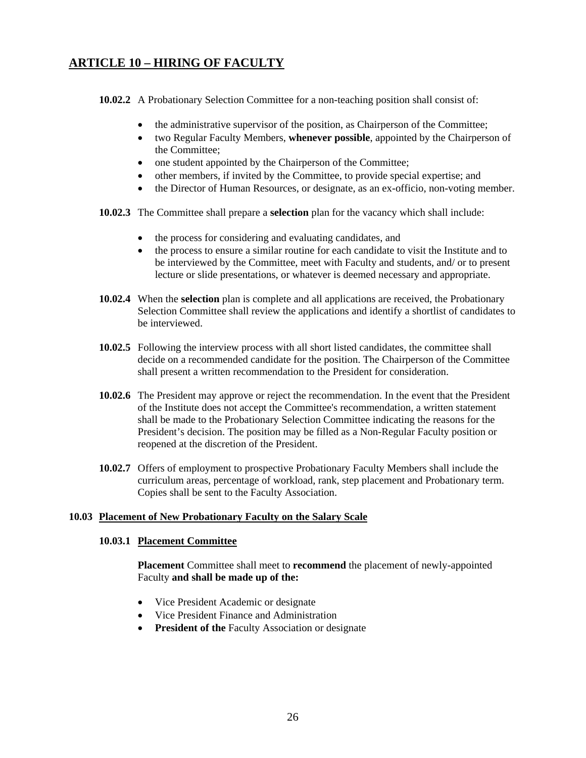## ARTICLE 10 – HIRING OF FACULTY

**10.02.2** A Probationary Selection Committee for a non-teaching position shall consist of:

- the administrative supervisor of the position, as Chairperson of the Committee;
- two Regular Faculty Members, **whenever possible**, appointed by the Chairperson of the Committee;
- one student appointed by the Chairperson of the Committee;
- other members, if invited by the Committee, to provide special expertise; and
- the Director of Human Resources, or designate, as an ex-officio, non-voting member.

**10.02.3** The Committee shall prepare a **selection** plan for the vacancy which shall include:

- the process for considering and evaluating candidates, and
- the process to ensure a similar routine for each candidate to visit the Institute and to be interviewed by the Committee, meet with Faculty and students, and/ or to present lecture or slide presentations, or whatever is deemed necessary and appropriate.

**10.02.4** When the **selection** plan is complete and all applications are received, the Probationary Selection Committee shall review the applications and identify a shortlist of candidates to be interviewed.

**10.02.5** Following the interview process with all short listed candidates, the committee shall decide on a recommended candidate for the position. The Chairperson of the Committee shall present a written recommendation to the President for consideration.

**10.02.6** The President may approve or reject the recommendation. In the event that the President of the Institute does not accept the Committee's recommendation, a written statement shall be made to the Probationary Selection Committee indicating the reasons for the President's decision. The position may be filled as a Non-Regular Faculty position or reopened at the discretion of the President.

**10.02.7** Offers of employment to prospective Probationary Faculty Members shall include the curriculum areas, percentage of workload, rank, step placement and Probationary term. Copies shall be sent to the Faculty Association.

### 10.03 Placement of New Probationary Faculty on the Salary Scale

#### 10.03.1 Placement Committee

**Placement** Committee shall meet to **recommend** the placement of newly-appointed Faculty **and shall be made up of the:**

- Vice President Academic or designate
- Vice President Finance and Administration
- **President of the** Faculty Association or designate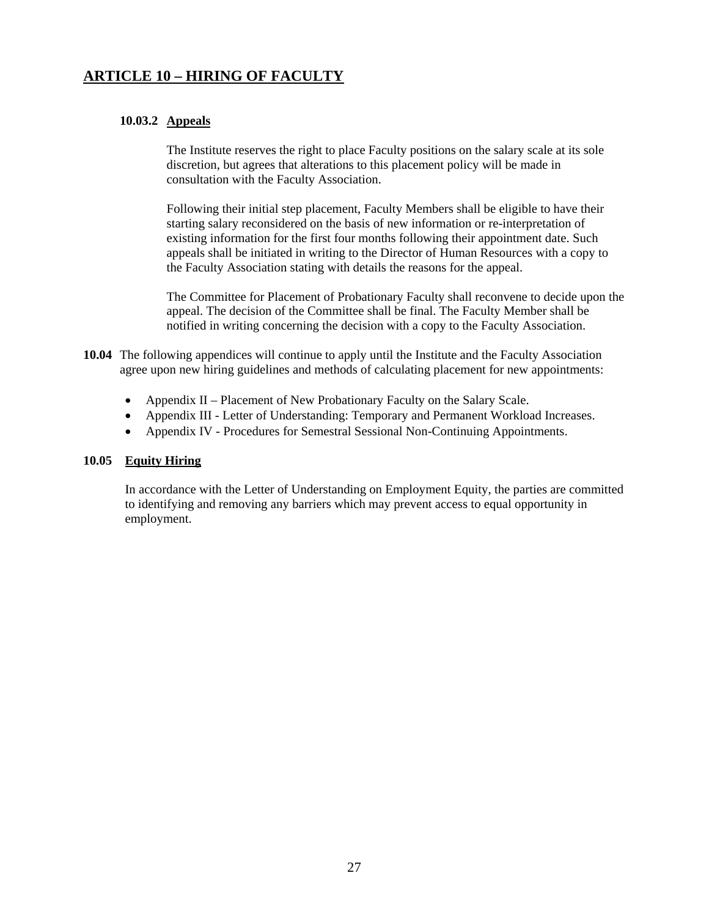## ARTICLE 10 – HIRING OF FACULTY

### 10.03.2 Appeals

The Institute reserves the right to place Faculty positions on the salary scale at its sole discretion, but agrees that alterations to this placement policy will be made in consultation with the Faculty Association.

Following their initial step placement, Faculty Members shall be eligible to have their starting salary reconsidered on the basis of new information or re-interpretation of existing information for the first four months following their appointment date. Such appeals shall be initiated in writing to the Director of Human Resources with a copy to the Faculty Association stating with details the reasons for the appeal.

The Committee for Placement of Probationary Faculty shall reconvene to decide upon the appeal. The decision of the Committee shall be final. The Faculty Member shall be notified in writing concerning the decision with a copy to the Faculty Association.

**10.04** The following appendices will continue to apply until the Institute and the Faculty Association agree upon new hiring guidelines and methods of calculating placement for new appointments:

- Appendix II – Placement of New Probationary Faculty on the Salary Scale.
- Appendix III - Letter of Understanding: Temporary and Permanent Workload Increases.
- Appendix IV - Procedures for Semestral Sessional Non-Continuing Appointments.

### 10.05 Equity Hiring

In accordance with the Letter of Understanding on Employment Equity, the parties are committed to identifying and removing any barriers which may prevent access to equal opportunity in employment.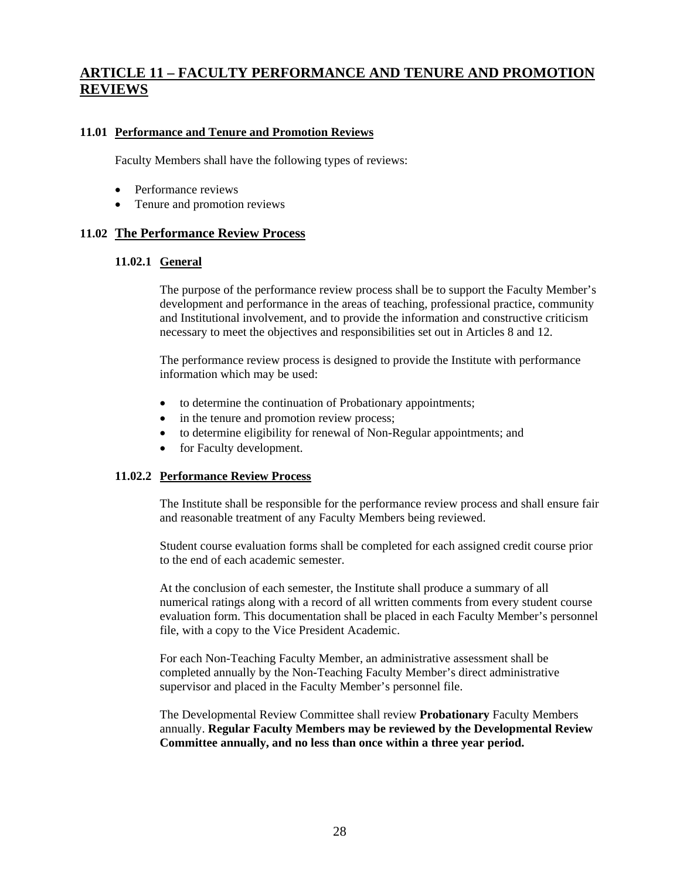# ARTICLE 11 – FACULTY PERFORMANCE AND TENURE AND PROMOTION REVIEWS

## 11.01 Performance and Tenure and Promotion Reviews

Faculty Members shall have the following types of reviews:

- Performance reviews
- Tenure and promotion reviews

## 11.02 The Performance Review Process

### 11.02.1 General

The purpose of the performance review process shall be to support the Faculty Member's development and performance in the areas of teaching, professional practice, community and Institutional involvement, and to provide the information and constructive criticism necessary to meet the objectives and responsibilities set out in Articles 8 and 12.

The performance review process is designed to provide the Institute with performance information which may be used:

- to determine the continuation of Probationary appointments;
- in the tenure and promotion review process;
- to determine eligibility for renewal of Non-Regular appointments; and
- for Faculty development.

### 11.02.2 Performance Review Process

The Institute shall be responsible for the performance review process and shall ensure fair and reasonable treatment of any Faculty Members being reviewed.

Student course evaluation forms shall be completed for each assigned credit course prior to the end of each academic semester.

At the conclusion of each semester, the Institute shall produce a summary of all numerical ratings along with a record of all written comments from every student course evaluation form. This documentation shall be placed in each Faculty Member's personnel file, with a copy to the Vice President Academic.

For each Non-Teaching Faculty Member, an administrative assessment shall be completed annually by the Non-Teaching Faculty Member's direct administrative supervisor and placed in the Faculty Member's personnel file.

The Developmental Review Committee shall review **Probationary** Faculty Members annually. **Regular Faculty Members may be reviewed by the Developmental Review Committee annually, and no less than once within a three year period.**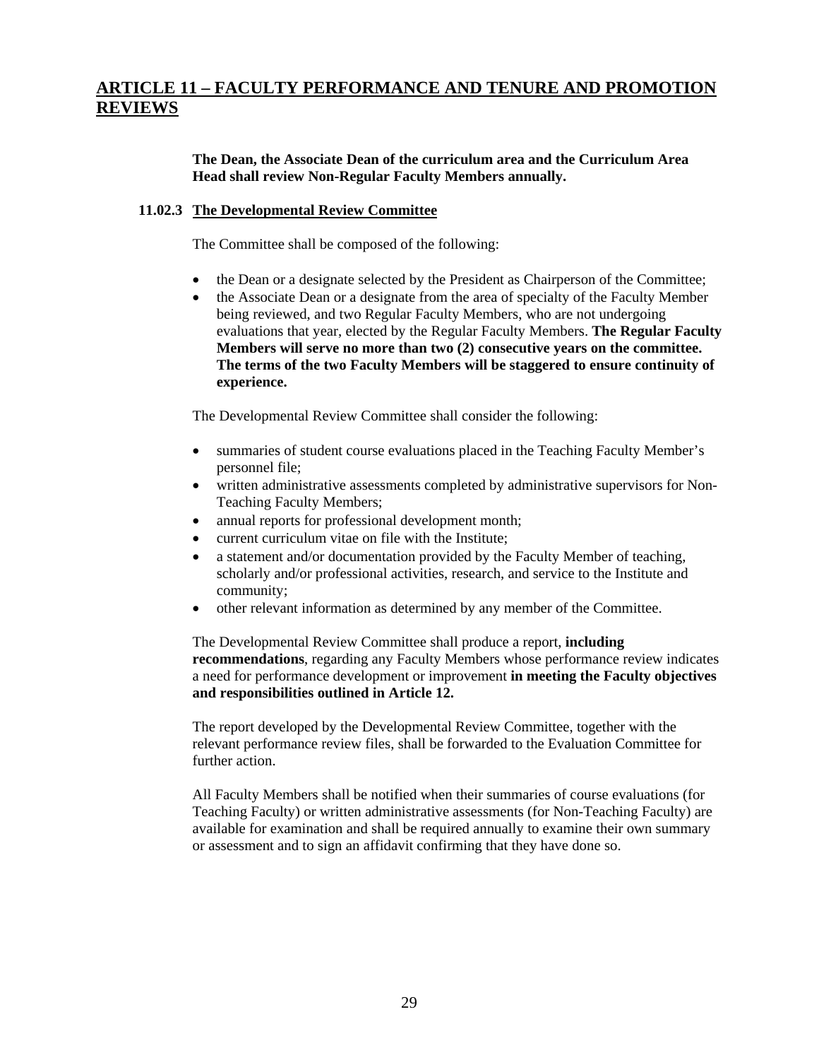## ARTICLE 11 – FACULTY PERFORMANCE AND TENURE AND PROMOTION REVIEWS

**The Dean, the Associate Dean of the curriculum area and the Curriculum Area Head shall review Non-Regular Faculty Members annually.**

### 11.02.3 The Developmental Review Committee

The Committee shall be composed of the following:

- the Dean or a designate selected by the President as Chairperson of the Committee;
- the Associate Dean or a designate from the area of specialty of the Faculty Member being reviewed, and two Regular Faculty Members, who are not undergoing evaluations that year, elected by the Regular Faculty Members. **The Regular Faculty Members will serve no more than two (2) consecutive years on the committee. The terms of the two Faculty Members will be staggered to ensure continuity of experience.**

The Developmental Review Committee shall consider the following:

- summaries of student course evaluations placed in the Teaching Faculty Member's personnel file;
- written administrative assessments completed by administrative supervisors for Non-Teaching Faculty Members;
- annual reports for professional development month;
- current curriculum vitae on file with the Institute;
- a statement and/or documentation provided by the Faculty Member of teaching, scholarly and/or professional activities, research, and service to the Institute and community;
- other relevant information as determined by any member of the Committee.

The Developmental Review Committee shall produce a report, **including recommendations**, regarding any Faculty Members whose performance review indicates a need for performance development or improvement **in meeting the Faculty objectives and responsibilities outlined in Article 12.**

The report developed by the Developmental Review Committee, together with the relevant performance review files, shall be forwarded to the Evaluation Committee for further action.

All Faculty Members shall be notified when their summaries of course evaluations (for Teaching Faculty) or written administrative assessments (for Non-Teaching Faculty) are available for examination and shall be required annually to examine their own summary or assessment and to sign an affidavit confirming that they have done so.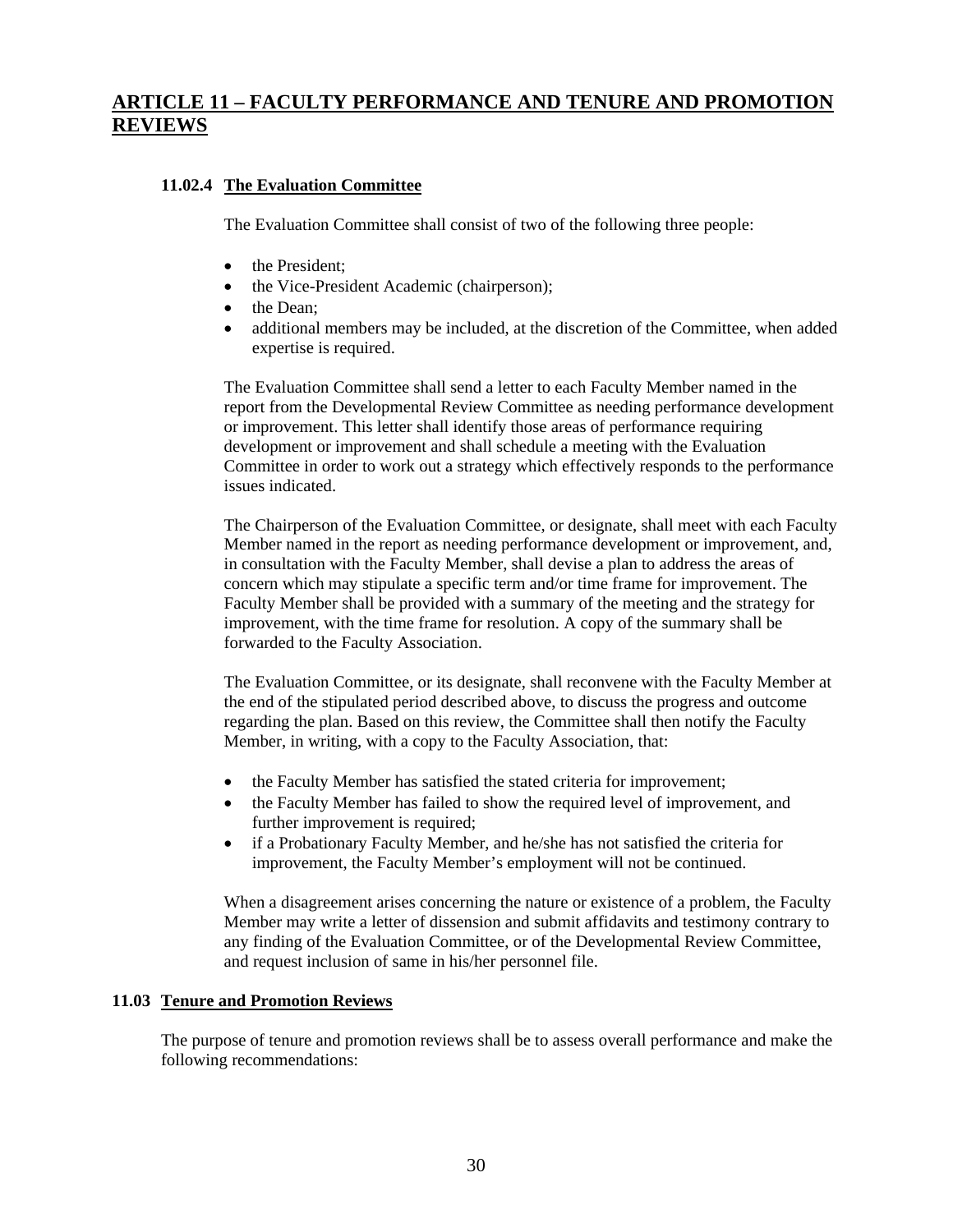## ARTICLE 11 – FACULTY PERFORMANCE AND TENURE AND PROMOTION REVIEWS

### 11.02.4 The Evaluation Committee

The Evaluation Committee shall consist of two of the following three people:

- the President;
- the Vice-President Academic (chairperson);
- the Dean;
- additional members may be included, at the discretion of the Committee, when added expertise is required.

The Evaluation Committee shall send a letter to each Faculty Member named in the report from the Developmental Review Committee as needing performance development or improvement. This letter shall identify those areas of performance requiring development or improvement and shall schedule a meeting with the Evaluation Committee in order to work out a strategy which effectively responds to the performance issues indicated.

The Chairperson of the Evaluation Committee, or designate, shall meet with each Faculty Member named in the report as needing performance development or improvement, and, in consultation with the Faculty Member, shall devise a plan to address the areas of concern which may stipulate a specific term and/or time frame for improvement. The Faculty Member shall be provided with a summary of the meeting and the strategy for improvement, with the time frame for resolution. A copy of the summary shall be forwarded to the Faculty Association.

The Evaluation Committee, or its designate, shall reconvene with the Faculty Member at the end of the stipulated period described above, to discuss the progress and outcome regarding the plan. Based on this review, the Committee shall then notify the Faculty Member, in writing, with a copy to the Faculty Association, that:

- the Faculty Member has satisfied the stated criteria for improvement;
- the Faculty Member has failed to show the required level of improvement, and further improvement is required;
- if a Probationary Faculty Member, and he/she has not satisfied the criteria for improvement, the Faculty Member's employment will not be continued.

When a disagreement arises concerning the nature or existence of a problem, the Faculty Member may write a letter of dissension and submit affidavits and testimony contrary to any finding of the Evaluation Committee, or of the Developmental Review Committee, and request inclusion of same in his/her personnel file.

### 11.03 Tenure and Promotion Reviews

The purpose of tenure and promotion reviews shall be to assess overall performance and make the following recommendations: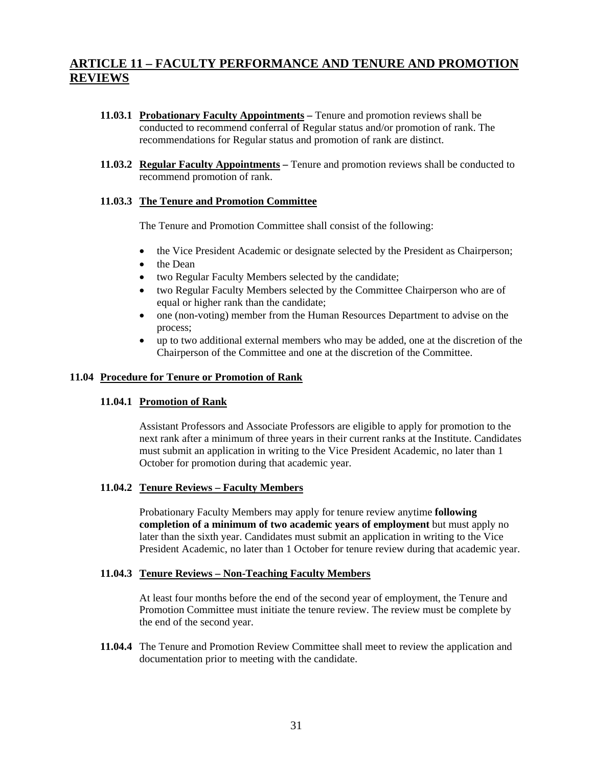# ARTICLE 11 – FACULTY PERFORMANCE AND TENURE AND PROMOTION REVIEWS

**11.03.1 <u>Probationary Faculty Appointments</u> –** Tenure and promotion reviews shall be conducted to recommend conferral of Regular status and/or promotion of rank. The recommendations for Regular status and promotion of rank are distinct.

**11.03.2 <u>Regular Faculty Appointments</u> –** Tenure and promotion reviews shall be conducted to recommend promotion of rank.

### 11.03.3 <u>The Tenure and Promotion Committee</u>

The Tenure and Promotion Committee shall consist of the following:

- the Vice President Academic or designate selected by the President as Chairperson;
- the Dean
- two Regular Faculty Members selected by the candidate;
- two Regular Faculty Members selected by the Committee Chairperson who are of equal or higher rank than the candidate;
- one (non-voting) member from the Human Resources Department to advise on the process;
- up to two additional external members who may be added, one at the discretion of the Chairperson of the Committee and one at the discretion of the Committee.

## 11.04 <u>Procedure for Tenure or Promotion of Rank</u>

### 11.04.1 <u>Promotion of Rank</u>

Assistant Professors and Associate Professors are eligible to apply for promotion to the next rank after a minimum of three years in their current ranks at the Institute. Candidates must submit an application in writing to the Vice President Academic, no later than 1 October for promotion during that academic year.

### 11.04.2 <u>Tenure Reviews – Faculty Members</u>

Probationary Faculty Members may apply for tenure review anytime **following completion of a minimum of two academic years of employment** but must apply no later than the sixth year. Candidates must submit an application in writing to the Vice President Academic, no later than 1 October for tenure review during that academic year.

### 11.04.3 <u>Tenure Reviews – Non-Teaching Faculty Members</u>

At least four months before the end of the second year of employment, the Tenure and Promotion Committee must initiate the tenure review. The review must be complete by the end of the second year.

**11.04.4** The Tenure and Promotion Review Committee shall meet to review the application and documentation prior to meeting with the candidate.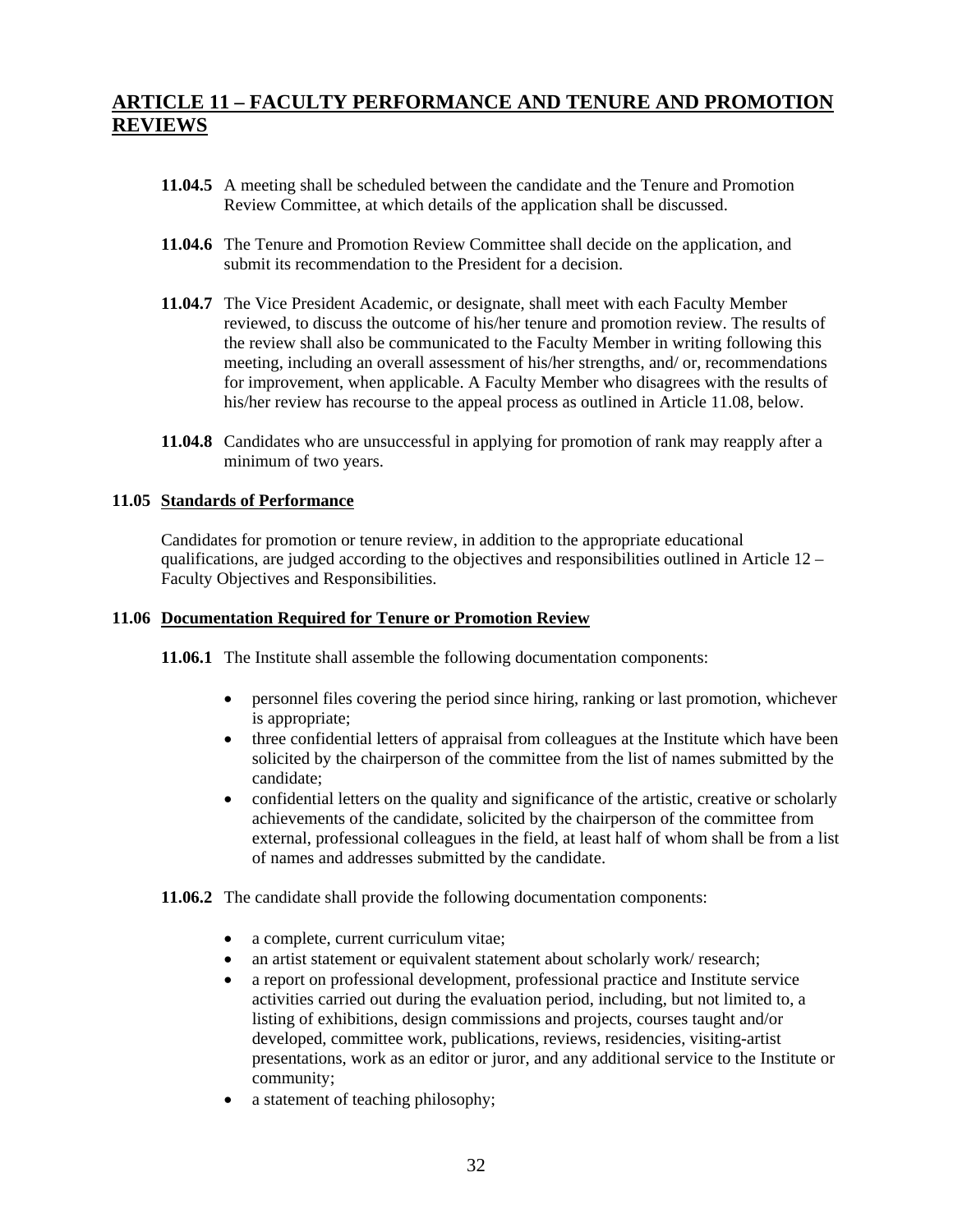# ARTICLE 11 – FACULTY PERFORMANCE AND TENURE AND PROMOTION REVIEWS

**11.04.5** A meeting shall be scheduled between the candidate and the Tenure and Promotion Review Committee, at which details of the application shall be discussed.

**11.04.6** The Tenure and Promotion Review Committee shall decide on the application, and submit its recommendation to the President for a decision.

**11.04.7** The Vice President Academic, or designate, shall meet with each Faculty Member reviewed, to discuss the outcome of his/her tenure and promotion review. The results of the review shall also be communicated to the Faculty Member in writing following this meeting, including an overall assessment of his/her strengths, and/ or, recommendations for improvement, when applicable. A Faculty Member who disagrees with the results of his/her review has recourse to the appeal process as outlined in Article 11.08, below.

**11.04.8** Candidates who are unsuccessful in applying for promotion of rank may reapply after a minimum of two years.

### 11.05 Standards of Performance

Candidates for promotion or tenure review, in addition to the appropriate educational qualifications, are judged according to the objectives and responsibilities outlined in Article 12 – Faculty Objectives and Responsibilities.

### 11.06 Documentation Required for Tenure or Promotion Review

**11.06.1** The Institute shall assemble the following documentation components:

- personnel files covering the period since hiring, ranking or last promotion, whichever is appropriate;
- three confidential letters of appraisal from colleagues at the Institute which have been solicited by the chairperson of the committee from the list of names submitted by the candidate;
- confidential letters on the quality and significance of the artistic, creative or scholarly achievements of the candidate, solicited by the chairperson of the committee from external, professional colleagues in the field, at least half of whom shall be from a list of names and addresses submitted by the candidate.

**11.06.2** The candidate shall provide the following documentation components:

- a complete, current curriculum vitae;
- an artist statement or equivalent statement about scholarly work/ research;
- a report on professional development, professional practice and Institute service activities carried out during the evaluation period, including, but not limited to, a listing of exhibitions, design commissions and projects, courses taught and/or developed, committee work, publications, reviews, residencies, visiting-artist presentations, work as an editor or juror, and any additional service to the Institute or community;
- a statement of teaching philosophy;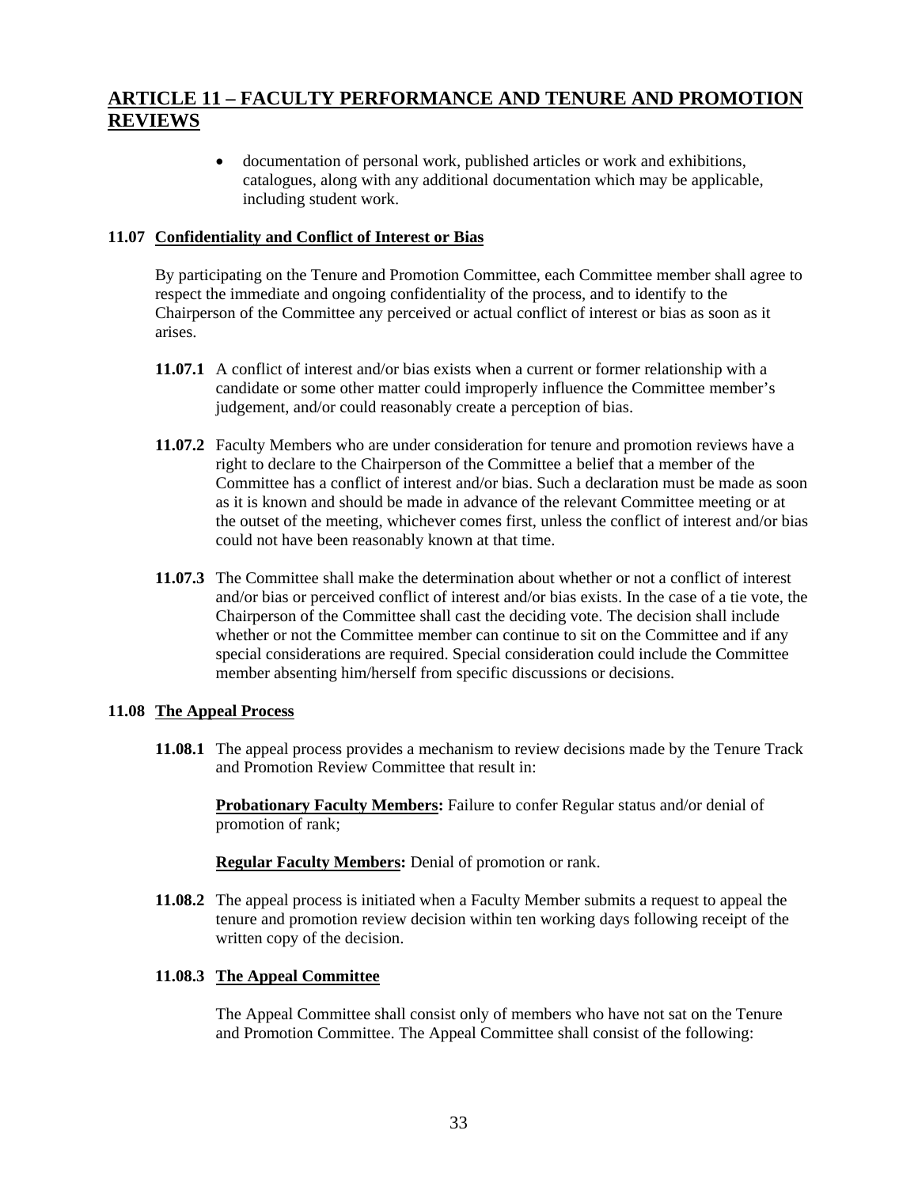## ARTICLE 11 – FACULTY PERFORMANCE AND TENURE AND PROMOTION REVIEWS

- documentation of personal work, published articles or work and exhibitions, catalogues, along with any additional documentation which may be applicable, including student work.

**11.07 Confidentiality and Conflict of Interest or Bias**

By participating on the Tenure and Promotion Committee, each Committee member shall agree to respect the immediate and ongoing confidentiality of the process, and to identify to the Chairperson of the Committee any perceived or actual conflict of interest or bias as soon as it arises.

**11.07.1** A conflict of interest and/or bias exists when a current or former relationship with a candidate or some other matter could improperly influence the Committee member's judgement, and/or could reasonably create a perception of bias.

**11.07.2** Faculty Members who are under consideration for tenure and promotion reviews have a right to declare to the Chairperson of the Committee a belief that a member of the Committee has a conflict of interest and/or bias. Such a declaration must be made as soon as it is known and should be made in advance of the relevant Committee meeting or at the outset of the meeting, whichever comes first, unless the conflict of interest and/or bias could not have been reasonably known at that time.

**11.07.3** The Committee shall make the determination about whether or not a conflict of interest and/or bias or perceived conflict of interest and/or bias exists. In the case of a tie vote, the Chairperson of the Committee shall cast the deciding vote. The decision shall include whether or not the Committee member can continue to sit on the Committee and if any special considerations are required. Special consideration could include the Committee member absenting him/herself from specific discussions or decisions.

**11.08 The Appeal Process**

**11.08.1** The appeal process provides a mechanism to review decisions made by the Tenure Track and Promotion Review Committee that result in:

**Probationary Faculty Members:** Failure to confer Regular status and/or denial of promotion of rank;

**Regular Faculty Members:** Denial of promotion or rank.

**11.08.2** The appeal process is initiated when a Faculty Member submits a request to appeal the tenure and promotion review decision within ten working days following receipt of the written copy of the decision.

**11.08.3 The Appeal Committee**

The Appeal Committee shall consist only of members who have not sat on the Tenure and Promotion Committee. The Appeal Committee shall consist of the following: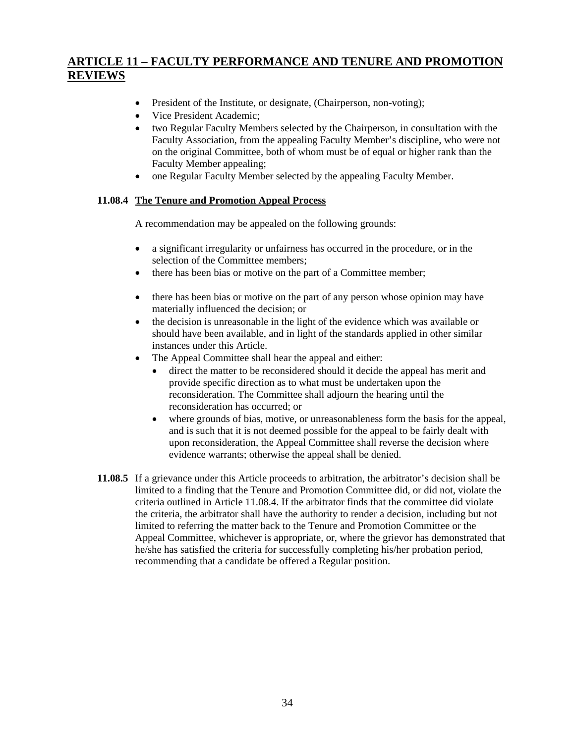## ARTICLE 11 – FACULTY PERFORMANCE AND TENURE AND PROMOTION REVIEWS

- President of the Institute, or designate, (Chairperson, non-voting);
- Vice President Academic;
- two Regular Faculty Members selected by the Chairperson, in consultation with the Faculty Association, from the appealing Faculty Member's discipline, who were not on the original Committee, both of whom must be of equal or higher rank than the Faculty Member appealing;
- one Regular Faculty Member selected by the appealing Faculty Member.

**11.08.4** **The Tenure and Promotion Appeal Process**

A recommendation may be appealed on the following grounds:

- a significant irregularity or unfairness has occurred in the procedure, or in the selection of the Committee members;
- there has been bias or motive on the part of a Committee member;
- there has been bias or motive on the part of any person whose opinion may have materially influenced the decision; or
- the decision is unreasonable in the light of the evidence which was available or should have been available, and in light of the standards applied in other similar instances under this Article.
- The Appeal Committee shall hear the appeal and either:
  - direct the matter to be reconsidered should it decide the appeal has merit and provide specific direction as to what must be undertaken upon the reconsideration. The Committee shall adjourn the hearing until the reconsideration has occurred; or
  - where grounds of bias, motive, or unreasonableness form the basis for the appeal, and is such that it is not deemed possible for the appeal to be fairly dealt with upon reconsideration, the Appeal Committee shall reverse the decision where evidence warrants; otherwise the appeal shall be denied.

**11.08.5** If a grievance under this Article proceeds to arbitration, the arbitrator's decision shall be limited to a finding that the Tenure and Promotion Committee did, or did not, violate the criteria outlined in Article 11.08.4. If the arbitrator finds that the committee did violate the criteria, the arbitrator shall have the authority to render a decision, including but not limited to referring the matter back to the Tenure and Promotion Committee or the Appeal Committee, whichever is appropriate, or, where the grievor has demonstrated that he/she has satisfied the criteria for successfully completing his/her probation period, recommending that a candidate be offered a Regular position.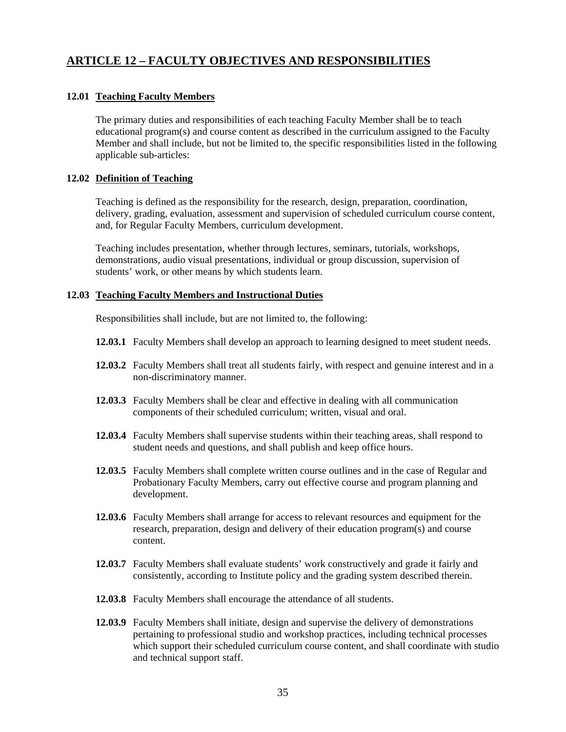## ARTICLE 12 – FACULTY OBJECTIVES AND RESPONSIBILITIES

### 12.01 Teaching Faculty Members

The primary duties and responsibilities of each teaching Faculty Member shall be to teach educational program(s) and course content as described in the curriculum assigned to the Faculty Member and shall include, but not be limited to, the specific responsibilities listed in the following applicable sub-articles:

### 12.02 Definition of Teaching

Teaching is defined as the responsibility for the research, design, preparation, coordination, delivery, grading, evaluation, assessment and supervision of scheduled curriculum course content, and, for Regular Faculty Members, curriculum development.

Teaching includes presentation, whether through lectures, seminars, tutorials, workshops, demonstrations, audio visual presentations, individual or group discussion, supervision of students' work, or other means by which students learn.

### 12.03 Teaching Faculty Members and Instructional Duties

Responsibilities shall include, but are not limited to, the following:

**12.03.1** Faculty Members shall develop an approach to learning designed to meet student needs.

**12.03.2** Faculty Members shall treat all students fairly, with respect and genuine interest and in a non-discriminatory manner.

**12.03.3** Faculty Members shall be clear and effective in dealing with all communication components of their scheduled curriculum; written, visual and oral.

**12.03.4** Faculty Members shall supervise students within their teaching areas, shall respond to student needs and questions, and shall publish and keep office hours.

**12.03.5** Faculty Members shall complete written course outlines and in the case of Regular and Probationary Faculty Members, carry out effective course and program planning and development.

**12.03.6** Faculty Members shall arrange for access to relevant resources and equipment for the research, preparation, design and delivery of their education program(s) and course content.

**12.03.7** Faculty Members shall evaluate students' work constructively and grade it fairly and consistently, according to Institute policy and the grading system described therein.

**12.03.8** Faculty Members shall encourage the attendance of all students.

**12.03.9** Faculty Members shall initiate, design and supervise the delivery of demonstrations pertaining to professional studio and workshop practices, including technical processes which support their scheduled curriculum course content, and shall coordinate with studio and technical support staff.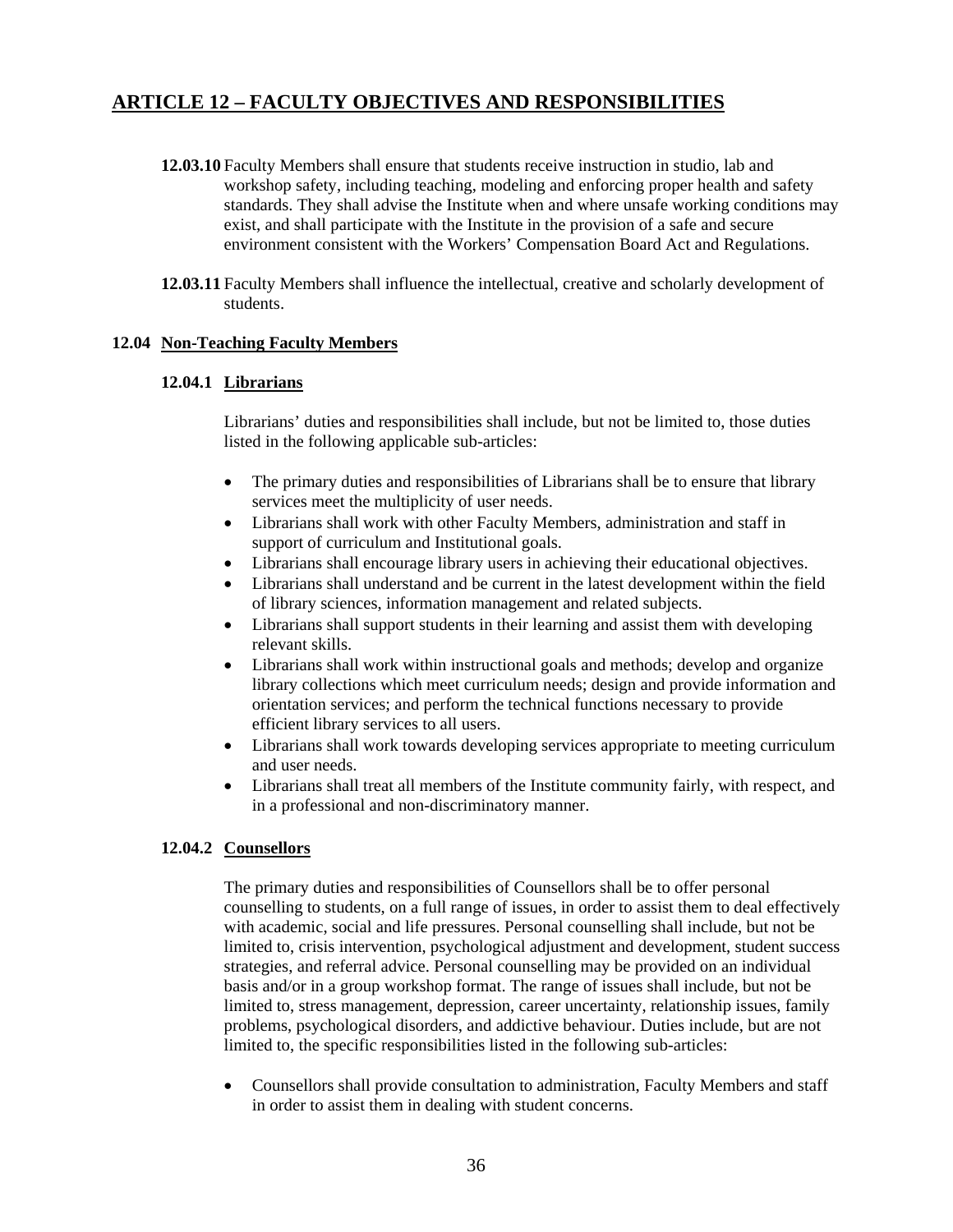## ARTICLE 12 – FACULTY OBJECTIVES AND RESPONSIBILITIES

**12.03.10** Faculty Members shall ensure that students receive instruction in studio, lab and workshop safety, including teaching, modeling and enforcing proper health and safety standards. They shall advise the Institute when and where unsafe working conditions may exist, and shall participate with the Institute in the provision of a safe and secure environment consistent with the Workers' Compensation Board Act and Regulations.

**12.03.11** Faculty Members shall influence the intellectual, creative and scholarly development of students.

### 12.04 Non-Teaching Faculty Members

#### 12.04.1 Librarians

Librarians' duties and responsibilities shall include, but not be limited to, those duties listed in the following applicable sub-articles:

- The primary duties and responsibilities of Librarians shall be to ensure that library services meet the multiplicity of user needs.
- Librarians shall work with other Faculty Members, administration and staff in support of curriculum and Institutional goals.
- Librarians shall encourage library users in achieving their educational objectives.
- Librarians shall understand and be current in the latest development within the field of library sciences, information management and related subjects.
- Librarians shall support students in their learning and assist them with developing relevant skills.
- Librarians shall work within instructional goals and methods; develop and organize library collections which meet curriculum needs; design and provide information and orientation services; and perform the technical functions necessary to provide efficient library services to all users.
- Librarians shall work towards developing services appropriate to meeting curriculum and user needs.
- Librarians shall treat all members of the Institute community fairly, with respect, and in a professional and non-discriminatory manner.

#### 12.04.2 Counsellors

The primary duties and responsibilities of Counsellors shall be to offer personal counselling to students, on a full range of issues, in order to assist them to deal effectively with academic, social and life pressures. Personal counselling shall include, but not be limited to, crisis intervention, psychological adjustment and development, student success strategies, and referral advice. Personal counselling may be provided on an individual basis and/or in a group workshop format. The range of issues shall include, but not be limited to, stress management, depression, career uncertainty, relationship issues, family problems, psychological disorders, and addictive behaviour. Duties include, but are not limited to, the specific responsibilities listed in the following sub-articles:

- Counsellors shall provide consultation to administration, Faculty Members and staff in order to assist them in dealing with student concerns.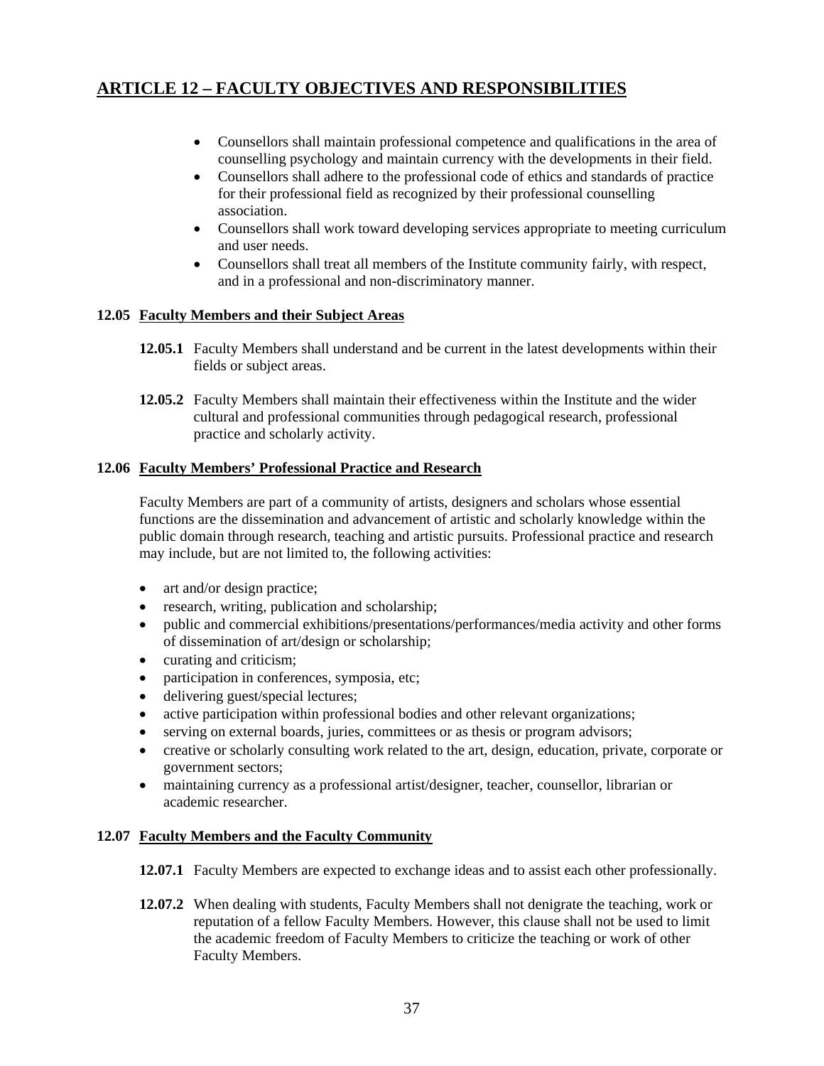## ARTICLE 12 – FACULTY OBJECTIVES AND RESPONSIBILITIES

- Counsellors shall maintain professional competence and qualifications in the area of counselling psychology and maintain currency with the developments in their field.
- Counsellors shall adhere to the professional code of ethics and standards of practice for their professional field as recognized by their professional counselling association.
- Counsellors shall work toward developing services appropriate to meeting curriculum and user needs.
- Counsellors shall treat all members of the Institute community fairly, with respect, and in a professional and non-discriminatory manner.

### 12.05 Faculty Members and their Subject Areas

**12.05.1** Faculty Members shall understand and be current in the latest developments within their fields or subject areas.

**12.05.2** Faculty Members shall maintain their effectiveness within the Institute and the wider cultural and professional communities through pedagogical research, professional practice and scholarly activity.

### 12.06 Faculty Members' Professional Practice and Research

Faculty Members are part of a community of artists, designers and scholars whose essential functions are the dissemination and advancement of artistic and scholarly knowledge within the public domain through research, teaching and artistic pursuits. Professional practice and research may include, but are not limited to, the following activities:

- art and/or design practice;
- research, writing, publication and scholarship;
- public and commercial exhibitions/presentations/performances/media activity and other forms of dissemination of art/design or scholarship;
- curating and criticism;
- participation in conferences, symposia, etc;
- delivering guest/special lectures;
- active participation within professional bodies and other relevant organizations;
- serving on external boards, juries, committees or as thesis or program advisors;
- creative or scholarly consulting work related to the art, design, education, private, corporate or government sectors;
- maintaining currency as a professional artist/designer, teacher, counsellor, librarian or academic researcher.

### 12.07 Faculty Members and the Faculty Community

**12.07.1** Faculty Members are expected to exchange ideas and to assist each other professionally.

**12.07.2** When dealing with students, Faculty Members shall not denigrate the teaching, work or reputation of a fellow Faculty Members. However, this clause shall not be used to limit the academic freedom of Faculty Members to criticize the teaching or work of other Faculty Members.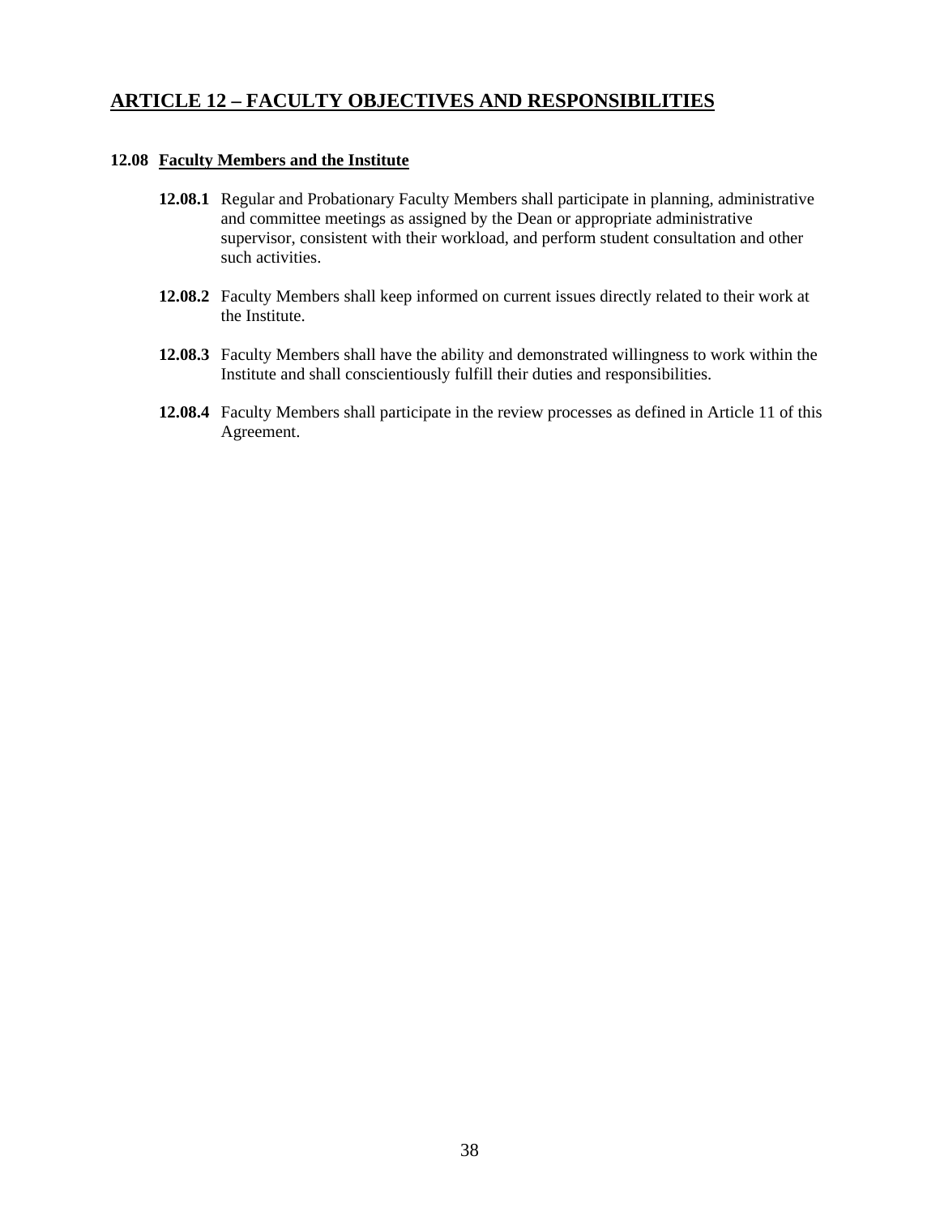## ARTICLE 12 – FACULTY OBJECTIVES AND RESPONSIBILITIES

### 12.08 Faculty Members and the Institute

**12.08.1** Regular and Probationary Faculty Members shall participate in planning, administrative and committee meetings as assigned by the Dean or appropriate administrative supervisor, consistent with their workload, and perform student consultation and other such activities.

**12.08.2** Faculty Members shall keep informed on current issues directly related to their work at the Institute.

**12.08.3** Faculty Members shall have the ability and demonstrated willingness to work within the Institute and shall conscientiously fulfill their duties and responsibilities.

**12.08.4** Faculty Members shall participate in the review processes as defined in Article 11 of this Agreement.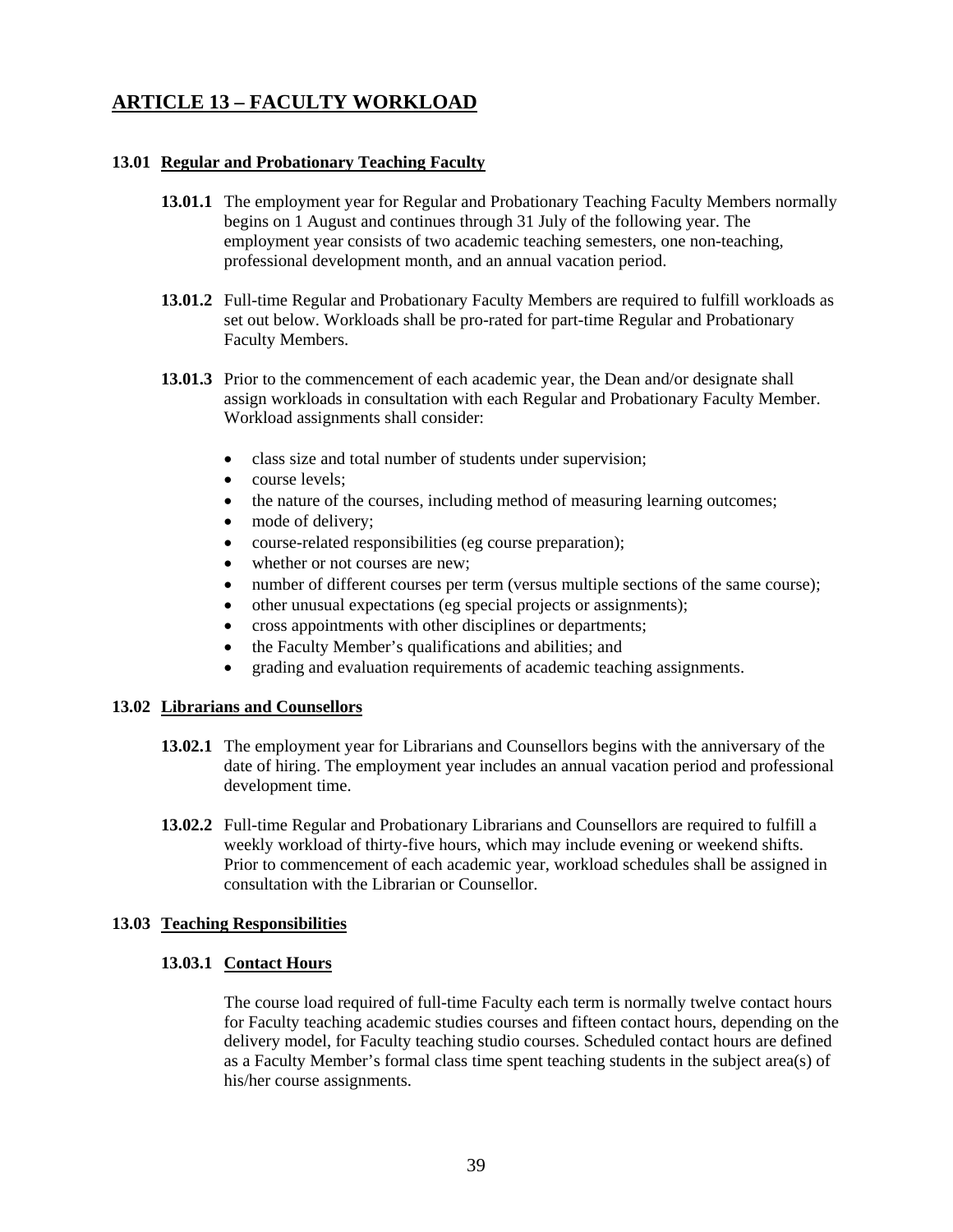# ARTICLE 13 – FACULTY WORKLOAD

## 13.01 Regular and Probationary Teaching Faculty

**13.01.1** The employment year for Regular and Probationary Teaching Faculty Members normally begins on 1 August and continues through 31 July of the following year. The employment year consists of two academic teaching semesters, one non-teaching, professional development month, and an annual vacation period.

**13.01.2** Full-time Regular and Probationary Faculty Members are required to fulfill workloads as set out below. Workloads shall be pro-rated for part-time Regular and Probationary Faculty Members.

**13.01.3** Prior to the commencement of each academic year, the Dean and/or designate shall assign workloads in consultation with each Regular and Probationary Faculty Member. Workload assignments shall consider:

- class size and total number of students under supervision;
- course levels;
- the nature of the courses, including method of measuring learning outcomes;
- mode of delivery;
- course-related responsibilities (eg course preparation);
- whether or not courses are new;
- number of different courses per term (versus multiple sections of the same course);
- other unusual expectations (eg special projects or assignments);
- cross appointments with other disciplines or departments;
- the Faculty Member's qualifications and abilities; and
- grading and evaluation requirements of academic teaching assignments.

## 13.02 Librarians and Counsellors

**13.02.1** The employment year for Librarians and Counsellors begins with the anniversary of the date of hiring. The employment year includes an annual vacation period and professional development time.

**13.02.2** Full-time Regular and Probationary Librarians and Counsellors are required to fulfill a weekly workload of thirty-five hours, which may include evening or weekend shifts. Prior to commencement of each academic year, workload schedules shall be assigned in consultation with the Librarian or Counsellor.

## 13.03 Teaching Responsibilities

### 13.03.1 Contact Hours

The course load required of full-time Faculty each term is normally twelve contact hours for Faculty teaching academic studies courses and fifteen contact hours, depending on the delivery model, for Faculty teaching studio courses. Scheduled contact hours are defined as a Faculty Member's formal class time spent teaching students in the subject area(s) of his/her course assignments.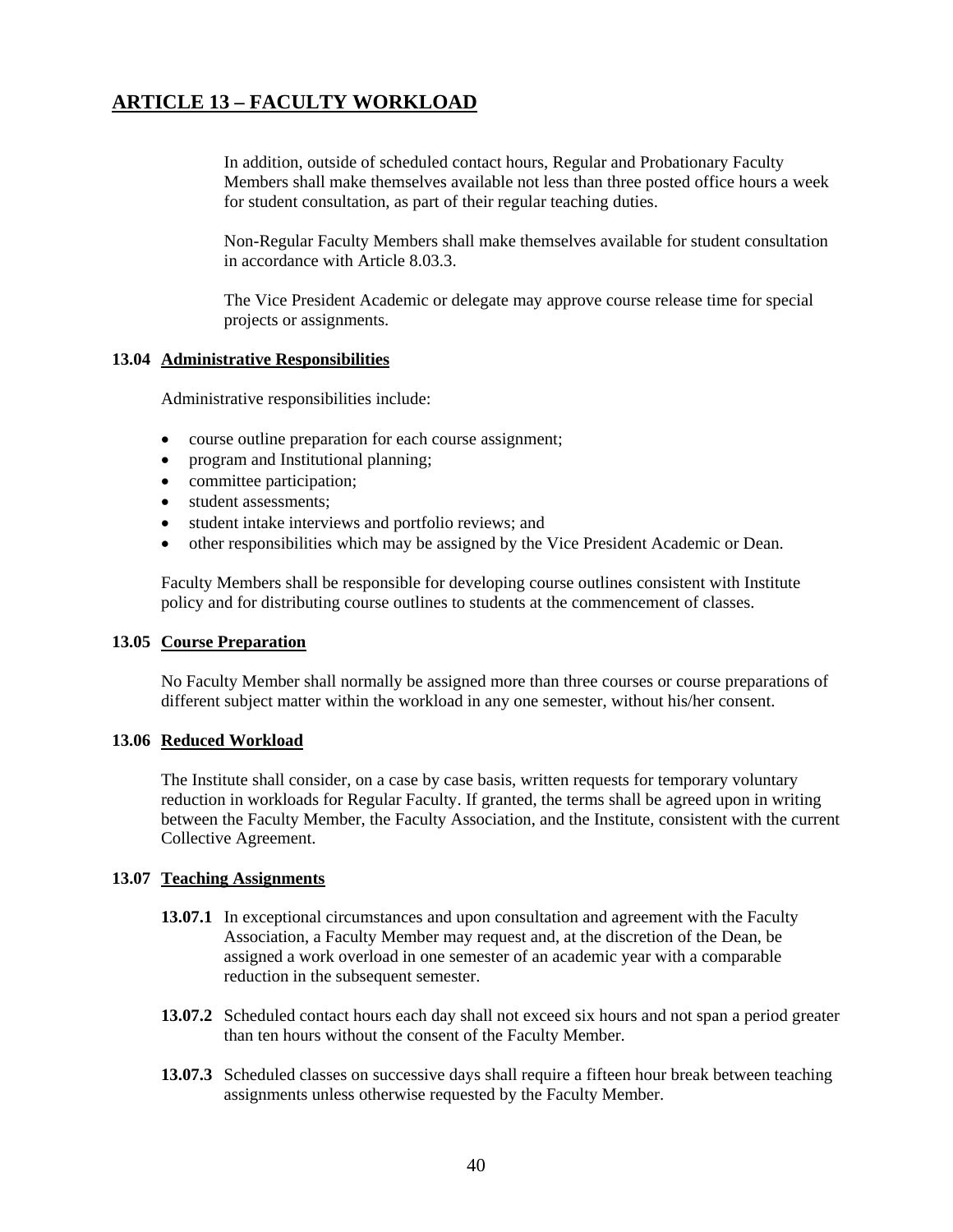## ARTICLE 13 – FACULTY WORKLOAD

In addition, outside of scheduled contact hours, Regular and Probationary Faculty Members shall make themselves available not less than three posted office hours a week for student consultation, as part of their regular teaching duties.

Non-Regular Faculty Members shall make themselves available for student consultation in accordance with Article 8.03.3.

The Vice President Academic or delegate may approve course release time for special projects or assignments.

### 13.04 Administrative Responsibilities

Administrative responsibilities include:

- course outline preparation for each course assignment;
- program and Institutional planning;
- committee participation;
- student assessments;
- student intake interviews and portfolio reviews; and
- other responsibilities which may be assigned by the Vice President Academic or Dean.

Faculty Members shall be responsible for developing course outlines consistent with Institute policy and for distributing course outlines to students at the commencement of classes.

### 13.05 Course Preparation

No Faculty Member shall normally be assigned more than three courses or course preparations of different subject matter within the workload in any one semester, without his/her consent.

### 13.06 Reduced Workload

The Institute shall consider, on a case by case basis, written requests for temporary voluntary reduction in workloads for Regular Faculty. If granted, the terms shall be agreed upon in writing between the Faculty Member, the Faculty Association, and the Institute, consistent with the current Collective Agreement.

### 13.07 Teaching Assignments

**13.07.1** In exceptional circumstances and upon consultation and agreement with the Faculty Association, a Faculty Member may request and, at the discretion of the Dean, be assigned a work overload in one semester of an academic year with a comparable reduction in the subsequent semester.

**13.07.2** Scheduled contact hours each day shall not exceed six hours and not span a period greater than ten hours without the consent of the Faculty Member.

**13.07.3** Scheduled classes on successive days shall require a fifteen hour break between teaching assignments unless otherwise requested by the Faculty Member.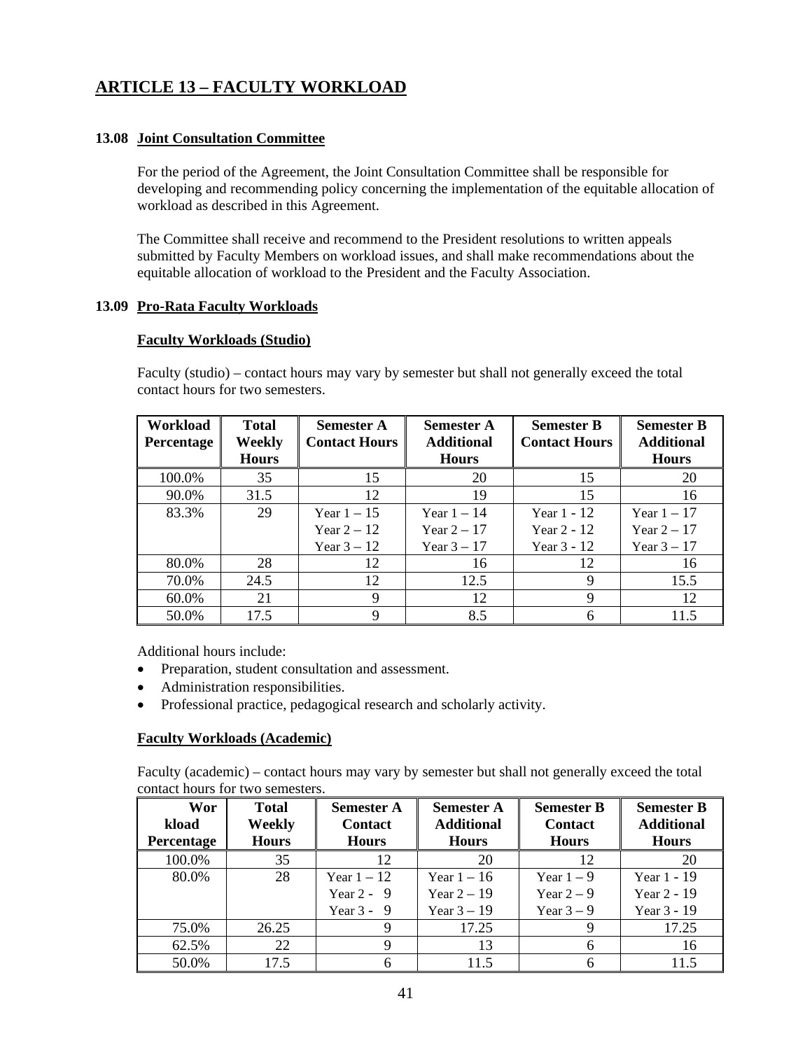## ARTICLE 13 – FACULTY WORKLOAD

### 13.08 Joint Consultation Committee

For the period of the Agreement, the Joint Consultation Committee shall be responsible for developing and recommending policy concerning the implementation of the equitable allocation of workload as described in this Agreement.

The Committee shall receive and recommend to the President resolutions to written appeals submitted by Faculty Members on workload issues, and shall make recommendations about the equitable allocation of workload to the President and the Faculty Association.

### 13.09 Pro-Rata Faculty Workloads

**Faculty Workloads (Studio)**

Faculty (studio) – contact hours may vary by semester but shall not generally exceed the total contact hours for two semesters.

| Workload Percentage | Total Weekly Hours | Semester A Contact Hours | Semester A Additional Hours | Semester B Contact Hours | Semester B Additional Hours |
|---|---|---|---|---|---|
| 100.0% | 35 | 15 | 20 | 15 | 20 |
| 90.0% | 31.5 | 12 | 19 | 15 | 16 |
| 83.3% | 29 | Year 1 – 15<br>Year 2 – 12<br>Year 3 – 12 | Year 1 – 14<br>Year 2 – 17<br>Year 3 – 17 | Year 1 - 12<br>Year 2 - 12<br>Year 3 - 12 | Year 1 – 17<br>Year 2 – 17<br>Year 3 – 17 |
| 80.0% | 28 | 12 | 16 | 12 | 16 |
| 70.0% | 24.5 | 12 | 12.5 | 9 | 15.5 |
| 60.0% | 21 | 9 | 12 | 9 | 12 |
| 50.0% | 17.5 | 9 | 8.5 | 6 | 11.5 |

Additional hours include:

- Preparation, student consultation and assessment.
- Administration responsibilities.
- Professional practice, pedagogical research and scholarly activity.

**Faculty Workloads (Academic)**

Faculty (academic) – contact hours may vary by semester but shall not generally exceed the total contact hours for two semesters.

| Workload Percentage | Total Weekly Hours | Semester A Contact Hours | Semester A Additional Hours | Semester B Contact Hours | Semester B Additional Hours |
|---|---|---|---|---|---|
| 100.0% | 35 | 12 | 20 | 12 | 20 |
| 80.0% | 28 | Year 1 – 12<br>Year 2 - 9<br>Year 3 - 9 | Year 1 – 16<br>Year 2 – 19<br>Year 3 – 19 | Year 1 – 9<br>Year 2 – 9<br>Year 3 – 9 | Year 1 - 19<br>Year 2 - 19<br>Year 3 - 19 |
| 75.0% | 26.25 | 9 | 17.25 | 9 | 17.25 |
| 62.5% | 22 | 9 | 13 | 6 | 16 |
| 50.0% | 17.5 | 6 | 11.5 | 6 | 11.5 |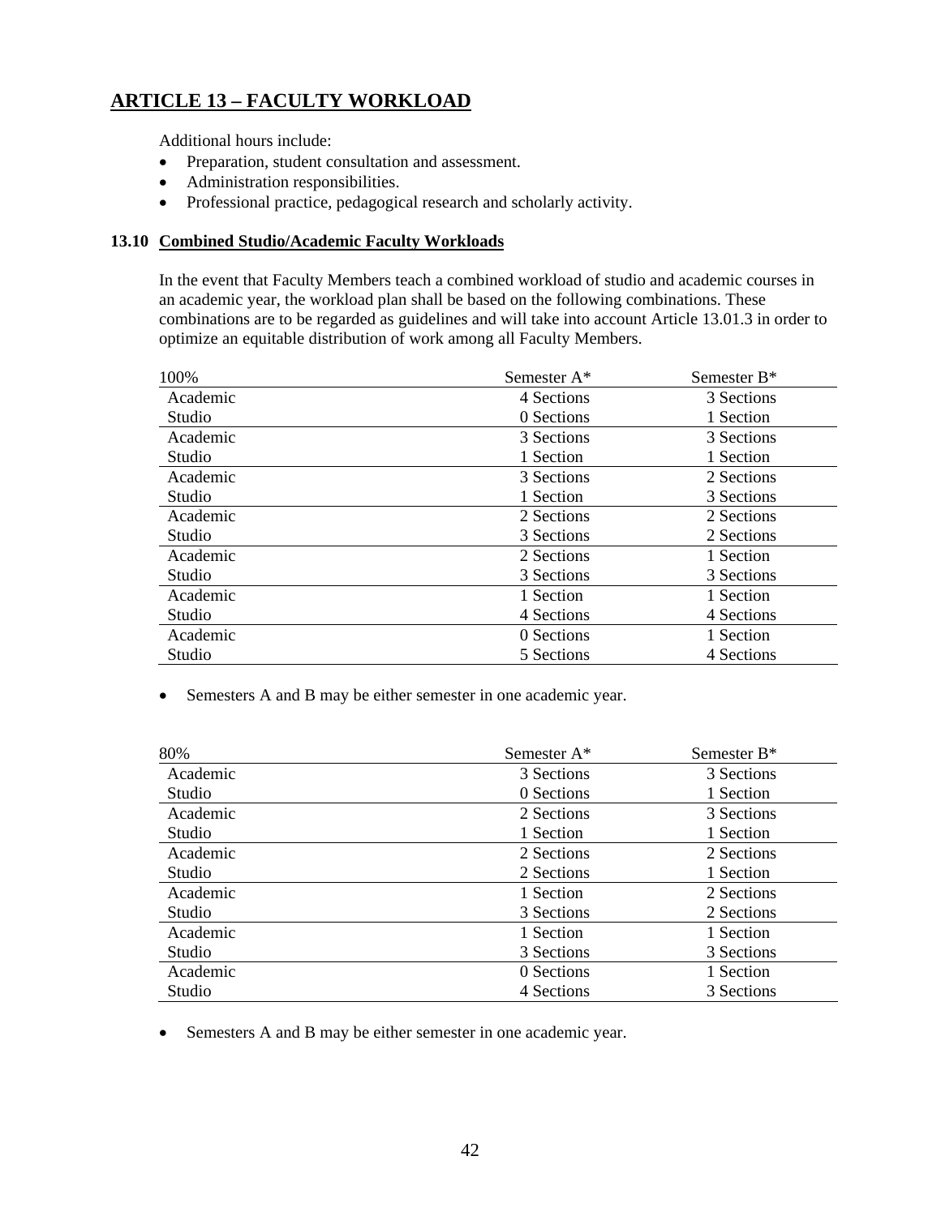## ARTICLE 13 – FACULTY WORKLOAD

Additional hours include:

- Preparation, student consultation and assessment.
- Administration responsibilities.
- Professional practice, pedagogical research and scholarly activity.

### 13.10 Combined Studio/Academic Faculty Workloads

In the event that Faculty Members teach a combined workload of studio and academic courses in an academic year, the workload plan shall be based on the following combinations. These combinations are to be regarded as guidelines and will take into account Article 13.01.3 in order to optimize an equitable distribution of work among all Faculty Members.

| 100% | Semester A* | Semester B* |
|---|---|---|
| Academic | 4 Sections | 3 Sections |
| Studio | 0 Sections | 1 Section |
| Academic | 3 Sections | 3 Sections |
| Studio | 1 Section | 1 Section |
| Academic | 3 Sections | 2 Sections |
| Studio | 1 Section | 3 Sections |
| Academic | 2 Sections | 2 Sections |
| Studio | 3 Sections | 2 Sections |
| Academic | 2 Sections | 1 Section |
| Studio | 3 Sections | 3 Sections |
| Academic | 1 Section | 1 Section |
| Studio | 4 Sections | 4 Sections |
| Academic | 0 Sections | 1 Section |
| Studio | 5 Sections | 4 Sections |

- Semesters A and B may be either semester in one academic year.

| 80% | Semester A* | Semester B* |
|---|---|---|
| Academic | 3 Sections | 3 Sections |
| Studio | 0 Sections | 1 Section |
| Academic | 2 Sections | 3 Sections |
| Studio | 1 Section | 1 Section |
| Academic | 2 Sections | 2 Sections |
| Studio | 2 Sections | 1 Section |
| Academic | 1 Section | 2 Sections |
| Studio | 3 Sections | 2 Sections |
| Academic | 1 Section | 1 Section |
| Studio | 3 Sections | 3 Sections |
| Academic | 0 Sections | 1 Section |
| Studio | 4 Sections | 3 Sections |

- Semesters A and B may be either semester in one academic year.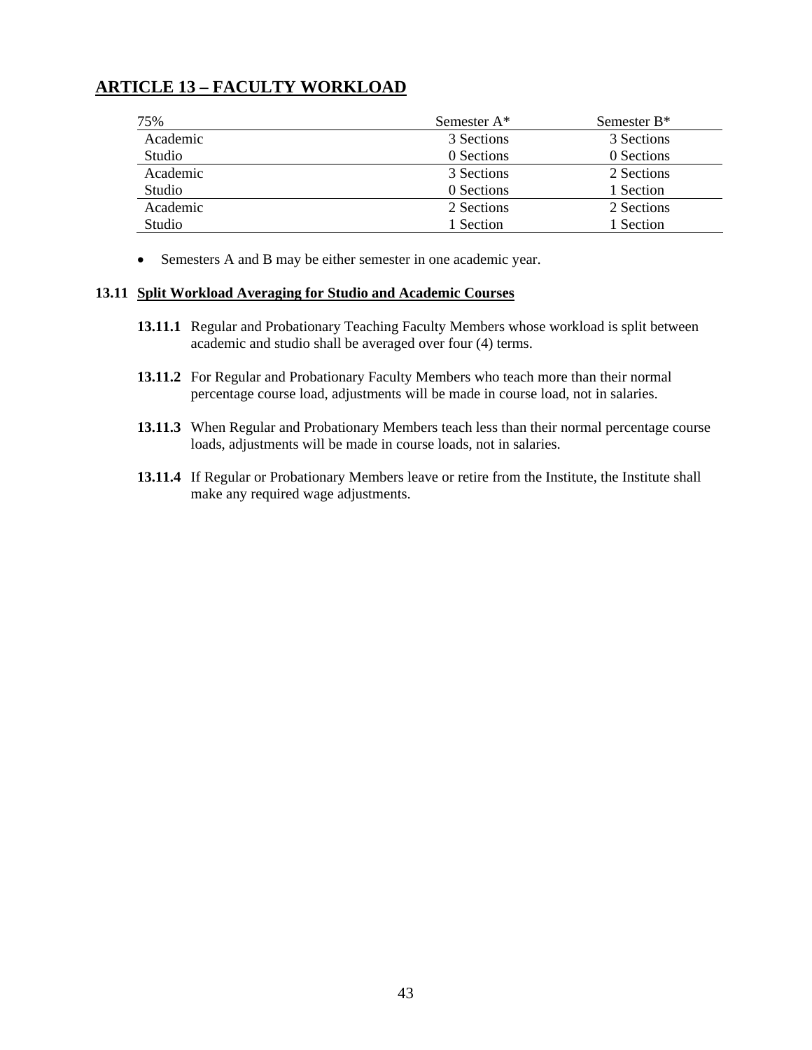## ARTICLE 13 – FACULTY WORKLOAD

| 75% | Semester A* | Semester B* |
|---|---|---|
| Academic | 3 Sections | 3 Sections |
| Studio | 0 Sections | 0 Sections |
| Academic | 3 Sections | 2 Sections |
| Studio | 0 Sections | 1 Section |
| Academic | 2 Sections | 2 Sections |
| Studio | 1 Section | 1 Section |

- Semesters A and B may be either semester in one academic year.

### 13.11 Split Workload Averaging for Studio and Academic Courses

**13.11.1** Regular and Probationary Teaching Faculty Members whose workload is split between academic and studio shall be averaged over four (4) terms.

**13.11.2** For Regular and Probationary Faculty Members who teach more than their normal percentage course load, adjustments will be made in course load, not in salaries.

**13.11.3** When Regular and Probationary Members teach less than their normal percentage course loads, adjustments will be made in course loads, not in salaries.

**13.11.4** If Regular or Probationary Members leave or retire from the Institute, the Institute shall make any required wage adjustments.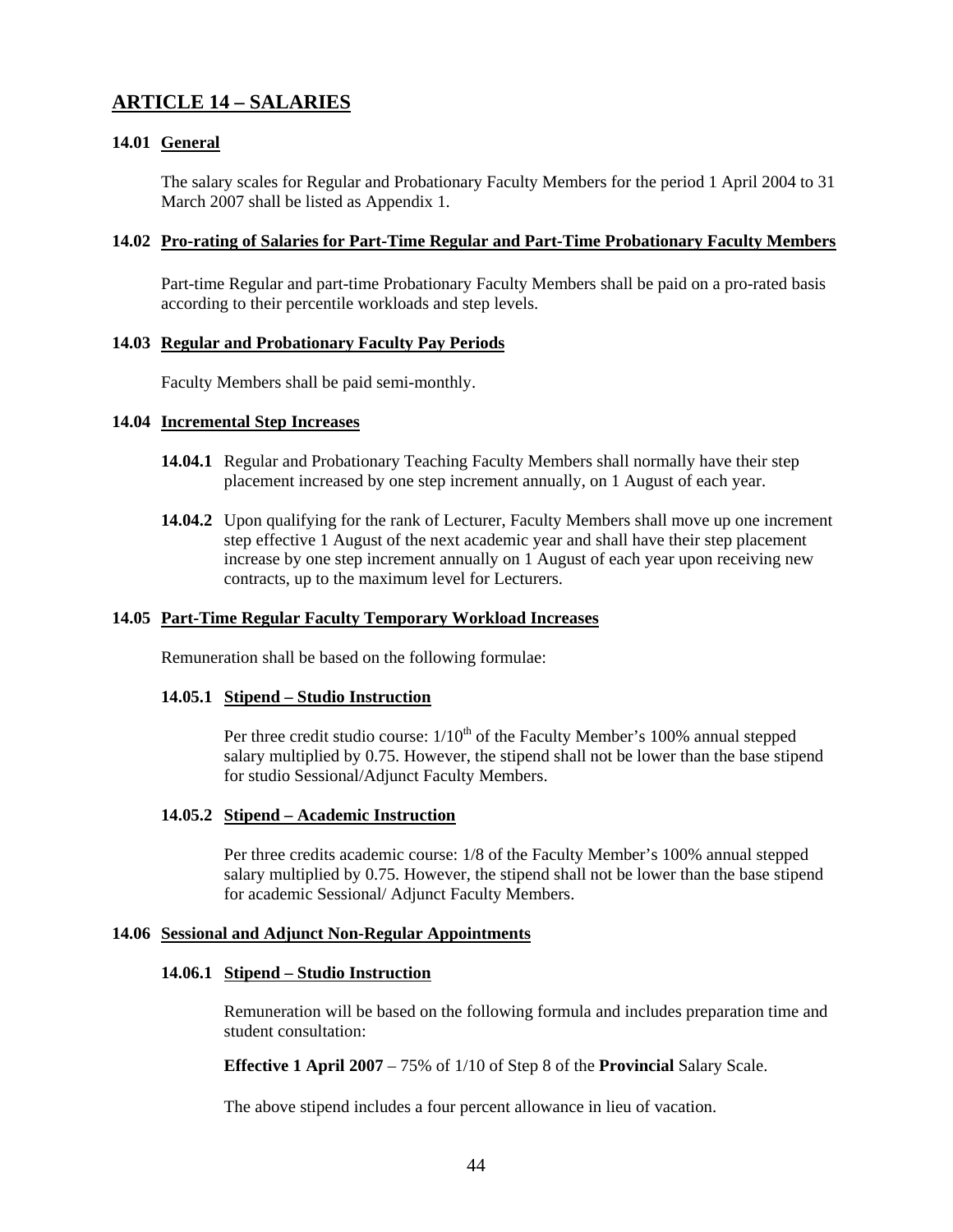## ARTICLE 14 – SALARIES

### 14.01 General

The salary scales for Regular and Probationary Faculty Members for the period 1 April 2004 to 31 March 2007 shall be listed as Appendix 1.

### 14.02 Pro-rating of Salaries for Part-Time Regular and Part-Time Probationary Faculty Members

Part-time Regular and part-time Probationary Faculty Members shall be paid on a pro-rated basis according to their percentile workloads and step levels.

### 14.03 Regular and Probationary Faculty Pay Periods

Faculty Members shall be paid semi-monthly.

### 14.04 Incremental Step Increases

**14.04.1** Regular and Probationary Teaching Faculty Members shall normally have their step placement increased by one step increment annually, on 1 August of each year.

**14.04.2** Upon qualifying for the rank of Lecturer, Faculty Members shall move up one increment step effective 1 August of the next academic year and shall have their step placement increase by one step increment annually on 1 August of each year upon receiving new contracts, up to the maximum level for Lecturers.

### 14.05 Part-Time Regular Faculty Temporary Workload Increases

Remuneration shall be based on the following formulae:

#### 14.05.1 Stipend – Studio Instruction

Per three credit studio course: 1/10th of the Faculty Member's 100% annual stepped salary multiplied by 0.75. However, the stipend shall not be lower than the base stipend for studio Sessional/Adjunct Faculty Members.

#### 14.05.2 Stipend – Academic Instruction

Per three credits academic course: 1/8 of the Faculty Member's 100% annual stepped salary multiplied by 0.75. However, the stipend shall not be lower than the base stipend for academic Sessional/ Adjunct Faculty Members.

### 14.06 Sessional and Adjunct Non-Regular Appointments

#### 14.06.1 Stipend – Studio Instruction

Remuneration will be based on the following formula and includes preparation time and student consultation:

**Effective 1 April 2007** – 75% of 1/10 of Step 8 of the **Provincial** Salary Scale.

The above stipend includes a four percent allowance in lieu of vacation.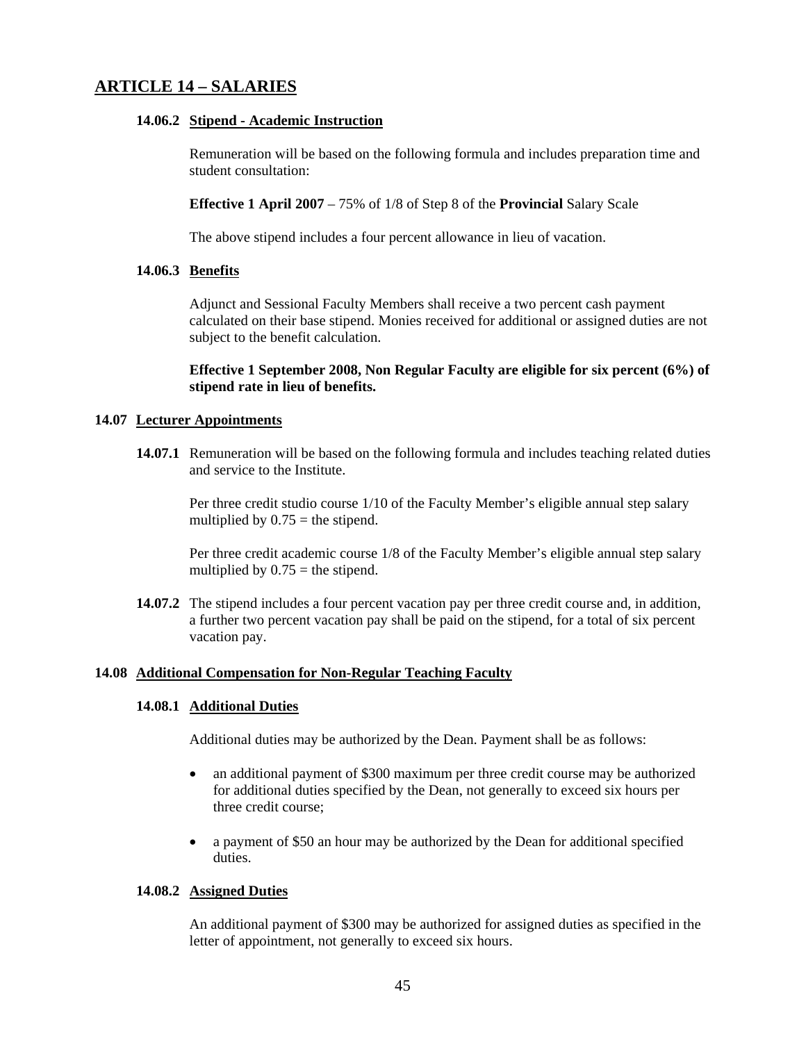## ARTICLE 14 – SALARIES

#### 14.06.2 Stipend - Academic Instruction

Remuneration will be based on the following formula and includes preparation time and student consultation:

**Effective 1 April 2007** – 75% of 1/8 of Step 8 of the **Provincial** Salary Scale

The above stipend includes a four percent allowance in lieu of vacation.

#### 14.06.3 Benefits

Adjunct and Sessional Faculty Members shall receive a two percent cash payment calculated on their base stipend. Monies received for additional or assigned duties are not subject to the benefit calculation.

**Effective 1 September 2008, Non Regular Faculty are eligible for six percent (6%) of stipend rate in lieu of benefits.**

### 14.07 Lecturer Appointments

**14.07.1** Remuneration will be based on the following formula and includes teaching related duties and service to the Institute.

Per three credit studio course 1/10 of the Faculty Member's eligible annual step salary multiplied by 0.75 = the stipend.

Per three credit academic course 1/8 of the Faculty Member's eligible annual step salary multiplied by 0.75 = the stipend.

**14.07.2** The stipend includes a four percent vacation pay per three credit course and, in addition, a further two percent vacation pay shall be paid on the stipend, for a total of six percent vacation pay.

### 14.08 Additional Compensation for Non-Regular Teaching Faculty

#### 14.08.1 Additional Duties

Additional duties may be authorized by the Dean. Payment shall be as follows:

- an additional payment of $300 maximum per three credit course may be authorized for additional duties specified by the Dean, not generally to exceed six hours per three credit course;
- a payment of $50 an hour may be authorized by the Dean for additional specified duties.

#### 14.08.2 Assigned Duties

An additional payment of $300 may be authorized for assigned duties as specified in the letter of appointment, not generally to exceed six hours.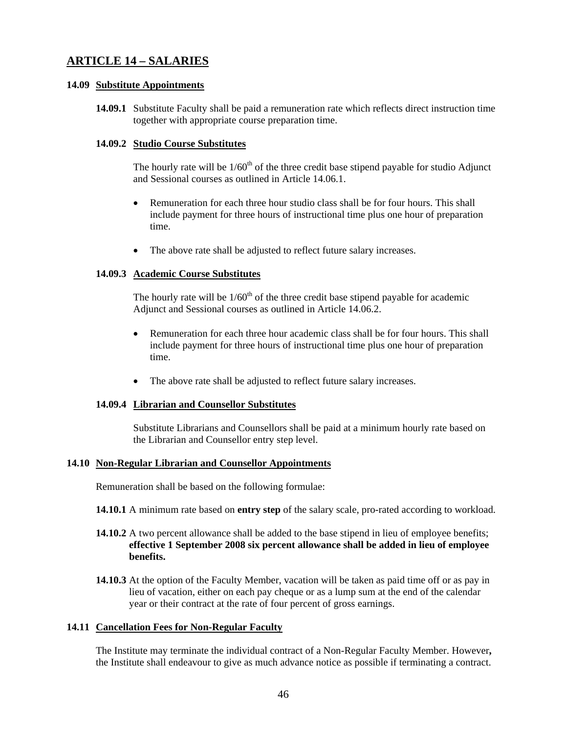## ARTICLE 14 – SALARIES

### 14.09 Substitute Appointments

**14.09.1** Substitute Faculty shall be paid a remuneration rate which reflects direct instruction time together with appropriate course preparation time.

#### 14.09.2 Studio Course Substitutes

The hourly rate will be 1/60th of the three credit base stipend payable for studio Adjunct and Sessional courses as outlined in Article 14.06.1.

- Remuneration for each three hour studio class shall be for four hours. This shall include payment for three hours of instructional time plus one hour of preparation time.
- The above rate shall be adjusted to reflect future salary increases.

#### 14.09.3 Academic Course Substitutes

The hourly rate will be 1/60th of the three credit base stipend payable for academic Adjunct and Sessional courses as outlined in Article 14.06.2.

- Remuneration for each three hour academic class shall be for four hours. This shall include payment for three hours of instructional time plus one hour of preparation time.
- The above rate shall be adjusted to reflect future salary increases.

#### 14.09.4 Librarian and Counsellor Substitutes

Substitute Librarians and Counsellors shall be paid at a minimum hourly rate based on the Librarian and Counsellor entry step level.

### 14.10 Non-Regular Librarian and Counsellor Appointments

Remuneration shall be based on the following formulae:

**14.10.1** A minimum rate based on **entry step** of the salary scale, pro-rated according to workload.

**14.10.2** A two percent allowance shall be added to the base stipend in lieu of employee benefits; **effective 1 September 2008 six percent allowance shall be added in lieu of employee benefits.**

**14.10.3** At the option of the Faculty Member, vacation will be taken as paid time off or as pay in lieu of vacation, either on each pay cheque or as a lump sum at the end of the calendar year or their contract at the rate of four percent of gross earnings.

### 14.11 Cancellation Fees for Non-Regular Faculty

The Institute may terminate the individual contract of a Non-Regular Faculty Member. However**,** the Institute shall endeavour to give as much advance notice as possible if terminating a contract.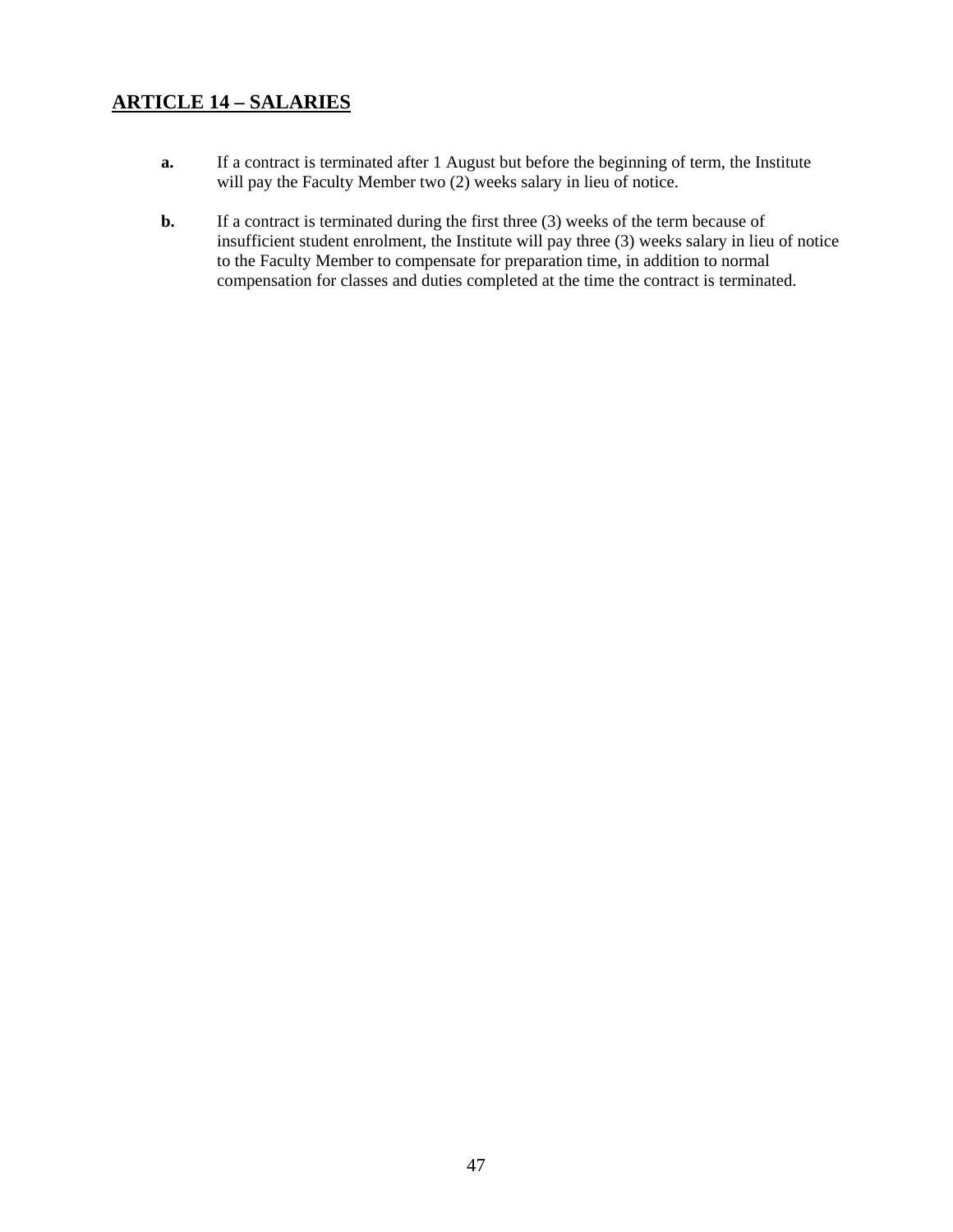## ARTICLE 14 – SALARIES

**a.** If a contract is terminated after 1 August but before the beginning of term, the Institute will pay the Faculty Member two (2) weeks salary in lieu of notice.

**b.** If a contract is terminated during the first three (3) weeks of the term because of insufficient student enrolment, the Institute will pay three (3) weeks salary in lieu of notice to the Faculty Member to compensate for preparation time, in addition to normal compensation for classes and duties completed at the time the contract is terminated.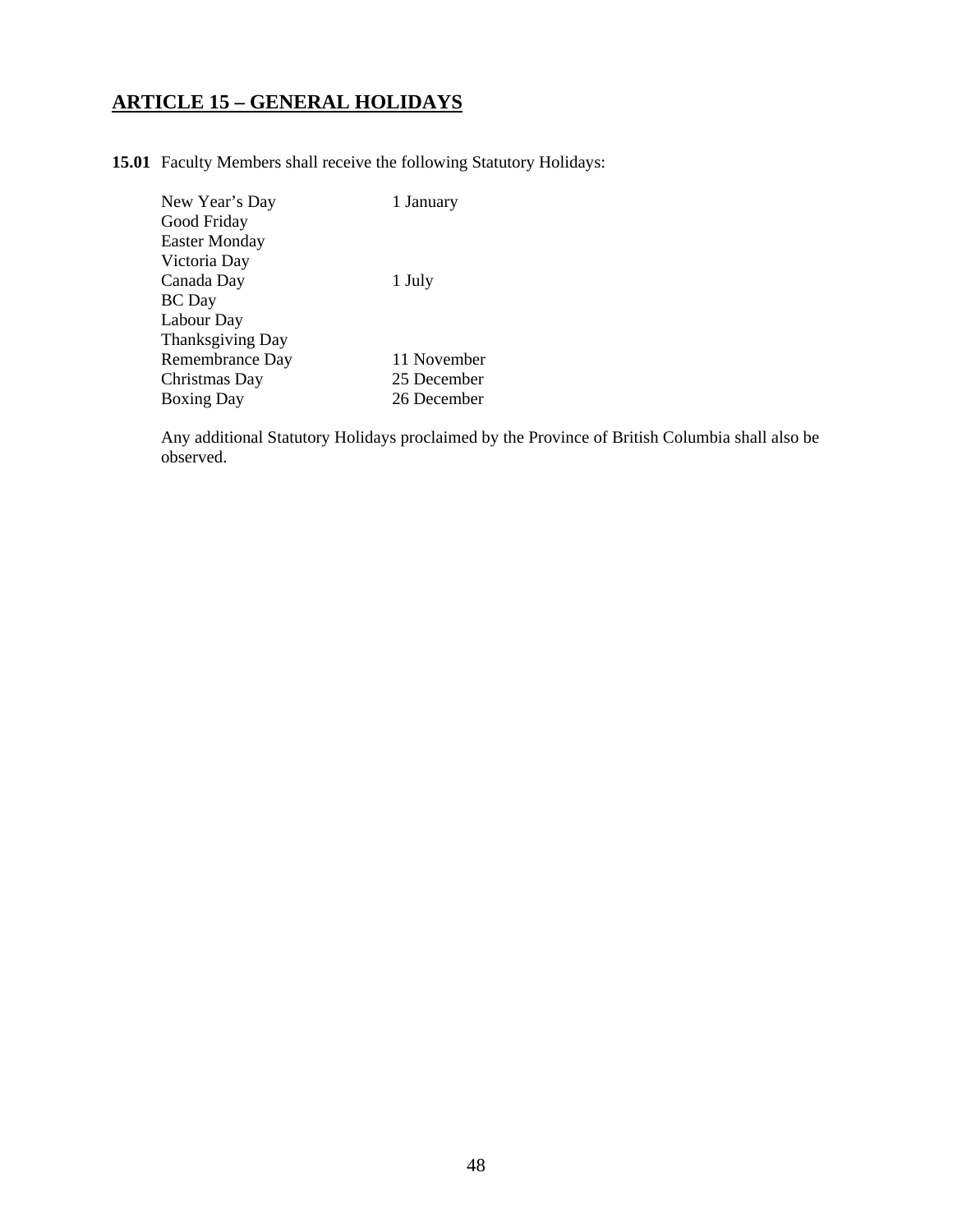## ARTICLE 15 – GENERAL HOLIDAYS

**15.01** Faculty Members shall receive the following Statutory Holidays:

| | |
|---|---|
| New Year's Day | 1 January |
| Good Friday | |
| Easter Monday | |
| Victoria Day | |
| Canada Day | 1 July |
| BC Day | |
| Labour Day | |
| Thanksgiving Day | |
| Remembrance Day | 11 November |
| Christmas Day | 25 December |
| Boxing Day | 26 December |

Any additional Statutory Holidays proclaimed by the Province of British Columbia shall also be observed.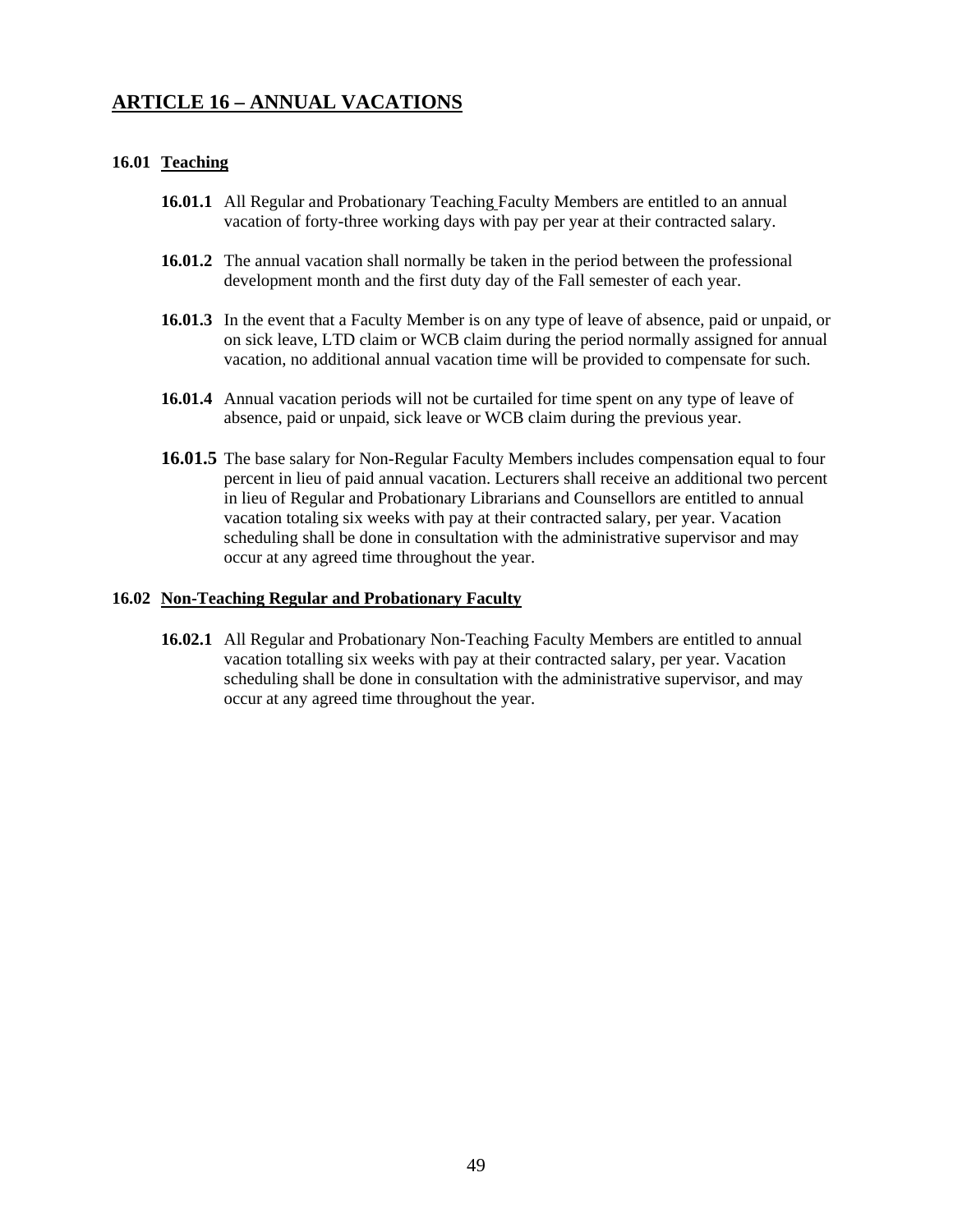## ARTICLE 16 – ANNUAL VACATIONS

### 16.01 Teaching

**16.01.1** All Regular and Probationary Teaching Faculty Members are entitled to an annual vacation of forty-three working days with pay per year at their contracted salary.

**16.01.2** The annual vacation shall normally be taken in the period between the professional development month and the first duty day of the Fall semester of each year.

**16.01.3** In the event that a Faculty Member is on any type of leave of absence, paid or unpaid, or on sick leave, LTD claim or WCB claim during the period normally assigned for annual vacation, no additional annual vacation time will be provided to compensate for such.

**16.01.4** Annual vacation periods will not be curtailed for time spent on any type of leave of absence, paid or unpaid, sick leave or WCB claim during the previous year.

**16.01.5** The base salary for Non-Regular Faculty Members includes compensation equal to four percent in lieu of paid annual vacation. Lecturers shall receive an additional two percent in lieu of Regular and Probationary Librarians and Counsellors are entitled to annual vacation totaling six weeks with pay at their contracted salary, per year. Vacation scheduling shall be done in consultation with the administrative supervisor and may occur at any agreed time throughout the year.

### 16.02 Non-Teaching Regular and Probationary Faculty

**16.02.1** All Regular and Probationary Non-Teaching Faculty Members are entitled to annual vacation totalling six weeks with pay at their contracted salary, per year. Vacation scheduling shall be done in consultation with the administrative supervisor, and may occur at any agreed time throughout the year.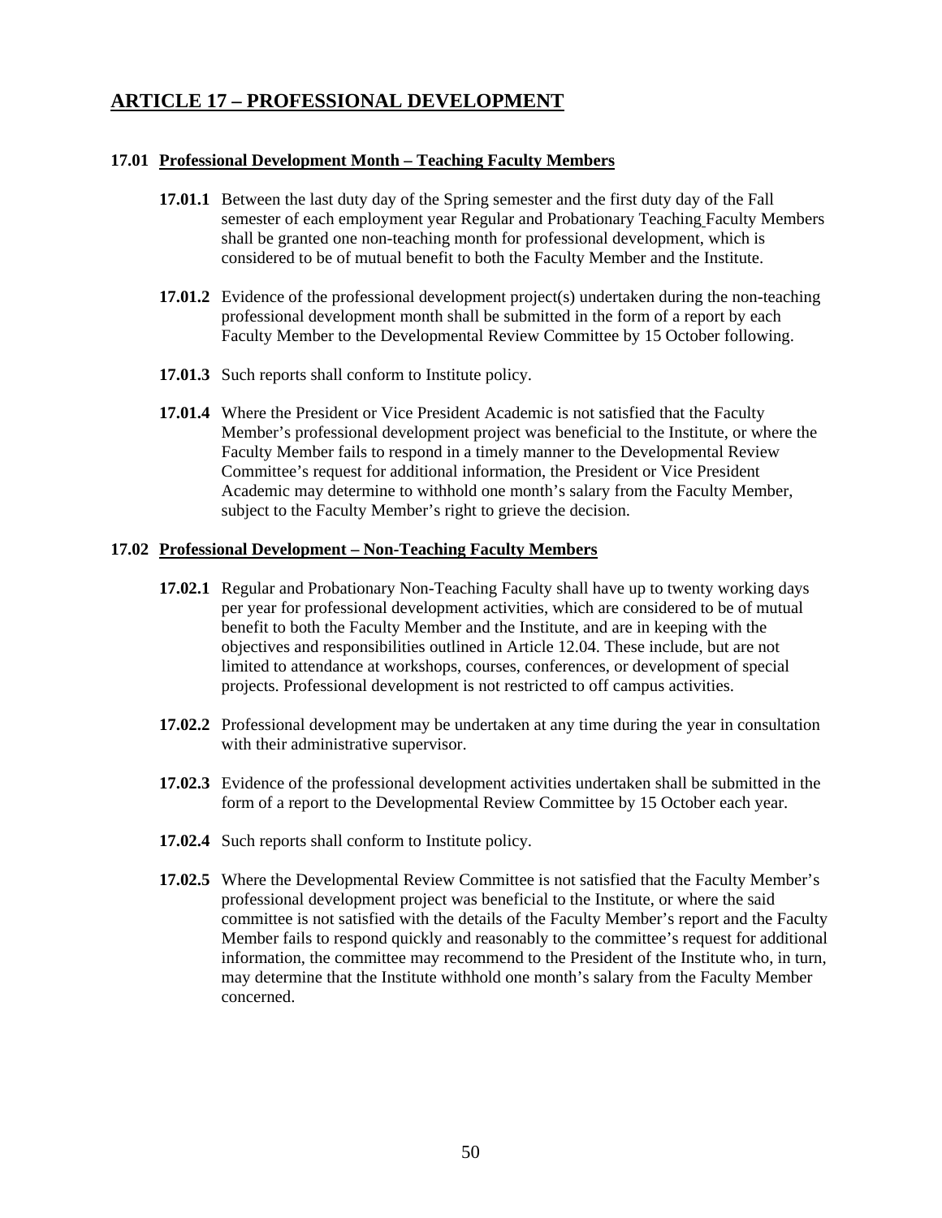# ARTICLE 17 – PROFESSIONAL DEVELOPMENT

## 17.01 Professional Development Month – Teaching Faculty Members

**17.01.1** Between the last duty day of the Spring semester and the first duty day of the Fall semester of each employment year Regular and Probationary Teaching Faculty Members shall be granted one non-teaching month for professional development, which is considered to be of mutual benefit to both the Faculty Member and the Institute.

**17.01.2** Evidence of the professional development project(s) undertaken during the non-teaching professional development month shall be submitted in the form of a report by each Faculty Member to the Developmental Review Committee by 15 October following.

**17.01.3** Such reports shall conform to Institute policy.

**17.01.4** Where the President or Vice President Academic is not satisfied that the Faculty Member's professional development project was beneficial to the Institute, or where the Faculty Member fails to respond in a timely manner to the Developmental Review Committee's request for additional information, the President or Vice President Academic may determine to withhold one month's salary from the Faculty Member, subject to the Faculty Member's right to grieve the decision.

## 17.02 Professional Development – Non-Teaching Faculty Members

**17.02.1** Regular and Probationary Non-Teaching Faculty shall have up to twenty working days per year for professional development activities, which are considered to be of mutual benefit to both the Faculty Member and the Institute, and are in keeping with the objectives and responsibilities outlined in Article 12.04. These include, but are not limited to attendance at workshops, courses, conferences, or development of special projects. Professional development is not restricted to off campus activities.

**17.02.2** Professional development may be undertaken at any time during the year in consultation with their administrative supervisor.

**17.02.3** Evidence of the professional development activities undertaken shall be submitted in the form of a report to the Developmental Review Committee by 15 October each year.

**17.02.4** Such reports shall conform to Institute policy.

**17.02.5** Where the Developmental Review Committee is not satisfied that the Faculty Member's professional development project was beneficial to the Institute, or where the said committee is not satisfied with the details of the Faculty Member's report and the Faculty Member fails to respond quickly and reasonably to the committee's request for additional information, the committee may recommend to the President of the Institute who, in turn, may determine that the Institute withhold one month's salary from the Faculty Member concerned.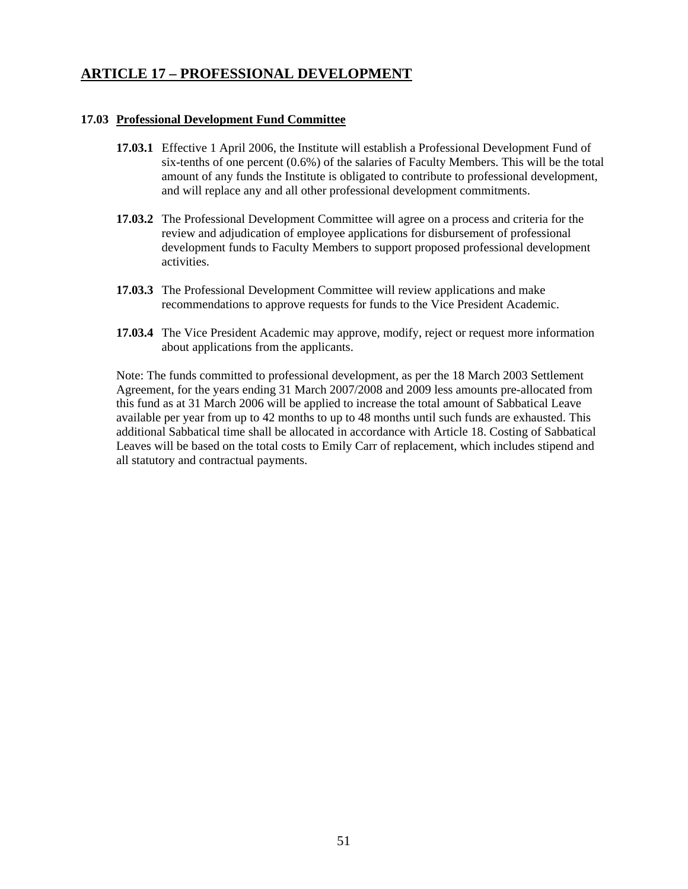## ARTICLE 17 – PROFESSIONAL DEVELOPMENT

### 17.03 Professional Development Fund Committee

**17.03.1** Effective 1 April 2006, the Institute will establish a Professional Development Fund of six-tenths of one percent (0.6%) of the salaries of Faculty Members. This will be the total amount of any funds the Institute is obligated to contribute to professional development, and will replace any and all other professional development commitments.

**17.03.2** The Professional Development Committee will agree on a process and criteria for the review and adjudication of employee applications for disbursement of professional development funds to Faculty Members to support proposed professional development activities.

**17.03.3** The Professional Development Committee will review applications and make recommendations to approve requests for funds to the Vice President Academic.

**17.03.4** The Vice President Academic may approve, modify, reject or request more information about applications from the applicants.

Note: The funds committed to professional development, as per the 18 March 2003 Settlement Agreement, for the years ending 31 March 2007/2008 and 2009 less amounts pre-allocated from this fund as at 31 March 2006 will be applied to increase the total amount of Sabbatical Leave available per year from up to 42 months to up to 48 months until such funds are exhausted. This additional Sabbatical time shall be allocated in accordance with Article 18. Costing of Sabbatical Leaves will be based on the total costs to Emily Carr of replacement, which includes stipend and all statutory and contractual payments.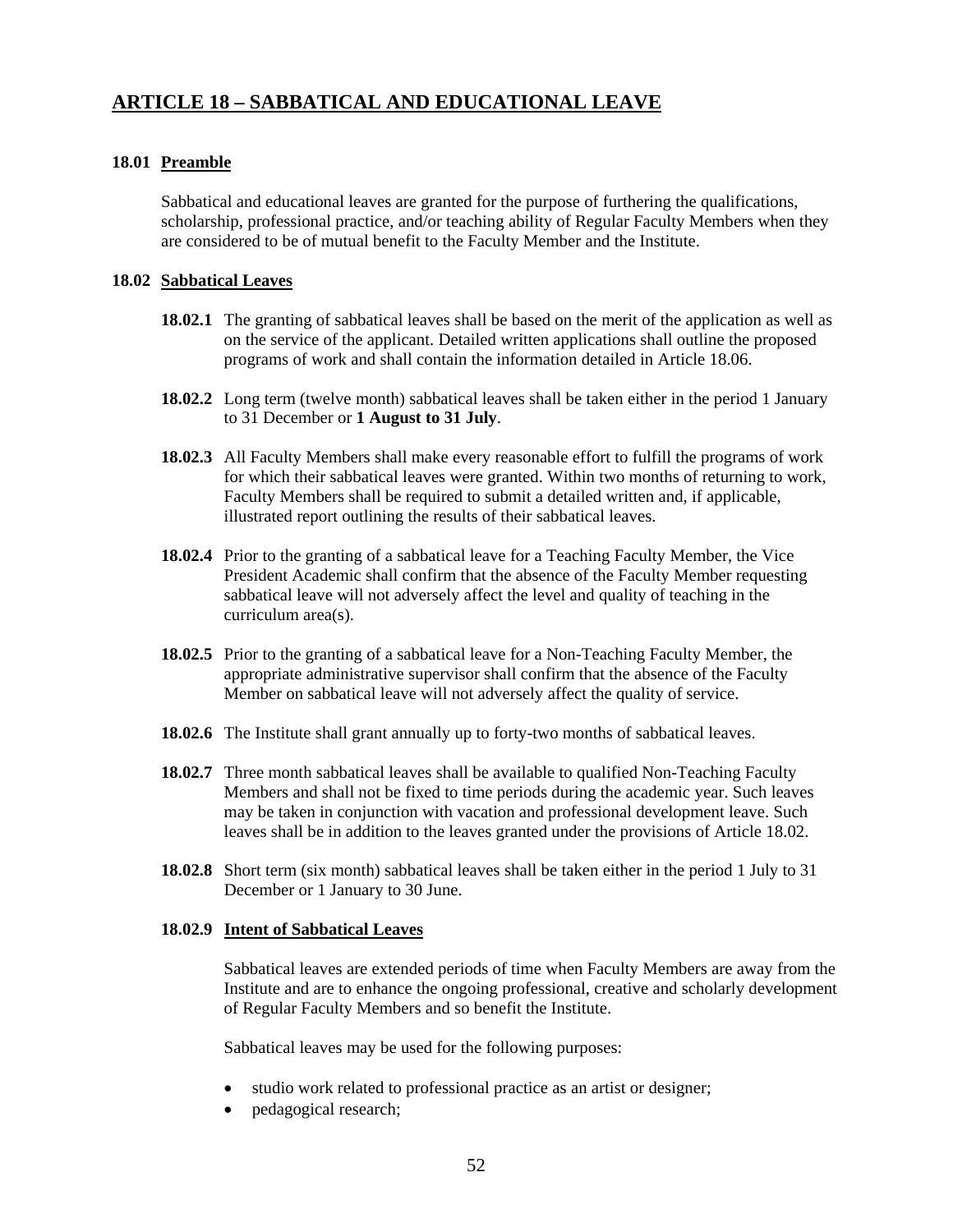# ARTICLE 18 – SABBATICAL AND EDUCATIONAL LEAVE

## 18.01 Preamble

Sabbatical and educational leaves are granted for the purpose of furthering the qualifications, scholarship, professional practice, and/or teaching ability of Regular Faculty Members when they are considered to be of mutual benefit to the Faculty Member and the Institute.

## 18.02 Sabbatical Leaves

**18.02.1** The granting of sabbatical leaves shall be based on the merit of the application as well as on the service of the applicant. Detailed written applications shall outline the proposed programs of work and shall contain the information detailed in Article 18.06.

**18.02.2** Long term (twelve month) sabbatical leaves shall be taken either in the period 1 January to 31 December or **1 August to 31 July**.

**18.02.3** All Faculty Members shall make every reasonable effort to fulfill the programs of work for which their sabbatical leaves were granted. Within two months of returning to work, Faculty Members shall be required to submit a detailed written and, if applicable, illustrated report outlining the results of their sabbatical leaves.

**18.02.4** Prior to the granting of a sabbatical leave for a Teaching Faculty Member, the Vice President Academic shall confirm that the absence of the Faculty Member requesting sabbatical leave will not adversely affect the level and quality of teaching in the curriculum area(s).

**18.02.5** Prior to the granting of a sabbatical leave for a Non-Teaching Faculty Member, the appropriate administrative supervisor shall confirm that the absence of the Faculty Member on sabbatical leave will not adversely affect the quality of service.

**18.02.6** The Institute shall grant annually up to forty-two months of sabbatical leaves.

**18.02.7** Three month sabbatical leaves shall be available to qualified Non-Teaching Faculty Members and shall not be fixed to time periods during the academic year. Such leaves may be taken in conjunction with vacation and professional development leave. Such leaves shall be in addition to the leaves granted under the provisions of Article 18.02.

**18.02.8** Short term (six month) sabbatical leaves shall be taken either in the period 1 July to 31 December or 1 January to 30 June.

### 18.02.9 Intent of Sabbatical Leaves

Sabbatical leaves are extended periods of time when Faculty Members are away from the Institute and are to enhance the ongoing professional, creative and scholarly development of Regular Faculty Members and so benefit the Institute.

Sabbatical leaves may be used for the following purposes:

- studio work related to professional practice as an artist or designer;
- pedagogical research;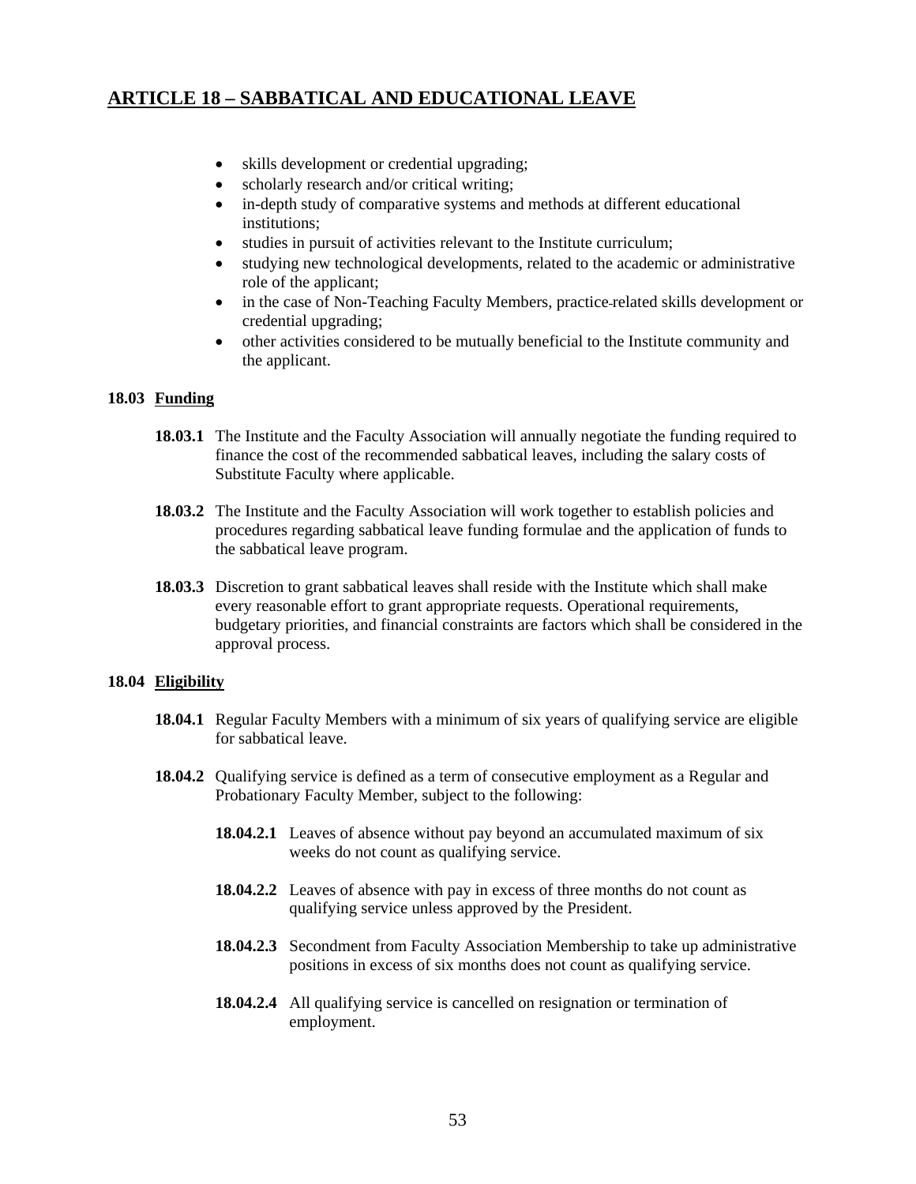## ARTICLE 18 – SABBATICAL AND EDUCATIONAL LEAVE

- skills development or credential upgrading;
- scholarly research and/or critical writing;
- in-depth study of comparative systems and methods at different educational institutions;
- studies in pursuit of activities relevant to the Institute curriculum;
- studying new technological developments, related to the academic or administrative role of the applicant;
- in the case of Non-Teaching Faculty Members, practice-related skills development or credential upgrading;
- other activities considered to be mutually beneficial to the Institute community and the applicant.

**18.03 Funding**

**18.03.1** The Institute and the Faculty Association will annually negotiate the funding required to finance the cost of the recommended sabbatical leaves, including the salary costs of Substitute Faculty where applicable.

**18.03.2** The Institute and the Faculty Association will work together to establish policies and procedures regarding sabbatical leave funding formulae and the application of funds to the sabbatical leave program.

**18.03.3** Discretion to grant sabbatical leaves shall reside with the Institute which shall make every reasonable effort to grant appropriate requests. Operational requirements, budgetary priorities, and financial constraints are factors which shall be considered in the approval process.

**18.04 Eligibility**

**18.04.1** Regular Faculty Members with a minimum of six years of qualifying service are eligible for sabbatical leave.

**18.04.2** Qualifying service is defined as a term of consecutive employment as a Regular and Probationary Faculty Member, subject to the following:

**18.04.2.1** Leaves of absence without pay beyond an accumulated maximum of six weeks do not count as qualifying service.

**18.04.2.2** Leaves of absence with pay in excess of three months do not count as qualifying service unless approved by the President.

**18.04.2.3** Secondment from Faculty Association Membership to take up administrative positions in excess of six months does not count as qualifying service.

**18.04.2.4** All qualifying service is cancelled on resignation or termination of employment.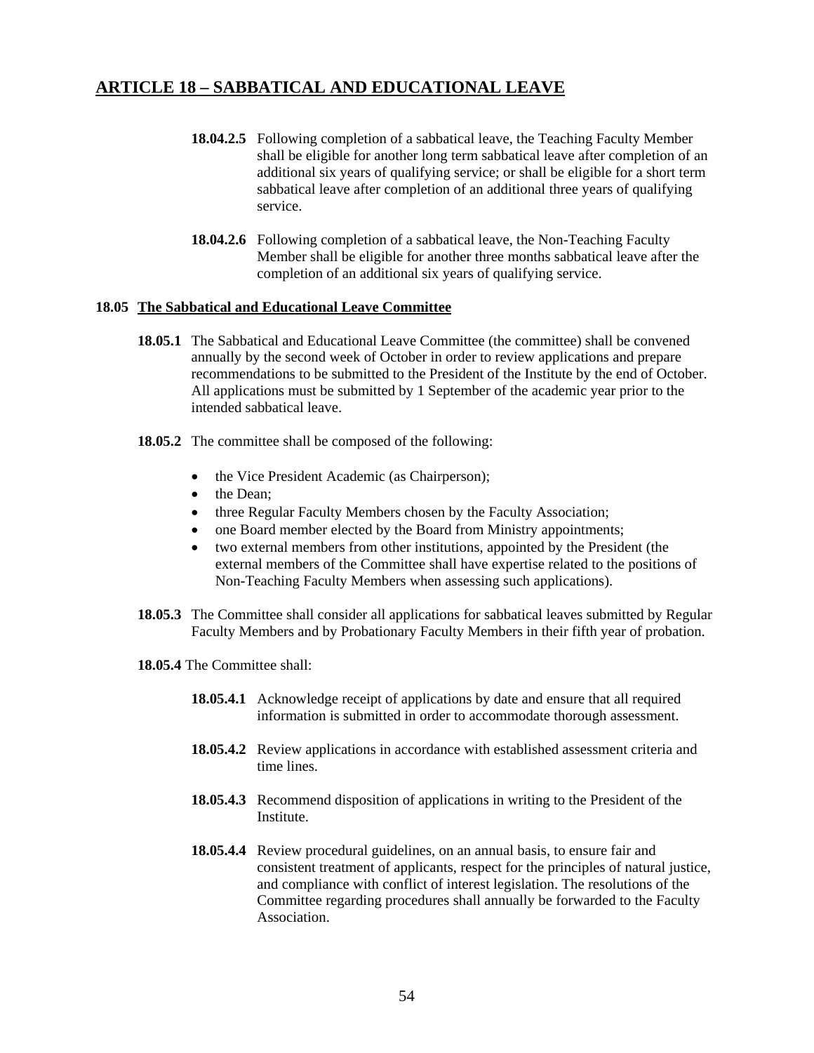## ARTICLE 18 – SABBATICAL AND EDUCATIONAL LEAVE

**18.04.2.5** Following completion of a sabbatical leave, the Teaching Faculty Member shall be eligible for another long term sabbatical leave after completion of an additional six years of qualifying service; or shall be eligible for a short term sabbatical leave after completion of an additional three years of qualifying service.

**18.04.2.6** Following completion of a sabbatical leave, the Non-Teaching Faculty Member shall be eligible for another three months sabbatical leave after the completion of an additional six years of qualifying service.

**18.05 The Sabbatical and Educational Leave Committee**

**18.05.1** The Sabbatical and Educational Leave Committee (the committee) shall be convened annually by the second week of October in order to review applications and prepare recommendations to be submitted to the President of the Institute by the end of October. All applications must be submitted by 1 September of the academic year prior to the intended sabbatical leave.

**18.05.2** The committee shall be composed of the following:

- the Vice President Academic (as Chairperson);
- the Dean;
- three Regular Faculty Members chosen by the Faculty Association;
- one Board member elected by the Board from Ministry appointments;
- two external members from other institutions, appointed by the President (the external members of the Committee shall have expertise related to the positions of Non-Teaching Faculty Members when assessing such applications).

**18.05.3** The Committee shall consider all applications for sabbatical leaves submitted by Regular Faculty Members and by Probationary Faculty Members in their fifth year of probation.

**18.05.4** The Committee shall:

**18.05.4.1** Acknowledge receipt of applications by date and ensure that all required information is submitted in order to accommodate thorough assessment.

**18.05.4.2** Review applications in accordance with established assessment criteria and time lines.

**18.05.4.3** Recommend disposition of applications in writing to the President of the Institute.

**18.05.4.4** Review procedural guidelines, on an annual basis, to ensure fair and consistent treatment of applicants, respect for the principles of natural justice, and compliance with conflict of interest legislation. The resolutions of the Committee regarding procedures shall annually be forwarded to the Faculty Association.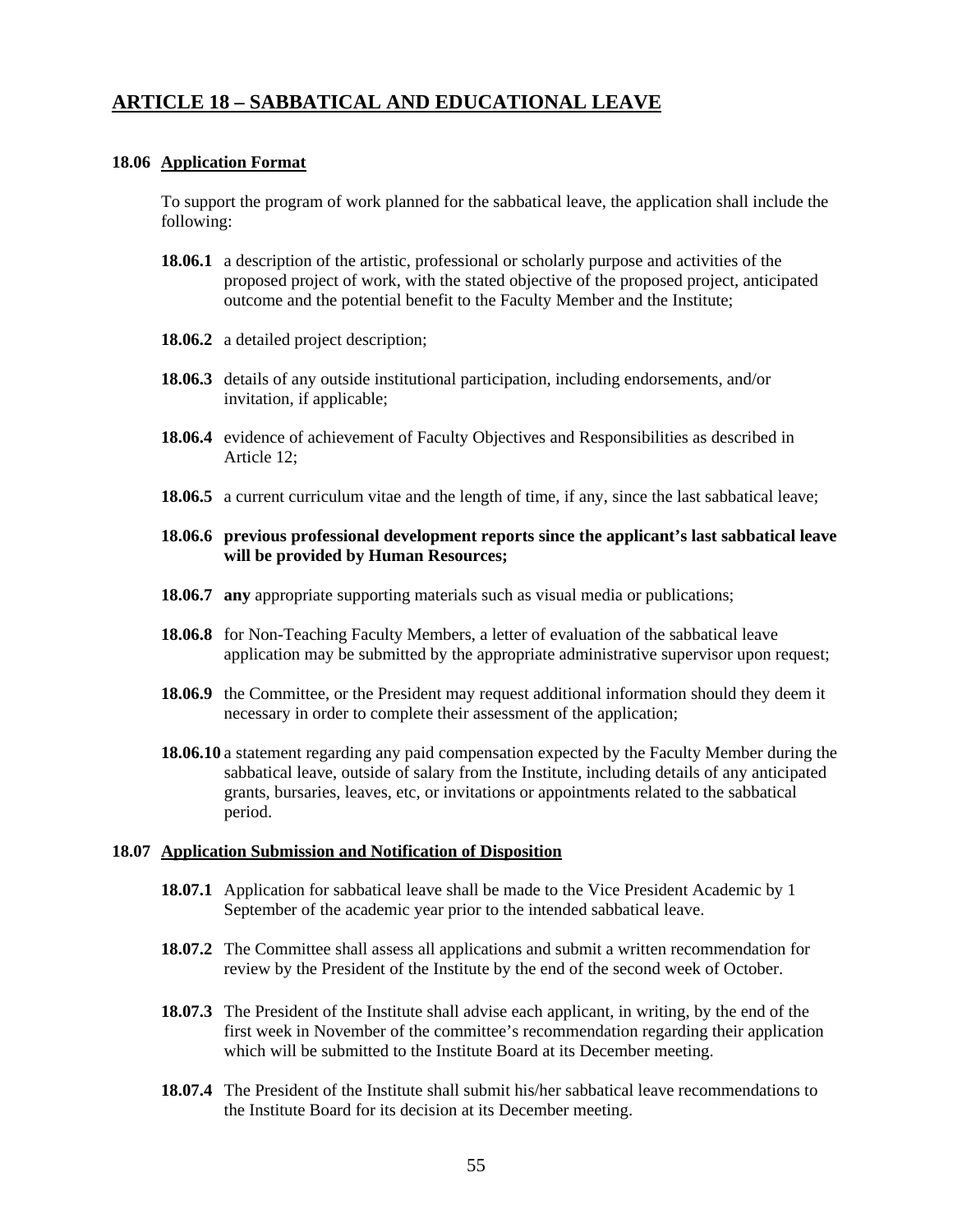## ARTICLE 18 – SABBATICAL AND EDUCATIONAL LEAVE

### 18.06 Application Format

To support the program of work planned for the sabbatical leave, the application shall include the following:

**18.06.1** a description of the artistic, professional or scholarly purpose and activities of the proposed project of work, with the stated objective of the proposed project, anticipated outcome and the potential benefit to the Faculty Member and the Institute;

**18.06.2** a detailed project description;

**18.06.3** details of any outside institutional participation, including endorsements, and/or invitation, if applicable;

**18.06.4** evidence of achievement of Faculty Objectives and Responsibilities as described in Article 12;

**18.06.5** a current curriculum vitae and the length of time, if any, since the last sabbatical leave;

**18.06.6 previous professional development reports since the applicant's last sabbatical leave will be provided by Human Resources;**

**18.06.7 any** appropriate supporting materials such as visual media or publications;

**18.06.8** for Non-Teaching Faculty Members, a letter of evaluation of the sabbatical leave application may be submitted by the appropriate administrative supervisor upon request;

**18.06.9** the Committee, or the President may request additional information should they deem it necessary in order to complete their assessment of the application;

**18.06.10** a statement regarding any paid compensation expected by the Faculty Member during the sabbatical leave, outside of salary from the Institute, including details of any anticipated grants, bursaries, leaves, etc, or invitations or appointments related to the sabbatical period.

### 18.07 Application Submission and Notification of Disposition

**18.07.1** Application for sabbatical leave shall be made to the Vice President Academic by 1 September of the academic year prior to the intended sabbatical leave.

**18.07.2** The Committee shall assess all applications and submit a written recommendation for review by the President of the Institute by the end of the second week of October.

**18.07.3** The President of the Institute shall advise each applicant, in writing, by the end of the first week in November of the committee's recommendation regarding their application which will be submitted to the Institute Board at its December meeting.

**18.07.4** The President of the Institute shall submit his/her sabbatical leave recommendations to the Institute Board for its decision at its December meeting.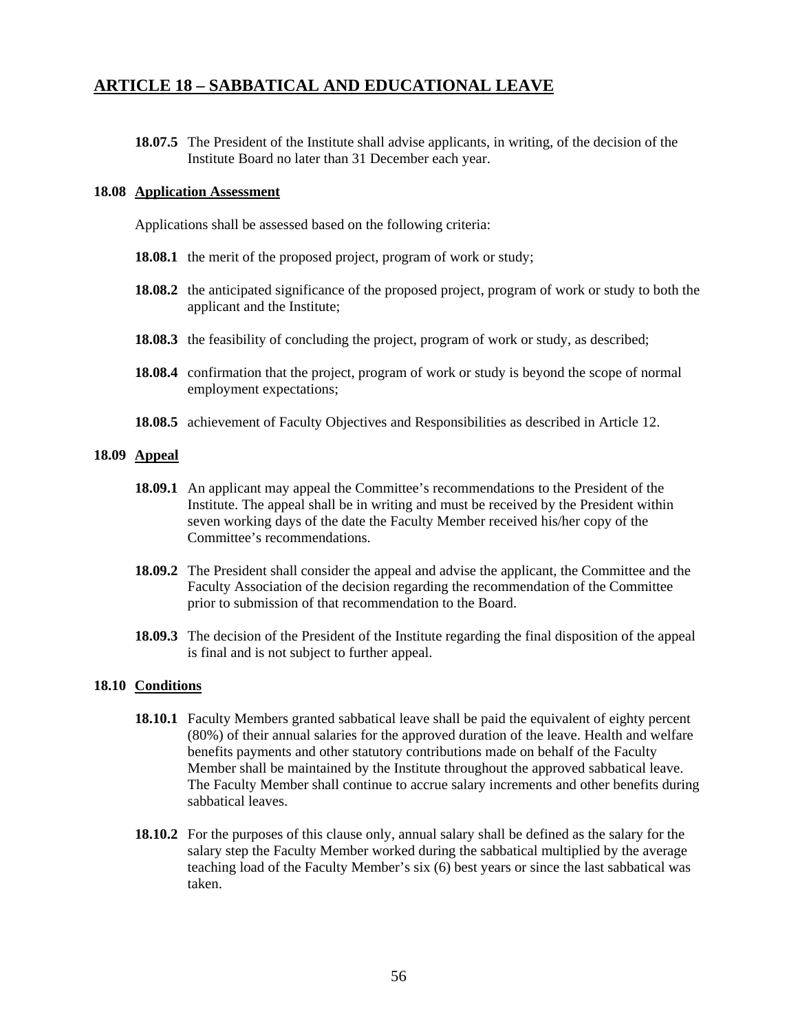## ARTICLE 18 – SABBATICAL AND EDUCATIONAL LEAVE

**18.07.5** The President of the Institute shall advise applicants, in writing, of the decision of the Institute Board no later than 31 December each year.

### 18.08 Application Assessment

Applications shall be assessed based on the following criteria:

**18.08.1** the merit of the proposed project, program of work or study;

**18.08.2** the anticipated significance of the proposed project, program of work or study to both the applicant and the Institute;

**18.08.3** the feasibility of concluding the project, program of work or study, as described;

**18.08.4** confirmation that the project, program of work or study is beyond the scope of normal employment expectations;

**18.08.5** achievement of Faculty Objectives and Responsibilities as described in Article 12.

### 18.09 Appeal

**18.09.1** An applicant may appeal the Committee's recommendations to the President of the Institute. The appeal shall be in writing and must be received by the President within seven working days of the date the Faculty Member received his/her copy of the Committee's recommendations.

**18.09.2** The President shall consider the appeal and advise the applicant, the Committee and the Faculty Association of the decision regarding the recommendation of the Committee prior to submission of that recommendation to the Board.

**18.09.3** The decision of the President of the Institute regarding the final disposition of the appeal is final and is not subject to further appeal.

### 18.10 Conditions

**18.10.1** Faculty Members granted sabbatical leave shall be paid the equivalent of eighty percent (80%) of their annual salaries for the approved duration of the leave. Health and welfare benefits payments and other statutory contributions made on behalf of the Faculty Member shall be maintained by the Institute throughout the approved sabbatical leave. The Faculty Member shall continue to accrue salary increments and other benefits during sabbatical leaves.

**18.10.2** For the purposes of this clause only, annual salary shall be defined as the salary for the salary step the Faculty Member worked during the sabbatical multiplied by the average teaching load of the Faculty Member's six (6) best years or since the last sabbatical was taken.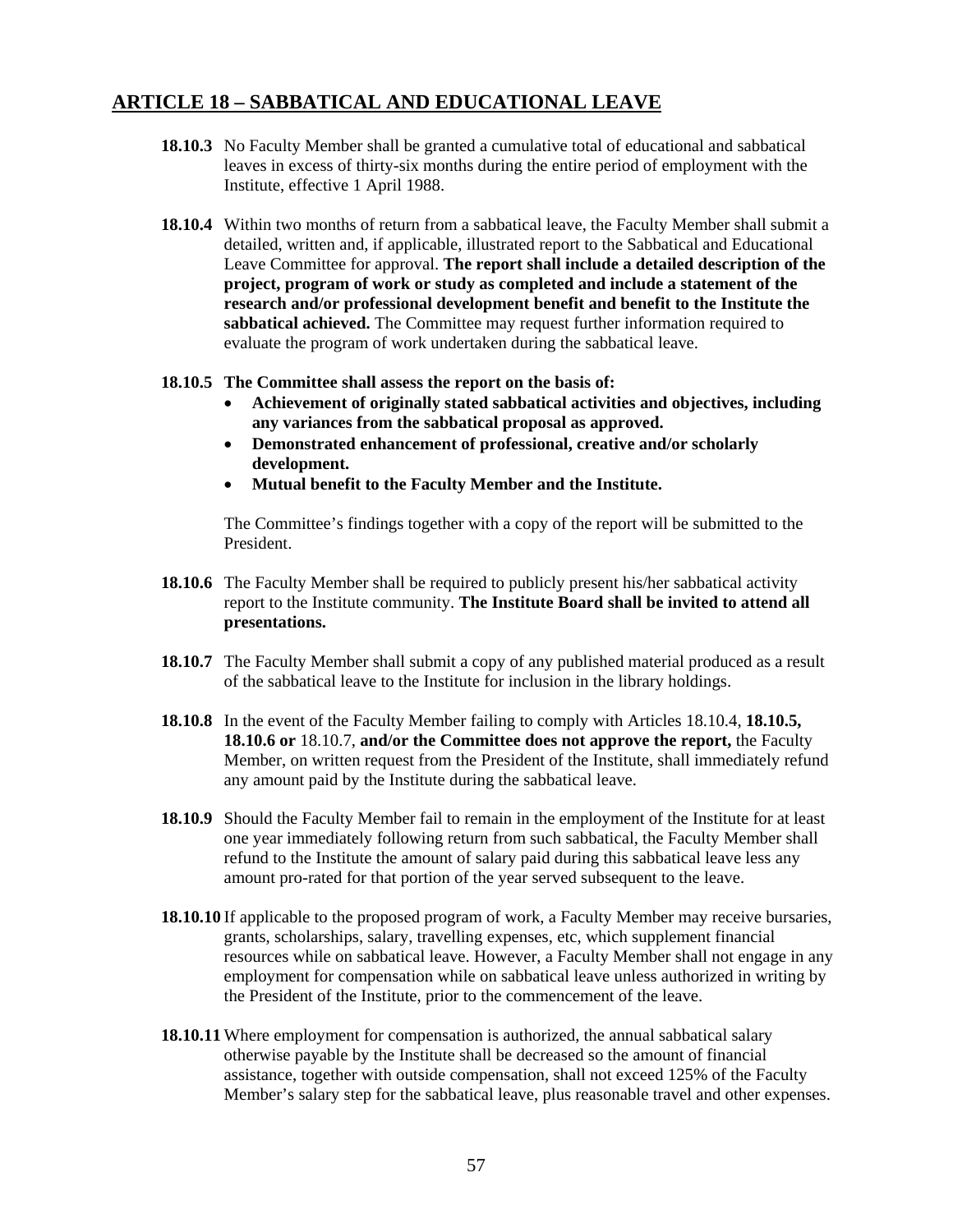## ARTICLE 18 – SABBATICAL AND EDUCATIONAL LEAVE

**18.10.3** No Faculty Member shall be granted a cumulative total of educational and sabbatical leaves in excess of thirty-six months during the entire period of employment with the Institute, effective 1 April 1988.

**18.10.4** Within two months of return from a sabbatical leave, the Faculty Member shall submit a detailed, written and, if applicable, illustrated report to the Sabbatical and Educational Leave Committee for approval. **The report shall include a detailed description of the project, program of work or study as completed and include a statement of the research and/or professional development benefit and benefit to the Institute the sabbatical achieved.** The Committee may request further information required to evaluate the program of work undertaken during the sabbatical leave.

**18.10.5 The Committee shall assess the report on the basis of:**

- **Achievement of originally stated sabbatical activities and objectives, including any variances from the sabbatical proposal as approved.**
- **Demonstrated enhancement of professional, creative and/or scholarly development.**
- **Mutual benefit to the Faculty Member and the Institute.**

The Committee's findings together with a copy of the report will be submitted to the President.

**18.10.6** The Faculty Member shall be required to publicly present his/her sabbatical activity report to the Institute community. **The Institute Board shall be invited to attend all presentations.**

**18.10.7** The Faculty Member shall submit a copy of any published material produced as a result of the sabbatical leave to the Institute for inclusion in the library holdings.

**18.10.8** In the event of the Faculty Member failing to comply with Articles 18.10.4, **18.10.5, 18.10.6 or** 18.10.7, **and/or the Committee does not approve the report,** the Faculty Member, on written request from the President of the Institute, shall immediately refund any amount paid by the Institute during the sabbatical leave.

**18.10.9** Should the Faculty Member fail to remain in the employment of the Institute for at least one year immediately following return from such sabbatical, the Faculty Member shall refund to the Institute the amount of salary paid during this sabbatical leave less any amount pro-rated for that portion of the year served subsequent to the leave.

**18.10.10** If applicable to the proposed program of work, a Faculty Member may receive bursaries, grants, scholarships, salary, travelling expenses, etc, which supplement financial resources while on sabbatical leave. However, a Faculty Member shall not engage in any employment for compensation while on sabbatical leave unless authorized in writing by the President of the Institute, prior to the commencement of the leave.

**18.10.11** Where employment for compensation is authorized, the annual sabbatical salary otherwise payable by the Institute shall be decreased so the amount of financial assistance, together with outside compensation, shall not exceed 125% of the Faculty Member's salary step for the sabbatical leave, plus reasonable travel and other expenses.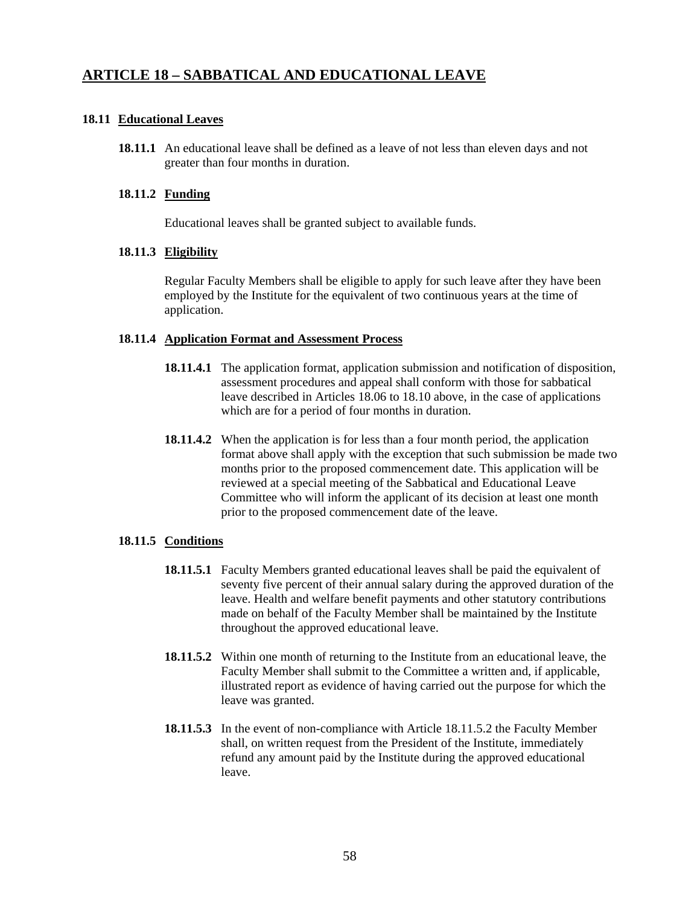## ARTICLE 18 – SABBATICAL AND EDUCATIONAL LEAVE

### 18.11 Educational Leaves

**18.11.1** An educational leave shall be defined as a leave of not less than eleven days and not greater than four months in duration.

**18.11.2 Funding**

Educational leaves shall be granted subject to available funds.

**18.11.3 Eligibility**

Regular Faculty Members shall be eligible to apply for such leave after they have been employed by the Institute for the equivalent of two continuous years at the time of application.

**18.11.4 Application Format and Assessment Process**

**18.11.4.1** The application format, application submission and notification of disposition, assessment procedures and appeal shall conform with those for sabbatical leave described in Articles 18.06 to 18.10 above, in the case of applications which are for a period of four months in duration.

**18.11.4.2** When the application is for less than a four month period, the application format above shall apply with the exception that such submission be made two months prior to the proposed commencement date. This application will be reviewed at a special meeting of the Sabbatical and Educational Leave Committee who will inform the applicant of its decision at least one month prior to the proposed commencement date of the leave.

**18.11.5 Conditions**

**18.11.5.1** Faculty Members granted educational leaves shall be paid the equivalent of seventy five percent of their annual salary during the approved duration of the leave. Health and welfare benefit payments and other statutory contributions made on behalf of the Faculty Member shall be maintained by the Institute throughout the approved educational leave.

**18.11.5.2** Within one month of returning to the Institute from an educational leave, the Faculty Member shall submit to the Committee a written and, if applicable, illustrated report as evidence of having carried out the purpose for which the leave was granted.

**18.11.5.3** In the event of non-compliance with Article 18.11.5.2 the Faculty Member shall, on written request from the President of the Institute, immediately refund any amount paid by the Institute during the approved educational leave.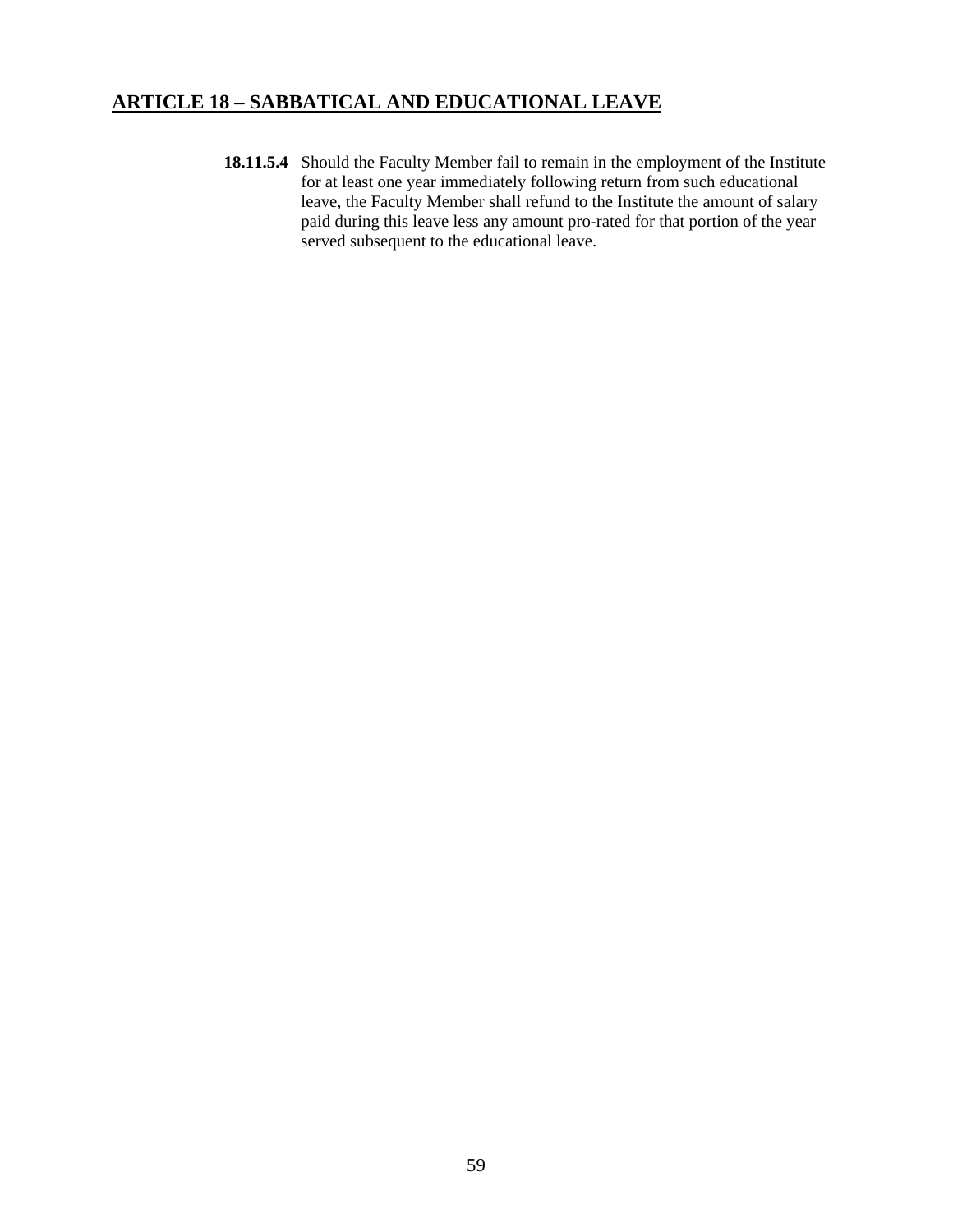## ARTICLE 18 – SABBATICAL AND EDUCATIONAL LEAVE

**18.11.5.4** Should the Faculty Member fail to remain in the employment of the Institute for at least one year immediately following return from such educational leave, the Faculty Member shall refund to the Institute the amount of salary paid during this leave less any amount pro-rated for that portion of the year served subsequent to the educational leave.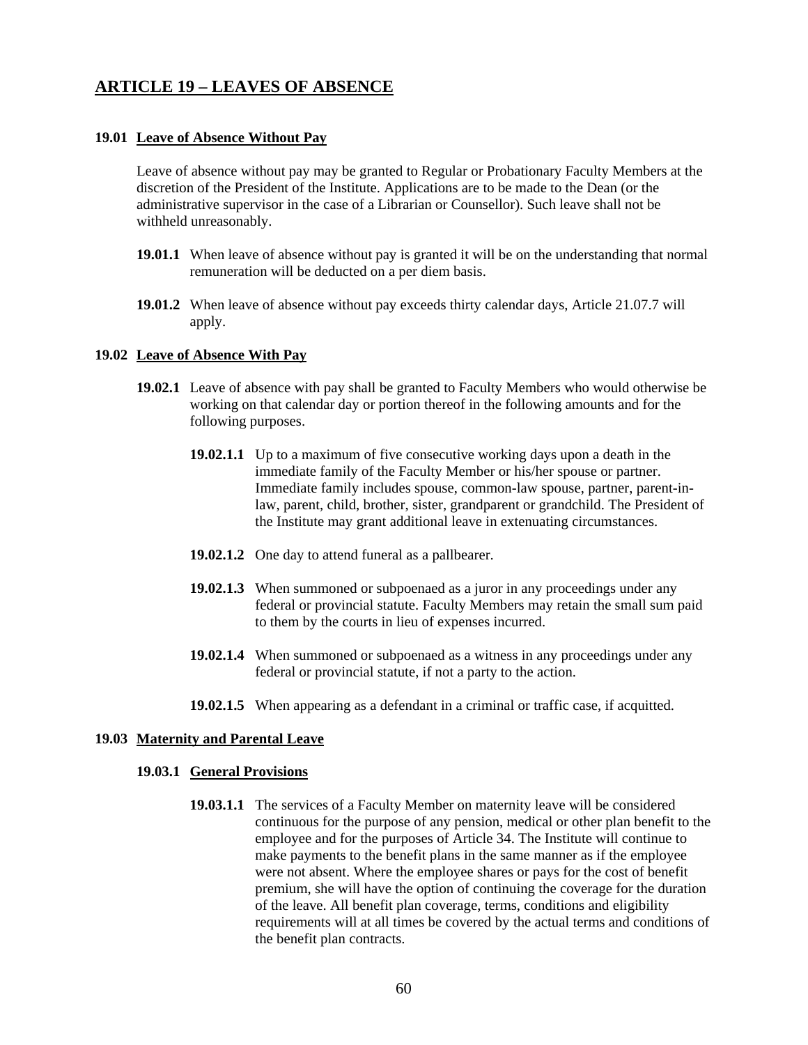## ARTICLE 19 – LEAVES OF ABSENCE

### 19.01 Leave of Absence Without Pay

Leave of absence without pay may be granted to Regular or Probationary Faculty Members at the discretion of the President of the Institute. Applications are to be made to the Dean (or the administrative supervisor in the case of a Librarian or Counsellor). Such leave shall not be withheld unreasonably.

**19.01.1** When leave of absence without pay is granted it will be on the understanding that normal remuneration will be deducted on a per diem basis.

**19.01.2** When leave of absence without pay exceeds thirty calendar days, Article 21.07.7 will apply.

### 19.02 Leave of Absence With Pay

**19.02.1** Leave of absence with pay shall be granted to Faculty Members who would otherwise be working on that calendar day or portion thereof in the following amounts and for the following purposes.

**19.02.1.1** Up to a maximum of five consecutive working days upon a death in the immediate family of the Faculty Member or his/her spouse or partner. Immediate family includes spouse, common-law spouse, partner, parent-in-law, parent, child, brother, sister, grandparent or grandchild. The President of the Institute may grant additional leave in extenuating circumstances.

**19.02.1.2** One day to attend funeral as a pallbearer.

**19.02.1.3** When summoned or subpoenaed as a juror in any proceedings under any federal or provincial statute. Faculty Members may retain the small sum paid to them by the courts in lieu of expenses incurred.

**19.02.1.4** When summoned or subpoenaed as a witness in any proceedings under any federal or provincial statute, if not a party to the action.

**19.02.1.5** When appearing as a defendant in a criminal or traffic case, if acquitted.

### 19.03 Maternity and Parental Leave

#### 19.03.1 General Provisions

**19.03.1.1** The services of a Faculty Member on maternity leave will be considered continuous for the purpose of any pension, medical or other plan benefit to the employee and for the purposes of Article 34. The Institute will continue to make payments to the benefit plans in the same manner as if the employee were not absent. Where the employee shares or pays for the cost of benefit premium, she will have the option of continuing the coverage for the duration of the leave. All benefit plan coverage, terms, conditions and eligibility requirements will at all times be covered by the actual terms and conditions of the benefit plan contracts.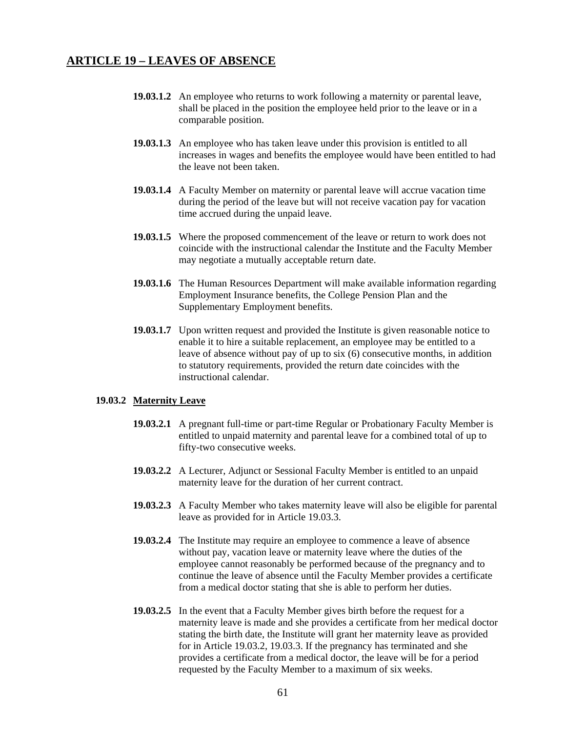## ARTICLE 19 – LEAVES OF ABSENCE

**19.03.1.2** An employee who returns to work following a maternity or parental leave, shall be placed in the position the employee held prior to the leave or in a comparable position.

**19.03.1.3** An employee who has taken leave under this provision is entitled to all increases in wages and benefits the employee would have been entitled to had the leave not been taken.

**19.03.1.4** A Faculty Member on maternity or parental leave will accrue vacation time during the period of the leave but will not receive vacation pay for vacation time accrued during the unpaid leave.

**19.03.1.5** Where the proposed commencement of the leave or return to work does not coincide with the instructional calendar the Institute and the Faculty Member may negotiate a mutually acceptable return date.

**19.03.1.6** The Human Resources Department will make available information regarding Employment Insurance benefits, the College Pension Plan and the Supplementary Employment benefits.

**19.03.1.7** Upon written request and provided the Institute is given reasonable notice to enable it to hire a suitable replacement, an employee may be entitled to a leave of absence without pay of up to six (6) consecutive months, in addition to statutory requirements, provided the return date coincides with the instructional calendar.

### 19.03.2 Maternity Leave

**19.03.2.1** A pregnant full-time or part-time Regular or Probationary Faculty Member is entitled to unpaid maternity and parental leave for a combined total of up to fifty-two consecutive weeks.

**19.03.2.2** A Lecturer, Adjunct or Sessional Faculty Member is entitled to an unpaid maternity leave for the duration of her current contract.

**19.03.2.3** A Faculty Member who takes maternity leave will also be eligible for parental leave as provided for in Article 19.03.3.

**19.03.2.4** The Institute may require an employee to commence a leave of absence without pay, vacation leave or maternity leave where the duties of the employee cannot reasonably be performed because of the pregnancy and to continue the leave of absence until the Faculty Member provides a certificate from a medical doctor stating that she is able to perform her duties.

**19.03.2.5** In the event that a Faculty Member gives birth before the request for a maternity leave is made and she provides a certificate from her medical doctor stating the birth date, the Institute will grant her maternity leave as provided for in Article 19.03.2, 19.03.3. If the pregnancy has terminated and she provides a certificate from a medical doctor, the leave will be for a period requested by the Faculty Member to a maximum of six weeks.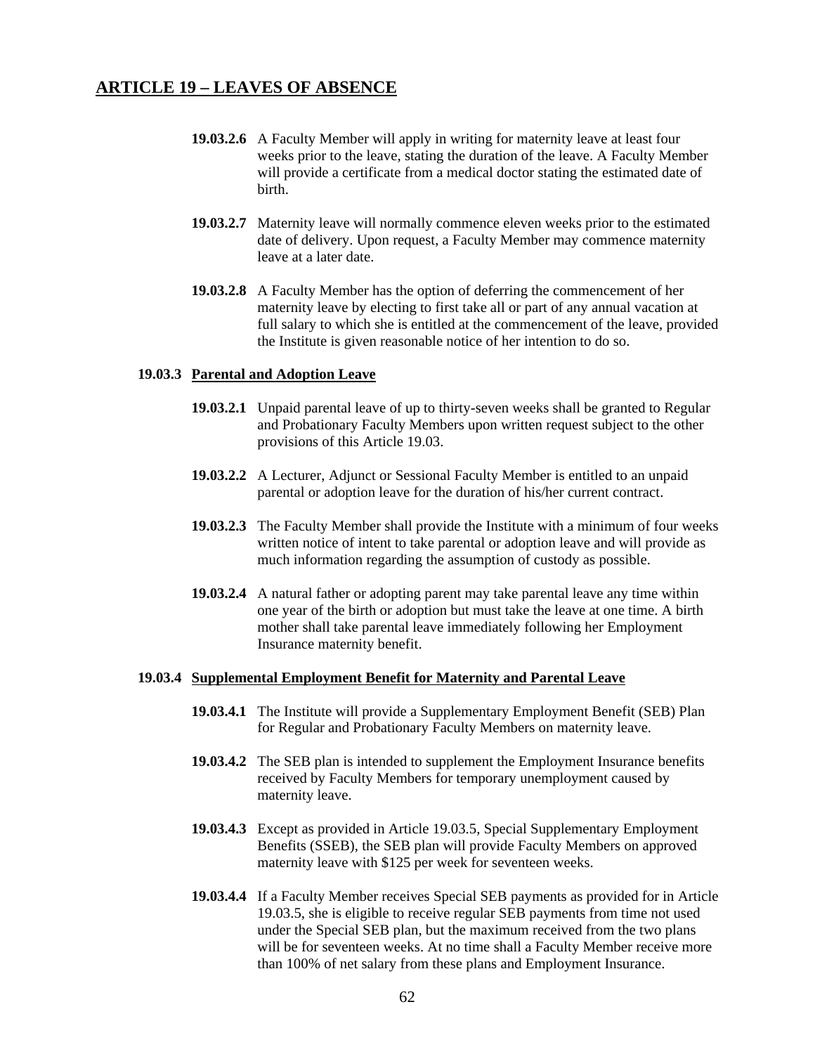## ARTICLE 19 – LEAVES OF ABSENCE

**19.03.2.6** A Faculty Member will apply in writing for maternity leave at least four weeks prior to the leave, stating the duration of the leave. A Faculty Member will provide a certificate from a medical doctor stating the estimated date of birth.

**19.03.2.7** Maternity leave will normally commence eleven weeks prior to the estimated date of delivery. Upon request, a Faculty Member may commence maternity leave at a later date.

**19.03.2.8** A Faculty Member has the option of deferring the commencement of her maternity leave by electing to first take all or part of any annual vacation at full salary to which she is entitled at the commencement of the leave, provided the Institute is given reasonable notice of her intention to do so.

### 19.03.3 Parental and Adoption Leave

**19.03.2.1** Unpaid parental leave of up to thirty-seven weeks shall be granted to Regular and Probationary Faculty Members upon written request subject to the other provisions of this Article 19.03.

**19.03.2.2** A Lecturer, Adjunct or Sessional Faculty Member is entitled to an unpaid parental or adoption leave for the duration of his/her current contract.

**19.03.2.3** The Faculty Member shall provide the Institute with a minimum of four weeks written notice of intent to take parental or adoption leave and will provide as much information regarding the assumption of custody as possible.

**19.03.2.4** A natural father or adopting parent may take parental leave any time within one year of the birth or adoption but must take the leave at one time. A birth mother shall take parental leave immediately following her Employment Insurance maternity benefit.

### 19.03.4 Supplemental Employment Benefit for Maternity and Parental Leave

**19.03.4.1** The Institute will provide a Supplementary Employment Benefit (SEB) Plan for Regular and Probationary Faculty Members on maternity leave.

**19.03.4.2** The SEB plan is intended to supplement the Employment Insurance benefits received by Faculty Members for temporary unemployment caused by maternity leave.

**19.03.4.3** Except as provided in Article 19.03.5, Special Supplementary Employment Benefits (SSEB), the SEB plan will provide Faculty Members on approved maternity leave with $125 per week for seventeen weeks.

**19.03.4.4** If a Faculty Member receives Special SEB payments as provided for in Article 19.03.5, she is eligible to receive regular SEB payments from time not used under the Special SEB plan, but the maximum received from the two plans will be for seventeen weeks. At no time shall a Faculty Member receive more than 100% of net salary from these plans and Employment Insurance.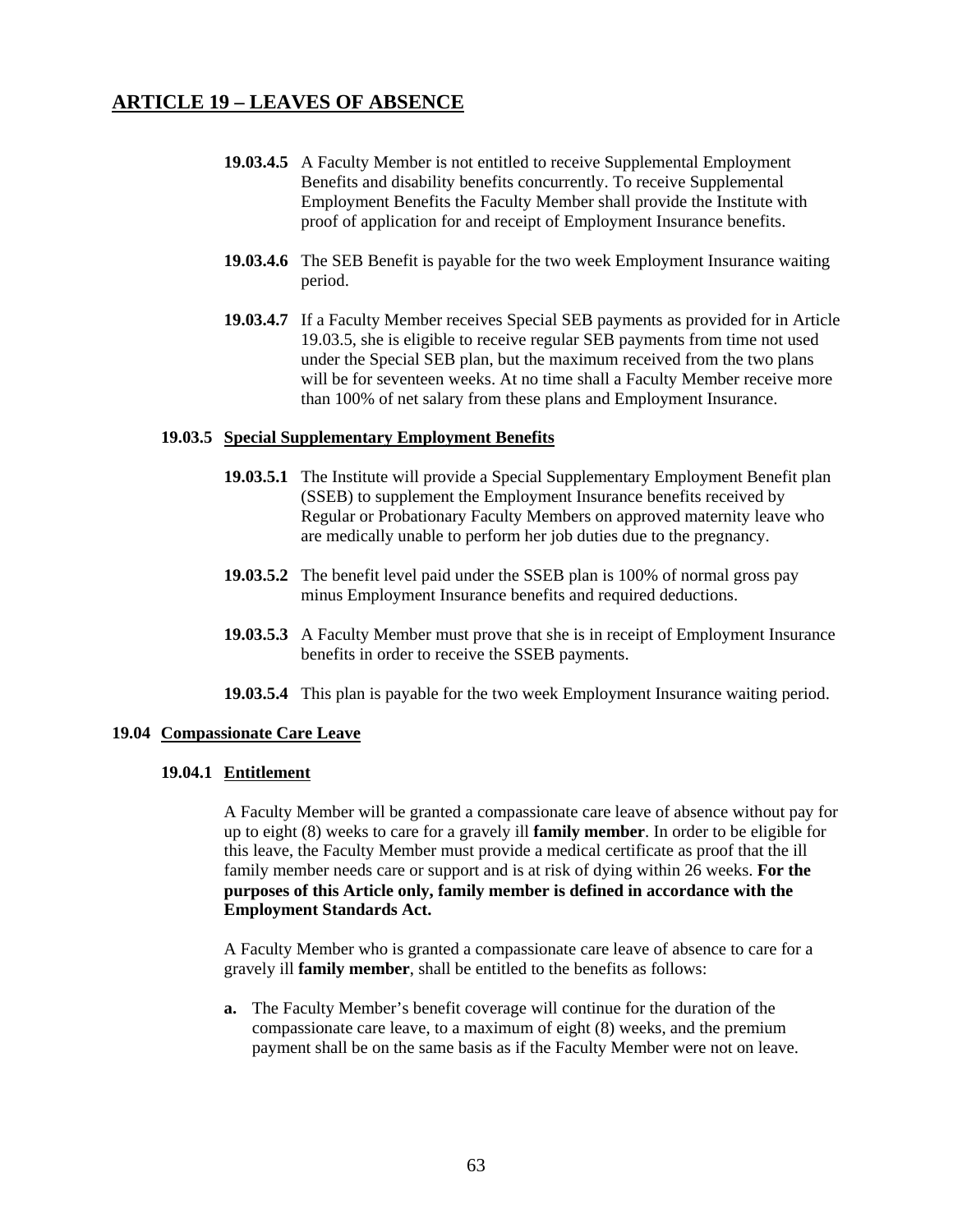## ARTICLE 19 – LEAVES OF ABSENCE

**19.03.4.5** A Faculty Member is not entitled to receive Supplemental Employment Benefits and disability benefits concurrently. To receive Supplemental Employment Benefits the Faculty Member shall provide the Institute with proof of application for and receipt of Employment Insurance benefits.

**19.03.4.6** The SEB Benefit is payable for the two week Employment Insurance waiting period.

**19.03.4.7** If a Faculty Member receives Special SEB payments as provided for in Article 19.03.5, she is eligible to receive regular SEB payments from time not used under the Special SEB plan, but the maximum received from the two plans will be for seventeen weeks. At no time shall a Faculty Member receive more than 100% of net salary from these plans and Employment Insurance.

### 19.03.5 Special Supplementary Employment Benefits

**19.03.5.1** The Institute will provide a Special Supplementary Employment Benefit plan (SSEB) to supplement the Employment Insurance benefits received by Regular or Probationary Faculty Members on approved maternity leave who are medically unable to perform her job duties due to the pregnancy.

**19.03.5.2** The benefit level paid under the SSEB plan is 100% of normal gross pay minus Employment Insurance benefits and required deductions.

**19.03.5.3** A Faculty Member must prove that she is in receipt of Employment Insurance benefits in order to receive the SSEB payments.

**19.03.5.4** This plan is payable for the two week Employment Insurance waiting period.

## 19.04 Compassionate Care Leave

### 19.04.1 Entitlement

A Faculty Member will be granted a compassionate care leave of absence without pay for up to eight (8) weeks to care for a gravely ill **family member**. In order to be eligible for this leave, the Faculty Member must provide a medical certificate as proof that the ill family member needs care or support and is at risk of dying within 26 weeks. **For the purposes of this Article only, family member is defined in accordance with the Employment Standards Act.**

A Faculty Member who is granted a compassionate care leave of absence to care for a gravely ill **family member**, shall be entitled to the benefits as follows:

**a.** The Faculty Member's benefit coverage will continue for the duration of the compassionate care leave, to a maximum of eight (8) weeks, and the premium payment shall be on the same basis as if the Faculty Member were not on leave.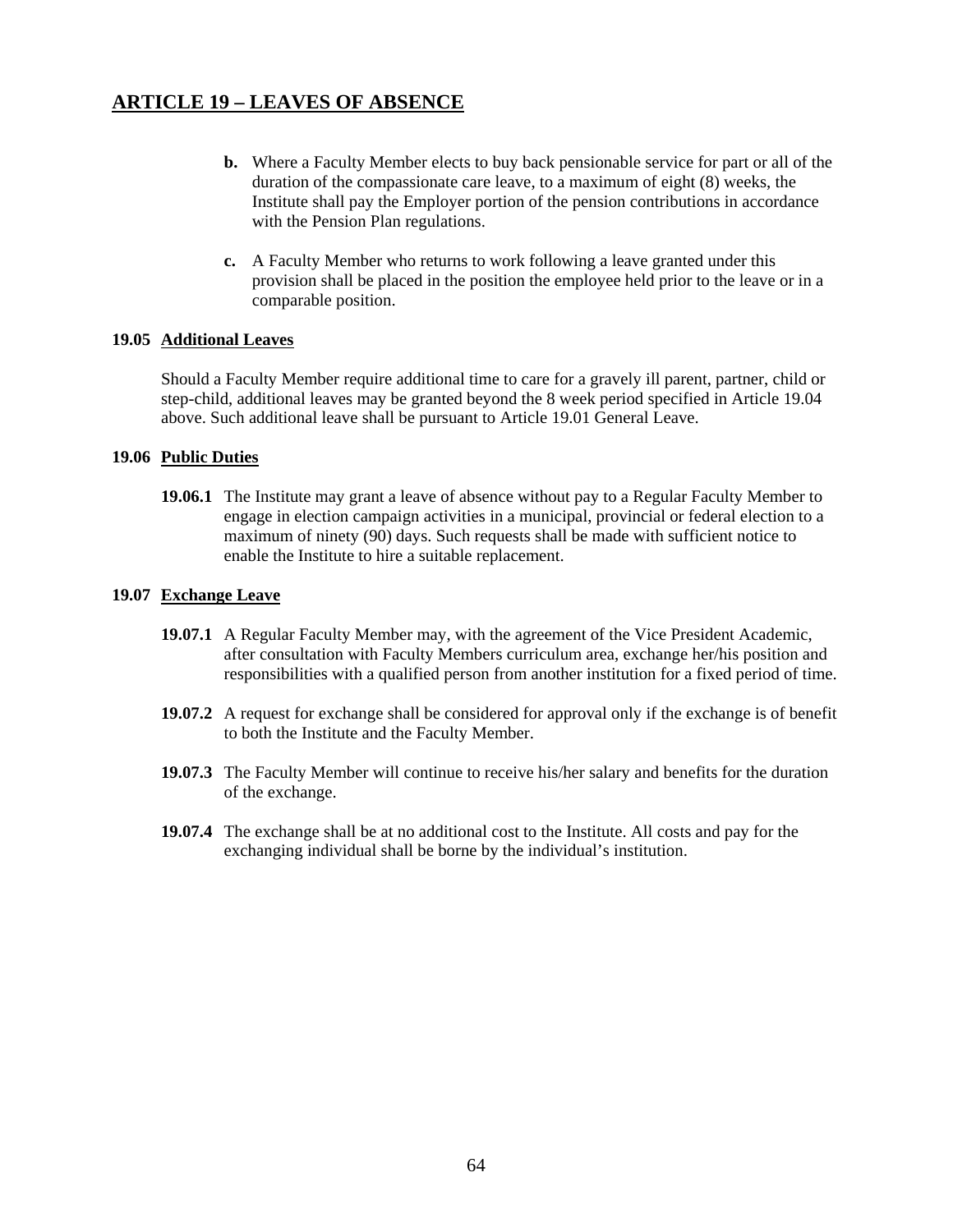## ARTICLE 19 – LEAVES OF ABSENCE

**b.** Where a Faculty Member elects to buy back pensionable service for part or all of the duration of the compassionate care leave, to a maximum of eight (8) weeks, the Institute shall pay the Employer portion of the pension contributions in accordance with the Pension Plan regulations.

**c.** A Faculty Member who returns to work following a leave granted under this provision shall be placed in the position the employee held prior to the leave or in a comparable position.

### 19.05 Additional Leaves

Should a Faculty Member require additional time to care for a gravely ill parent, partner, child or step-child, additional leaves may be granted beyond the 8 week period specified in Article 19.04 above. Such additional leave shall be pursuant to Article 19.01 General Leave.

### 19.06 Public Duties

**19.06.1** The Institute may grant a leave of absence without pay to a Regular Faculty Member to engage in election campaign activities in a municipal, provincial or federal election to a maximum of ninety (90) days. Such requests shall be made with sufficient notice to enable the Institute to hire a suitable replacement.

### 19.07 Exchange Leave

**19.07.1** A Regular Faculty Member may, with the agreement of the Vice President Academic, after consultation with Faculty Members curriculum area, exchange her/his position and responsibilities with a qualified person from another institution for a fixed period of time.

**19.07.2** A request for exchange shall be considered for approval only if the exchange is of benefit to both the Institute and the Faculty Member.

**19.07.3** The Faculty Member will continue to receive his/her salary and benefits for the duration of the exchange.

**19.07.4** The exchange shall be at no additional cost to the Institute. All costs and pay for the exchanging individual shall be borne by the individual's institution.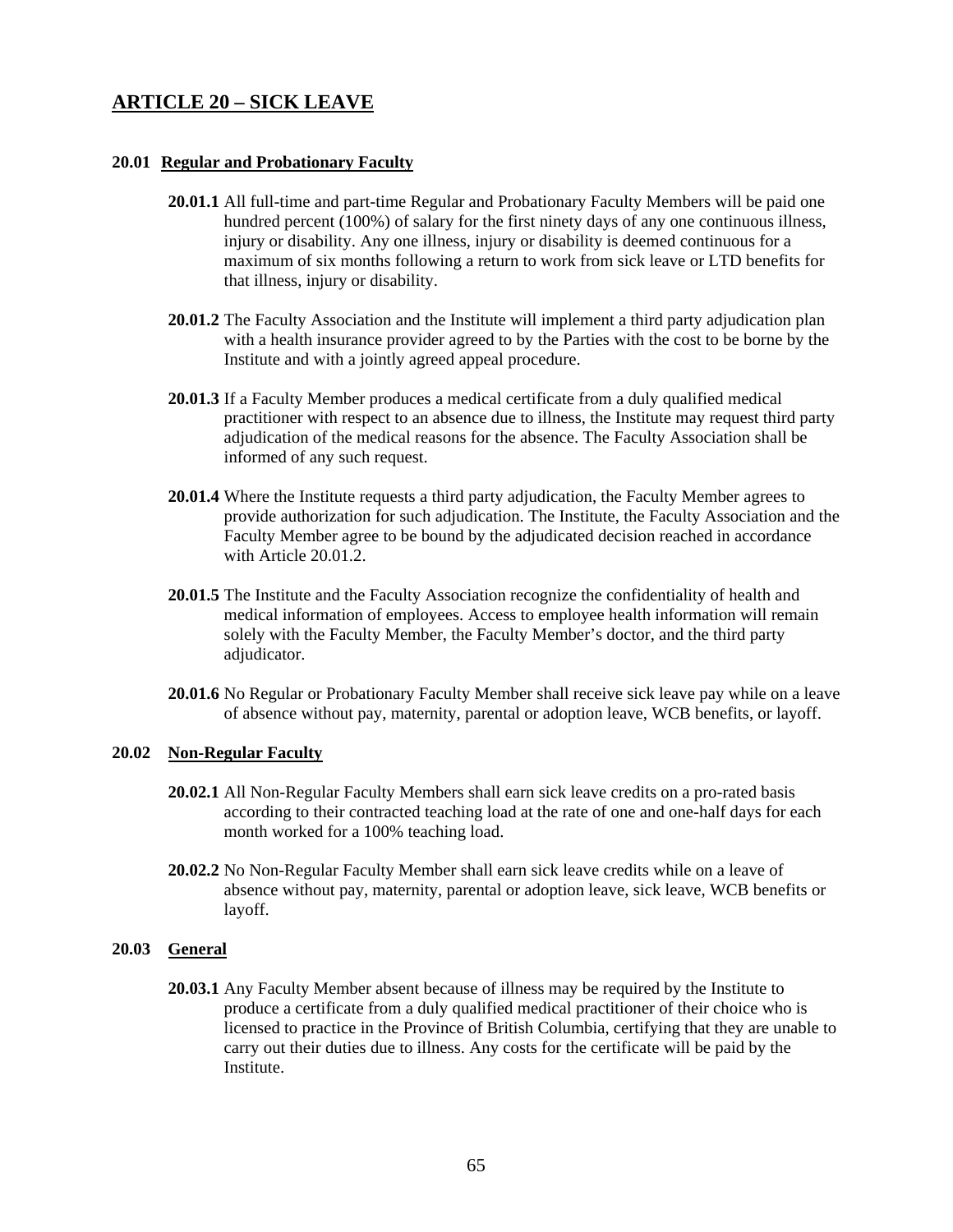## ARTICLE 20 – SICK LEAVE

### 20.01 Regular and Probationary Faculty

**20.01.1** All full-time and part-time Regular and Probationary Faculty Members will be paid one hundred percent (100%) of salary for the first ninety days of any one continuous illness, injury or disability. Any one illness, injury or disability is deemed continuous for a maximum of six months following a return to work from sick leave or LTD benefits for that illness, injury or disability.

**20.01.2** The Faculty Association and the Institute will implement a third party adjudication plan with a health insurance provider agreed to by the Parties with the cost to be borne by the Institute and with a jointly agreed appeal procedure.

**20.01.3** If a Faculty Member produces a medical certificate from a duly qualified medical practitioner with respect to an absence due to illness, the Institute may request third party adjudication of the medical reasons for the absence. The Faculty Association shall be informed of any such request.

**20.01.4** Where the Institute requests a third party adjudication, the Faculty Member agrees to provide authorization for such adjudication. The Institute, the Faculty Association and the Faculty Member agree to be bound by the adjudicated decision reached in accordance with Article 20.01.2.

**20.01.5** The Institute and the Faculty Association recognize the confidentiality of health and medical information of employees. Access to employee health information will remain solely with the Faculty Member, the Faculty Member's doctor, and the third party adjudicator.

**20.01.6** No Regular or Probationary Faculty Member shall receive sick leave pay while on a leave of absence without pay, maternity, parental or adoption leave, WCB benefits, or layoff.

### 20.02 Non-Regular Faculty

**20.02.1** All Non-Regular Faculty Members shall earn sick leave credits on a pro-rated basis according to their contracted teaching load at the rate of one and one-half days for each month worked for a 100% teaching load.

**20.02.2** No Non-Regular Faculty Member shall earn sick leave credits while on a leave of absence without pay, maternity, parental or adoption leave, sick leave, WCB benefits or layoff.

### 20.03 General

**20.03.1** Any Faculty Member absent because of illness may be required by the Institute to produce a certificate from a duly qualified medical practitioner of their choice who is licensed to practice in the Province of British Columbia, certifying that they are unable to carry out their duties due to illness. Any costs for the certificate will be paid by the Institute.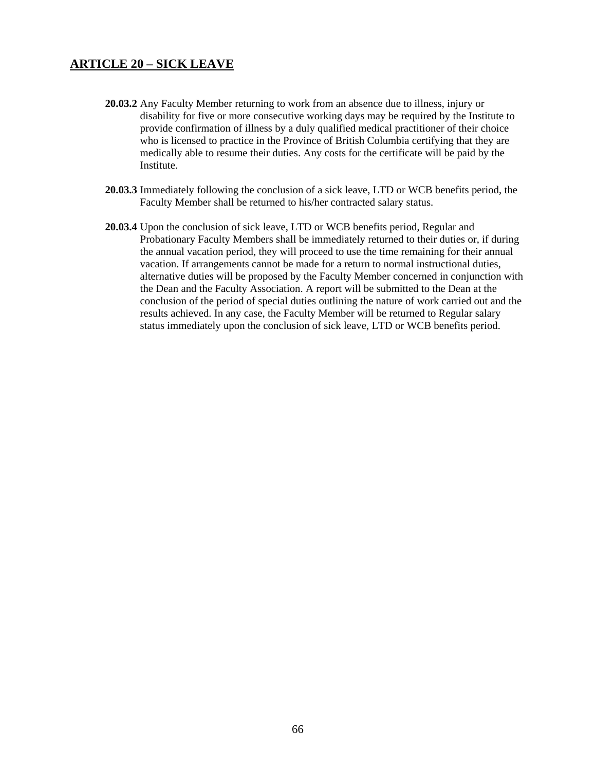## ARTICLE 20 – SICK LEAVE

**20.03.2** Any Faculty Member returning to work from an absence due to illness, injury or disability for five or more consecutive working days may be required by the Institute to provide confirmation of illness by a duly qualified medical practitioner of their choice who is licensed to practice in the Province of British Columbia certifying that they are medically able to resume their duties. Any costs for the certificate will be paid by the Institute.

**20.03.3** Immediately following the conclusion of a sick leave, LTD or WCB benefits period, the Faculty Member shall be returned to his/her contracted salary status.

**20.03.4** Upon the conclusion of sick leave, LTD or WCB benefits period, Regular and Probationary Faculty Members shall be immediately returned to their duties or, if during the annual vacation period, they will proceed to use the time remaining for their annual vacation. If arrangements cannot be made for a return to normal instructional duties, alternative duties will be proposed by the Faculty Member concerned in conjunction with the Dean and the Faculty Association. A report will be submitted to the Dean at the conclusion of the period of special duties outlining the nature of work carried out and the results achieved. In any case, the Faculty Member will be returned to Regular salary status immediately upon the conclusion of sick leave, LTD or WCB benefits period.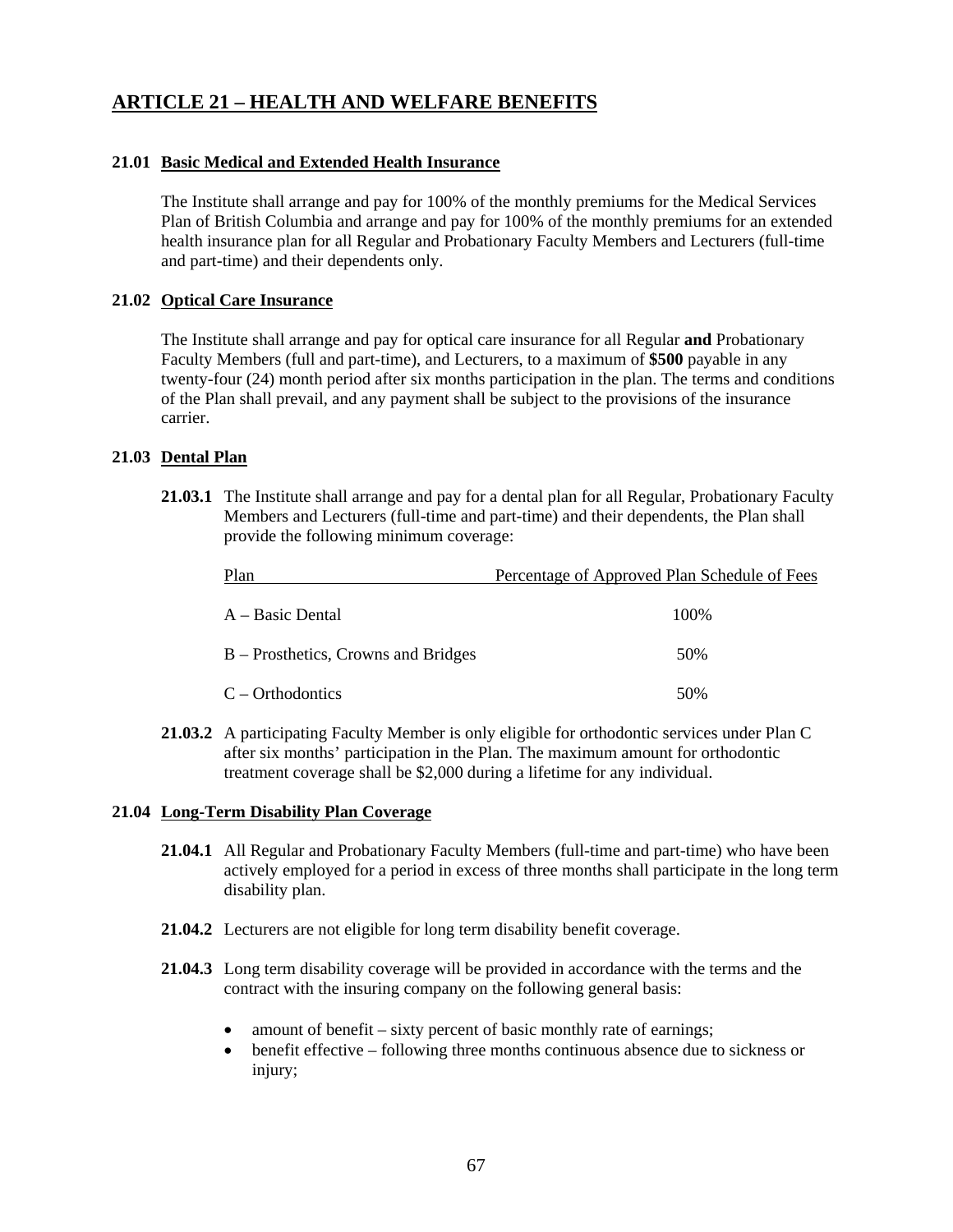## ARTICLE 21 – HEALTH AND WELFARE BENEFITS

### 21.01 Basic Medical and Extended Health Insurance

The Institute shall arrange and pay for 100% of the monthly premiums for the Medical Services Plan of British Columbia and arrange and pay for 100% of the monthly premiums for an extended health insurance plan for all Regular and Probationary Faculty Members and Lecturers (full-time and part-time) and their dependents only.

### 21.02 Optical Care Insurance

The Institute shall arrange and pay for optical care insurance for all Regular **and** Probationary Faculty Members (full and part-time), and Lecturers, to a maximum of **$500** payable in any twenty-four (24) month period after six months participation in the plan. The terms and conditions of the Plan shall prevail, and any payment shall be subject to the provisions of the insurance carrier.

### 21.03 Dental Plan

**21.03.1** The Institute shall arrange and pay for a dental plan for all Regular, Probationary Faculty Members and Lecturers (full-time and part-time) and their dependents, the Plan shall provide the following minimum coverage:

| Plan | Percentage of Approved Plan Schedule of Fees |
|---|---|
| A – Basic Dental | 100% |
| B – Prosthetics, Crowns and Bridges | 50% |
| C – Orthodontics | 50% |

**21.03.2** A participating Faculty Member is only eligible for orthodontic services under Plan C after six months' participation in the Plan. The maximum amount for orthodontic treatment coverage shall be $2,000 during a lifetime for any individual.

### 21.04 Long-Term Disability Plan Coverage

**21.04.1** All Regular and Probationary Faculty Members (full-time and part-time) who have been actively employed for a period in excess of three months shall participate in the long term disability plan.

**21.04.2** Lecturers are not eligible for long term disability benefit coverage.

**21.04.3** Long term disability coverage will be provided in accordance with the terms and the contract with the insuring company on the following general basis:

- amount of benefit – sixty percent of basic monthly rate of earnings;
- benefit effective – following three months continuous absence due to sickness or injury;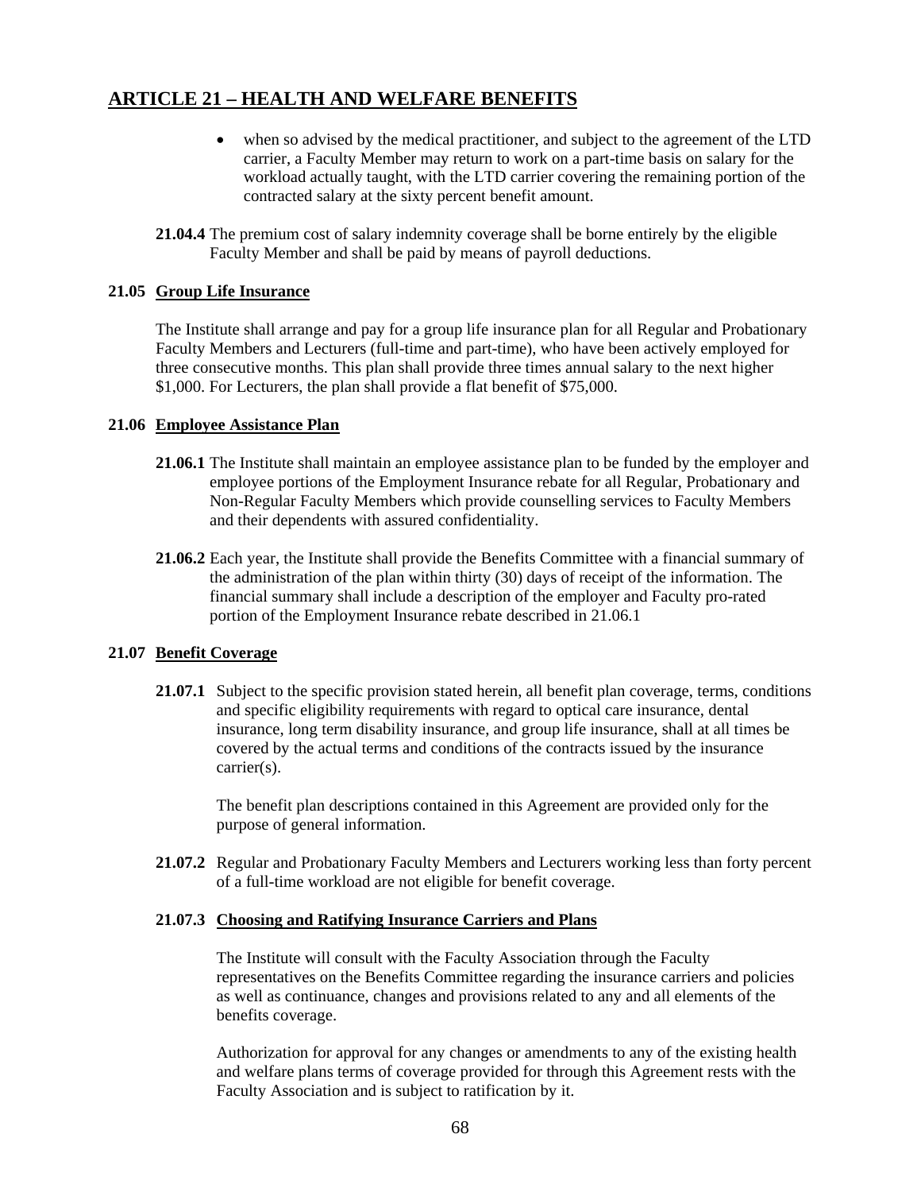## ARTICLE 21 – HEALTH AND WELFARE BENEFITS

- when so advised by the medical practitioner, and subject to the agreement of the LTD carrier, a Faculty Member may return to work on a part-time basis on salary for the workload actually taught, with the LTD carrier covering the remaining portion of the contracted salary at the sixty percent benefit amount.

**21.04.4** The premium cost of salary indemnity coverage shall be borne entirely by the eligible Faculty Member and shall be paid by means of payroll deductions.

### 21.05 Group Life Insurance

The Institute shall arrange and pay for a group life insurance plan for all Regular and Probationary Faculty Members and Lecturers (full-time and part-time), who have been actively employed for three consecutive months. This plan shall provide three times annual salary to the next higher $1,000. For Lecturers, the plan shall provide a flat benefit of $75,000.

### 21.06 Employee Assistance Plan

**21.06.1** The Institute shall maintain an employee assistance plan to be funded by the employer and employee portions of the Employment Insurance rebate for all Regular, Probationary and Non-Regular Faculty Members which provide counselling services to Faculty Members and their dependents with assured confidentiality.

**21.06.2** Each year, the Institute shall provide the Benefits Committee with a financial summary of the administration of the plan within thirty (30) days of receipt of the information. The financial summary shall include a description of the employer and Faculty pro-rated portion of the Employment Insurance rebate described in 21.06.1

### 21.07 Benefit Coverage

**21.07.1** Subject to the specific provision stated herein, all benefit plan coverage, terms, conditions and specific eligibility requirements with regard to optical care insurance, dental insurance, long term disability insurance, and group life insurance, shall at all times be covered by the actual terms and conditions of the contracts issued by the insurance carrier(s).

The benefit plan descriptions contained in this Agreement are provided only for the purpose of general information.

**21.07.2** Regular and Probationary Faculty Members and Lecturers working less than forty percent of a full-time workload are not eligible for benefit coverage.

#### 21.07.3 Choosing and Ratifying Insurance Carriers and Plans

The Institute will consult with the Faculty Association through the Faculty representatives on the Benefits Committee regarding the insurance carriers and policies as well as continuance, changes and provisions related to any and all elements of the benefits coverage.

Authorization for approval for any changes or amendments to any of the existing health and welfare plans terms of coverage provided for through this Agreement rests with the Faculty Association and is subject to ratification by it.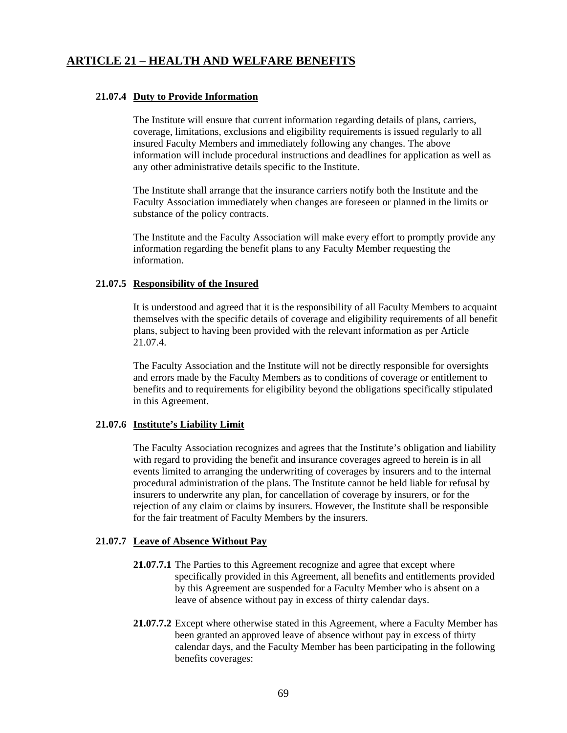## ARTICLE 21 – HEALTH AND WELFARE BENEFITS

### 21.07.4 Duty to Provide Information

The Institute will ensure that current information regarding details of plans, carriers, coverage, limitations, exclusions and eligibility requirements is issued regularly to all insured Faculty Members and immediately following any changes. The above information will include procedural instructions and deadlines for application as well as any other administrative details specific to the Institute.

The Institute shall arrange that the insurance carriers notify both the Institute and the Faculty Association immediately when changes are foreseen or planned in the limits or substance of the policy contracts.

The Institute and the Faculty Association will make every effort to promptly provide any information regarding the benefit plans to any Faculty Member requesting the information.

### 21.07.5 Responsibility of the Insured

It is understood and agreed that it is the responsibility of all Faculty Members to acquaint themselves with the specific details of coverage and eligibility requirements of all benefit plans, subject to having been provided with the relevant information as per Article 21.07.4.

The Faculty Association and the Institute will not be directly responsible for oversights and errors made by the Faculty Members as to conditions of coverage or entitlement to benefits and to requirements for eligibility beyond the obligations specifically stipulated in this Agreement.

### 21.07.6 Institute's Liability Limit

The Faculty Association recognizes and agrees that the Institute's obligation and liability with regard to providing the benefit and insurance coverages agreed to herein is in all events limited to arranging the underwriting of coverages by insurers and to the internal procedural administration of the plans. The Institute cannot be held liable for refusal by insurers to underwrite any plan, for cancellation of coverage by insurers, or for the rejection of any claim or claims by insurers. However, the Institute shall be responsible for the fair treatment of Faculty Members by the insurers.

### 21.07.7 Leave of Absence Without Pay

**21.07.7.1** The Parties to this Agreement recognize and agree that except where specifically provided in this Agreement, all benefits and entitlements provided by this Agreement are suspended for a Faculty Member who is absent on a leave of absence without pay in excess of thirty calendar days.

**21.07.7.2** Except where otherwise stated in this Agreement, where a Faculty Member has been granted an approved leave of absence without pay in excess of thirty calendar days, and the Faculty Member has been participating in the following benefits coverages: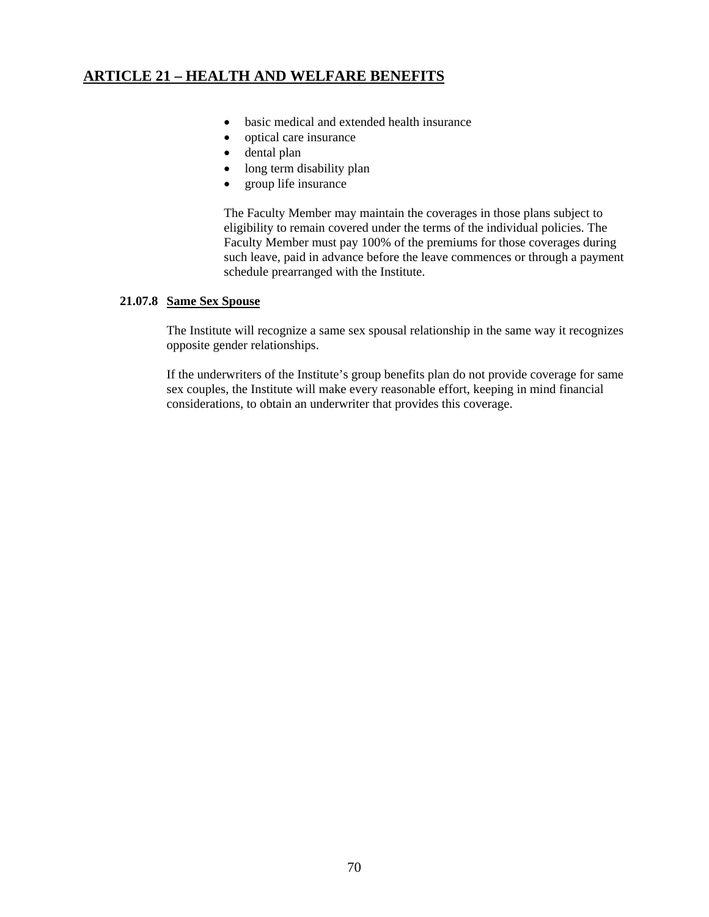## ARTICLE 21 – HEALTH AND WELFARE BENEFITS

- basic medical and extended health insurance
- optical care insurance
- dental plan
- long term disability plan
- group life insurance

The Faculty Member may maintain the coverages in those plans subject to eligibility to remain covered under the terms of the individual policies. The Faculty Member must pay 100% of the premiums for those coverages during such leave, paid in advance before the leave commences or through a payment schedule prearranged with the Institute.

**21.07.8 Same Sex Spouse**

The Institute will recognize a same sex spousal relationship in the same way it recognizes opposite gender relationships.

If the underwriters of the Institute's group benefits plan do not provide coverage for same sex couples, the Institute will make every reasonable effort, keeping in mind financial considerations, to obtain an underwriter that provides this coverage.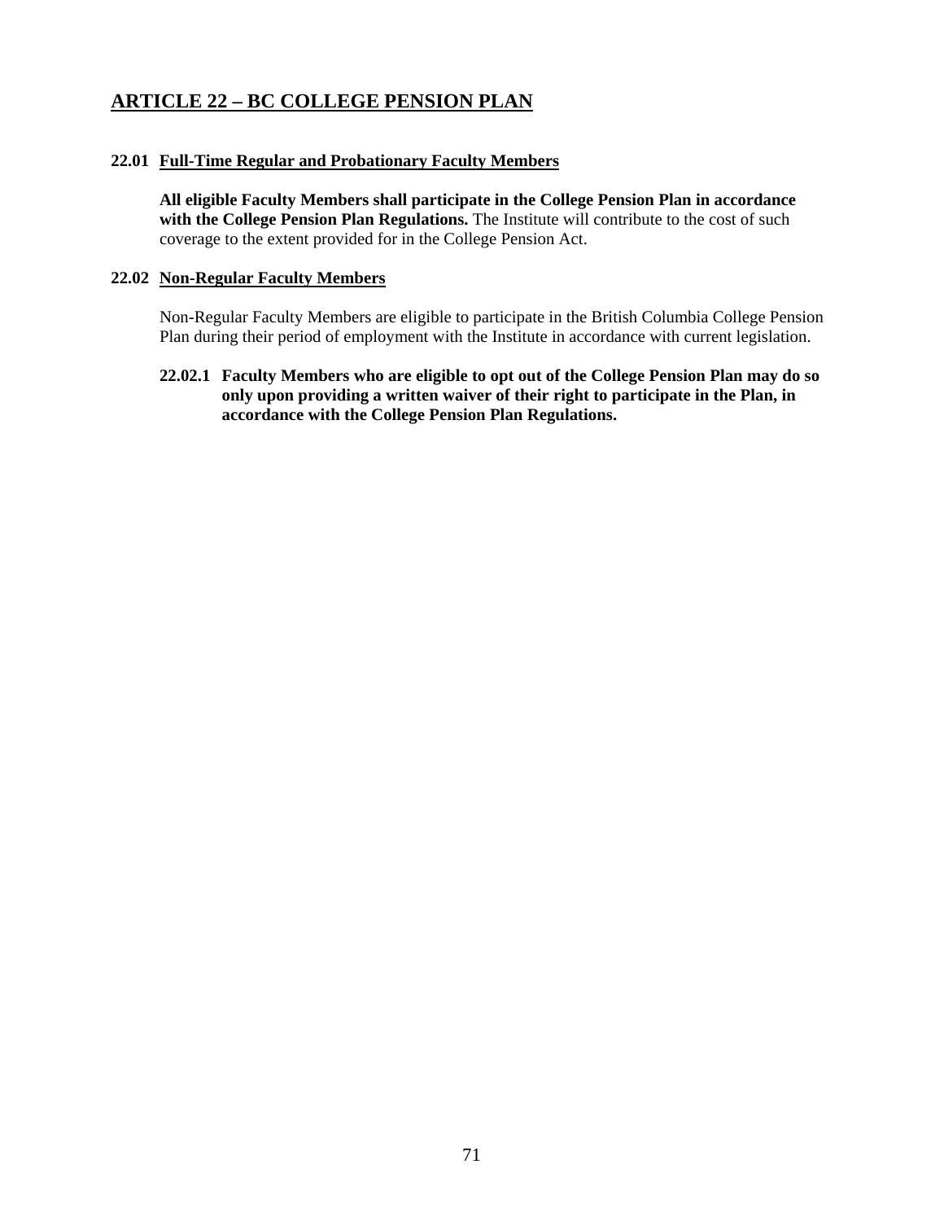## ARTICLE 22 – BC COLLEGE PENSION PLAN

### 22.01 Full-Time Regular and Probationary Faculty Members

**All eligible Faculty Members shall participate in the College Pension Plan in accordance with the College Pension Plan Regulations.** The Institute will contribute to the cost of such coverage to the extent provided for in the College Pension Act.

### 22.02 Non-Regular Faculty Members

Non-Regular Faculty Members are eligible to participate in the British Columbia College Pension Plan during their period of employment with the Institute in accordance with current legislation.

**22.02.1 Faculty Members who are eligible to opt out of the College Pension Plan may do so only upon providing a written waiver of their right to participate in the Plan, in accordance with the College Pension Plan Regulations.**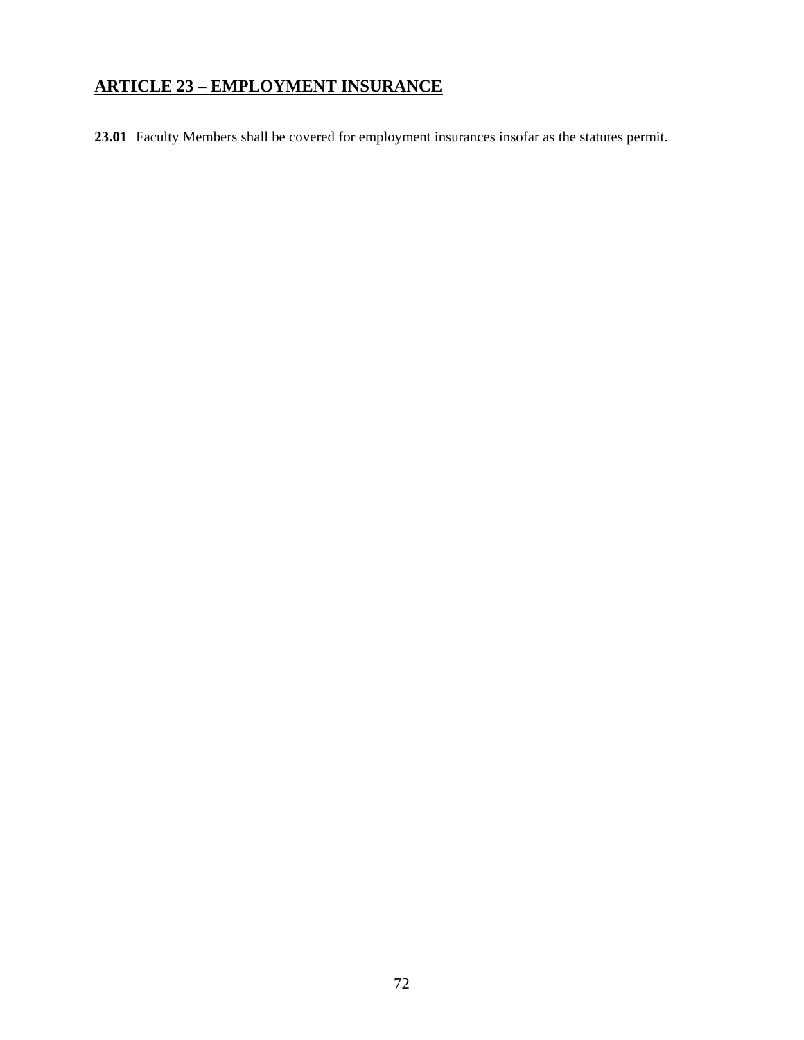## **ARTICLE 23 – EMPLOYMENT INSURANCE**

**23.01** Faculty Members shall be covered for employment insurances insofar as the statutes permit.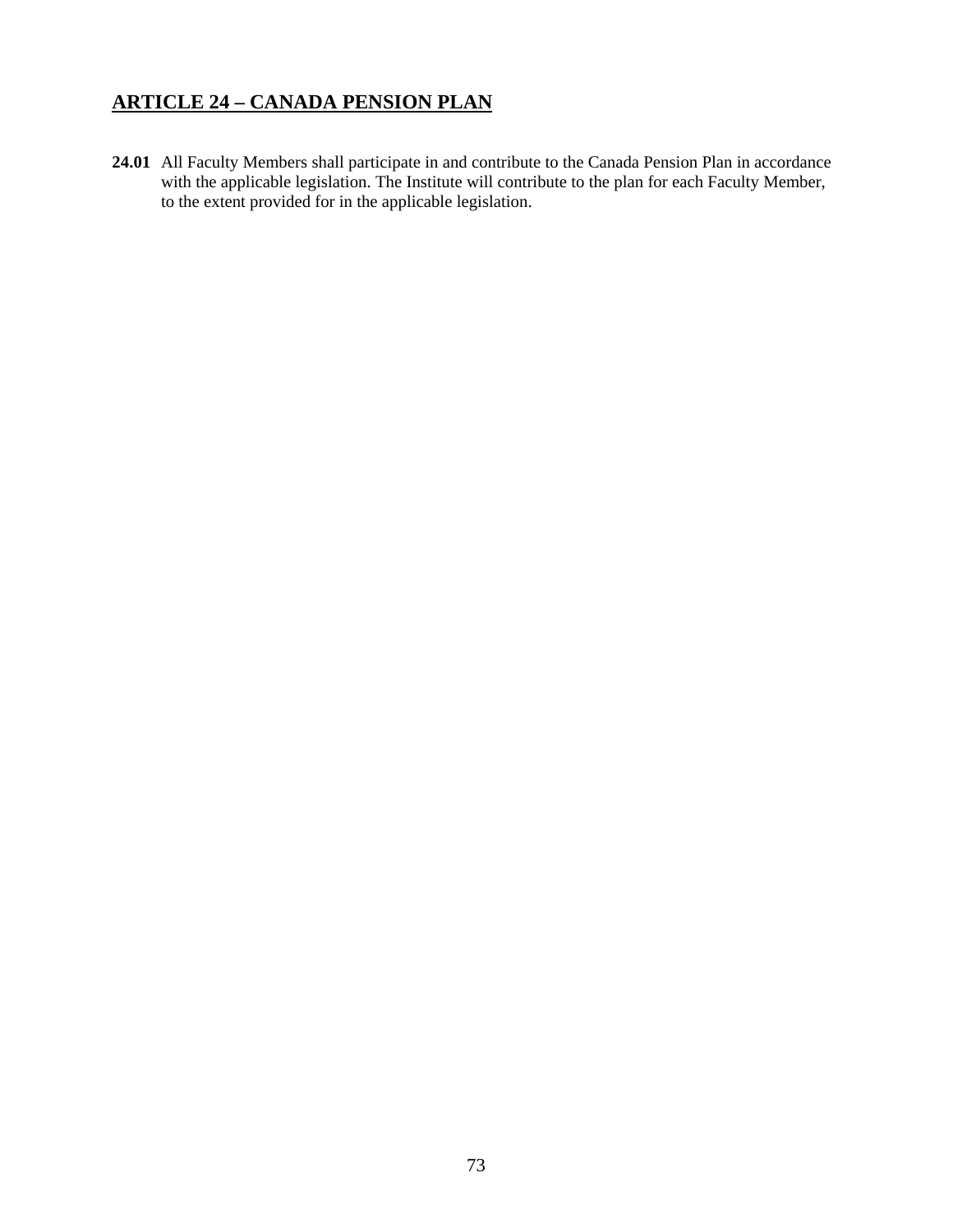## ARTICLE 24 – CANADA PENSION PLAN

**24.01** All Faculty Members shall participate in and contribute to the Canada Pension Plan in accordance with the applicable legislation. The Institute will contribute to the plan for each Faculty Member, to the extent provided for in the applicable legislation.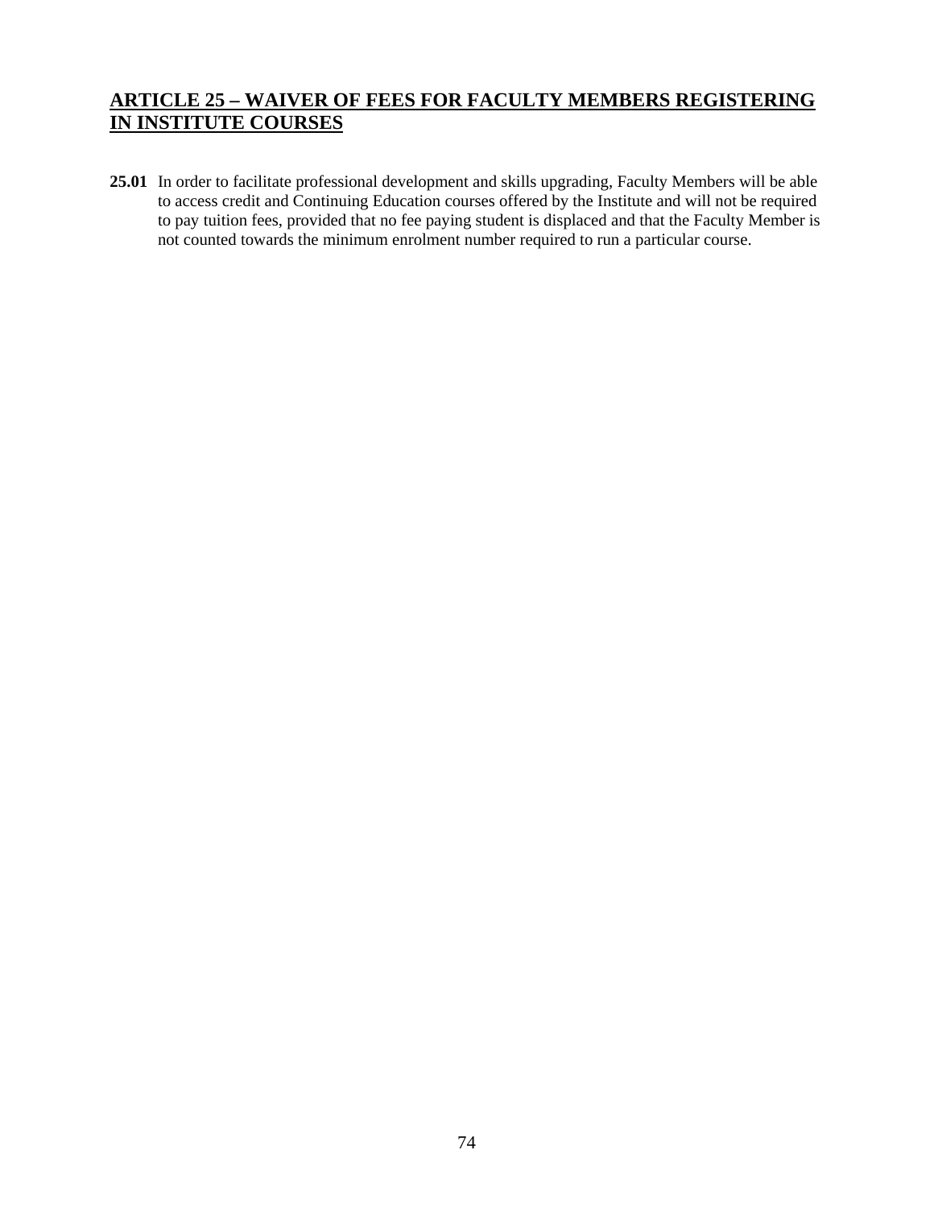## ARTICLE 25 – WAIVER OF FEES FOR FACULTY MEMBERS REGISTERING IN INSTITUTE COURSES

**25.01** In order to facilitate professional development and skills upgrading, Faculty Members will be able to access credit and Continuing Education courses offered by the Institute and will not be required to pay tuition fees, provided that no fee paying student is displaced and that the Faculty Member is not counted towards the minimum enrolment number required to run a particular course.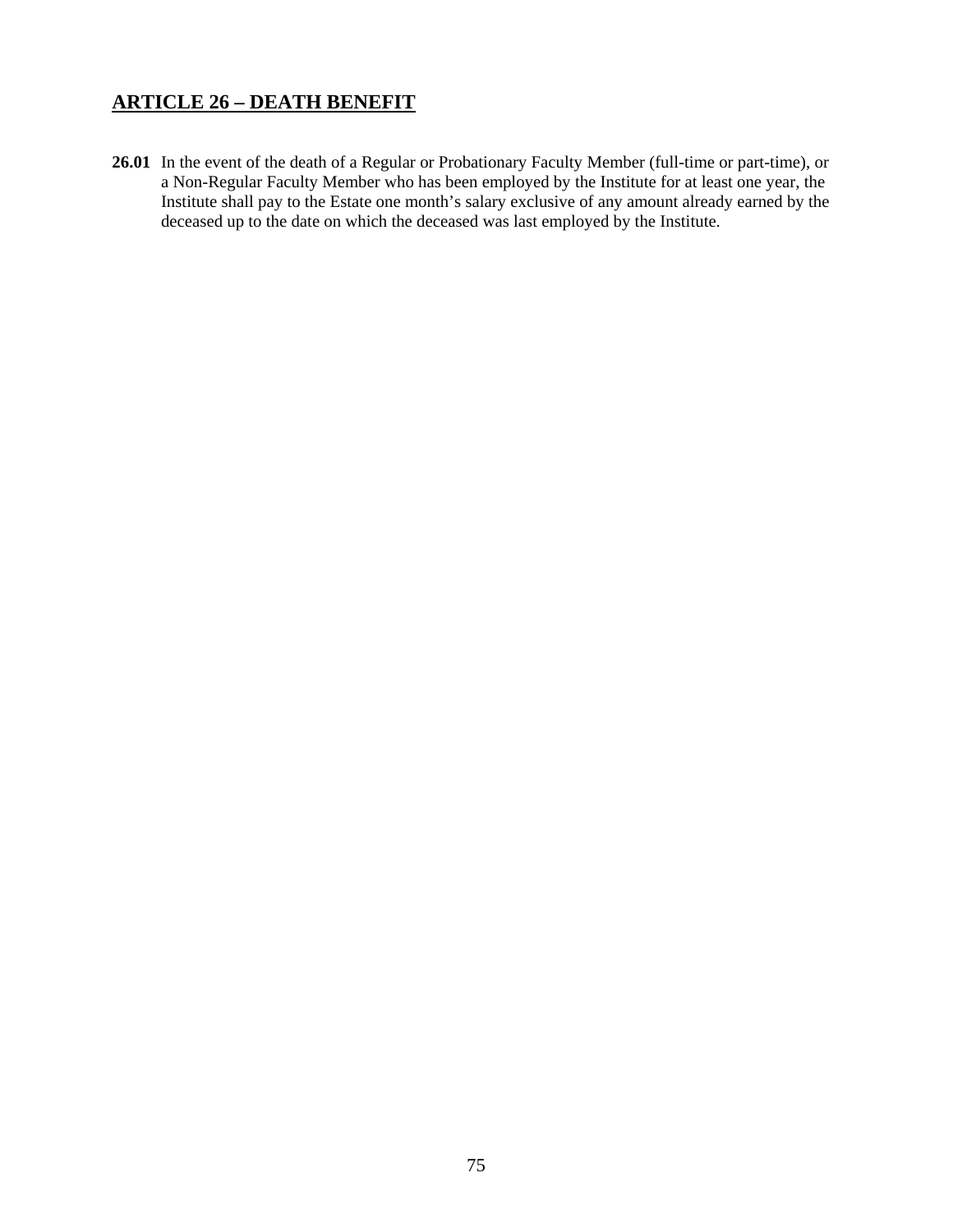## <u>ARTICLE 26 – DEATH BENEFIT</u>

**26.01** In the event of the death of a Regular or Probationary Faculty Member (full-time or part-time), or a Non-Regular Faculty Member who has been employed by the Institute for at least one year, the Institute shall pay to the Estate one month's salary exclusive of any amount already earned by the deceased up to the date on which the deceased was last employed by the Institute.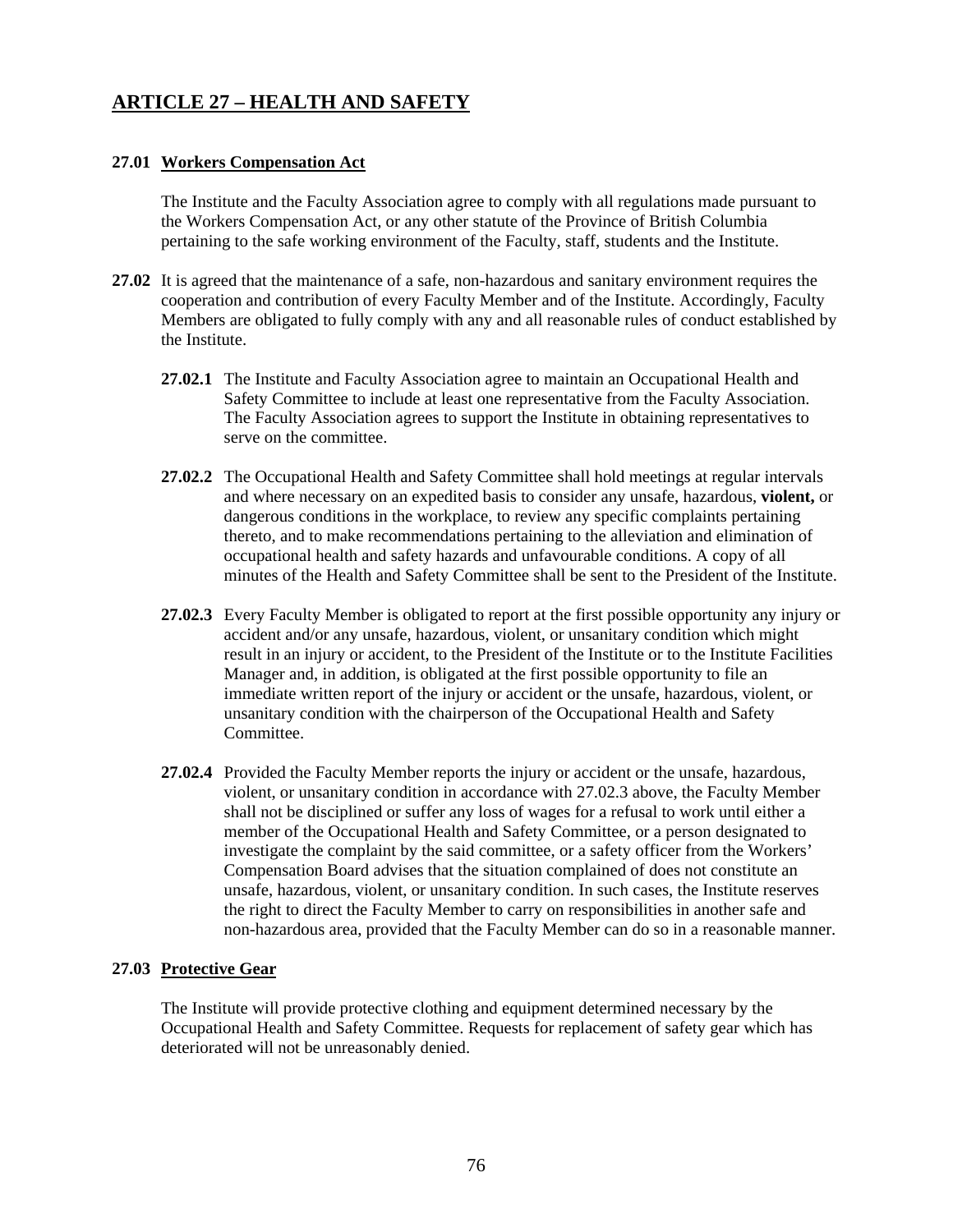## ARTICLE 27 – HEALTH AND SAFETY

**27.01 Workers Compensation Act**

The Institute and the Faculty Association agree to comply with all regulations made pursuant to the Workers Compensation Act, or any other statute of the Province of British Columbia pertaining to the safe working environment of the Faculty, staff, students and the Institute.

**27.02** It is agreed that the maintenance of a safe, non-hazardous and sanitary environment requires the cooperation and contribution of every Faculty Member and of the Institute. Accordingly, Faculty Members are obligated to fully comply with any and all reasonable rules of conduct established by the Institute.

**27.02.1** The Institute and Faculty Association agree to maintain an Occupational Health and Safety Committee to include at least one representative from the Faculty Association. The Faculty Association agrees to support the Institute in obtaining representatives to serve on the committee.

**27.02.2** The Occupational Health and Safety Committee shall hold meetings at regular intervals and where necessary on an expedited basis to consider any unsafe, hazardous, **violent,** or dangerous conditions in the workplace, to review any specific complaints pertaining thereto, and to make recommendations pertaining to the alleviation and elimination of occupational health and safety hazards and unfavourable conditions. A copy of all minutes of the Health and Safety Committee shall be sent to the President of the Institute.

**27.02.3** Every Faculty Member is obligated to report at the first possible opportunity any injury or accident and/or any unsafe, hazardous, violent, or unsanitary condition which might result in an injury or accident, to the President of the Institute or to the Institute Facilities Manager and, in addition, is obligated at the first possible opportunity to file an immediate written report of the injury or accident or the unsafe, hazardous, violent, or unsanitary condition with the chairperson of the Occupational Health and Safety Committee.

**27.02.4** Provided the Faculty Member reports the injury or accident or the unsafe, hazardous, violent, or unsanitary condition in accordance with 27.02.3 above, the Faculty Member shall not be disciplined or suffer any loss of wages for a refusal to work until either a member of the Occupational Health and Safety Committee, or a person designated to investigate the complaint by the said committee, or a safety officer from the Workers' Compensation Board advises that the situation complained of does not constitute an unsafe, hazardous, violent, or unsanitary condition. In such cases, the Institute reserves the right to direct the Faculty Member to carry on responsibilities in another safe and non-hazardous area, provided that the Faculty Member can do so in a reasonable manner.

**27.03 Protective Gear**

The Institute will provide protective clothing and equipment determined necessary by the Occupational Health and Safety Committee. Requests for replacement of safety gear which has deteriorated will not be unreasonably denied.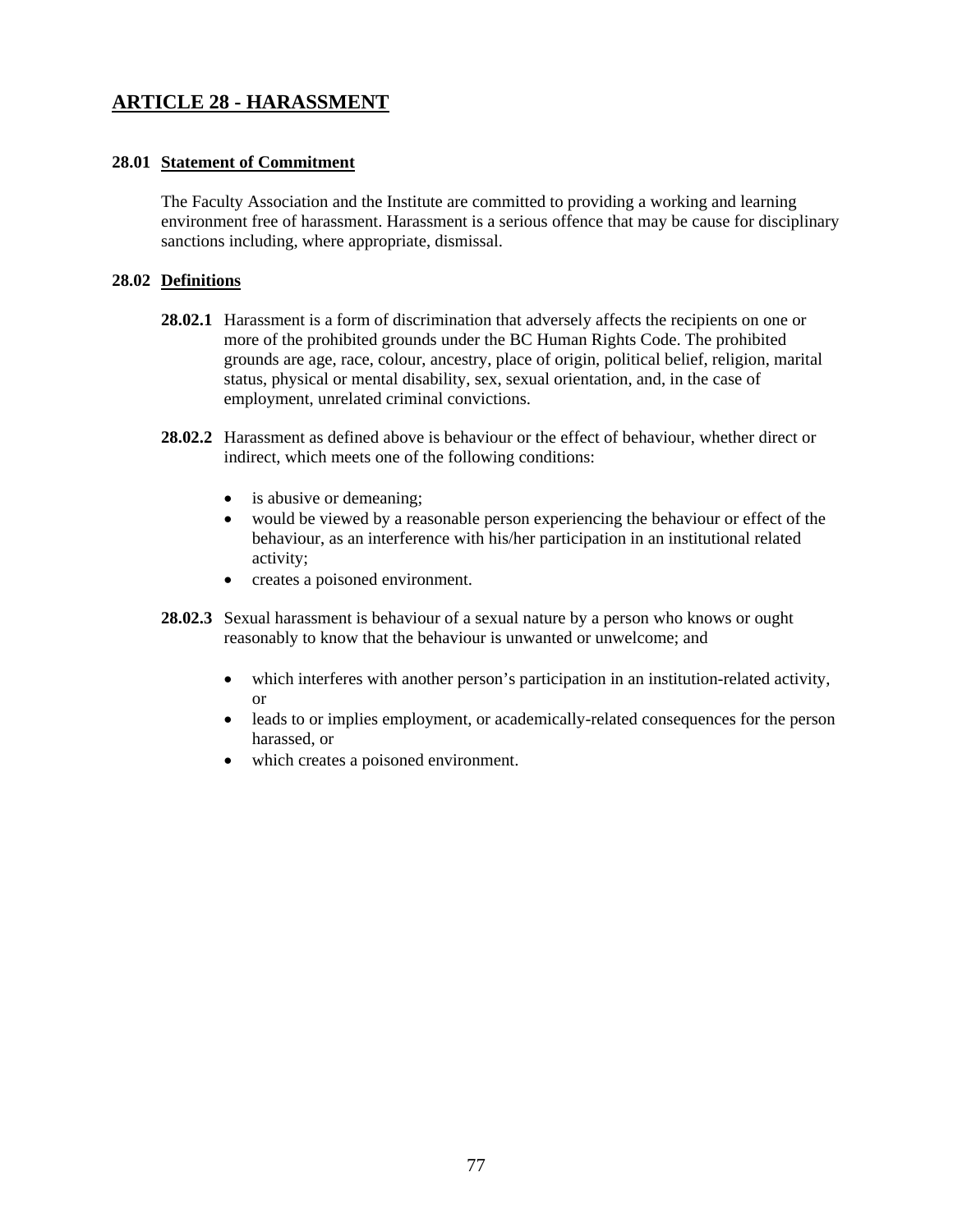## ARTICLE 28 - HARASSMENT

### 28.01 Statement of Commitment

The Faculty Association and the Institute are committed to providing a working and learning environment free of harassment. Harassment is a serious offence that may be cause for disciplinary sanctions including, where appropriate, dismissal.

### 28.02 Definitions

**28.02.1** Harassment is a form of discrimination that adversely affects the recipients on one or more of the prohibited grounds under the BC Human Rights Code. The prohibited grounds are age, race, colour, ancestry, place of origin, political belief, religion, marital status, physical or mental disability, sex, sexual orientation, and, in the case of employment, unrelated criminal convictions.

**28.02.2** Harassment as defined above is behaviour or the effect of behaviour, whether direct or indirect, which meets one of the following conditions:

- is abusive or demeaning;
- would be viewed by a reasonable person experiencing the behaviour or effect of the behaviour, as an interference with his/her participation in an institutional related activity;
- creates a poisoned environment.

**28.02.3** Sexual harassment is behaviour of a sexual nature by a person who knows or ought reasonably to know that the behaviour is unwanted or unwelcome; and

- which interferes with another person's participation in an institution-related activity, or
- leads to or implies employment, or academically-related consequences for the person harassed, or
- which creates a poisoned environment.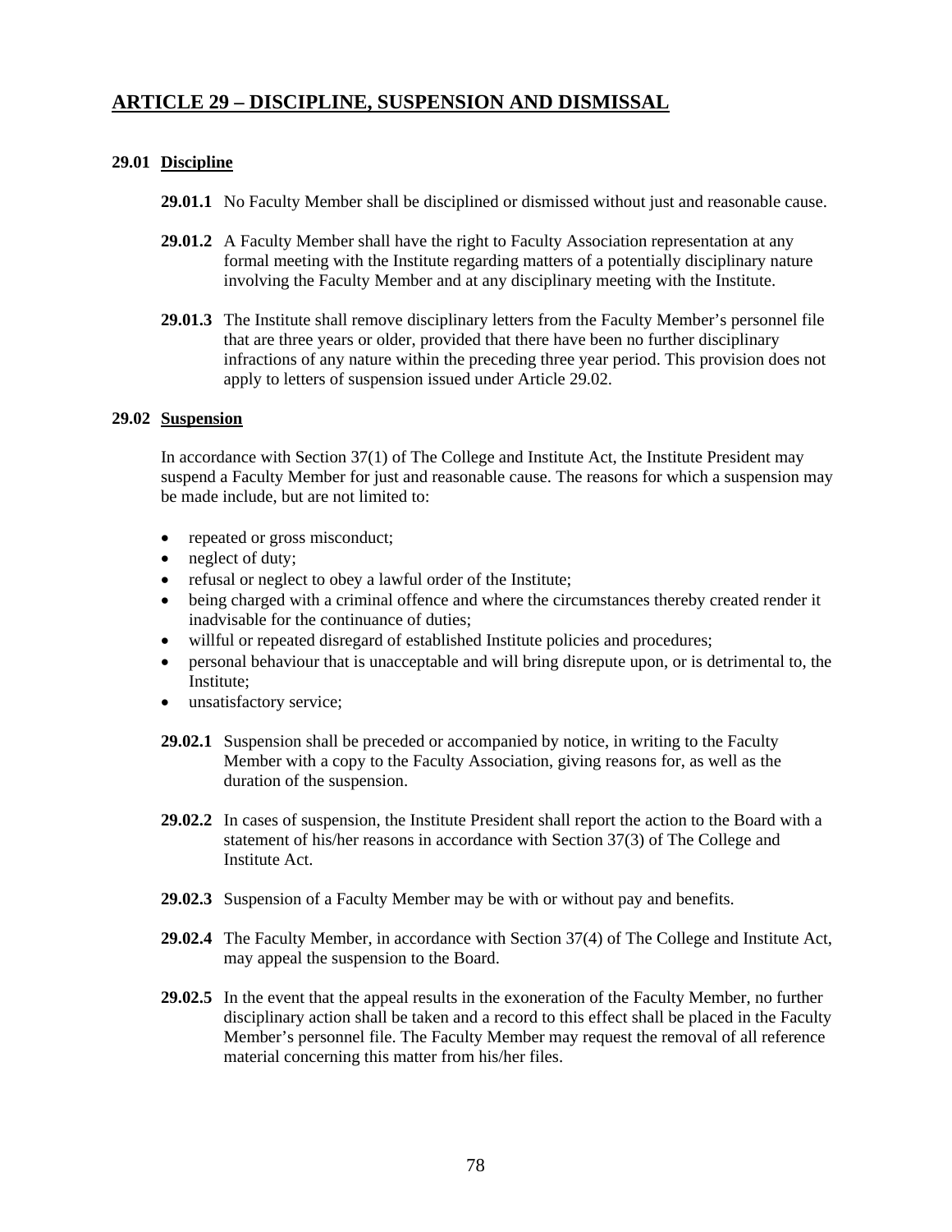## ARTICLE 29 – DISCIPLINE, SUSPENSION AND DISMISSAL

### 29.01 Discipline

**29.01.1** No Faculty Member shall be disciplined or dismissed without just and reasonable cause.

**29.01.2** A Faculty Member shall have the right to Faculty Association representation at any formal meeting with the Institute regarding matters of a potentially disciplinary nature involving the Faculty Member and at any disciplinary meeting with the Institute.

**29.01.3** The Institute shall remove disciplinary letters from the Faculty Member's personnel file that are three years or older, provided that there have been no further disciplinary infractions of any nature within the preceding three year period. This provision does not apply to letters of suspension issued under Article 29.02.

### 29.02 Suspension

In accordance with Section 37(1) of The College and Institute Act, the Institute President may suspend a Faculty Member for just and reasonable cause. The reasons for which a suspension may be made include, but are not limited to:

- repeated or gross misconduct;
- neglect of duty;
- refusal or neglect to obey a lawful order of the Institute;
- being charged with a criminal offence and where the circumstances thereby created render it inadvisable for the continuance of duties;
- willful or repeated disregard of established Institute policies and procedures;
- personal behaviour that is unacceptable and will bring disrepute upon, or is detrimental to, the Institute;
- unsatisfactory service;

**29.02.1** Suspension shall be preceded or accompanied by notice, in writing to the Faculty Member with a copy to the Faculty Association, giving reasons for, as well as the duration of the suspension.

**29.02.2** In cases of suspension, the Institute President shall report the action to the Board with a statement of his/her reasons in accordance with Section 37(3) of The College and Institute Act.

**29.02.3** Suspension of a Faculty Member may be with or without pay and benefits.

**29.02.4** The Faculty Member, in accordance with Section 37(4) of The College and Institute Act, may appeal the suspension to the Board.

**29.02.5** In the event that the appeal results in the exoneration of the Faculty Member, no further disciplinary action shall be taken and a record to this effect shall be placed in the Faculty Member's personnel file. The Faculty Member may request the removal of all reference material concerning this matter from his/her files.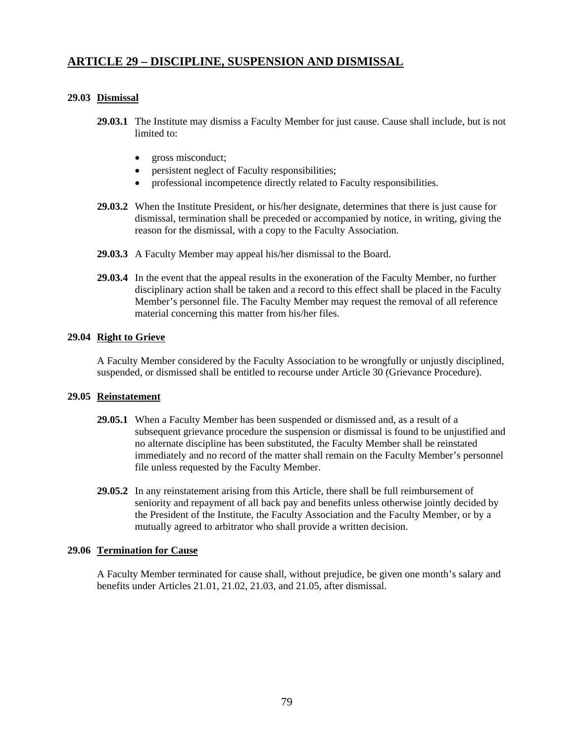# ARTICLE 29 – DISCIPLINE, SUSPENSION AND DISMISSAL

## 29.03 Dismissal

**29.03.1** The Institute may dismiss a Faculty Member for just cause. Cause shall include, but is not limited to:

- gross misconduct;
- persistent neglect of Faculty responsibilities;
- professional incompetence directly related to Faculty responsibilities.

**29.03.2** When the Institute President, or his/her designate, determines that there is just cause for dismissal, termination shall be preceded or accompanied by notice, in writing, giving the reason for the dismissal, with a copy to the Faculty Association.

**29.03.3** A Faculty Member may appeal his/her dismissal to the Board.

**29.03.4** In the event that the appeal results in the exoneration of the Faculty Member, no further disciplinary action shall be taken and a record to this effect shall be placed in the Faculty Member's personnel file. The Faculty Member may request the removal of all reference material concerning this matter from his/her files.

## 29.04 Right to Grieve

A Faculty Member considered by the Faculty Association to be wrongfully or unjustly disciplined, suspended, or dismissed shall be entitled to recourse under Article 30 (Grievance Procedure).

## 29.05 Reinstatement

**29.05.1** When a Faculty Member has been suspended or dismissed and, as a result of a subsequent grievance procedure the suspension or dismissal is found to be unjustified and no alternate discipline has been substituted, the Faculty Member shall be reinstated immediately and no record of the matter shall remain on the Faculty Member's personnel file unless requested by the Faculty Member.

**29.05.2** In any reinstatement arising from this Article, there shall be full reimbursement of seniority and repayment of all back pay and benefits unless otherwise jointly decided by the President of the Institute, the Faculty Association and the Faculty Member, or by a mutually agreed to arbitrator who shall provide a written decision.

## 29.06 Termination for Cause

A Faculty Member terminated for cause shall, without prejudice, be given one month's salary and benefits under Articles 21.01, 21.02, 21.03, and 21.05, after dismissal.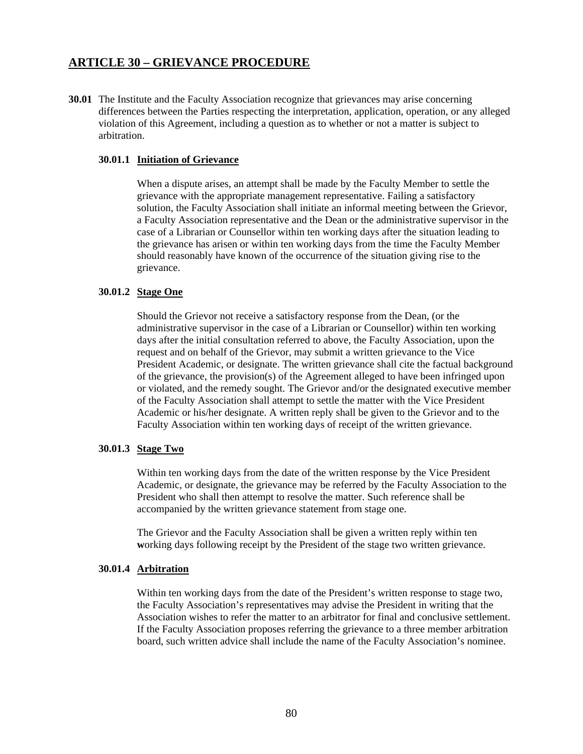## ARTICLE 30 – GRIEVANCE PROCEDURE

**30.01** The Institute and the Faculty Association recognize that grievances may arise concerning differences between the Parties respecting the interpretation, application, operation, or any alleged violation of this Agreement, including a question as to whether or not a matter is subject to arbitration.

**30.01.1 Initiation of Grievance**

When a dispute arises, an attempt shall be made by the Faculty Member to settle the grievance with the appropriate management representative. Failing a satisfactory solution, the Faculty Association shall initiate an informal meeting between the Grievor, a Faculty Association representative and the Dean or the administrative supervisor in the case of a Librarian or Counsellor within ten working days after the situation leading to the grievance has arisen or within ten working days from the time the Faculty Member should reasonably have known of the occurrence of the situation giving rise to the grievance.

**30.01.2 Stage One**

Should the Grievor not receive a satisfactory response from the Dean, (or the administrative supervisor in the case of a Librarian or Counsellor) within ten working days after the initial consultation referred to above, the Faculty Association, upon the request and on behalf of the Grievor, may submit a written grievance to the Vice President Academic, or designate. The written grievance shall cite the factual background of the grievance, the provision(s) of the Agreement alleged to have been infringed upon or violated, and the remedy sought. The Grievor and/or the designated executive member of the Faculty Association shall attempt to settle the matter with the Vice President Academic or his/her designate. A written reply shall be given to the Grievor and to the Faculty Association within ten working days of receipt of the written grievance.

**30.01.3 Stage Two**

Within ten working days from the date of the written response by the Vice President Academic, or designate, the grievance may be referred by the Faculty Association to the President who shall then attempt to resolve the matter. Such reference shall be accompanied by the written grievance statement from stage one.

The Grievor and the Faculty Association shall be given a written reply within ten working days following receipt by the President of the stage two written grievance.

**30.01.4 Arbitration**

Within ten working days from the date of the President's written response to stage two, the Faculty Association's representatives may advise the President in writing that the Association wishes to refer the matter to an arbitrator for final and conclusive settlement. If the Faculty Association proposes referring the grievance to a three member arbitration board, such written advice shall include the name of the Faculty Association's nominee.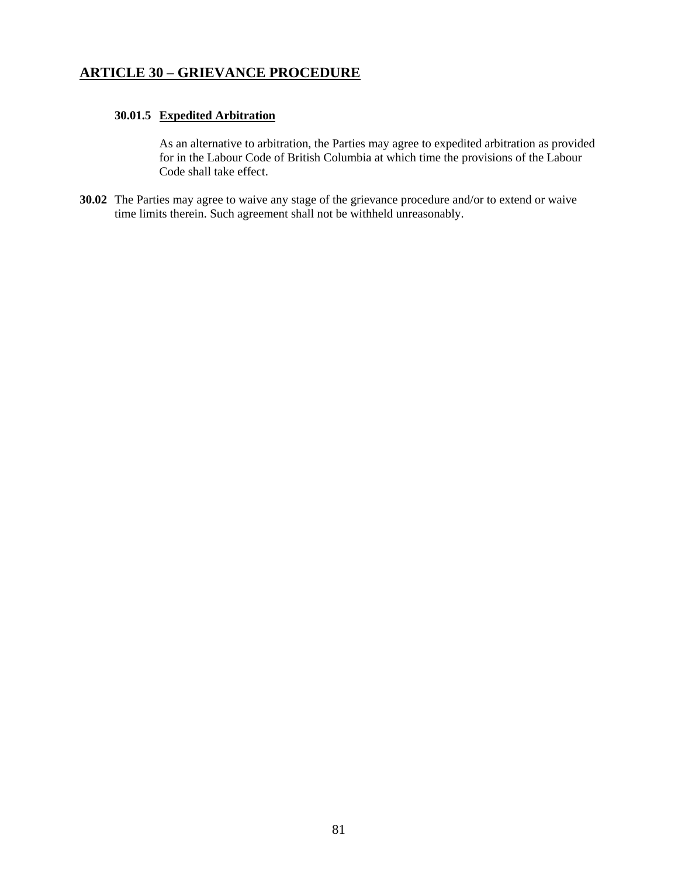## ARTICLE 30 – GRIEVANCE PROCEDURE

**30.01.5 Expedited Arbitration**

As an alternative to arbitration, the Parties may agree to expedited arbitration as provided for in the Labour Code of British Columbia at which time the provisions of the Labour Code shall take effect.

**30.02** The Parties may agree to waive any stage of the grievance procedure and/or to extend or waive time limits therein. Such agreement shall not be withheld unreasonably.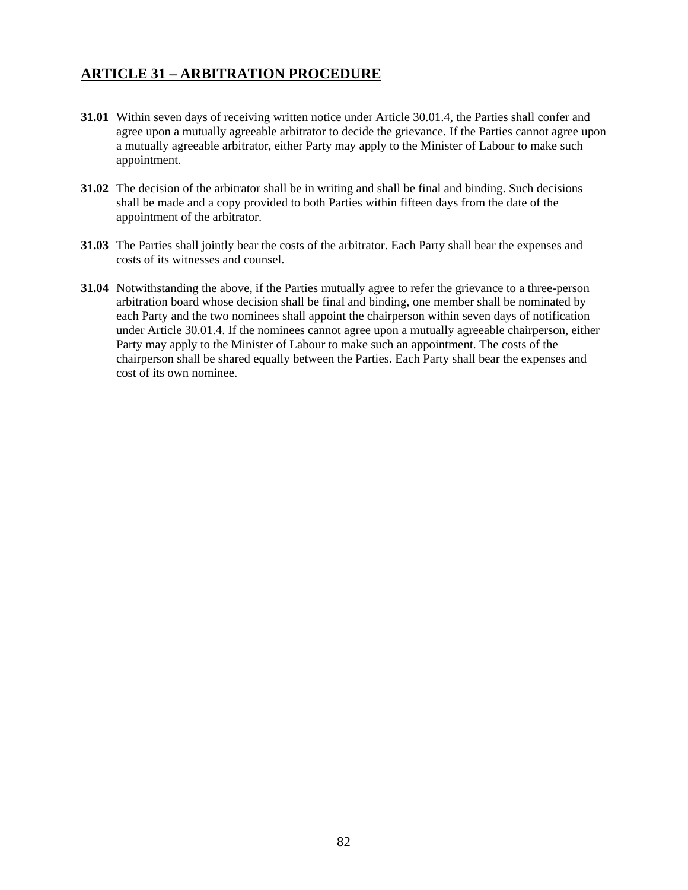## ARTICLE 31 – ARBITRATION PROCEDURE

**31.01** Within seven days of receiving written notice under Article 30.01.4, the Parties shall confer and agree upon a mutually agreeable arbitrator to decide the grievance. If the Parties cannot agree upon a mutually agreeable arbitrator, either Party may apply to the Minister of Labour to make such appointment.

**31.02** The decision of the arbitrator shall be in writing and shall be final and binding. Such decisions shall be made and a copy provided to both Parties within fifteen days from the date of the appointment of the arbitrator.

**31.03** The Parties shall jointly bear the costs of the arbitrator. Each Party shall bear the expenses and costs of its witnesses and counsel.

**31.04** Notwithstanding the above, if the Parties mutually agree to refer the grievance to a three-person arbitration board whose decision shall be final and binding, one member shall be nominated by each Party and the two nominees shall appoint the chairperson within seven days of notification under Article 30.01.4. If the nominees cannot agree upon a mutually agreeable chairperson, either Party may apply to the Minister of Labour to make such an appointment. The costs of the chairperson shall be shared equally between the Parties. Each Party shall bear the expenses and cost of its own nominee.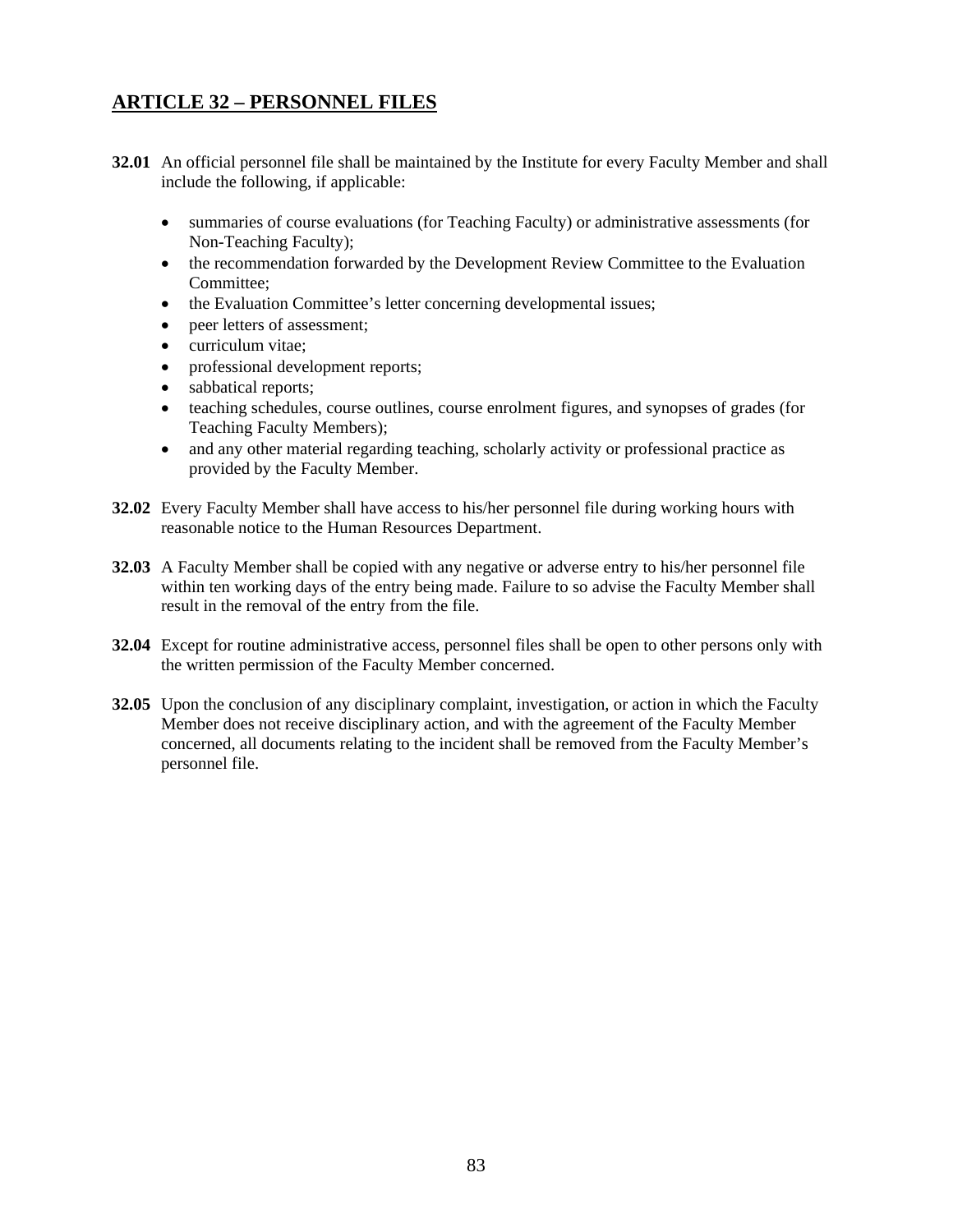## ARTICLE 32 – PERSONNEL FILES

**32.01** An official personnel file shall be maintained by the Institute for every Faculty Member and shall include the following, if applicable:

- summaries of course evaluations (for Teaching Faculty) or administrative assessments (for Non-Teaching Faculty);
- the recommendation forwarded by the Development Review Committee to the Evaluation Committee;
- the Evaluation Committee's letter concerning developmental issues;
- peer letters of assessment;
- curriculum vitae;
- professional development reports;
- sabbatical reports;
- teaching schedules, course outlines, course enrolment figures, and synopses of grades (for Teaching Faculty Members);
- and any other material regarding teaching, scholarly activity or professional practice as provided by the Faculty Member.

**32.02** Every Faculty Member shall have access to his/her personnel file during working hours with reasonable notice to the Human Resources Department.

**32.03** A Faculty Member shall be copied with any negative or adverse entry to his/her personnel file within ten working days of the entry being made. Failure to so advise the Faculty Member shall result in the removal of the entry from the file.

**32.04** Except for routine administrative access, personnel files shall be open to other persons only with the written permission of the Faculty Member concerned.

**32.05** Upon the conclusion of any disciplinary complaint, investigation, or action in which the Faculty Member does not receive disciplinary action, and with the agreement of the Faculty Member concerned, all documents relating to the incident shall be removed from the Faculty Member's personnel file.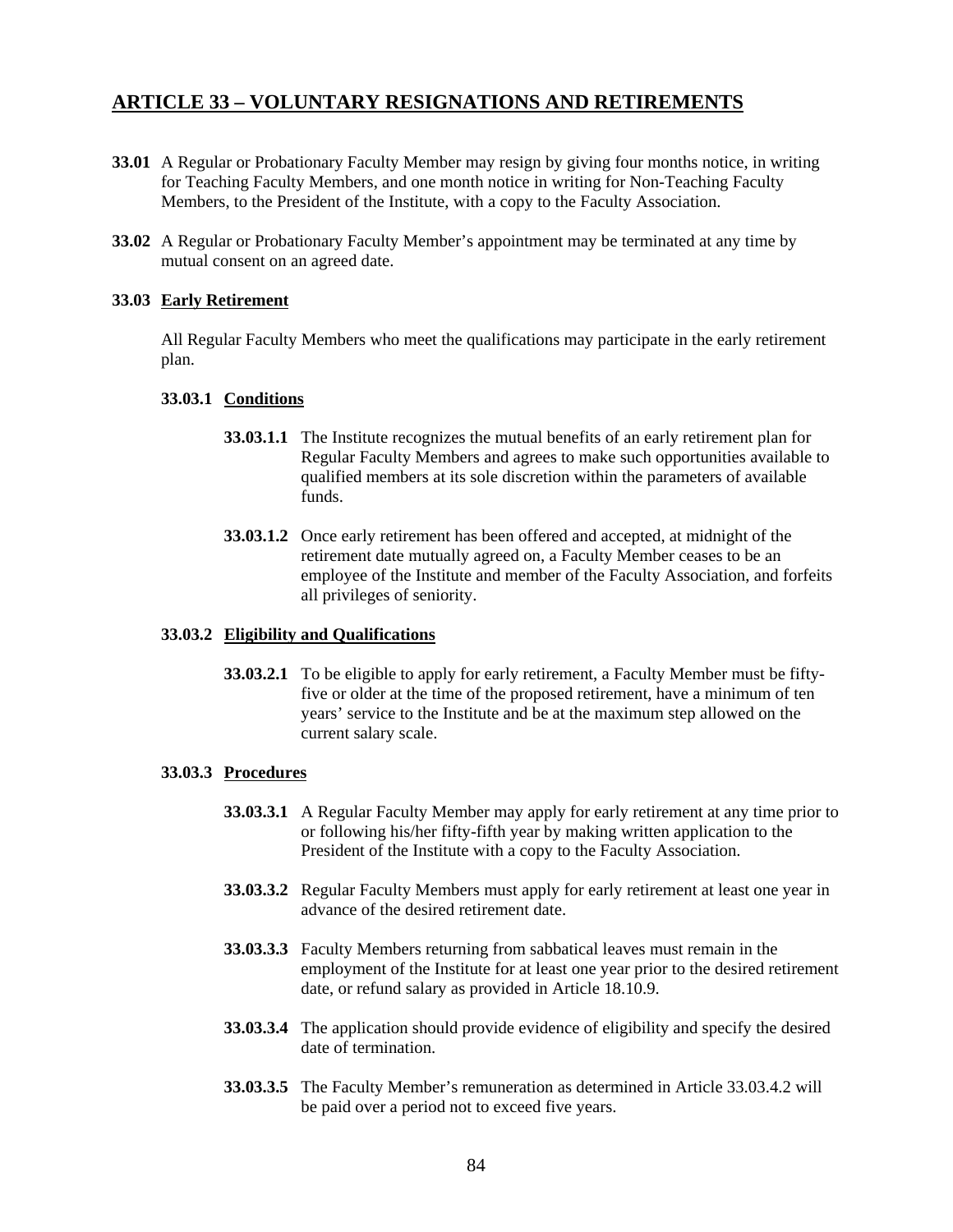## ARTICLE 33 – VOLUNTARY RESIGNATIONS AND RETIREMENTS

**33.01** A Regular or Probationary Faculty Member may resign by giving four months notice, in writing for Teaching Faculty Members, and one month notice in writing for Non-Teaching Faculty Members, to the President of the Institute, with a copy to the Faculty Association.

**33.02** A Regular or Probationary Faculty Member's appointment may be terminated at any time by mutual consent on an agreed date.

**33.03 Early Retirement**

All Regular Faculty Members who meet the qualifications may participate in the early retirement plan.

**33.03.1 Conditions**

**33.03.1.1** The Institute recognizes the mutual benefits of an early retirement plan for Regular Faculty Members and agrees to make such opportunities available to qualified members at its sole discretion within the parameters of available funds.

**33.03.1.2** Once early retirement has been offered and accepted, at midnight of the retirement date mutually agreed on, a Faculty Member ceases to be an employee of the Institute and member of the Faculty Association, and forfeits all privileges of seniority.

**33.03.2 Eligibility and Qualifications**

**33.03.2.1** To be eligible to apply for early retirement, a Faculty Member must be fifty-five or older at the time of the proposed retirement, have a minimum of ten years' service to the Institute and be at the maximum step allowed on the current salary scale.

**33.03.3 Procedures**

**33.03.3.1** A Regular Faculty Member may apply for early retirement at any time prior to or following his/her fifty-fifth year by making written application to the President of the Institute with a copy to the Faculty Association.

**33.03.3.2** Regular Faculty Members must apply for early retirement at least one year in advance of the desired retirement date.

**33.03.3.3** Faculty Members returning from sabbatical leaves must remain in the employment of the Institute for at least one year prior to the desired retirement date, or refund salary as provided in Article 18.10.9.

**33.03.3.4** The application should provide evidence of eligibility and specify the desired date of termination.

**33.03.3.5** The Faculty Member's remuneration as determined in Article 33.03.4.2 will be paid over a period not to exceed five years.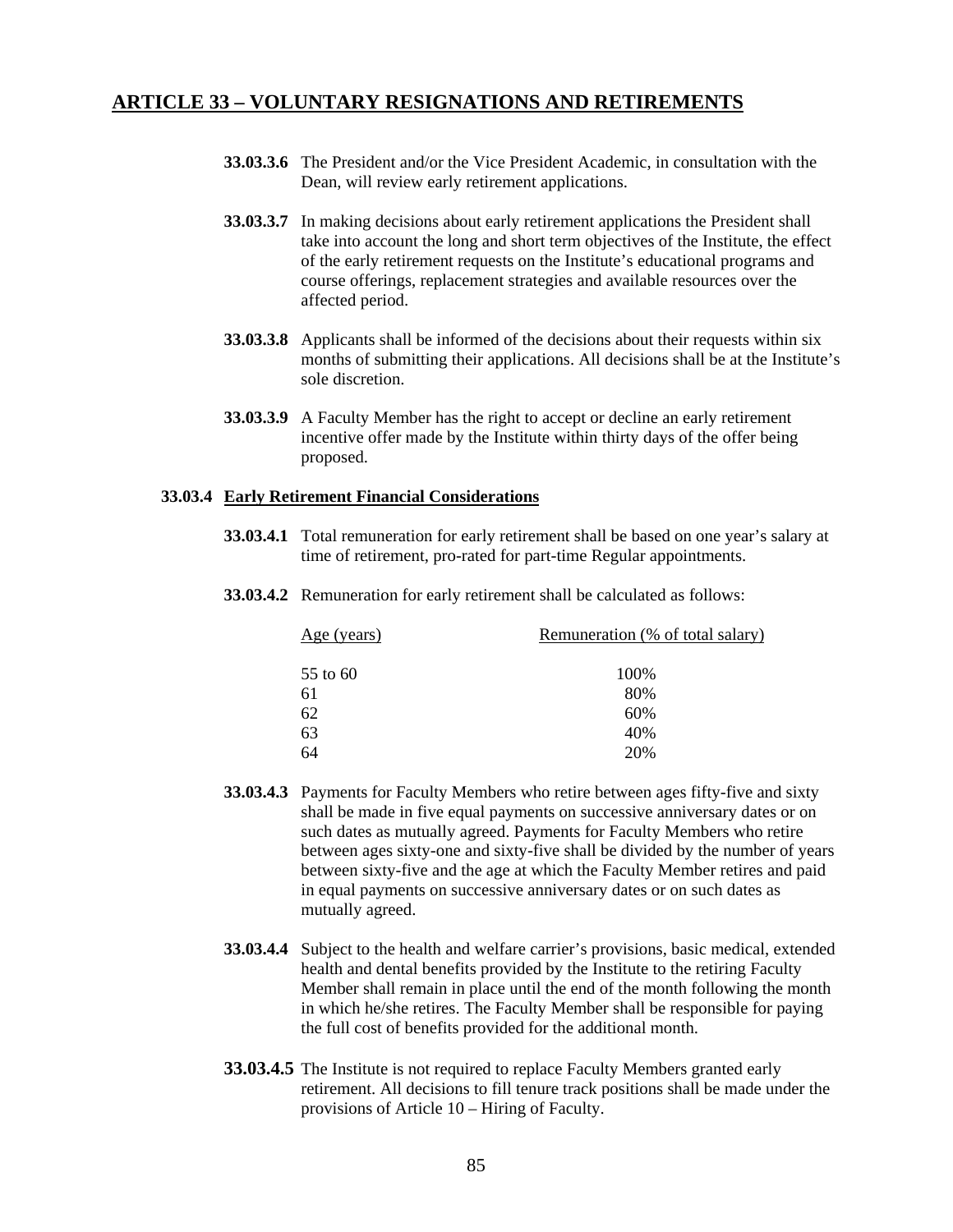## ARTICLE 33 – VOLUNTARY RESIGNATIONS AND RETIREMENTS

**33.03.3.6** The President and/or the Vice President Academic, in consultation with the Dean, will review early retirement applications.

**33.03.3.7** In making decisions about early retirement applications the President shall take into account the long and short term objectives of the Institute, the effect of the early retirement requests on the Institute's educational programs and course offerings, replacement strategies and available resources over the affected period.

**33.03.3.8** Applicants shall be informed of the decisions about their requests within six months of submitting their applications. All decisions shall be at the Institute's sole discretion.

**33.03.3.9** A Faculty Member has the right to accept or decline an early retirement incentive offer made by the Institute within thirty days of the offer being proposed.

### 33.03.4 Early Retirement Financial Considerations

**33.03.4.1** Total remuneration for early retirement shall be based on one year's salary at time of retirement, pro-rated for part-time Regular appointments.

**33.03.4.2** Remuneration for early retirement shall be calculated as follows:

| Age (years) | Remuneration (% of total salary) |
|---|---|
| 55 to 60 | 100% |
| 61 | 80% |
| 62 | 60% |
| 63 | 40% |
| 64 | 20% |

**33.03.4.3** Payments for Faculty Members who retire between ages fifty-five and sixty shall be made in five equal payments on successive anniversary dates or on such dates as mutually agreed. Payments for Faculty Members who retire between ages sixty-one and sixty-five shall be divided by the number of years between sixty-five and the age at which the Faculty Member retires and paid in equal payments on successive anniversary dates or on such dates as mutually agreed.

**33.03.4.4** Subject to the health and welfare carrier's provisions, basic medical, extended health and dental benefits provided by the Institute to the retiring Faculty Member shall remain in place until the end of the month following the month in which he/she retires. The Faculty Member shall be responsible for paying the full cost of benefits provided for the additional month.

**33.03.4.5** The Institute is not required to replace Faculty Members granted early retirement. All decisions to fill tenure track positions shall be made under the provisions of Article 10 – Hiring of Faculty.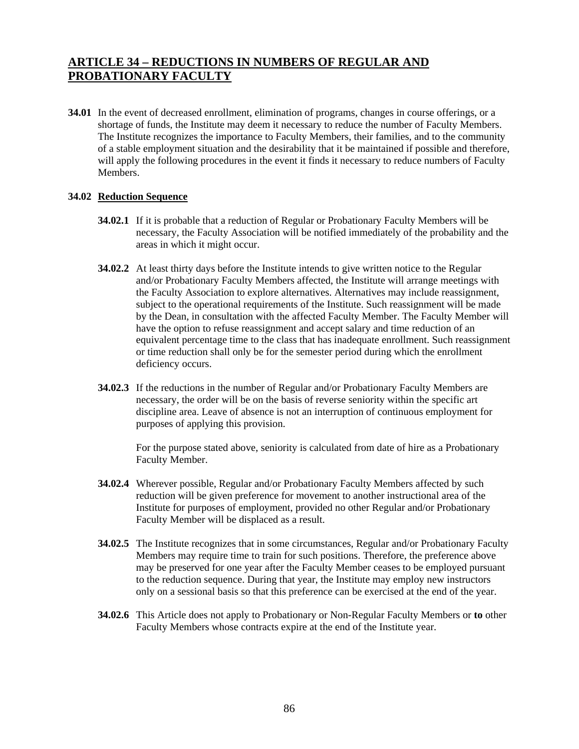## ARTICLE 34 – REDUCTIONS IN NUMBERS OF REGULAR AND PROBATIONARY FACULTY

**34.01** In the event of decreased enrollment, elimination of programs, changes in course offerings, or a shortage of funds, the Institute may deem it necessary to reduce the number of Faculty Members. The Institute recognizes the importance to Faculty Members, their families, and to the community of a stable employment situation and the desirability that it be maintained if possible and therefore, will apply the following procedures in the event it finds it necessary to reduce numbers of Faculty Members.

**34.02 Reduction Sequence**

**34.02.1** If it is probable that a reduction of Regular or Probationary Faculty Members will be necessary, the Faculty Association will be notified immediately of the probability and the areas in which it might occur.

**34.02.2** At least thirty days before the Institute intends to give written notice to the Regular and/or Probationary Faculty Members affected, the Institute will arrange meetings with the Faculty Association to explore alternatives. Alternatives may include reassignment, subject to the operational requirements of the Institute. Such reassignment will be made by the Dean, in consultation with the affected Faculty Member. The Faculty Member will have the option to refuse reassignment and accept salary and time reduction of an equivalent percentage time to the class that has inadequate enrollment. Such reassignment or time reduction shall only be for the semester period during which the enrollment deficiency occurs.

**34.02.3** If the reductions in the number of Regular and/or Probationary Faculty Members are necessary, the order will be on the basis of reverse seniority within the specific art discipline area. Leave of absence is not an interruption of continuous employment for purposes of applying this provision.

For the purpose stated above, seniority is calculated from date of hire as a Probationary Faculty Member.

**34.02.4** Wherever possible, Regular and/or Probationary Faculty Members affected by such reduction will be given preference for movement to another instructional area of the Institute for purposes of employment, provided no other Regular and/or Probationary Faculty Member will be displaced as a result.

**34.02.5** The Institute recognizes that in some circumstances, Regular and/or Probationary Faculty Members may require time to train for such positions. Therefore, the preference above may be preserved for one year after the Faculty Member ceases to be employed pursuant to the reduction sequence. During that year, the Institute may employ new instructors only on a sessional basis so that this preference can be exercised at the end of the year.

**34.02.6** This Article does not apply to Probationary or Non-Regular Faculty Members or **to** other Faculty Members whose contracts expire at the end of the Institute year.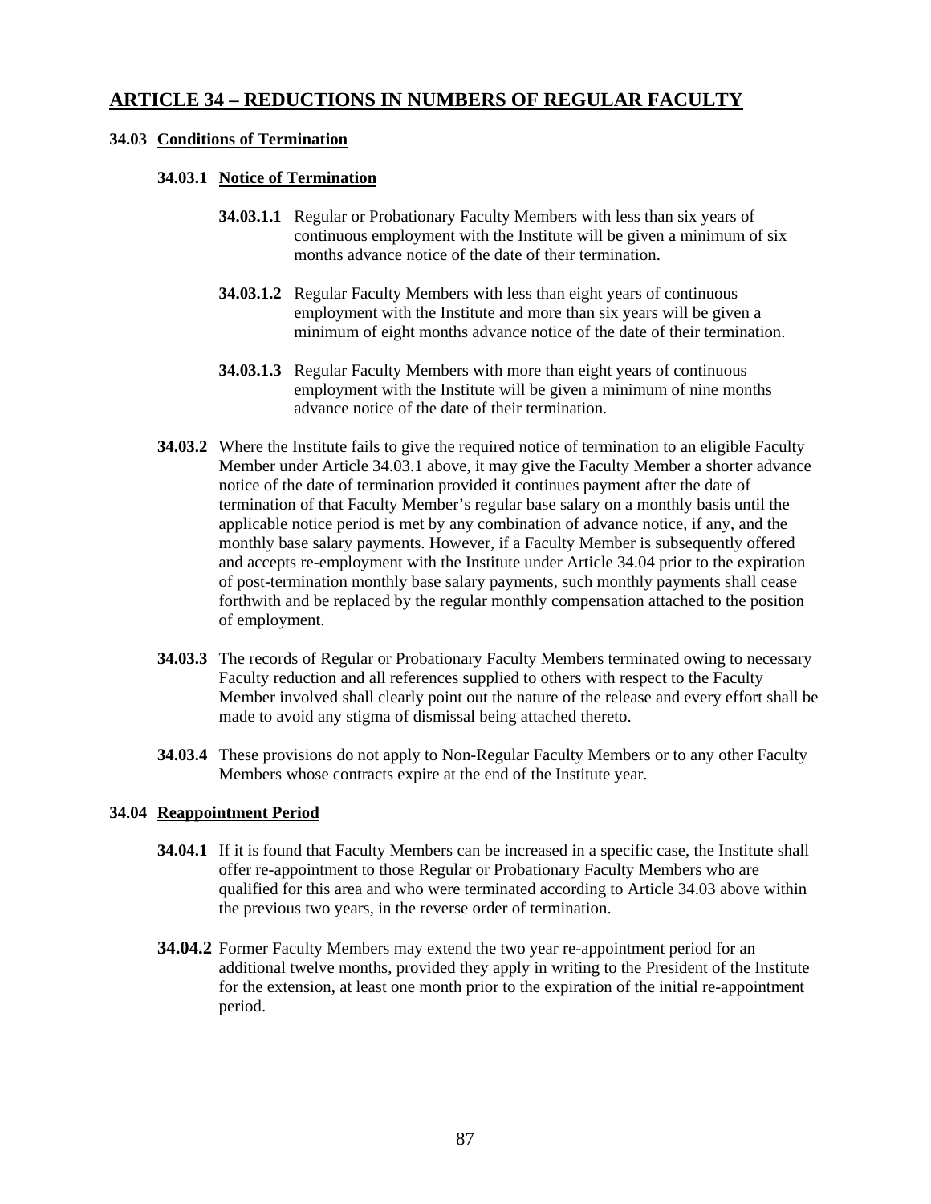## ARTICLE 34 – REDUCTIONS IN NUMBERS OF REGULAR FACULTY

### 34.03 Conditions of Termination

#### 34.03.1 Notice of Termination

**34.03.1.1** Regular or Probationary Faculty Members with less than six years of continuous employment with the Institute will be given a minimum of six months advance notice of the date of their termination.

**34.03.1.2** Regular Faculty Members with less than eight years of continuous employment with the Institute and more than six years will be given a minimum of eight months advance notice of the date of their termination.

**34.03.1.3** Regular Faculty Members with more than eight years of continuous employment with the Institute will be given a minimum of nine months advance notice of the date of their termination.

**34.03.2** Where the Institute fails to give the required notice of termination to an eligible Faculty Member under Article 34.03.1 above, it may give the Faculty Member a shorter advance notice of the date of termination provided it continues payment after the date of termination of that Faculty Member's regular base salary on a monthly basis until the applicable notice period is met by any combination of advance notice, if any, and the monthly base salary payments. However, if a Faculty Member is subsequently offered and accepts re-employment with the Institute under Article 34.04 prior to the expiration of post-termination monthly base salary payments, such monthly payments shall cease forthwith and be replaced by the regular monthly compensation attached to the position of employment.

**34.03.3** The records of Regular or Probationary Faculty Members terminated owing to necessary Faculty reduction and all references supplied to others with respect to the Faculty Member involved shall clearly point out the nature of the release and every effort shall be made to avoid any stigma of dismissal being attached thereto.

**34.03.4** These provisions do not apply to Non-Regular Faculty Members or to any other Faculty Members whose contracts expire at the end of the Institute year.

### 34.04 Reappointment Period

**34.04.1** If it is found that Faculty Members can be increased in a specific case, the Institute shall offer re-appointment to those Regular or Probationary Faculty Members who are qualified for this area and who were terminated according to Article 34.03 above within the previous two years, in the reverse order of termination.

**34.04.2** Former Faculty Members may extend the two year re-appointment period for an additional twelve months, provided they apply in writing to the President of the Institute for the extension, at least one month prior to the expiration of the initial re-appointment period.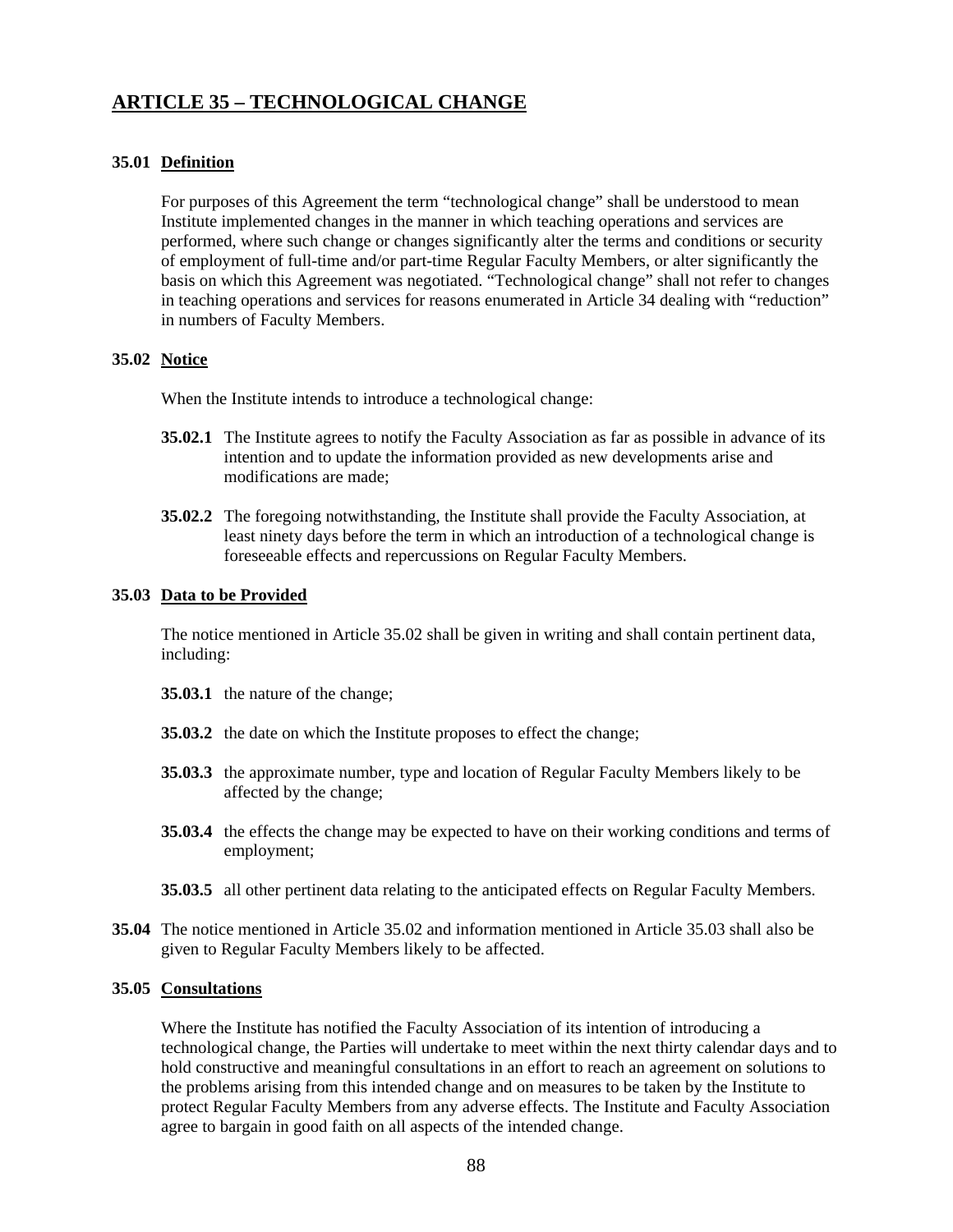## ARTICLE 35 – TECHNOLOGICAL CHANGE

### 35.01 Definition

For purposes of this Agreement the term "technological change" shall be understood to mean Institute implemented changes in the manner in which teaching operations and services are performed, where such change or changes significantly alter the terms and conditions or security of employment of full-time and/or part-time Regular Faculty Members, or alter significantly the basis on which this Agreement was negotiated. "Technological change" shall not refer to changes in teaching operations and services for reasons enumerated in Article 34 dealing with "reduction" in numbers of Faculty Members.

### 35.02 Notice

When the Institute intends to introduce a technological change:

**35.02.1** The Institute agrees to notify the Faculty Association as far as possible in advance of its intention and to update the information provided as new developments arise and modifications are made;

**35.02.2** The foregoing notwithstanding, the Institute shall provide the Faculty Association, at least ninety days before the term in which an introduction of a technological change is foreseeable effects and repercussions on Regular Faculty Members.

### 35.03 Data to be Provided

The notice mentioned in Article 35.02 shall be given in writing and shall contain pertinent data, including:

**35.03.1** the nature of the change;

**35.03.2** the date on which the Institute proposes to effect the change;

**35.03.3** the approximate number, type and location of Regular Faculty Members likely to be affected by the change;

**35.03.4** the effects the change may be expected to have on their working conditions and terms of employment;

**35.03.5** all other pertinent data relating to the anticipated effects on Regular Faculty Members.

**35.04** The notice mentioned in Article 35.02 and information mentioned in Article 35.03 shall also be given to Regular Faculty Members likely to be affected.

### 35.05 Consultations

Where the Institute has notified the Faculty Association of its intention of introducing a technological change, the Parties will undertake to meet within the next thirty calendar days and to hold constructive and meaningful consultations in an effort to reach an agreement on solutions to the problems arising from this intended change and on measures to be taken by the Institute to protect Regular Faculty Members from any adverse effects. The Institute and Faculty Association agree to bargain in good faith on all aspects of the intended change.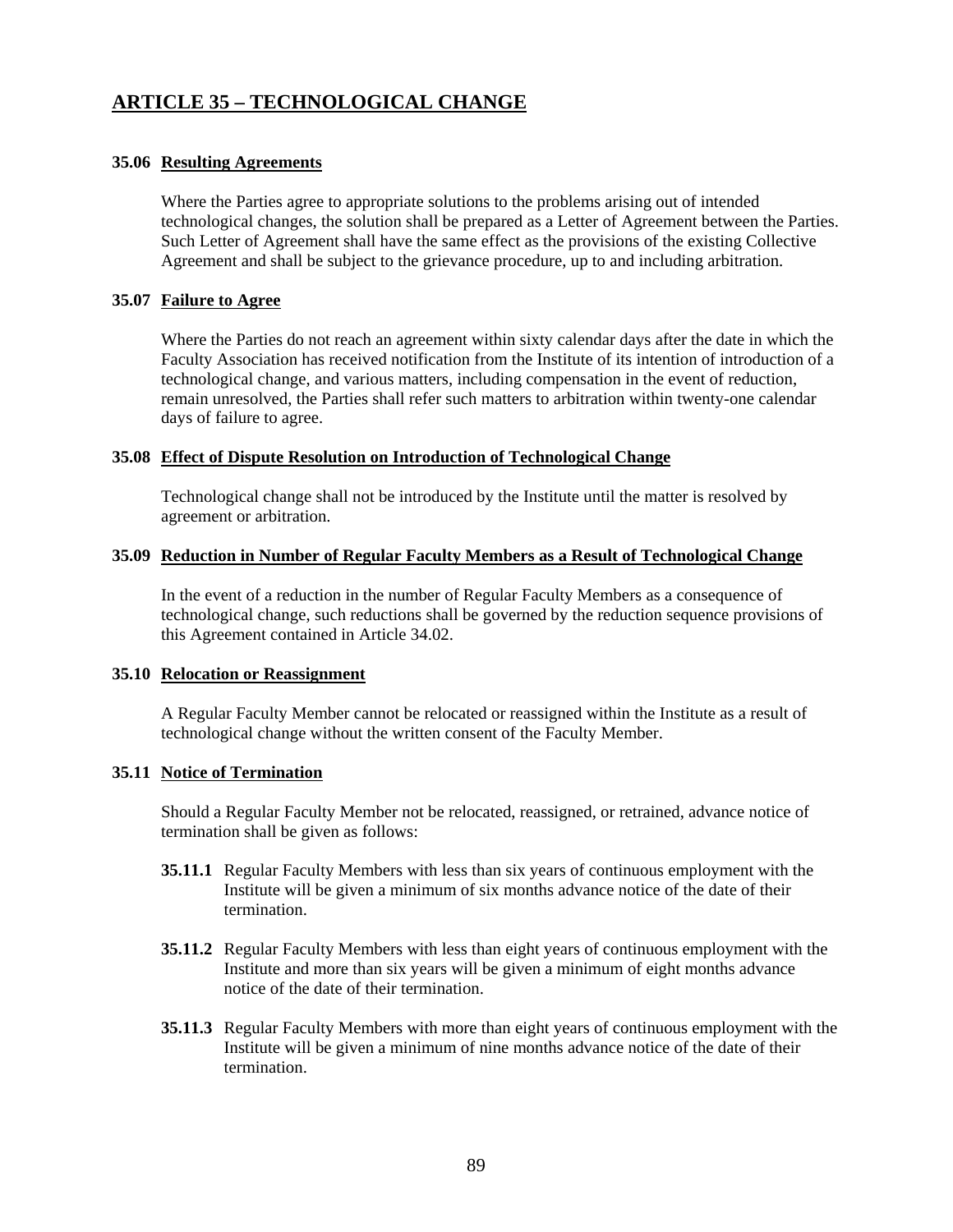# ARTICLE 35 – TECHNOLOGICAL CHANGE

### 35.06 Resulting Agreements

Where the Parties agree to appropriate solutions to the problems arising out of intended technological changes, the solution shall be prepared as a Letter of Agreement between the Parties. Such Letter of Agreement shall have the same effect as the provisions of the existing Collective Agreement and shall be subject to the grievance procedure, up to and including arbitration.

### 35.07 Failure to Agree

Where the Parties do not reach an agreement within sixty calendar days after the date in which the Faculty Association has received notification from the Institute of its intention of introduction of a technological change, and various matters, including compensation in the event of reduction, remain unresolved, the Parties shall refer such matters to arbitration within twenty-one calendar days of failure to agree.

### 35.08 Effect of Dispute Resolution on Introduction of Technological Change

Technological change shall not be introduced by the Institute until the matter is resolved by agreement or arbitration.

### 35.09 Reduction in Number of Regular Faculty Members as a Result of Technological Change

In the event of a reduction in the number of Regular Faculty Members as a consequence of technological change, such reductions shall be governed by the reduction sequence provisions of this Agreement contained in Article 34.02.

### 35.10 Relocation or Reassignment

A Regular Faculty Member cannot be relocated or reassigned within the Institute as a result of technological change without the written consent of the Faculty Member.

### 35.11 Notice of Termination

Should a Regular Faculty Member not be relocated, reassigned, or retrained, advance notice of termination shall be given as follows:

**35.11.1** Regular Faculty Members with less than six years of continuous employment with the Institute will be given a minimum of six months advance notice of the date of their termination.

**35.11.2** Regular Faculty Members with less than eight years of continuous employment with the Institute and more than six years will be given a minimum of eight months advance notice of the date of their termination.

**35.11.3** Regular Faculty Members with more than eight years of continuous employment with the Institute will be given a minimum of nine months advance notice of the date of their termination.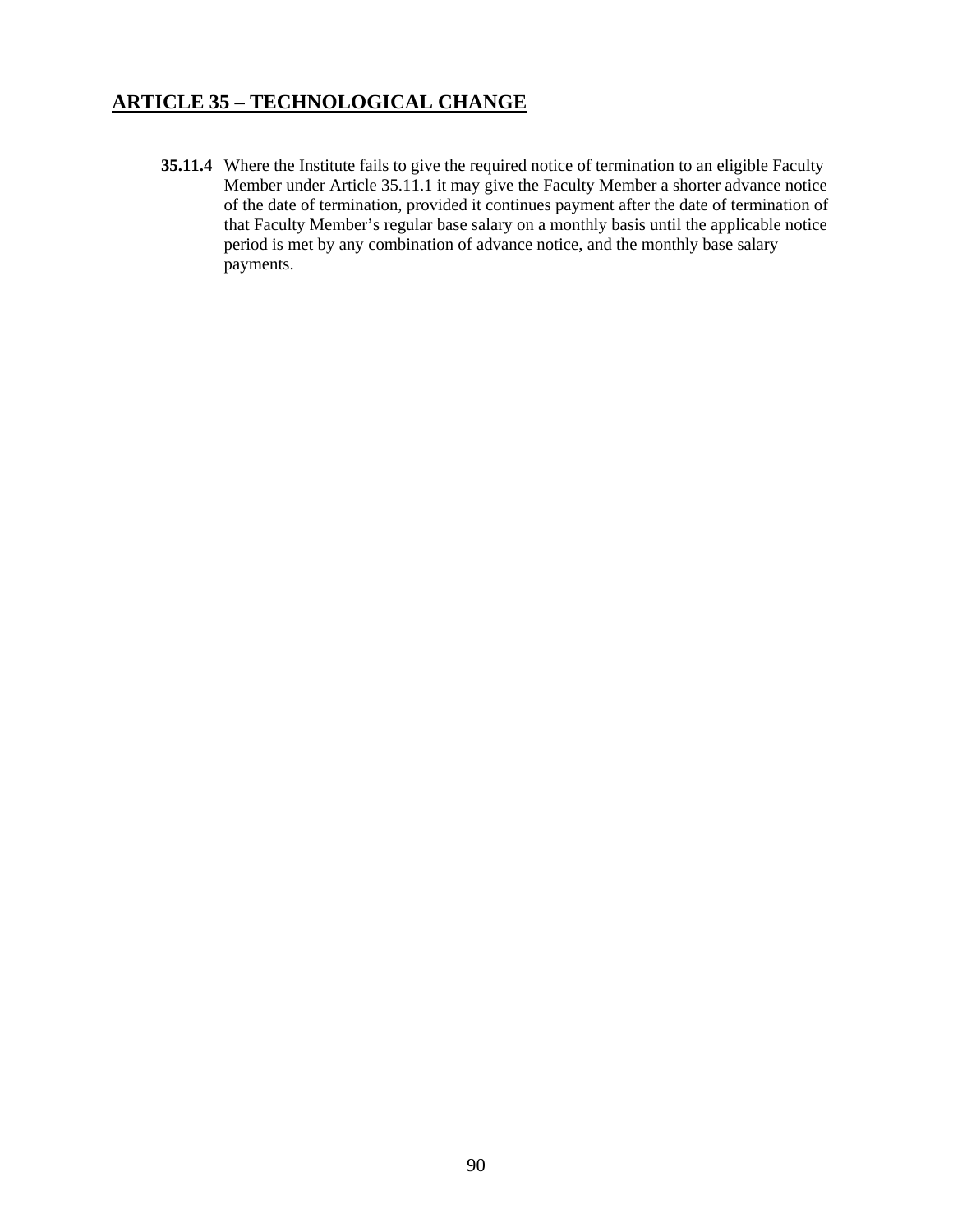## ARTICLE 35 – TECHNOLOGICAL CHANGE

**35.11.4** Where the Institute fails to give the required notice of termination to an eligible Faculty Member under Article 35.11.1 it may give the Faculty Member a shorter advance notice of the date of termination, provided it continues payment after the date of termination of that Faculty Member's regular base salary on a monthly basis until the applicable notice period is met by any combination of advance notice, and the monthly base salary payments.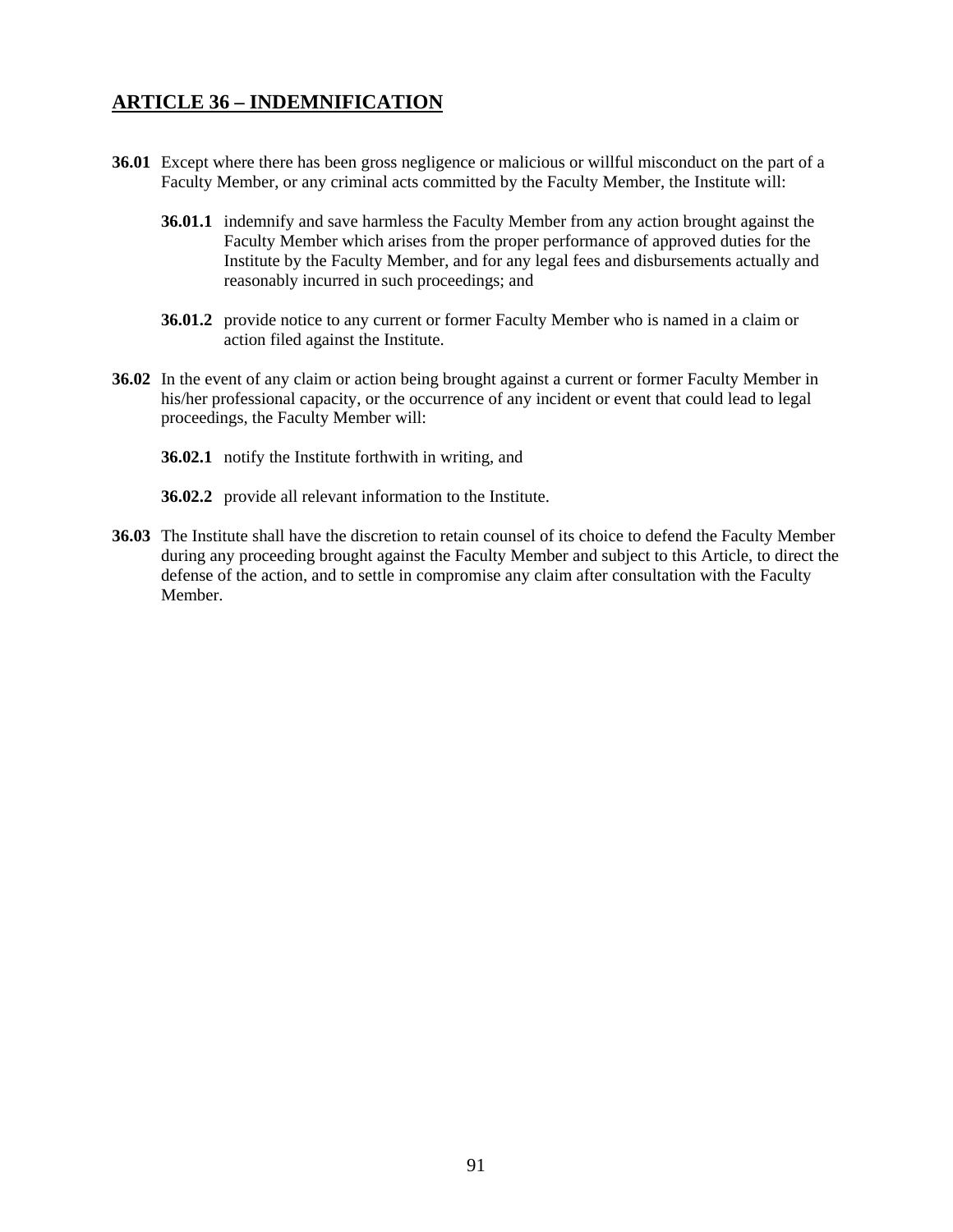## ARTICLE 36 – INDEMNIFICATION

**36.01** Except where there has been gross negligence or malicious or willful misconduct on the part of a Faculty Member, or any criminal acts committed by the Faculty Member, the Institute will:

> **36.01.1** indemnify and save harmless the Faculty Member from any action brought against the Faculty Member which arises from the proper performance of approved duties for the Institute by the Faculty Member, and for any legal fees and disbursements actually and reasonably incurred in such proceedings; and
>
> **36.01.2** provide notice to any current or former Faculty Member who is named in a claim or action filed against the Institute.

**36.02** In the event of any claim or action being brought against a current or former Faculty Member in his/her professional capacity, or the occurrence of any incident or event that could lead to legal proceedings, the Faculty Member will:

> **36.02.1** notify the Institute forthwith in writing, and
>
> **36.02.2** provide all relevant information to the Institute.

**36.03** The Institute shall have the discretion to retain counsel of its choice to defend the Faculty Member during any proceeding brought against the Faculty Member and subject to this Article, to direct the defense of the action, and to settle in compromise any claim after consultation with the Faculty Member.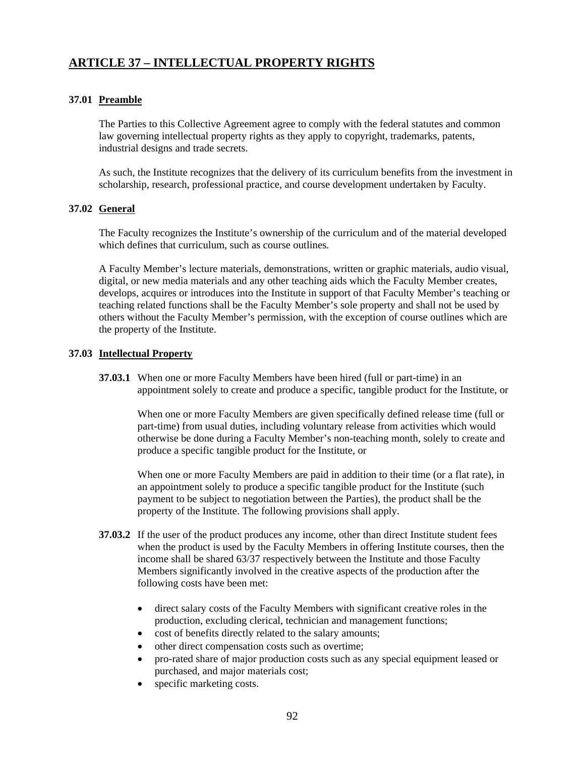## ARTICLE 37 – INTELLECTUAL PROPERTY RIGHTS

### 37.01 Preamble

The Parties to this Collective Agreement agree to comply with the federal statutes and common law governing intellectual property rights as they apply to copyright, trademarks, patents, industrial designs and trade secrets.

As such, the Institute recognizes that the delivery of its curriculum benefits from the investment in scholarship, research, professional practice, and course development undertaken by Faculty.

### 37.02 General

The Faculty recognizes the Institute's ownership of the curriculum and of the material developed which defines that curriculum, such as course outlines.

A Faculty Member's lecture materials, demonstrations, written or graphic materials, audio visual, digital, or new media materials and any other teaching aids which the Faculty Member creates, develops, acquires or introduces into the Institute in support of that Faculty Member's teaching or teaching related functions shall be the Faculty Member's sole property and shall not be used by others without the Faculty Member's permission, with the exception of course outlines which are the property of the Institute.

### 37.03 Intellectual Property

**37.03.1** When one or more Faculty Members have been hired (full or part-time) in an appointment solely to create and produce a specific, tangible product for the Institute, or

When one or more Faculty Members are given specifically defined release time (full or part-time) from usual duties, including voluntary release from activities which would otherwise be done during a Faculty Member's non-teaching month, solely to create and produce a specific tangible product for the Institute, or

When one or more Faculty Members are paid in addition to their time (or a flat rate), in an appointment solely to produce a specific tangible product for the Institute (such payment to be subject to negotiation between the Parties), the product shall be the property of the Institute. The following provisions shall apply.

**37.03.2** If the user of the product produces any income, other than direct Institute student fees when the product is used by the Faculty Members in offering Institute courses, then the income shall be shared 63/37 respectively between the Institute and those Faculty Members significantly involved in the creative aspects of the production after the following costs have been met:

- direct salary costs of the Faculty Members with significant creative roles in the production, excluding clerical, technician and management functions;
- cost of benefits directly related to the salary amounts;
- other direct compensation costs such as overtime;
- pro-rated share of major production costs such as any special equipment leased or purchased, and major materials cost;
- specific marketing costs.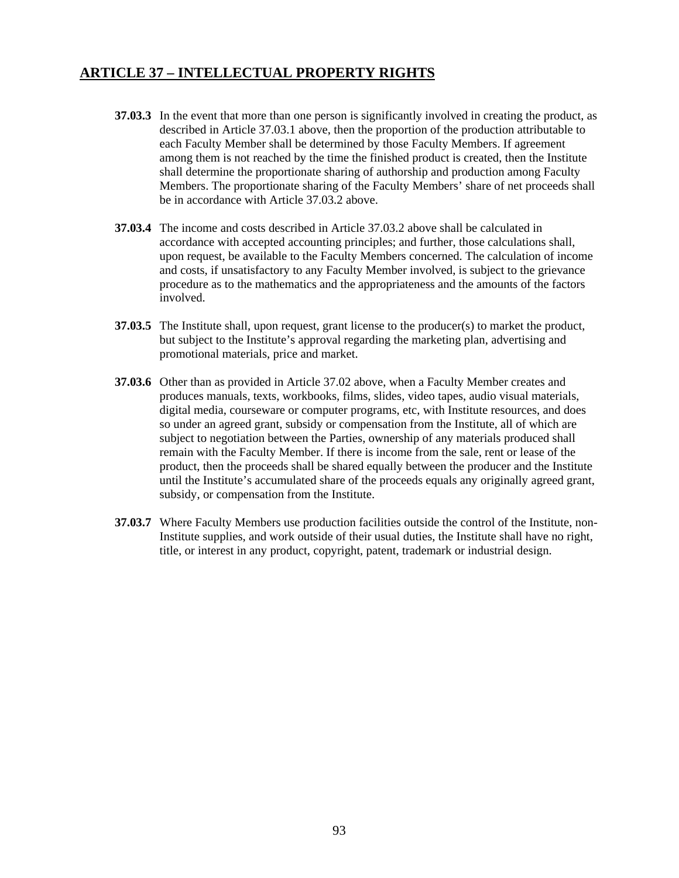## ARTICLE 37 – INTELLECTUAL PROPERTY RIGHTS

**37.03.3** In the event that more than one person is significantly involved in creating the product, as described in Article 37.03.1 above, then the proportion of the production attributable to each Faculty Member shall be determined by those Faculty Members. If agreement among them is not reached by the time the finished product is created, then the Institute shall determine the proportionate sharing of authorship and production among Faculty Members. The proportionate sharing of the Faculty Members' share of net proceeds shall be in accordance with Article 37.03.2 above.

**37.03.4** The income and costs described in Article 37.03.2 above shall be calculated in accordance with accepted accounting principles; and further, those calculations shall, upon request, be available to the Faculty Members concerned. The calculation of income and costs, if unsatisfactory to any Faculty Member involved, is subject to the grievance procedure as to the mathematics and the appropriateness and the amounts of the factors involved.

**37.03.5** The Institute shall, upon request, grant license to the producer(s) to market the product, but subject to the Institute's approval regarding the marketing plan, advertising and promotional materials, price and market.

**37.03.6** Other than as provided in Article 37.02 above, when a Faculty Member creates and produces manuals, texts, workbooks, films, slides, video tapes, audio visual materials, digital media, courseware or computer programs, etc, with Institute resources, and does so under an agreed grant, subsidy or compensation from the Institute, all of which are subject to negotiation between the Parties, ownership of any materials produced shall remain with the Faculty Member. If there is income from the sale, rent or lease of the product, then the proceeds shall be shared equally between the producer and the Institute until the Institute's accumulated share of the proceeds equals any originally agreed grant, subsidy, or compensation from the Institute.

**37.03.7** Where Faculty Members use production facilities outside the control of the Institute, non-Institute supplies, and work outside of their usual duties, the Institute shall have no right, title, or interest in any product, copyright, patent, trademark or industrial design.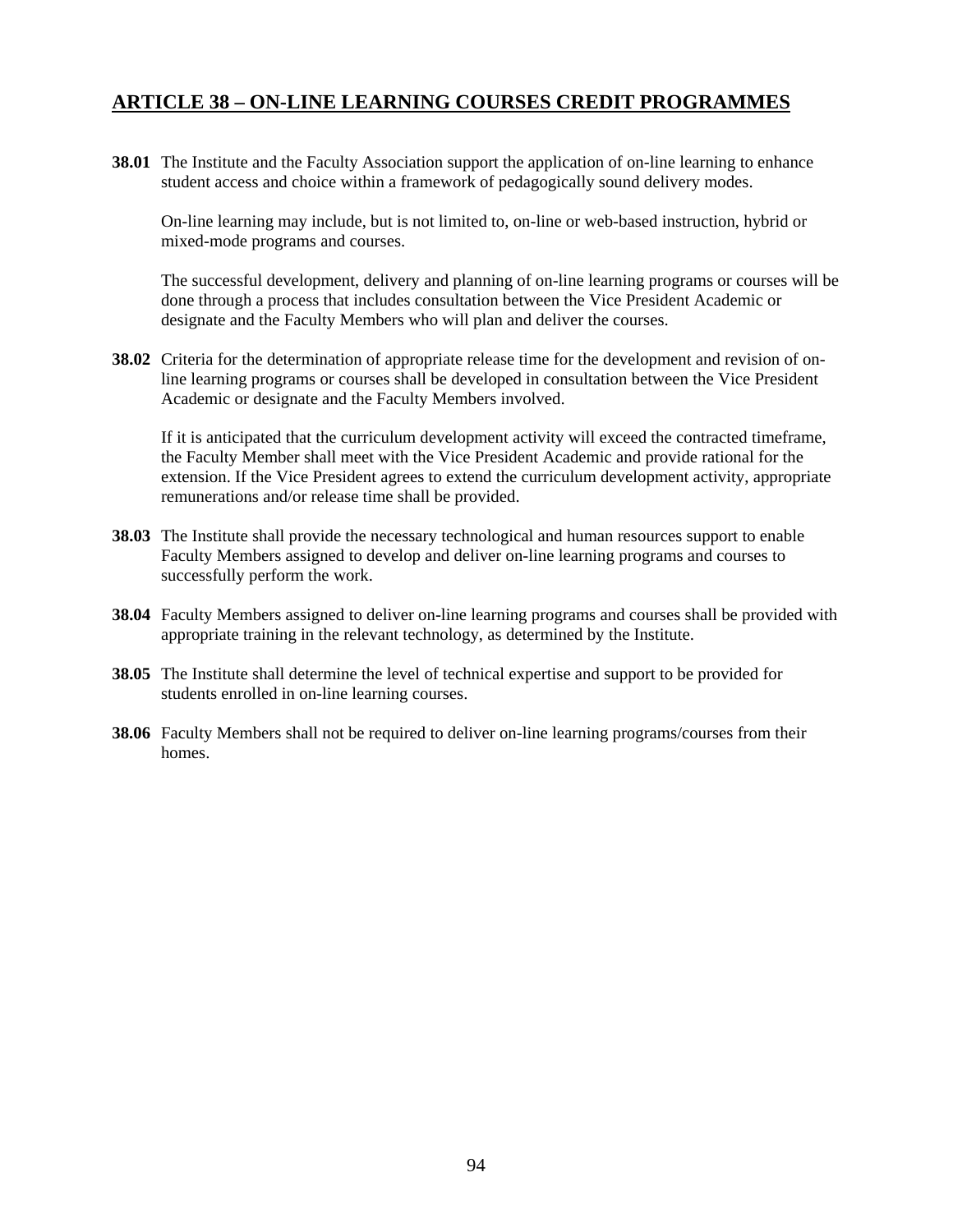## ARTICLE 38 – ON-LINE LEARNING COURSES CREDIT PROGRAMMES

**38.01** The Institute and the Faculty Association support the application of on-line learning to enhance student access and choice within a framework of pedagogically sound delivery modes.

On-line learning may include, but is not limited to, on-line or web-based instruction, hybrid or mixed-mode programs and courses.

The successful development, delivery and planning of on-line learning programs or courses will be done through a process that includes consultation between the Vice President Academic or designate and the Faculty Members who will plan and deliver the courses.

**38.02** Criteria for the determination of appropriate release time for the development and revision of on-line learning programs or courses shall be developed in consultation between the Vice President Academic or designate and the Faculty Members involved.

If it is anticipated that the curriculum development activity will exceed the contracted timeframe, the Faculty Member shall meet with the Vice President Academic and provide rational for the extension. If the Vice President agrees to extend the curriculum development activity, appropriate remunerations and/or release time shall be provided.

**38.03** The Institute shall provide the necessary technological and human resources support to enable Faculty Members assigned to develop and deliver on-line learning programs and courses to successfully perform the work.

**38.04** Faculty Members assigned to deliver on-line learning programs and courses shall be provided with appropriate training in the relevant technology, as determined by the Institute.

**38.05** The Institute shall determine the level of technical expertise and support to be provided for students enrolled in on-line learning courses.

**38.06** Faculty Members shall not be required to deliver on-line learning programs/courses from their homes.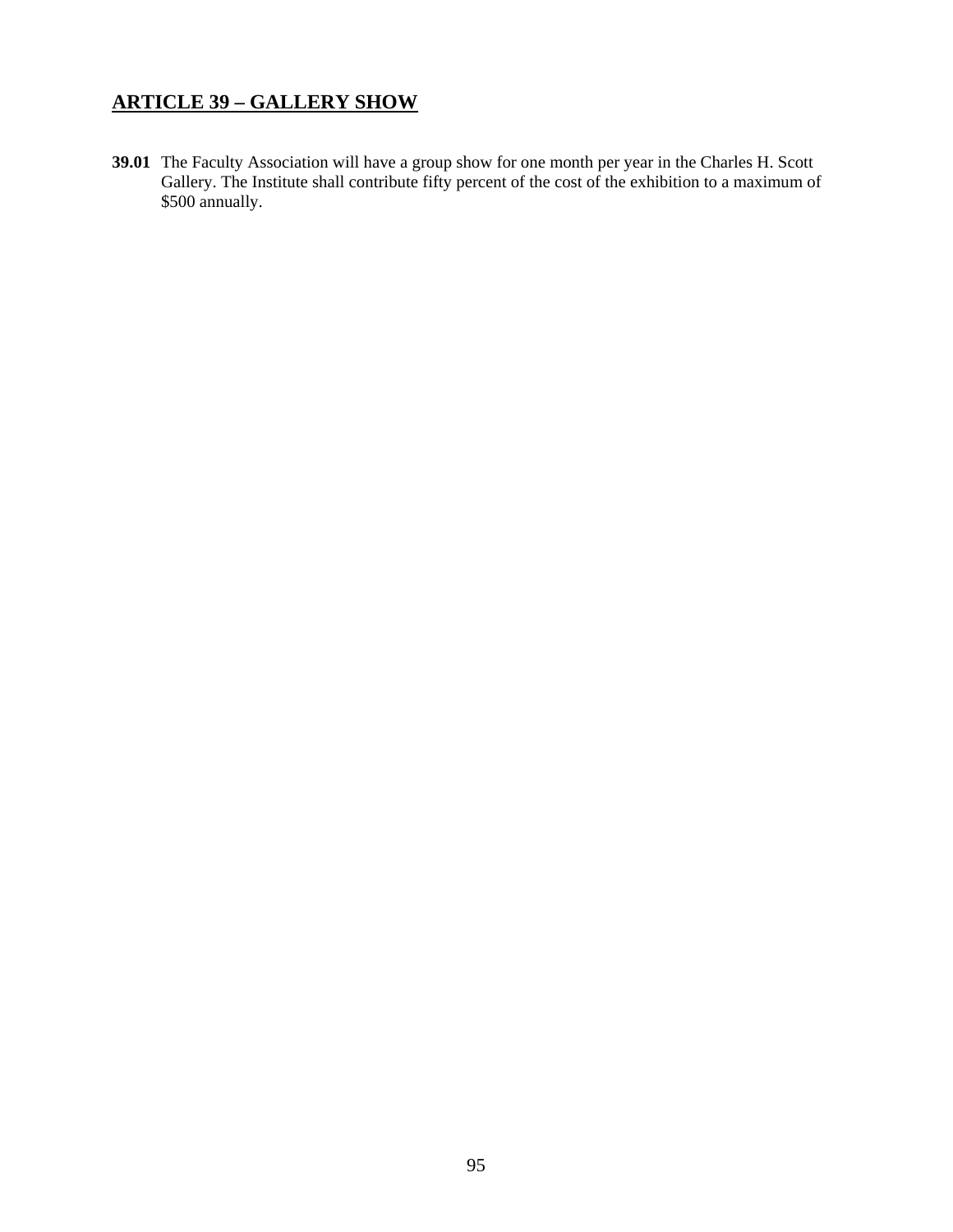## ARTICLE 39 – GALLERY SHOW

**39.01** The Faculty Association will have a group show for one month per year in the Charles H. Scott Gallery. The Institute shall contribute fifty percent of the cost of the exhibition to a maximum of $500 annually.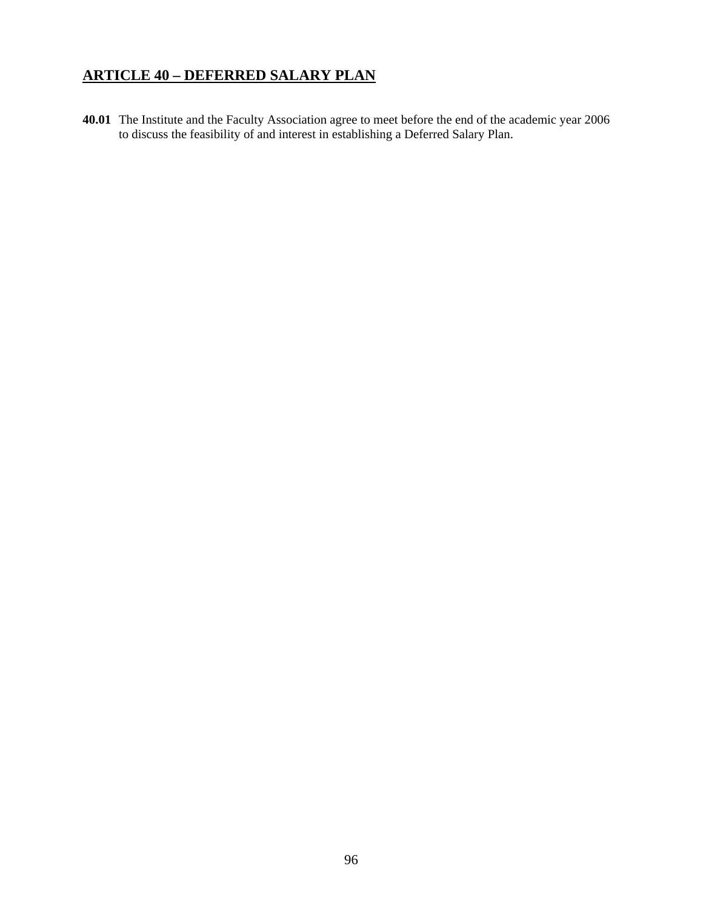## **ARTICLE 40 – DEFERRED SALARY PLAN**

**40.01** The Institute and the Faculty Association agree to meet before the end of the academic year 2006 to discuss the feasibility of and interest in establishing a Deferred Salary Plan.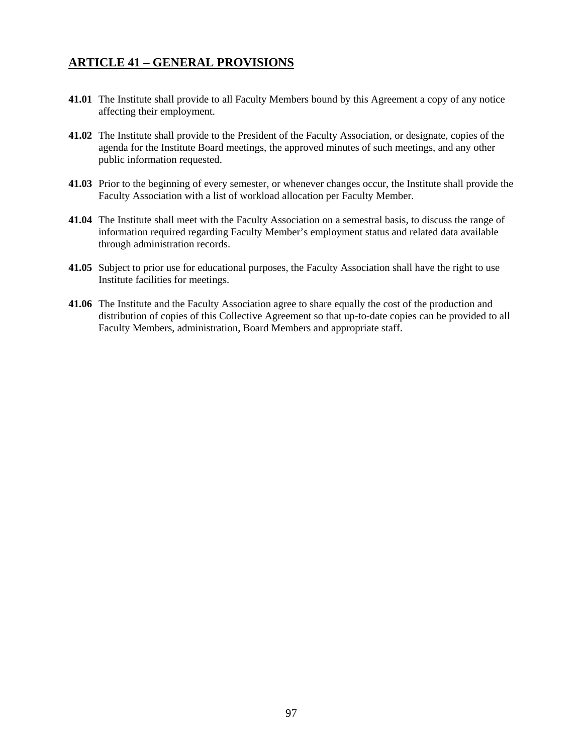## ARTICLE 41 – GENERAL PROVISIONS

**41.01** The Institute shall provide to all Faculty Members bound by this Agreement a copy of any notice affecting their employment.

**41.02** The Institute shall provide to the President of the Faculty Association, or designate, copies of the agenda for the Institute Board meetings, the approved minutes of such meetings, and any other public information requested.

**41.03** Prior to the beginning of every semester, or whenever changes occur, the Institute shall provide the Faculty Association with a list of workload allocation per Faculty Member.

**41.04** The Institute shall meet with the Faculty Association on a semestral basis, to discuss the range of information required regarding Faculty Member's employment status and related data available through administration records.

**41.05** Subject to prior use for educational purposes, the Faculty Association shall have the right to use Institute facilities for meetings.

**41.06** The Institute and the Faculty Association agree to share equally the cost of the production and distribution of copies of this Collective Agreement so that up-to-date copies can be provided to all Faculty Members, administration, Board Members and appropriate staff.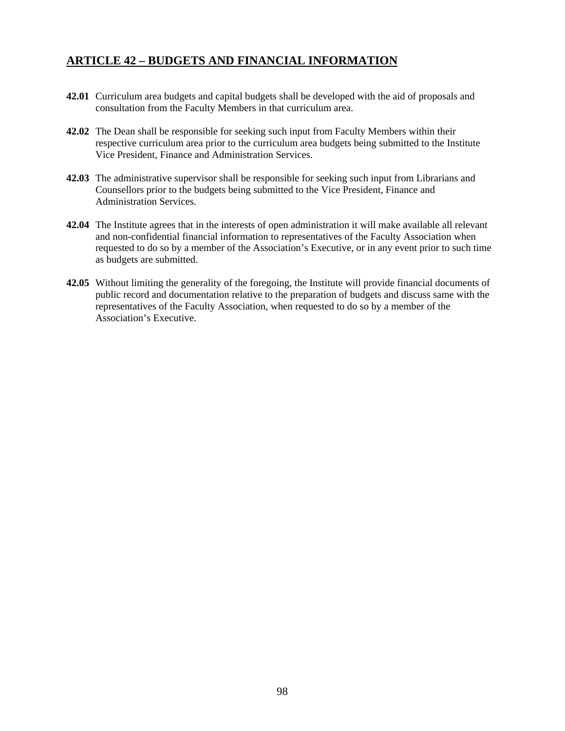## ARTICLE 42 – BUDGETS AND FINANCIAL INFORMATION

**42.01** Curriculum area budgets and capital budgets shall be developed with the aid of proposals and consultation from the Faculty Members in that curriculum area.

**42.02** The Dean shall be responsible for seeking such input from Faculty Members within their respective curriculum area prior to the curriculum area budgets being submitted to the Institute Vice President, Finance and Administration Services.

**42.03** The administrative supervisor shall be responsible for seeking such input from Librarians and Counsellors prior to the budgets being submitted to the Vice President, Finance and Administration Services.

**42.04** The Institute agrees that in the interests of open administration it will make available all relevant and non-confidential financial information to representatives of the Faculty Association when requested to do so by a member of the Association's Executive, or in any event prior to such time as budgets are submitted.

**42.05** Without limiting the generality of the foregoing, the Institute will provide financial documents of public record and documentation relative to the preparation of budgets and discuss same with the representatives of the Faculty Association, when requested to do so by a member of the Association's Executive.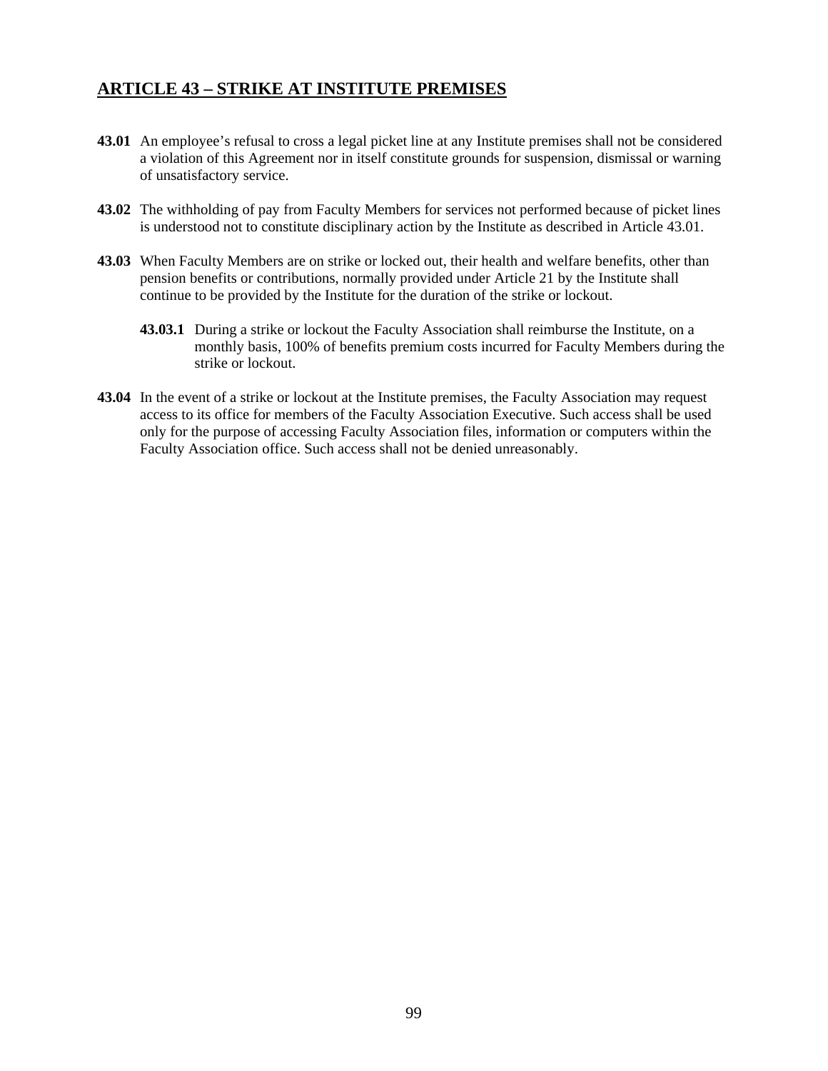## ARTICLE 43 – STRIKE AT INSTITUTE PREMISES

**43.01** An employee's refusal to cross a legal picket line at any Institute premises shall not be considered a violation of this Agreement nor in itself constitute grounds for suspension, dismissal or warning of unsatisfactory service.

**43.02** The withholding of pay from Faculty Members for services not performed because of picket lines is understood not to constitute disciplinary action by the Institute as described in Article 43.01.

**43.03** When Faculty Members are on strike or locked out, their health and welfare benefits, other than pension benefits or contributions, normally provided under Article 21 by the Institute shall continue to be provided by the Institute for the duration of the strike or lockout.

> **43.03.1** During a strike or lockout the Faculty Association shall reimburse the Institute, on a monthly basis, 100% of benefits premium costs incurred for Faculty Members during the strike or lockout.

**43.04** In the event of a strike or lockout at the Institute premises, the Faculty Association may request access to its office for members of the Faculty Association Executive. Such access shall be used only for the purpose of accessing Faculty Association files, information or computers within the Faculty Association office. Such access shall not be denied unreasonably.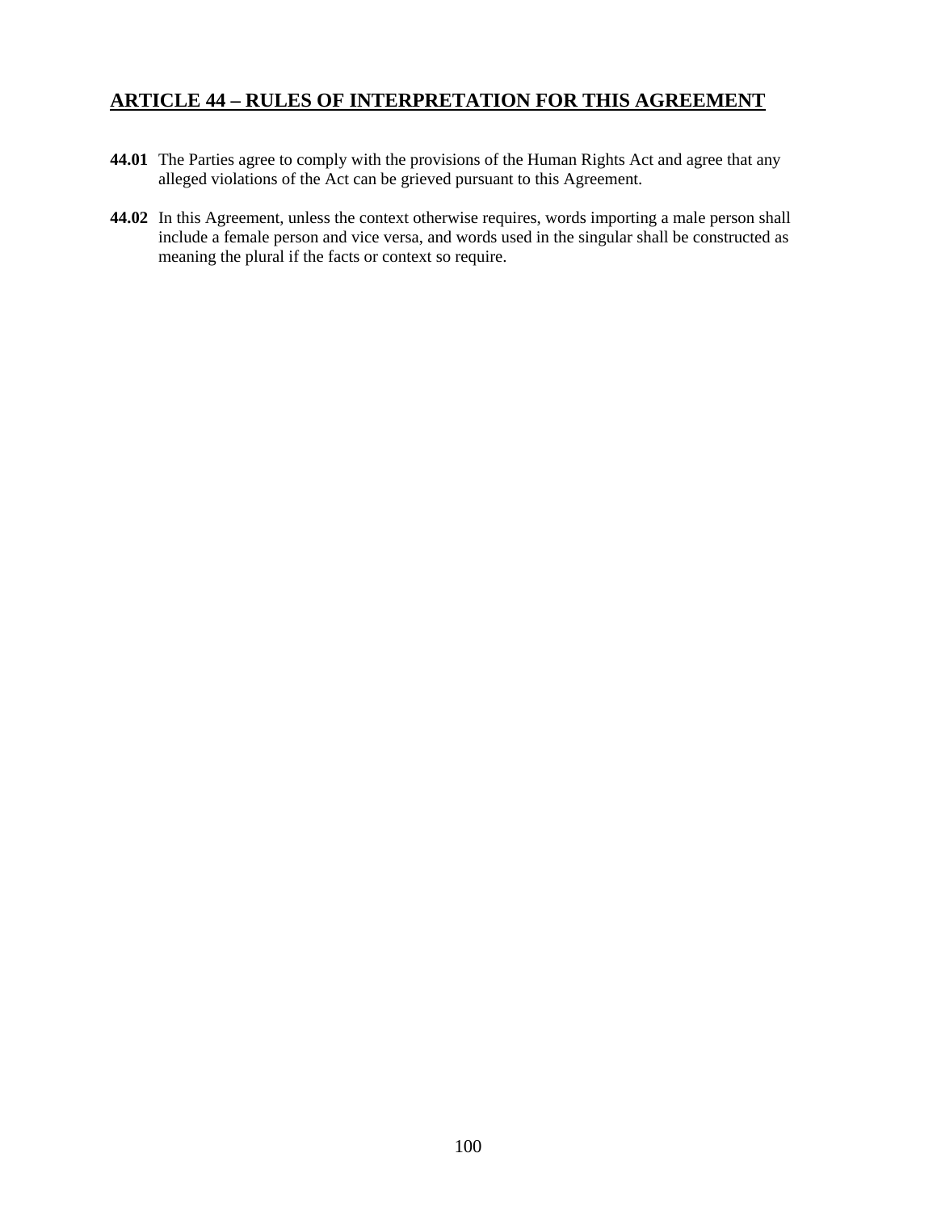## ARTICLE 44 – RULES OF INTERPRETATION FOR THIS AGREEMENT

**44.01** The Parties agree to comply with the provisions of the Human Rights Act and agree that any alleged violations of the Act can be grieved pursuant to this Agreement.

**44.02** In this Agreement, unless the context otherwise requires, words importing a male person shall include a female person and vice versa, and words used in the singular shall be constructed as meaning the plural if the facts or context so require.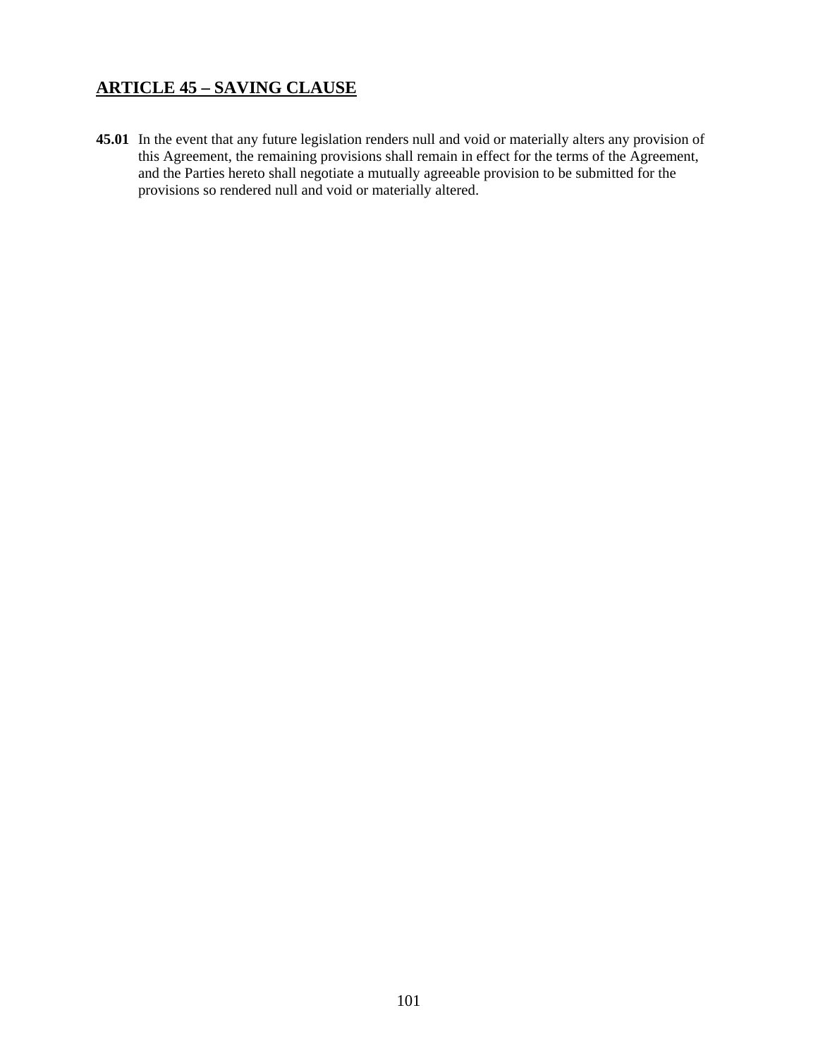## ARTICLE 45 – SAVING CLAUSE

**45.01** In the event that any future legislation renders null and void or materially alters any provision of this Agreement, the remaining provisions shall remain in effect for the terms of the Agreement, and the Parties hereto shall negotiate a mutually agreeable provision to be submitted for the provisions so rendered null and void or materially altered.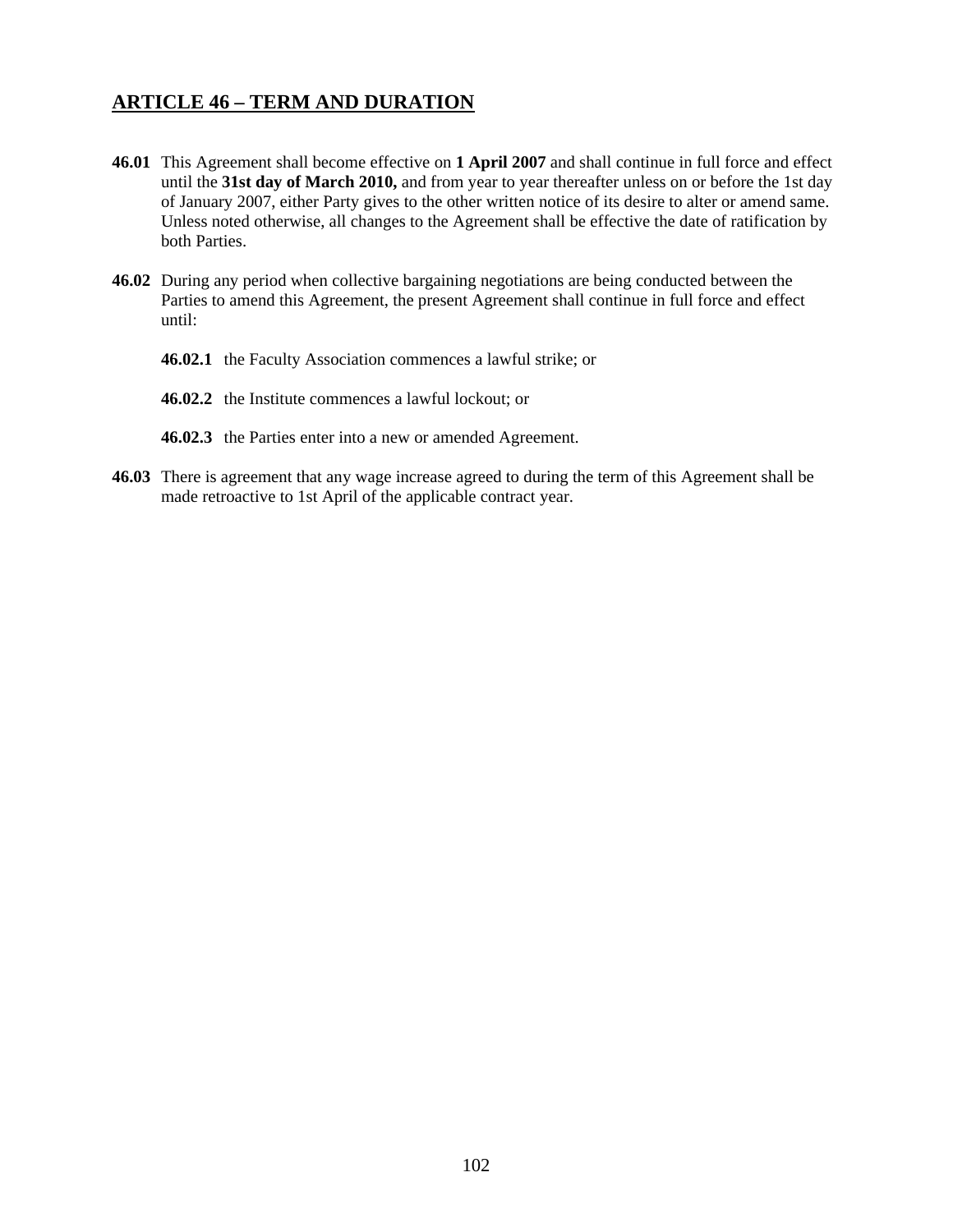## ARTICLE 46 – TERM AND DURATION

**46.01** This Agreement shall become effective on **1 April 2007** and shall continue in full force and effect until the **31st day of March 2010,** and from year to year thereafter unless on or before the 1st day of January 2007, either Party gives to the other written notice of its desire to alter or amend same. Unless noted otherwise, all changes to the Agreement shall be effective the date of ratification by both Parties.

**46.02** During any period when collective bargaining negotiations are being conducted between the Parties to amend this Agreement, the present Agreement shall continue in full force and effect until:

**46.02.1** the Faculty Association commences a lawful strike; or

**46.02.2** the Institute commences a lawful lockout; or

**46.02.3** the Parties enter into a new or amended Agreement.

**46.03** There is agreement that any wage increase agreed to during the term of this Agreement shall be made retroactive to 1st April of the applicable contract year.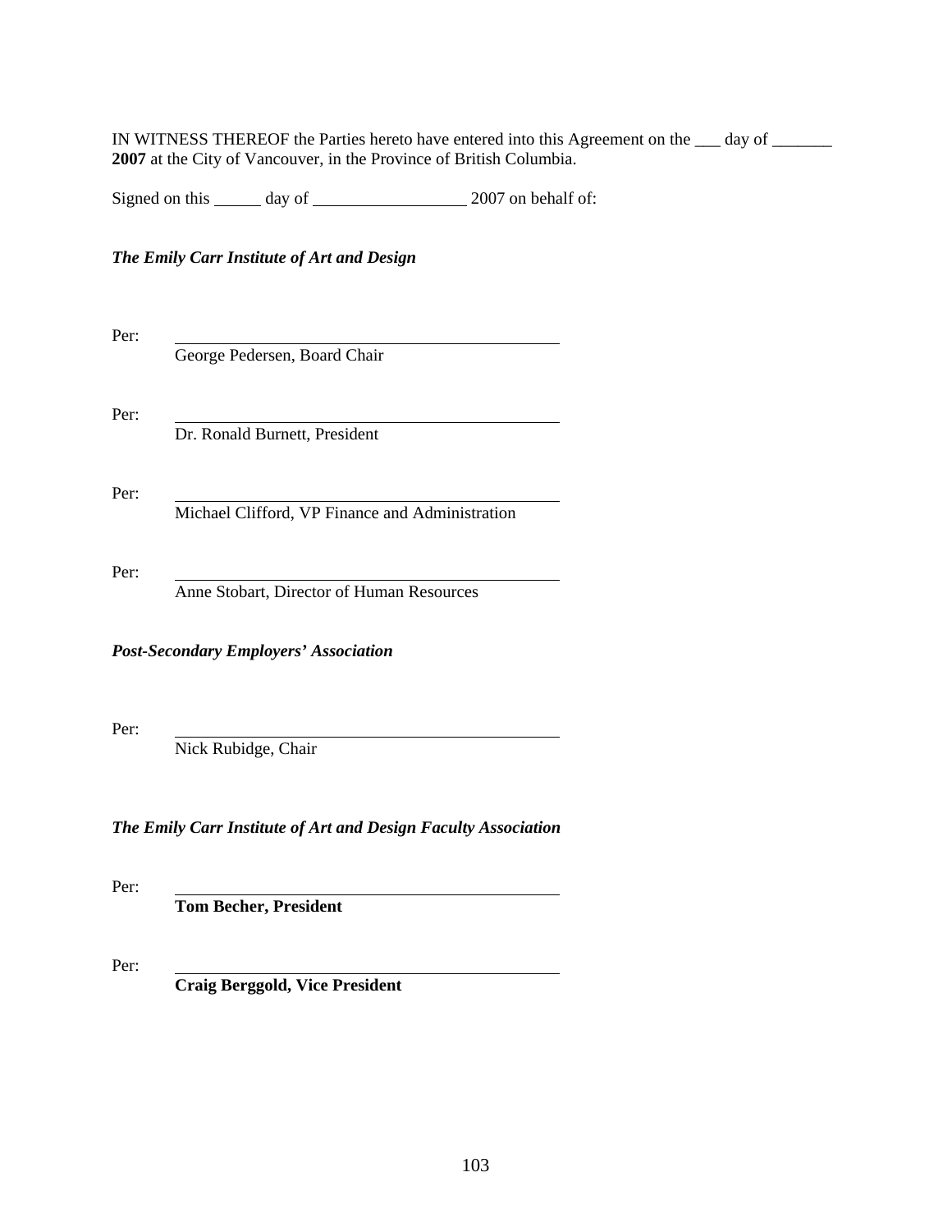IN WITNESS THEREOF the Parties hereto have entered into this Agreement on the ___ day of _______ **2007** at the City of Vancouver, in the Province of British Columbia.

Signed on this ______ day of __________________ 2007 on behalf of:

***The Emily Carr Institute of Art and Design***

Per: ______________________________________
George Pedersen, Board Chair

Per: ______________________________________
Dr. Ronald Burnett, President

Per: ______________________________________
Michael Clifford, VP Finance and Administration

Per: ______________________________________
Anne Stobart, Director of Human Resources

***Post-Secondary Employers' Association***

Per: ______________________________________
Nick Rubidge, Chair

***The Emily Carr Institute of Art and Design Faculty Association***

Per: ______________________________________
**Tom Becher, President**

Per: ______________________________________
**Craig Berggold, Vice President**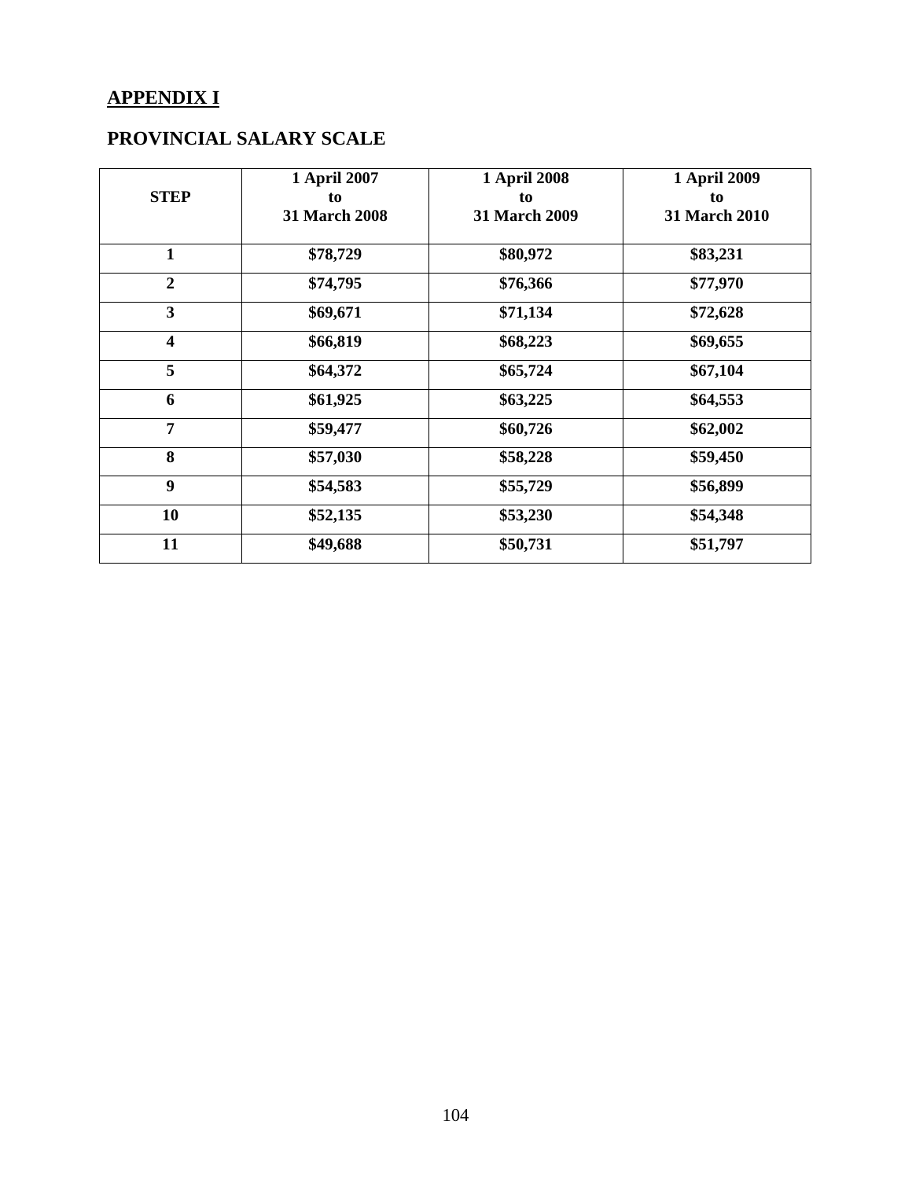## APPENDIX I

## PROVINCIAL SALARY SCALE

| STEP | 1 April 2007 to 31 March 2008 | 1 April 2008 to 31 March 2009 | 1 April 2009 to 31 March 2010 |
|---|---|---|---|
| 1 | $78,729 | $80,972 | $83,231 |
| 2 | $74,795 | $76,366 | $77,970 |
| 3 | $69,671 | $71,134 | $72,628 |
| 4 | $66,819 | $68,223 | $69,655 |
| 5 | $64,372 | $65,724 | $67,104 |
| 6 | $61,925 | $63,225 | $64,553 |
| 7 | $59,477 | $60,726 | $62,002 |
| 8 | $57,030 | $58,228 | $59,450 |
| 9 | $54,583 | $55,729 | $56,899 |
| 10 | $52,135 | $53,230 | $54,348 |
| 11 | $49,688 | $50,731 | $51,797 |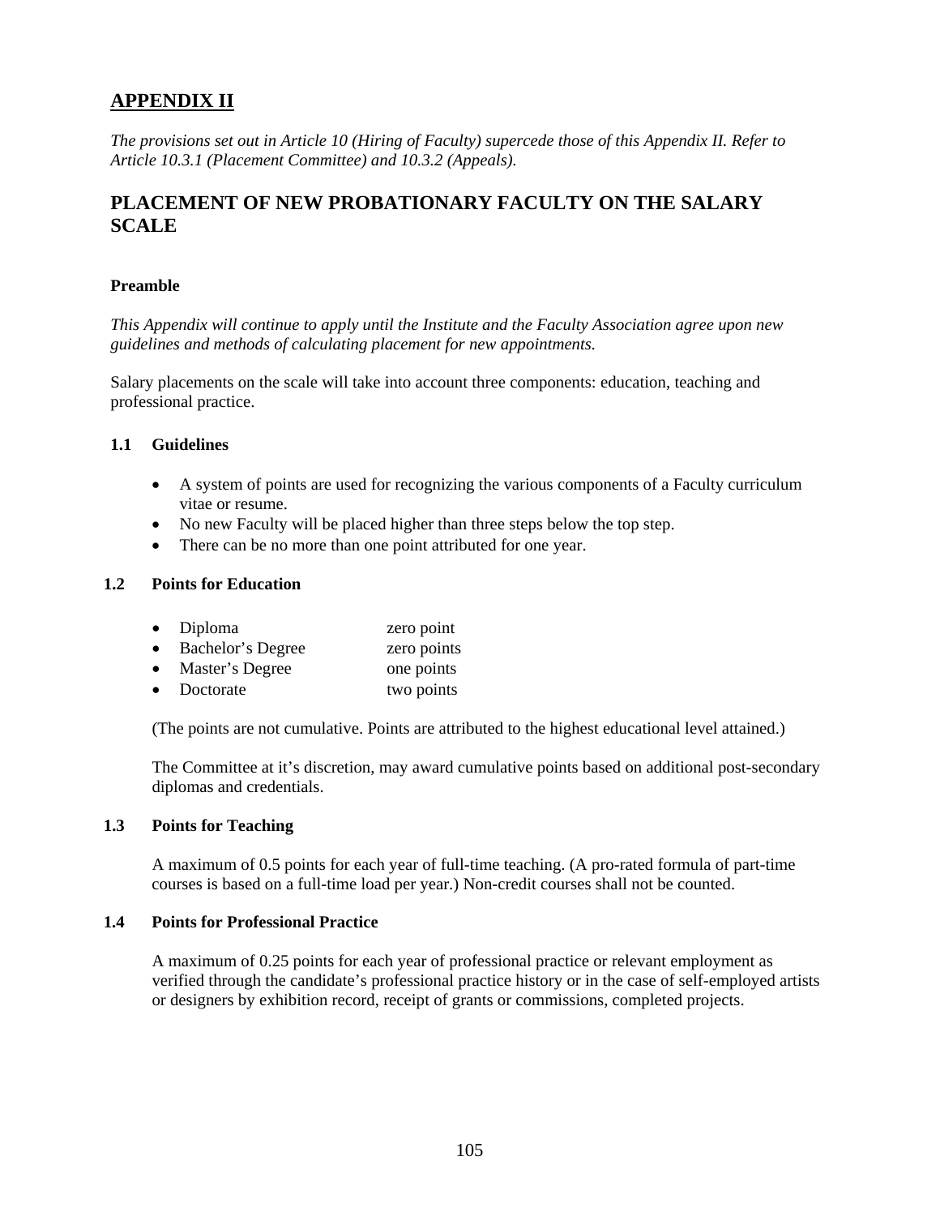## APPENDIX II

*The provisions set out in Article 10 (Hiring of Faculty) supercede those of this Appendix II. Refer to Article 10.3.1 (Placement Committee) and 10.3.2 (Appeals).*

# PLACEMENT OF NEW PROBATIONARY FACULTY ON THE SALARY SCALE

**Preamble**

*This Appendix will continue to apply until the Institute and the Faculty Association agree upon new guidelines and methods of calculating placement for new appointments.*

Salary placements on the scale will take into account three components: education, teaching and professional practice.

### 1.1 Guidelines

- A system of points are used for recognizing the various components of a Faculty curriculum vitae or resume.
- No new Faculty will be placed higher than three steps below the top step.
- There can be no more than one point attributed for one year.

### 1.2 Points for Education

- Diploma zero point
- Bachelor's Degree zero points
- Master's Degree one points
- Doctorate two points

(The points are not cumulative. Points are attributed to the highest educational level attained.)

The Committee at it's discretion, may award cumulative points based on additional post-secondary diplomas and credentials.

### 1.3 Points for Teaching

A maximum of 0.5 points for each year of full-time teaching. (A pro-rated formula of part-time courses is based on a full-time load per year.) Non-credit courses shall not be counted.

### 1.4 Points for Professional Practice

A maximum of 0.25 points for each year of professional practice or relevant employment as verified through the candidate's professional practice history or in the case of self-employed artists or designers by exhibition record, receipt of grants or commissions, completed projects.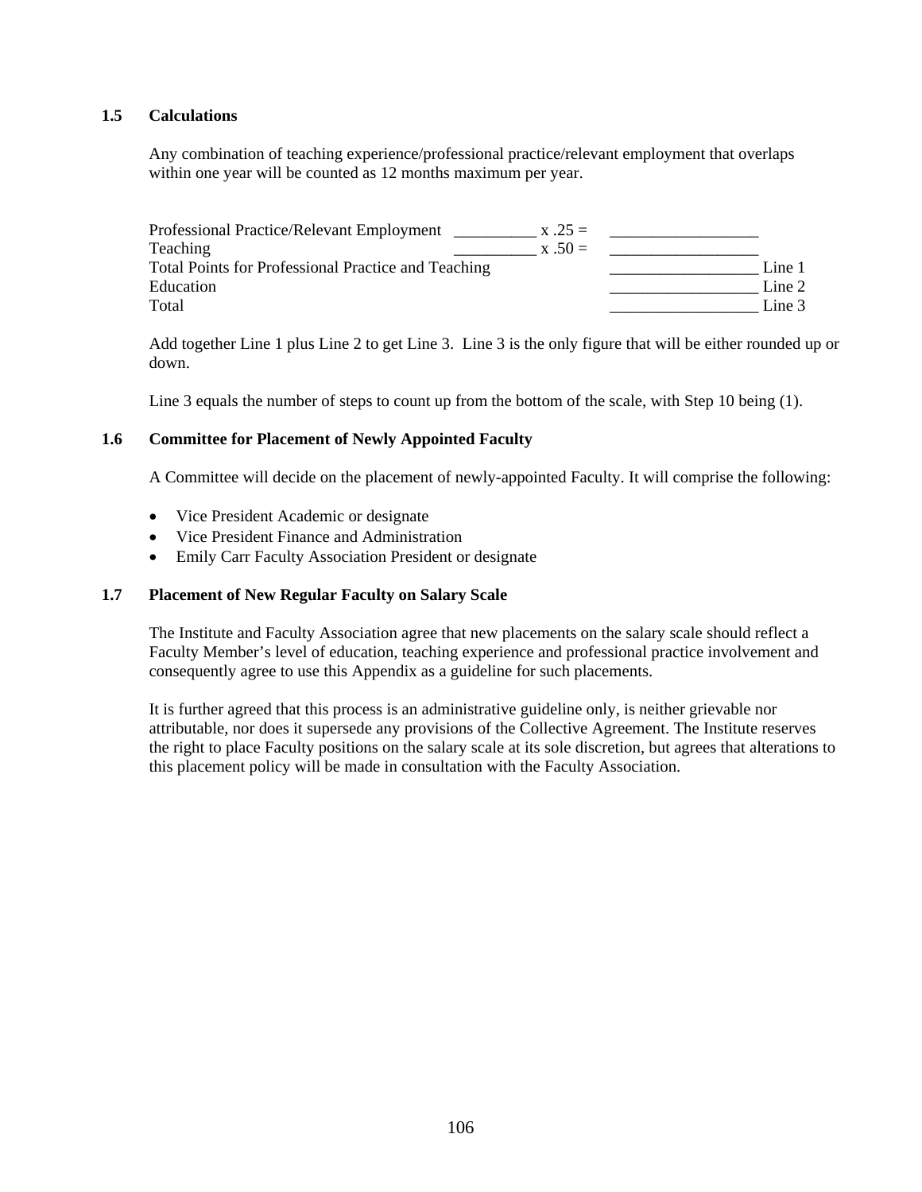### 1.5 Calculations

Any combination of teaching experience/professional practice/relevant employment that overlaps within one year will be counted as 12 months maximum per year.

| | | | |
|---|---|---|---|
| Professional Practice/Relevant Employment | __________ x .25 = | __________________ | |
| Teaching | __________ x .50 = | __________________ | |
| Total Points for Professional Practice and Teaching | | __________________ | Line 1 |
| Education | | __________________ | Line 2 |
| Total | | __________________ | Line 3 |

Add together Line 1 plus Line 2 to get Line 3. Line 3 is the only figure that will be either rounded up or down.

Line 3 equals the number of steps to count up from the bottom of the scale, with Step 10 being (1).

### 1.6 Committee for Placement of Newly Appointed Faculty

A Committee will decide on the placement of newly-appointed Faculty. It will comprise the following:

- Vice President Academic or designate
- Vice President Finance and Administration
- Emily Carr Faculty Association President or designate

### 1.7 Placement of New Regular Faculty on Salary Scale

The Institute and Faculty Association agree that new placements on the salary scale should reflect a Faculty Member's level of education, teaching experience and professional practice involvement and consequently agree to use this Appendix as a guideline for such placements.

It is further agreed that this process is an administrative guideline only, is neither grievable nor attributable, nor does it supersede any provisions of the Collective Agreement. The Institute reserves the right to place Faculty positions on the salary scale at its sole discretion, but agrees that alterations to this placement policy will be made in consultation with the Faculty Association.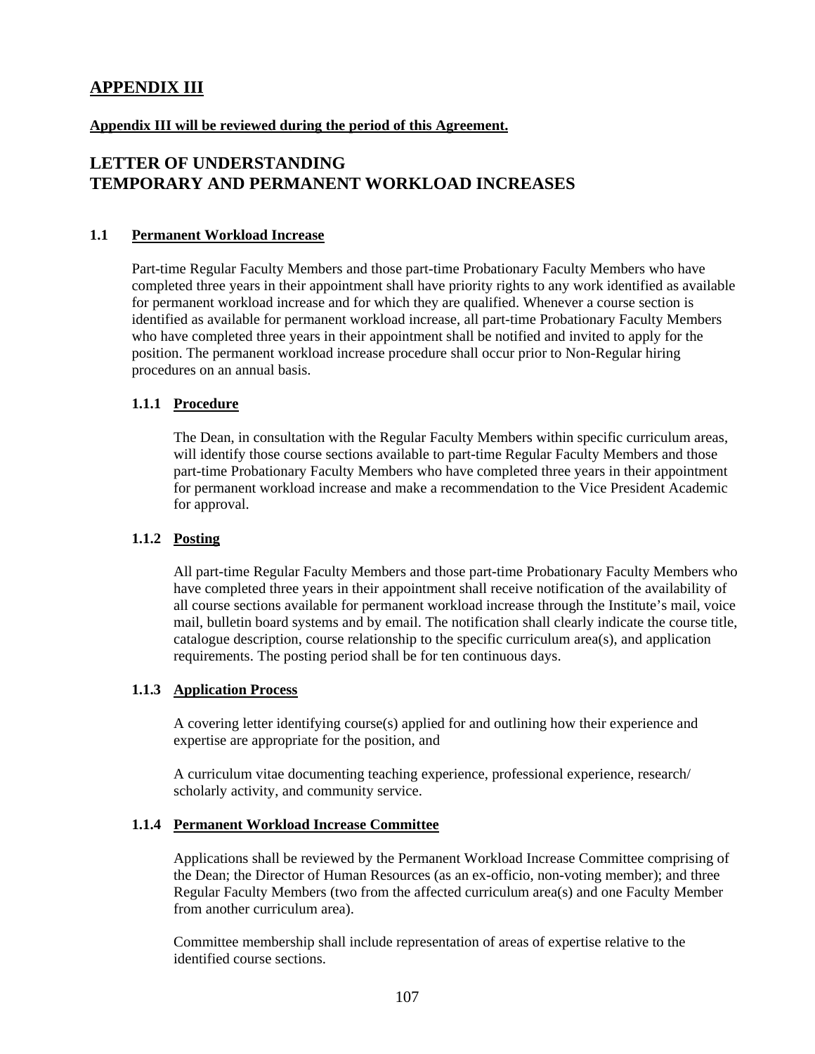## APPENDIX III

**Appendix III will be reviewed during the period of this Agreement.**

# LETTER OF UNDERSTANDING
# TEMPORARY AND PERMANENT WORKLOAD INCREASES

### 1.1 Permanent Workload Increase

Part-time Regular Faculty Members and those part-time Probationary Faculty Members who have completed three years in their appointment shall have priority rights to any work identified as available for permanent workload increase and for which they are qualified. Whenever a course section is identified as available for permanent workload increase, all part-time Probationary Faculty Members who have completed three years in their appointment shall be notified and invited to apply for the position. The permanent workload increase procedure shall occur prior to Non-Regular hiring procedures on an annual basis.

#### 1.1.1 Procedure

The Dean, in consultation with the Regular Faculty Members within specific curriculum areas, will identify those course sections available to part-time Regular Faculty Members and those part-time Probationary Faculty Members who have completed three years in their appointment for permanent workload increase and make a recommendation to the Vice President Academic for approval.

#### 1.1.2 Posting

All part-time Regular Faculty Members and those part-time Probationary Faculty Members who have completed three years in their appointment shall receive notification of the availability of all course sections available for permanent workload increase through the Institute's mail, voice mail, bulletin board systems and by email. The notification shall clearly indicate the course title, catalogue description, course relationship to the specific curriculum area(s), and application requirements. The posting period shall be for ten continuous days.

#### 1.1.3 Application Process

A covering letter identifying course(s) applied for and outlining how their experience and expertise are appropriate for the position, and

A curriculum vitae documenting teaching experience, professional experience, research/ scholarly activity, and community service.

#### 1.1.4 Permanent Workload Increase Committee

Applications shall be reviewed by the Permanent Workload Increase Committee comprising of the Dean; the Director of Human Resources (as an ex-officio, non-voting member); and three Regular Faculty Members (two from the affected curriculum area(s) and one Faculty Member from another curriculum area).

Committee membership shall include representation of areas of expertise relative to the identified course sections.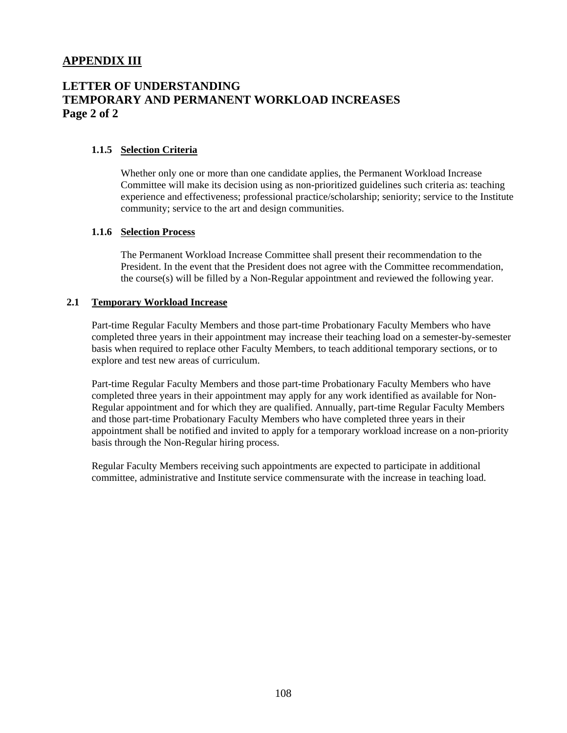## APPENDIX III

## LETTER OF UNDERSTANDING
## TEMPORARY AND PERMANENT WORKLOAD INCREASES
## Page 2 of 2

**1.1.5 Selection Criteria**

Whether only one or more than one candidate applies, the Permanent Workload Increase Committee will make its decision using as non-prioritized guidelines such criteria as: teaching experience and effectiveness; professional practice/scholarship; seniority; service to the Institute community; service to the art and design communities.

**1.1.6 Selection Process**

The Permanent Workload Increase Committee shall present their recommendation to the President. In the event that the President does not agree with the Committee recommendation, the course(s) will be filled by a Non-Regular appointment and reviewed the following year.

**2.1 Temporary Workload Increase**

Part-time Regular Faculty Members and those part-time Probationary Faculty Members who have completed three years in their appointment may increase their teaching load on a semester-by-semester basis when required to replace other Faculty Members, to teach additional temporary sections, or to explore and test new areas of curriculum.

Part-time Regular Faculty Members and those part-time Probationary Faculty Members who have completed three years in their appointment may apply for any work identified as available for Non-Regular appointment and for which they are qualified. Annually, part-time Regular Faculty Members and those part-time Probationary Faculty Members who have completed three years in their appointment shall be notified and invited to apply for a temporary workload increase on a non-priority basis through the Non-Regular hiring process.

Regular Faculty Members receiving such appointments are expected to participate in additional committee, administrative and Institute service commensurate with the increase in teaching load.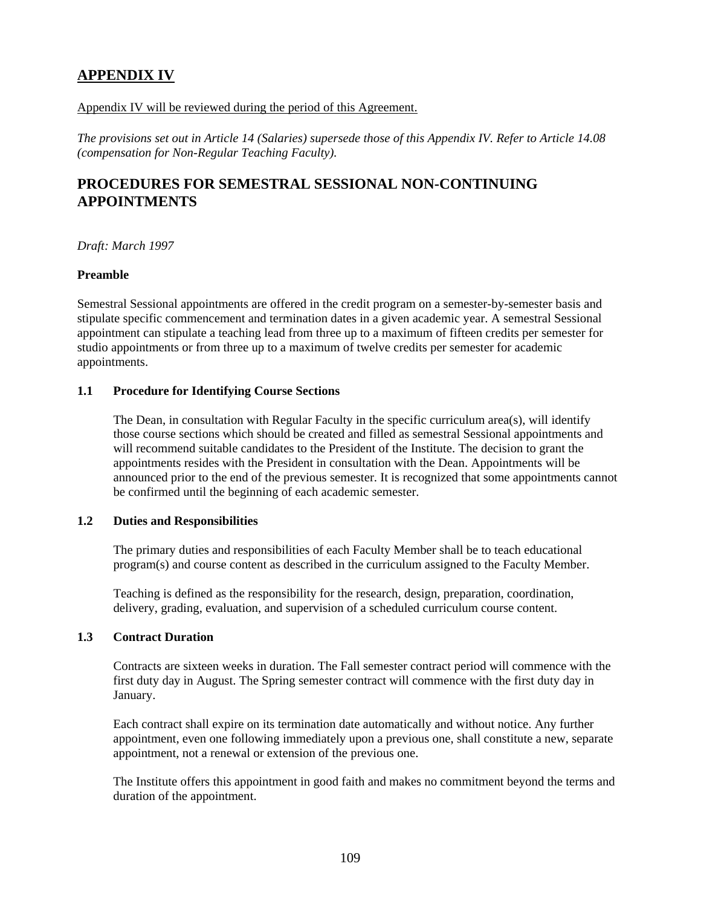## APPENDIX IV

Appendix IV will be reviewed during the period of this Agreement.

*The provisions set out in Article 14 (Salaries) supersede those of this Appendix IV. Refer to Article 14.08 (compensation for Non-Regular Teaching Faculty).*

# PROCEDURES FOR SEMESTRAL SESSIONAL NON-CONTINUING APPOINTMENTS

*Draft: March 1997*

**Preamble**

Semestral Sessional appointments are offered in the credit program on a semester-by-semester basis and stipulate specific commencement and termination dates in a given academic year. A semestral Sessional appointment can stipulate a teaching lead from three up to a maximum of fifteen credits per semester for studio appointments or from three up to a maximum of twelve credits per semester for academic appointments.

**1.1 Procedure for Identifying Course Sections**

The Dean, in consultation with Regular Faculty in the specific curriculum area(s), will identify those course sections which should be created and filled as semestral Sessional appointments and will recommend suitable candidates to the President of the Institute. The decision to grant the appointments resides with the President in consultation with the Dean. Appointments will be announced prior to the end of the previous semester. It is recognized that some appointments cannot be confirmed until the beginning of each academic semester.

**1.2 Duties and Responsibilities**

The primary duties and responsibilities of each Faculty Member shall be to teach educational program(s) and course content as described in the curriculum assigned to the Faculty Member.

Teaching is defined as the responsibility for the research, design, preparation, coordination, delivery, grading, evaluation, and supervision of a scheduled curriculum course content.

**1.3 Contract Duration**

Contracts are sixteen weeks in duration. The Fall semester contract period will commence with the first duty day in August. The Spring semester contract will commence with the first duty day in January.

Each contract shall expire on its termination date automatically and without notice. Any further appointment, even one following immediately upon a previous one, shall constitute a new, separate appointment, not a renewal or extension of the previous one.

The Institute offers this appointment in good faith and makes no commitment beyond the terms and duration of the appointment.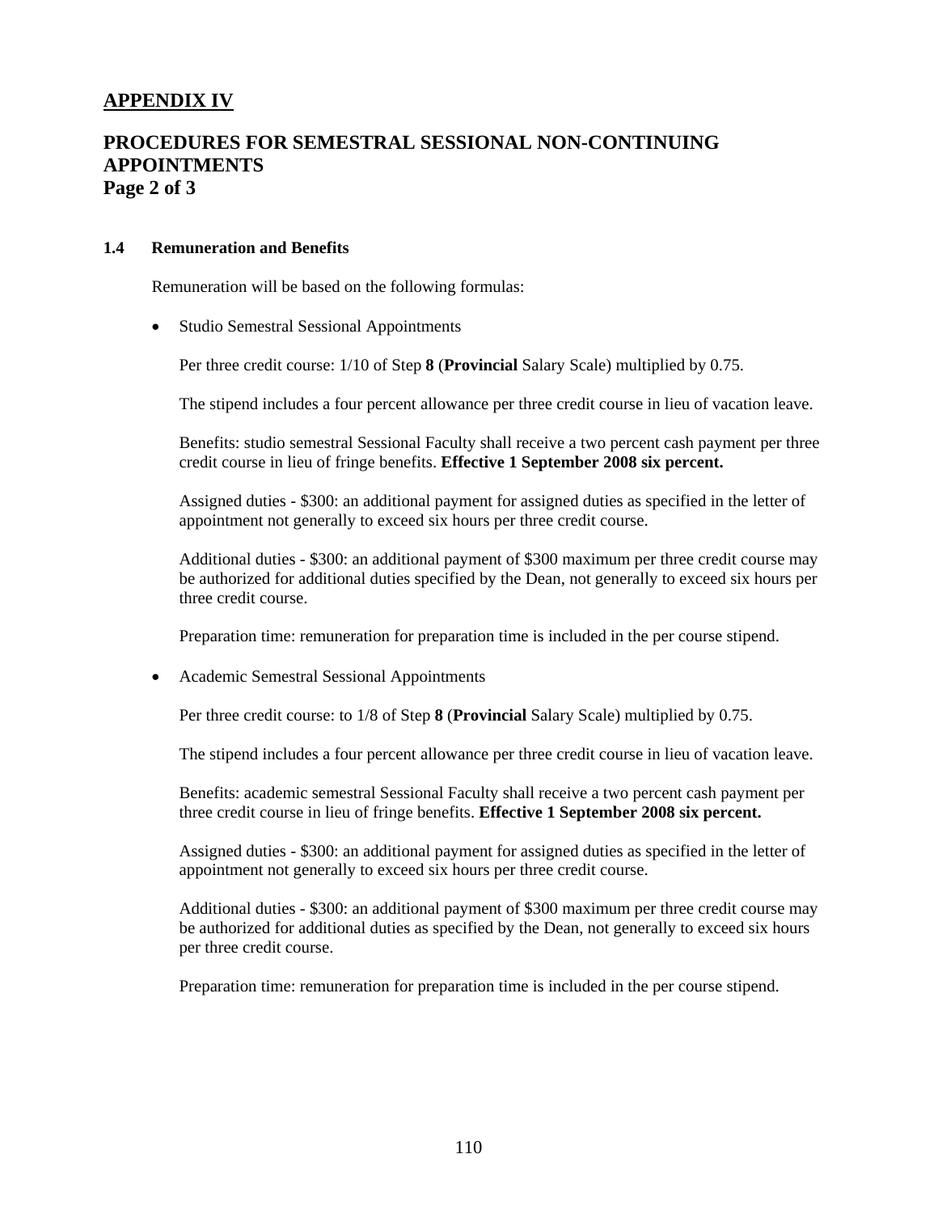## APPENDIX IV

## PROCEDURES FOR SEMESTRAL SESSIONAL NON-CONTINUING APPOINTMENTS
**Page 2 of 3**

### 1.4 Remuneration and Benefits

Remuneration will be based on the following formulas:

- Studio Semestral Sessional Appointments

  Per three credit course: 1/10 of Step **8** (**Provincial** Salary Scale) multiplied by 0.75.

  The stipend includes a four percent allowance per three credit course in lieu of vacation leave.

  Benefits: studio semestral Sessional Faculty shall receive a two percent cash payment per three credit course in lieu of fringe benefits. **Effective 1 September 2008 six percent.**

  Assigned duties - $300: an additional payment for assigned duties as specified in the letter of appointment not generally to exceed six hours per three credit course.

  Additional duties - $300: an additional payment of $300 maximum per three credit course may be authorized for additional duties specified by the Dean, not generally to exceed six hours per three credit course.

  Preparation time: remuneration for preparation time is included in the per course stipend.

- Academic Semestral Sessional Appointments

  Per three credit course: to 1/8 of Step **8** (**Provincial** Salary Scale) multiplied by 0.75.

  The stipend includes a four percent allowance per three credit course in lieu of vacation leave.

  Benefits: academic semestral Sessional Faculty shall receive a two percent cash payment per three credit course in lieu of fringe benefits. **Effective 1 September 2008 six percent.**

  Assigned duties - $300: an additional payment for assigned duties as specified in the letter of appointment not generally to exceed six hours per three credit course.

  Additional duties - $300: an additional payment of $300 maximum per three credit course may be authorized for additional duties as specified by the Dean, not generally to exceed six hours per three credit course.

  Preparation time: remuneration for preparation time is included in the per course stipend.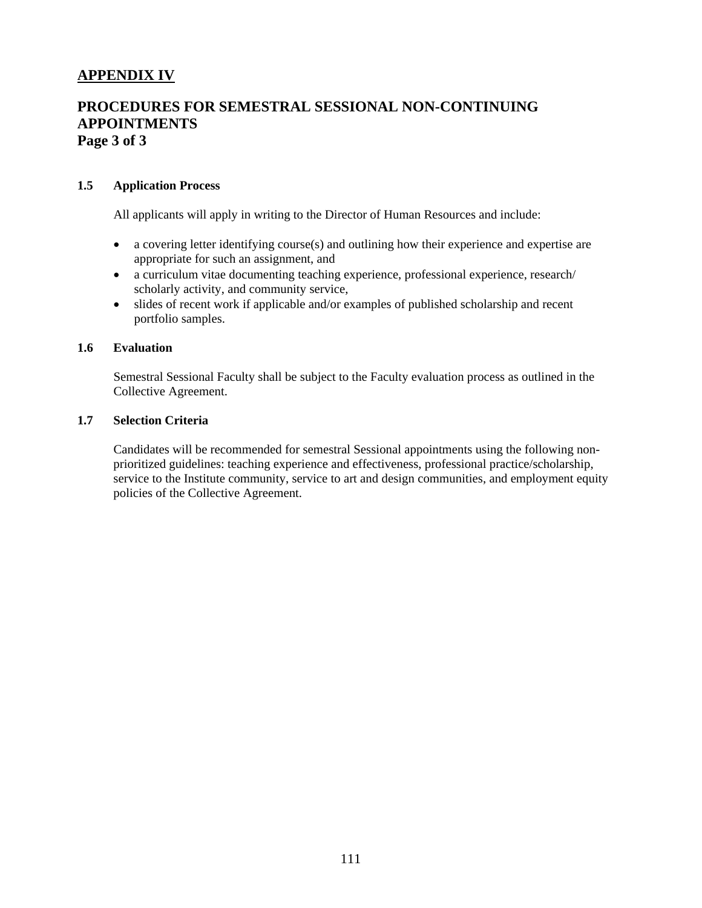## APPENDIX IV

## PROCEDURES FOR SEMESTRAL SESSIONAL NON-CONTINUING APPOINTMENTS
**Page 3 of 3**

**1.5 Application Process**

All applicants will apply in writing to the Director of Human Resources and include:

- a covering letter identifying course(s) and outlining how their experience and expertise are appropriate for such an assignment, and
- a curriculum vitae documenting teaching experience, professional experience, research/ scholarly activity, and community service,
- slides of recent work if applicable and/or examples of published scholarship and recent portfolio samples.

**1.6 Evaluation**

Semestral Sessional Faculty shall be subject to the Faculty evaluation process as outlined in the Collective Agreement.

**1.7 Selection Criteria**

Candidates will be recommended for semestral Sessional appointments using the following non-prioritized guidelines: teaching experience and effectiveness, professional practice/scholarship, service to the Institute community, service to art and design communities, and employment equity policies of the Collective Agreement.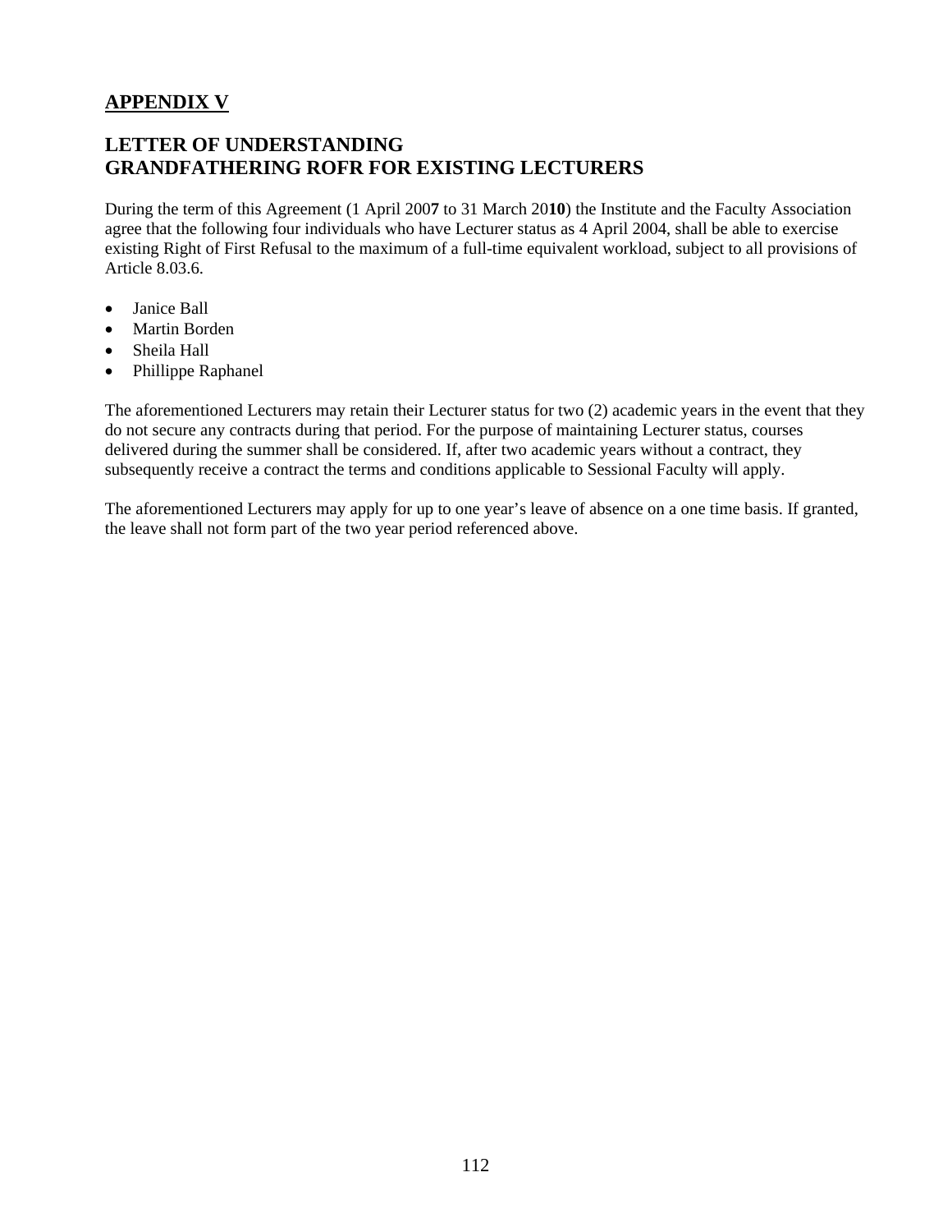## APPENDIX V

## LETTER OF UNDERSTANDING
## GRANDFATHERING ROFR FOR EXISTING LECTURERS

During the term of this Agreement (1 April 200**7** to 31 March 20**10**) the Institute and the Faculty Association agree that the following four individuals who have Lecturer status as 4 April 2004, shall be able to exercise existing Right of First Refusal to the maximum of a full-time equivalent workload, subject to all provisions of Article 8.03.6.

- Janice Ball
- Martin Borden
- Sheila Hall
- Phillippe Raphanel

The aforementioned Lecturers may retain their Lecturer status for two (2) academic years in the event that they do not secure any contracts during that period. For the purpose of maintaining Lecturer status, courses delivered during the summer shall be considered. If, after two academic years without a contract, they subsequently receive a contract the terms and conditions applicable to Sessional Faculty will apply.

The aforementioned Lecturers may apply for up to one year's leave of absence on a one time basis. If granted, the leave shall not form part of the two year period referenced above.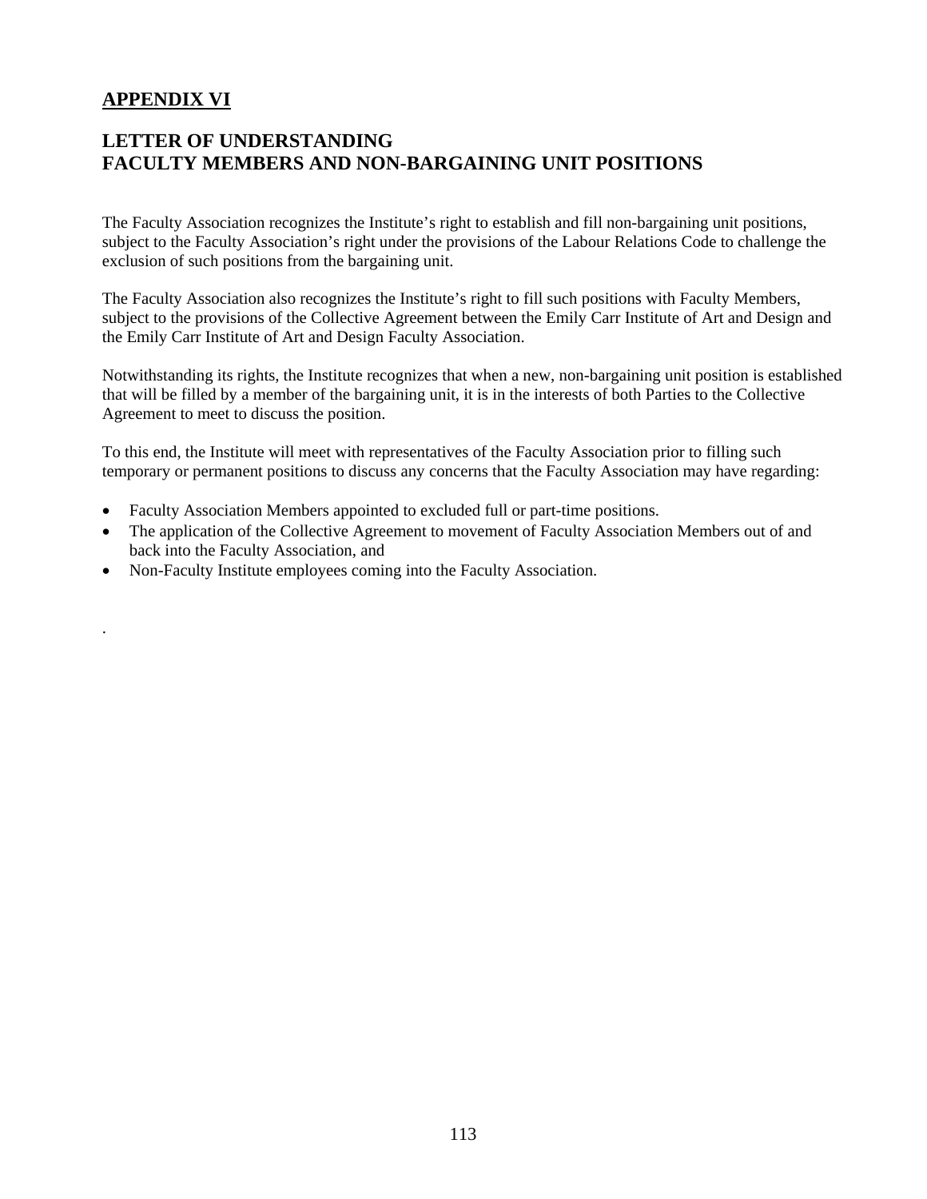## APPENDIX VI

## LETTER OF UNDERSTANDING
## FACULTY MEMBERS AND NON-BARGAINING UNIT POSITIONS

The Faculty Association recognizes the Institute's right to establish and fill non-bargaining unit positions, subject to the Faculty Association's right under the provisions of the Labour Relations Code to challenge the exclusion of such positions from the bargaining unit.

The Faculty Association also recognizes the Institute's right to fill such positions with Faculty Members, subject to the provisions of the Collective Agreement between the Emily Carr Institute of Art and Design and the Emily Carr Institute of Art and Design Faculty Association.

Notwithstanding its rights, the Institute recognizes that when a new, non-bargaining unit position is established that will be filled by a member of the bargaining unit, it is in the interests of both Parties to the Collective Agreement to meet to discuss the position.

To this end, the Institute will meet with representatives of the Faculty Association prior to filling such temporary or permanent positions to discuss any concerns that the Faculty Association may have regarding:

- Faculty Association Members appointed to excluded full or part-time positions.
- The application of the Collective Agreement to movement of Faculty Association Members out of and back into the Faculty Association, and
- Non-Faculty Institute employees coming into the Faculty Association.

.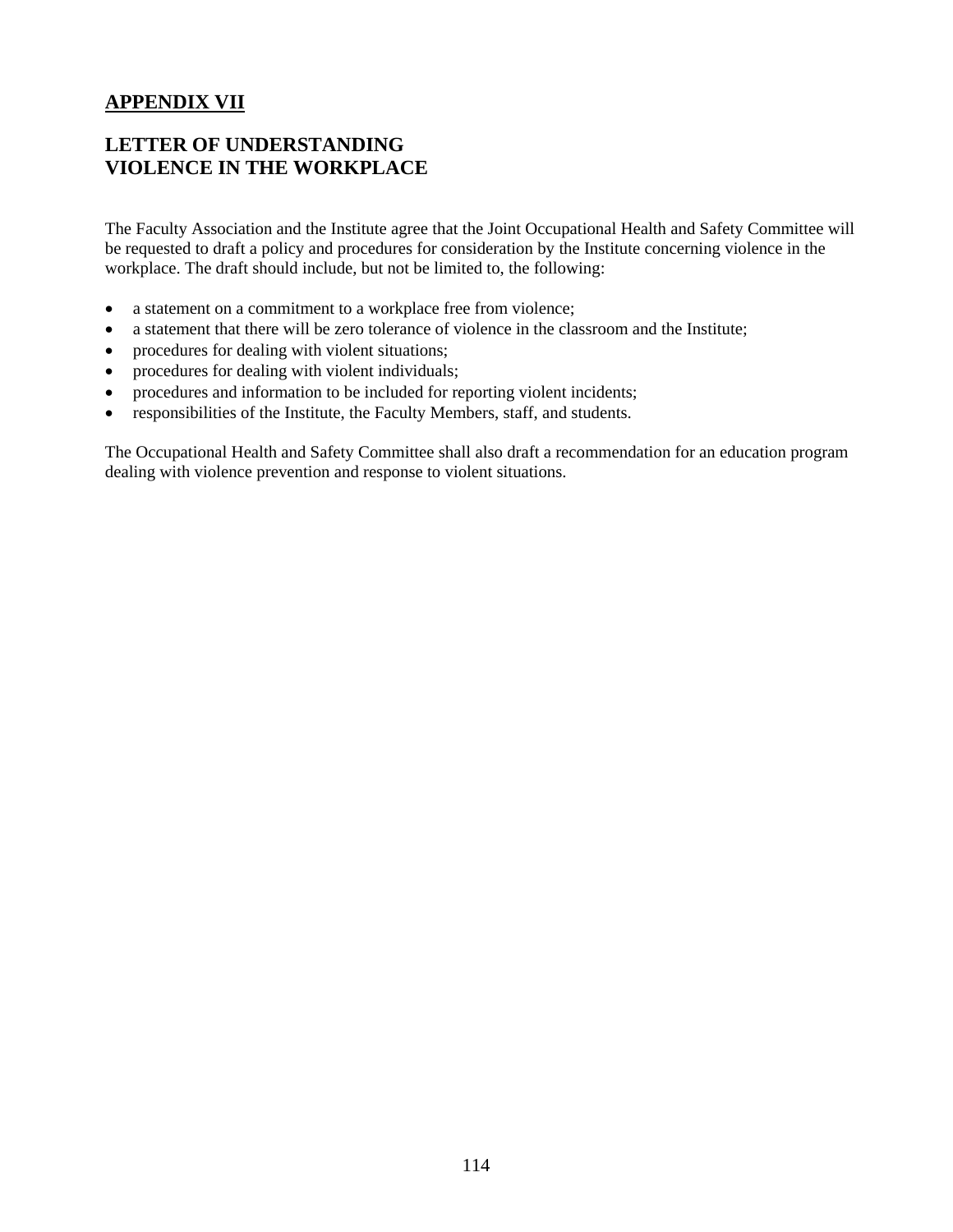## APPENDIX VII

## LETTER OF UNDERSTANDING
## VIOLENCE IN THE WORKPLACE

The Faculty Association and the Institute agree that the Joint Occupational Health and Safety Committee will be requested to draft a policy and procedures for consideration by the Institute concerning violence in the workplace. The draft should include, but not be limited to, the following:

- a statement on a commitment to a workplace free from violence;
- a statement that there will be zero tolerance of violence in the classroom and the Institute;
- procedures for dealing with violent situations;
- procedures for dealing with violent individuals;
- procedures and information to be included for reporting violent incidents;
- responsibilities of the Institute, the Faculty Members, staff, and students.

The Occupational Health and Safety Committee shall also draft a recommendation for an education program dealing with violence prevention and response to violent situations.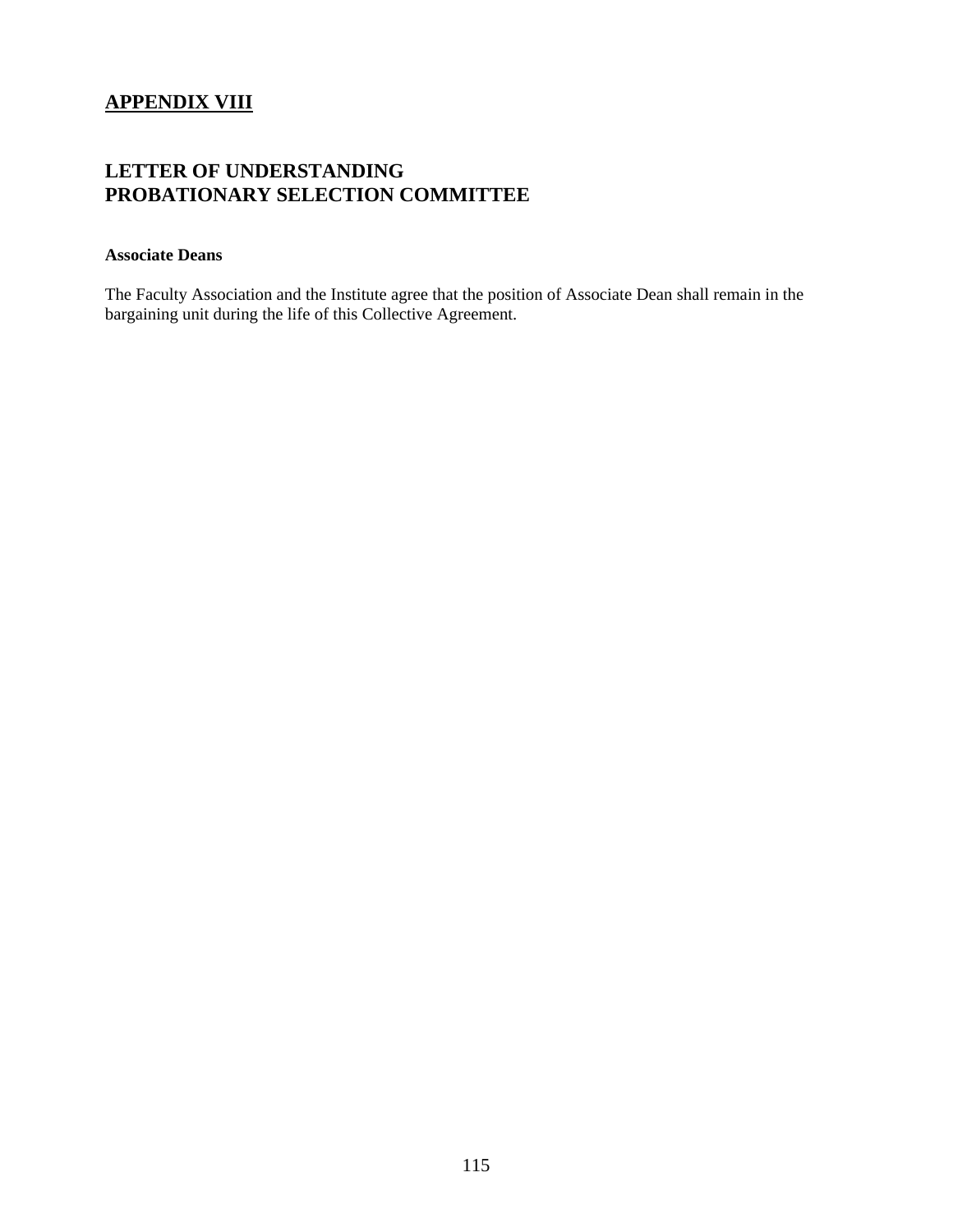## APPENDIX VIII

## LETTER OF UNDERSTANDING
## PROBATIONARY SELECTION COMMITTEE

**Associate Deans**

The Faculty Association and the Institute agree that the position of Associate Dean shall remain in the bargaining unit during the life of this Collective Agreement.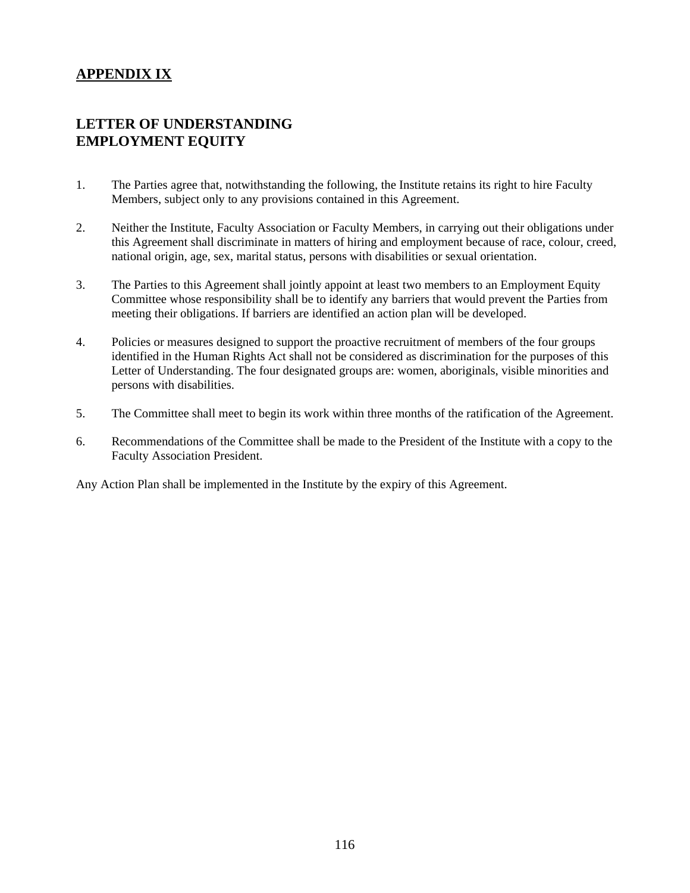## APPENDIX IX

## LETTER OF UNDERSTANDING
## EMPLOYMENT EQUITY

1. The Parties agree that, notwithstanding the following, the Institute retains its right to hire Faculty Members, subject only to any provisions contained in this Agreement.

2. Neither the Institute, Faculty Association or Faculty Members, in carrying out their obligations under this Agreement shall discriminate in matters of hiring and employment because of race, colour, creed, national origin, age, sex, marital status, persons with disabilities or sexual orientation.

3. The Parties to this Agreement shall jointly appoint at least two members to an Employment Equity Committee whose responsibility shall be to identify any barriers that would prevent the Parties from meeting their obligations. If barriers are identified an action plan will be developed.

4. Policies or measures designed to support the proactive recruitment of members of the four groups identified in the Human Rights Act shall not be considered as discrimination for the purposes of this Letter of Understanding. The four designated groups are: women, aboriginals, visible minorities and persons with disabilities.

5. The Committee shall meet to begin its work within three months of the ratification of the Agreement.

6. Recommendations of the Committee shall be made to the President of the Institute with a copy to the Faculty Association President.

Any Action Plan shall be implemented in the Institute by the expiry of this Agreement.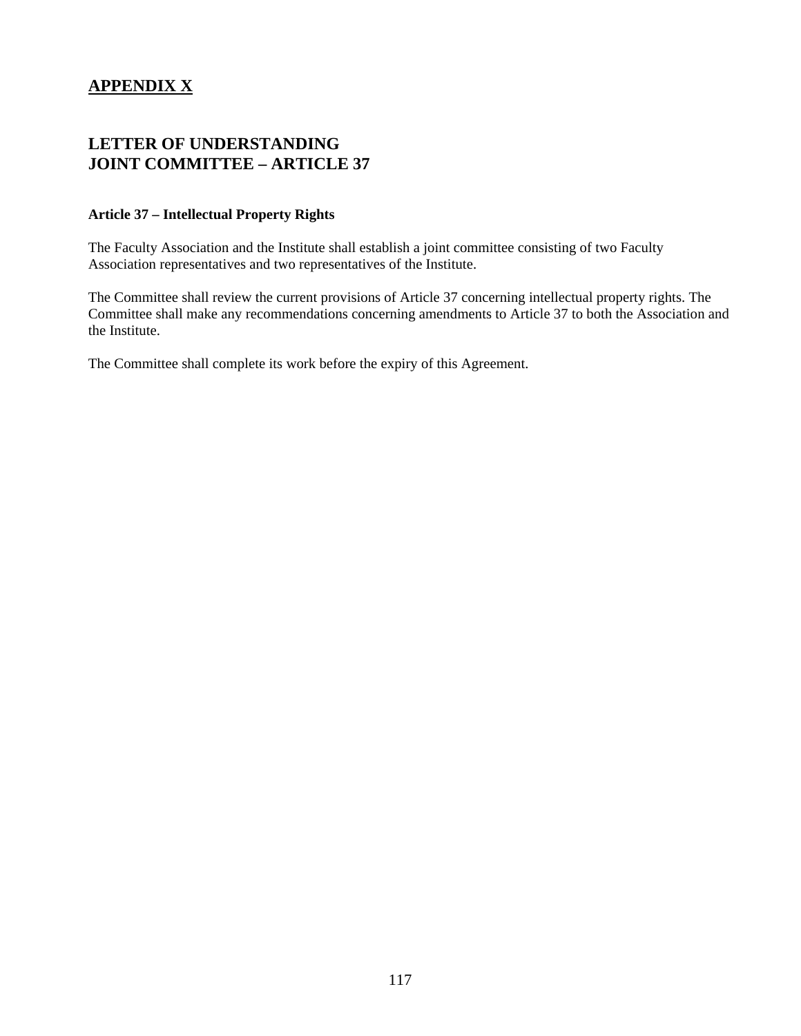## APPENDIX X

## LETTER OF UNDERSTANDING
## JOINT COMMITTEE – ARTICLE 37

**Article 37 – Intellectual Property Rights**

The Faculty Association and the Institute shall establish a joint committee consisting of two Faculty Association representatives and two representatives of the Institute.

The Committee shall review the current provisions of Article 37 concerning intellectual property rights. The Committee shall make any recommendations concerning amendments to Article 37 to both the Association and the Institute.

The Committee shall complete its work before the expiry of this Agreement.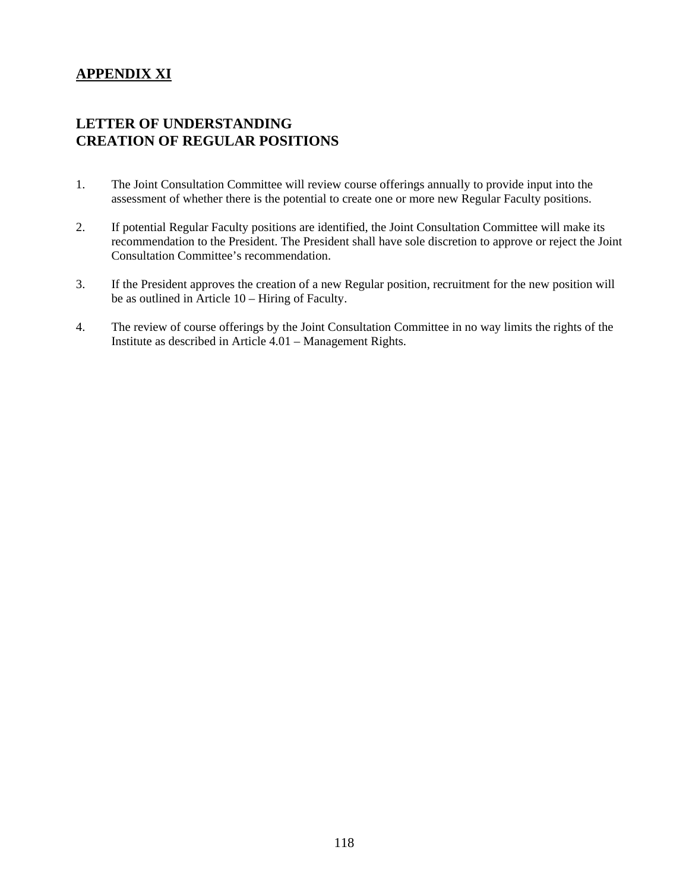## APPENDIX XI

## LETTER OF UNDERSTANDING
## CREATION OF REGULAR POSITIONS

1. The Joint Consultation Committee will review course offerings annually to provide input into the assessment of whether there is the potential to create one or more new Regular Faculty positions.

2. If potential Regular Faculty positions are identified, the Joint Consultation Committee will make its recommendation to the President. The President shall have sole discretion to approve or reject the Joint Consultation Committee's recommendation.

3. If the President approves the creation of a new Regular position, recruitment for the new position will be as outlined in Article 10 – Hiring of Faculty.

4. The review of course offerings by the Joint Consultation Committee in no way limits the rights of the Institute as described in Article 4.01 – Management Rights.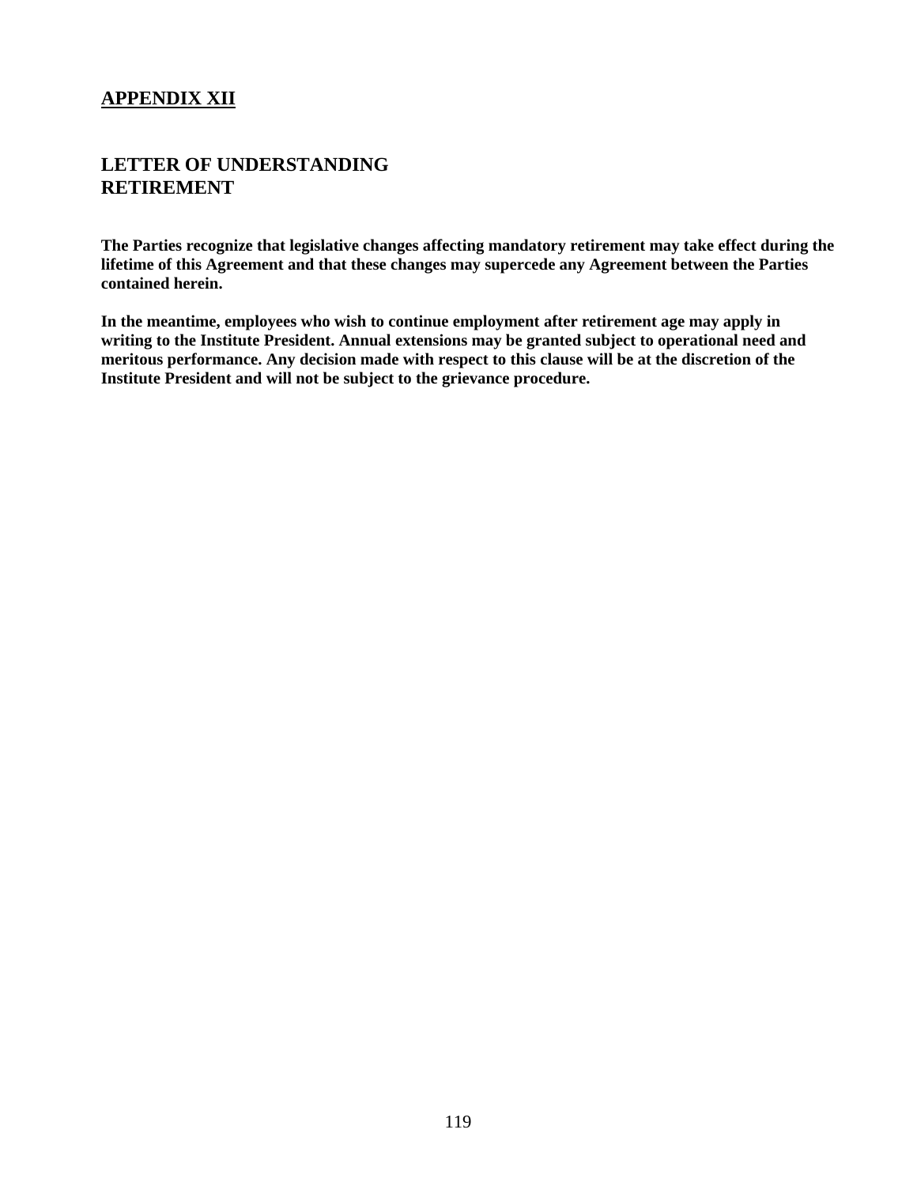## APPENDIX XII

## LETTER OF UNDERSTANDING RETIREMENT

**The Parties recognize that legislative changes affecting mandatory retirement may take effect during the lifetime of this Agreement and that these changes may supercede any Agreement between the Parties contained herein.**

**In the meantime, employees who wish to continue employment after retirement age may apply in writing to the Institute President. Annual extensions may be granted subject to operational need and meritous performance. Any decision made with respect to this clause will be at the discretion of the Institute President and will not be subject to the grievance procedure.**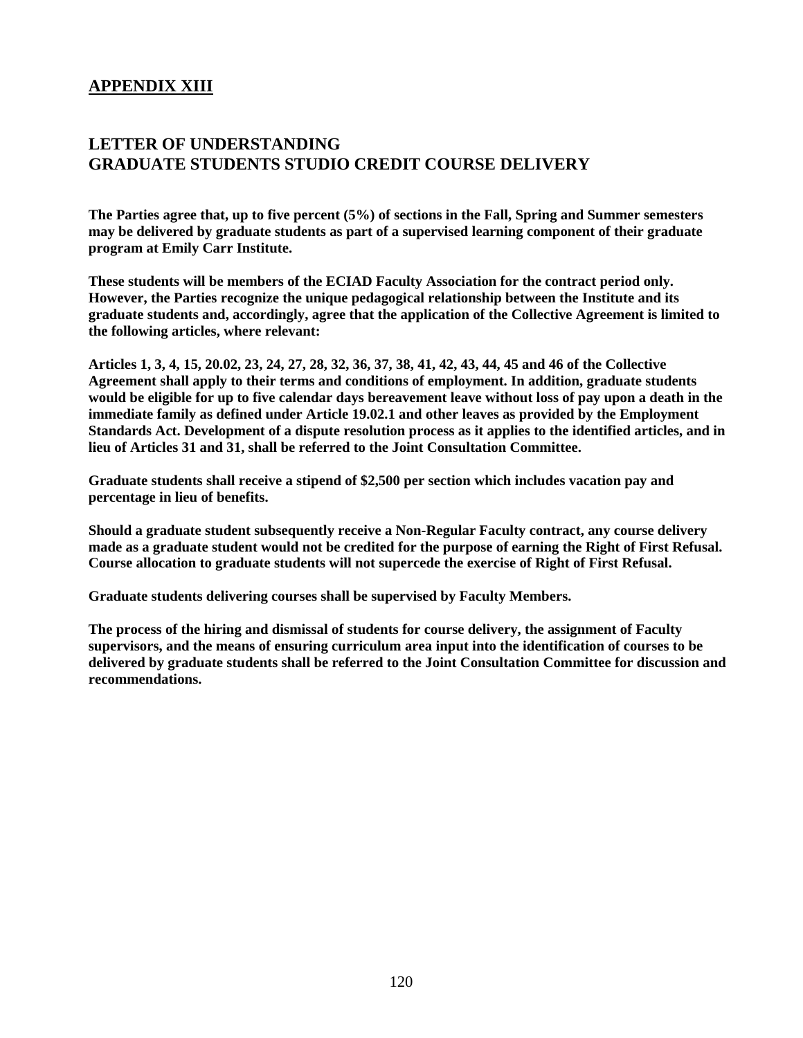## APPENDIX XIII

## LETTER OF UNDERSTANDING
## GRADUATE STUDENTS STUDIO CREDIT COURSE DELIVERY

**The Parties agree that, up to five percent (5%) of sections in the Fall, Spring and Summer semesters may be delivered by graduate students as part of a supervised learning component of their graduate program at Emily Carr Institute.**

**These students will be members of the ECIAD Faculty Association for the contract period only. However, the Parties recognize the unique pedagogical relationship between the Institute and its graduate students and, accordingly, agree that the application of the Collective Agreement is limited to the following articles, where relevant:**

**Articles 1, 3, 4, 15, 20.02, 23, 24, 27, 28, 32, 36, 37, 38, 41, 42, 43, 44, 45 and 46 of the Collective Agreement shall apply to their terms and conditions of employment. In addition, graduate students would be eligible for up to five calendar days bereavement leave without loss of pay upon a death in the immediate family as defined under Article 19.02.1 and other leaves as provided by the Employment Standards Act. Development of a dispute resolution process as it applies to the identified articles, and in lieu of Articles 31 and 31, shall be referred to the Joint Consultation Committee.**

**Graduate students shall receive a stipend of $2,500 per section which includes vacation pay and percentage in lieu of benefits.**

**Should a graduate student subsequently receive a Non-Regular Faculty contract, any course delivery made as a graduate student would not be credited for the purpose of earning the Right of First Refusal. Course allocation to graduate students will not supercede the exercise of Right of First Refusal.**

**Graduate students delivering courses shall be supervised by Faculty Members.**

**The process of the hiring and dismissal of students for course delivery, the assignment of Faculty supervisors, and the means of ensuring curriculum area input into the identification of courses to be delivered by graduate students shall be referred to the Joint Consultation Committee for discussion and recommendations.**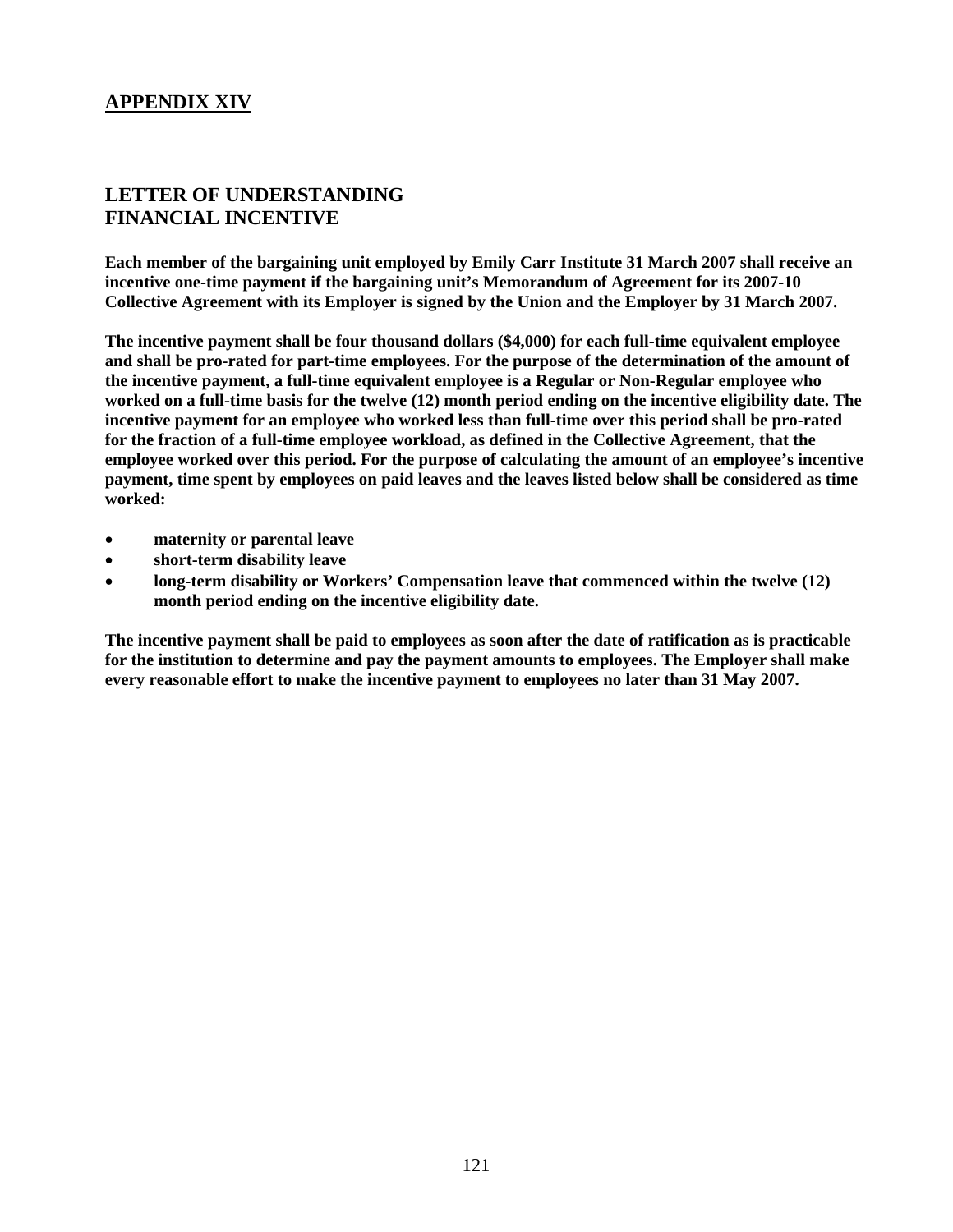## APPENDIX XIV

## LETTER OF UNDERSTANDING
## FINANCIAL INCENTIVE

**Each member of the bargaining unit employed by Emily Carr Institute 31 March 2007 shall receive an incentive one-time payment if the bargaining unit's Memorandum of Agreement for its 2007-10 Collective Agreement with its Employer is signed by the Union and the Employer by 31 March 2007.**

**The incentive payment shall be four thousand dollars ($4,000) for each full-time equivalent employee and shall be pro-rated for part-time employees. For the purpose of the determination of the amount of the incentive payment, a full-time equivalent employee is a Regular or Non-Regular employee who worked on a full-time basis for the twelve (12) month period ending on the incentive eligibility date. The incentive payment for an employee who worked less than full-time over this period shall be pro-rated for the fraction of a full-time employee workload, as defined in the Collective Agreement, that the employee worked over this period. For the purpose of calculating the amount of an employee's incentive payment, time spent by employees on paid leaves and the leaves listed below shall be considered as time worked:**

- **maternity or parental leave**
- **short-term disability leave**
- **long-term disability or Workers' Compensation leave that commenced within the twelve (12) month period ending on the incentive eligibility date.**

**The incentive payment shall be paid to employees as soon after the date of ratification as is practicable for the institution to determine and pay the payment amounts to employees. The Employer shall make every reasonable effort to make the incentive payment to employees no later than 31 May 2007.**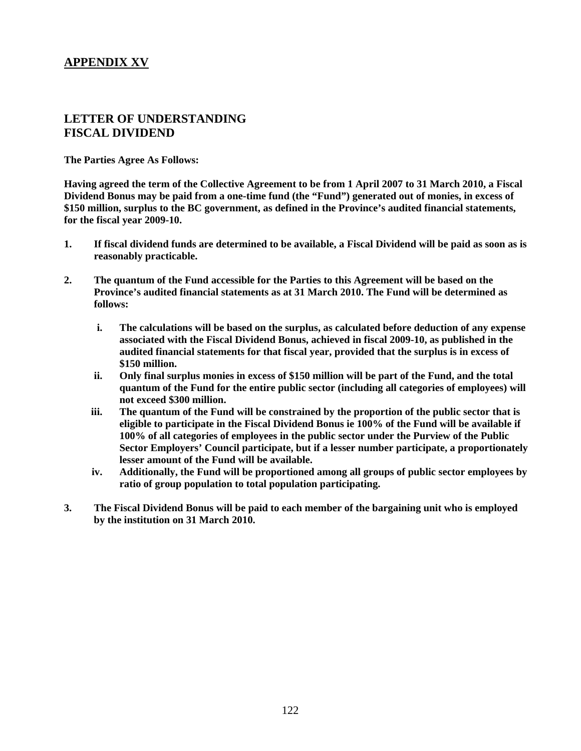## APPENDIX XV

## LETTER OF UNDERSTANDING
## FISCAL DIVIDEND

**The Parties Agree As Follows:**

**Having agreed the term of the Collective Agreement to be from 1 April 2007 to 31 March 2010, a Fiscal Dividend Bonus may be paid from a one-time fund (the "Fund") generated out of monies, in excess of $150 million, surplus to the BC government, as defined in the Province's audited financial statements, for the fiscal year 2009-10.**

1. **If fiscal dividend funds are determined to be available, a Fiscal Dividend will be paid as soon as is reasonably practicable.**

2. **The quantum of the Fund accessible for the Parties to this Agreement will be based on the Province's audited financial statements as at 31 March 2010. The Fund will be determined as follows:**

   i. **The calculations will be based on the surplus, as calculated before deduction of any expense associated with the Fiscal Dividend Bonus, achieved in fiscal 2009-10, as published in the audited financial statements for that fiscal year, provided that the surplus is in excess of $150 million.**

   ii. **Only final surplus monies in excess of $150 million will be part of the Fund, and the total quantum of the Fund for the entire public sector (including all categories of employees) will not exceed $300 million.**

   iii. **The quantum of the Fund will be constrained by the proportion of the public sector that is eligible to participate in the Fiscal Dividend Bonus ie 100% of the Fund will be available if 100% of all categories of employees in the public sector under the Purview of the Public Sector Employers' Council participate, but if a lesser number participate, a proportionately lesser amount of the Fund will be available.**

   iv. **Additionally, the Fund will be proportioned among all groups of public sector employees by ratio of group population to total population participating.**

3. **The Fiscal Dividend Bonus will be paid to each member of the bargaining unit who is employed by the institution on 31 March 2010.**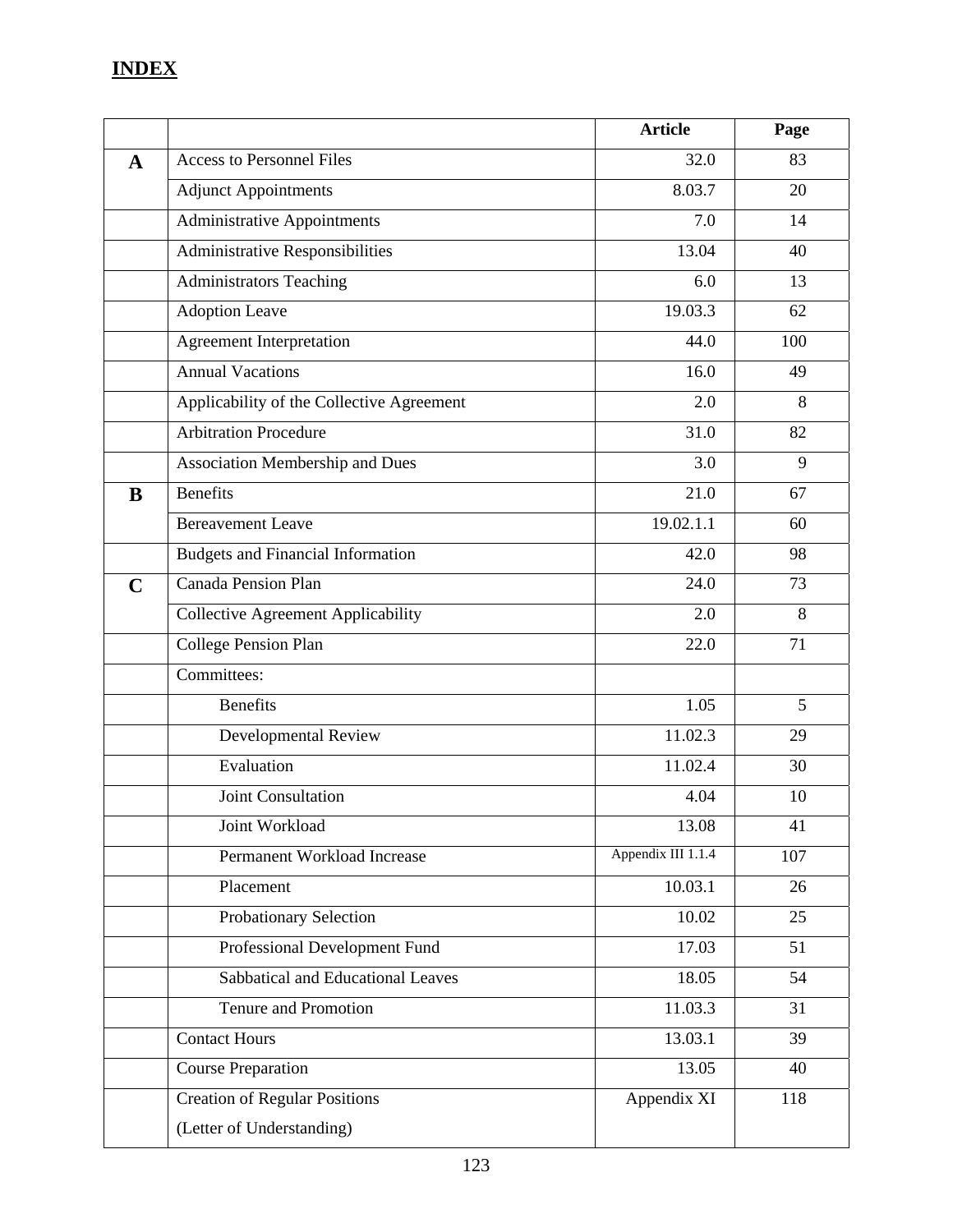## INDEX

| | | Article | Page |
|---|---|---|---|
| **A** | Access to Personnel Files | 32.0 | 83 |
| | Adjunct Appointments | 8.03.7 | 20 |
| | Administrative Appointments | 7.0 | 14 |
| | Administrative Responsibilities | 13.04 | 40 |
| | Administrators Teaching | 6.0 | 13 |
| | Adoption Leave | 19.03.3 | 62 |
| | Agreement Interpretation | 44.0 | 100 |
| | Annual Vacations | 16.0 | 49 |
| | Applicability of the Collective Agreement | 2.0 | 8 |
| | Arbitration Procedure | 31.0 | 82 |
| | Association Membership and Dues | 3.0 | 9 |
| **B** | Benefits | 21.0 | 67 |
| | Bereavement Leave | 19.02.1.1 | 60 |
| | Budgets and Financial Information | 42.0 | 98 |
| **C** | Canada Pension Plan | 24.0 | 73 |
| | Collective Agreement Applicability | 2.0 | 8 |
| | College Pension Plan | 22.0 | 71 |
| | Committees: | | |
| | Benefits | 1.05 | 5 |
| | Developmental Review | 11.02.3 | 29 |
| | Evaluation | 11.02.4 | 30 |
| | Joint Consultation | 4.04 | 10 |
| | Joint Workload | 13.08 | 41 |
| | Permanent Workload Increase | Appendix III 1.1.4 | 107 |
| | Placement | 10.03.1 | 26 |
| | Probationary Selection | 10.02 | 25 |
| | Professional Development Fund | 17.03 | 51 |
| | Sabbatical and Educational Leaves | 18.05 | 54 |
| | Tenure and Promotion | 11.03.3 | 31 |
| | Contact Hours | 13.03.1 | 39 |
| | Course Preparation | 13.05 | 40 |
| | Creation of Regular Positions (Letter of Understanding) | Appendix XI | 118 |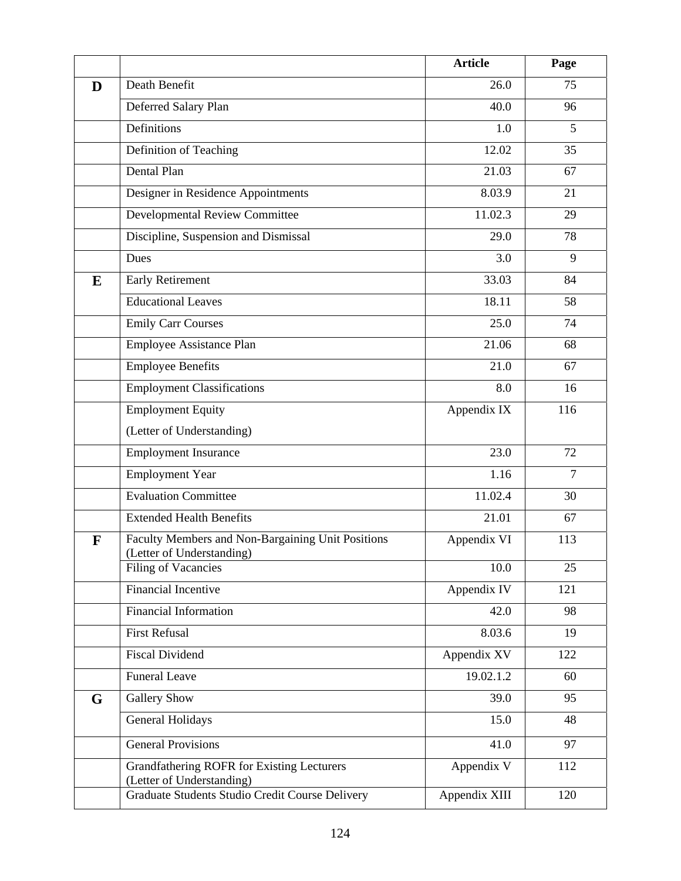| | | Article | Page |
|---|---|---|---|
| **D** | Death Benefit | 26.0 | 75 |
| | Deferred Salary Plan | 40.0 | 96 |
| | Definitions | 1.0 | 5 |
| | Definition of Teaching | 12.02 | 35 |
| | Dental Plan | 21.03 | 67 |
| | Designer in Residence Appointments | 8.03.9 | 21 |
| | Developmental Review Committee | 11.02.3 | 29 |
| | Discipline, Suspension and Dismissal | 29.0 | 78 |
| | Dues | 3.0 | 9 |
| **E** | Early Retirement | 33.03 | 84 |
| | Educational Leaves | 18.11 | 58 |
| | Emily Carr Courses | 25.0 | 74 |
| | Employee Assistance Plan | 21.06 | 68 |
| | Employee Benefits | 21.0 | 67 |
| | Employment Classifications | 8.0 | 16 |
| | Employment Equity (Letter of Understanding) | Appendix IX | 116 |
| | Employment Insurance | 23.0 | 72 |
| | Employment Year | 1.16 | 7 |
| | Evaluation Committee | 11.02.4 | 30 |
| | Extended Health Benefits | 21.01 | 67 |
| **F** | Faculty Members and Non-Bargaining Unit Positions (Letter of Understanding) | Appendix VI | 113 |
| | Filing of Vacancies | 10.0 | 25 |
| | Financial Incentive | Appendix IV | 121 |
| | Financial Information | 42.0 | 98 |
| | First Refusal | 8.03.6 | 19 |
| | Fiscal Dividend | Appendix XV | 122 |
| | Funeral Leave | 19.02.1.2 | 60 |
| **G** | Gallery Show | 39.0 | 95 |
| | General Holidays | 15.0 | 48 |
| | General Provisions | 41.0 | 97 |
| | Grandfathering ROFR for Existing Lecturers (Letter of Understanding) | Appendix V | 112 |
| | Graduate Students Studio Credit Course Delivery | Appendix XIII | 120 |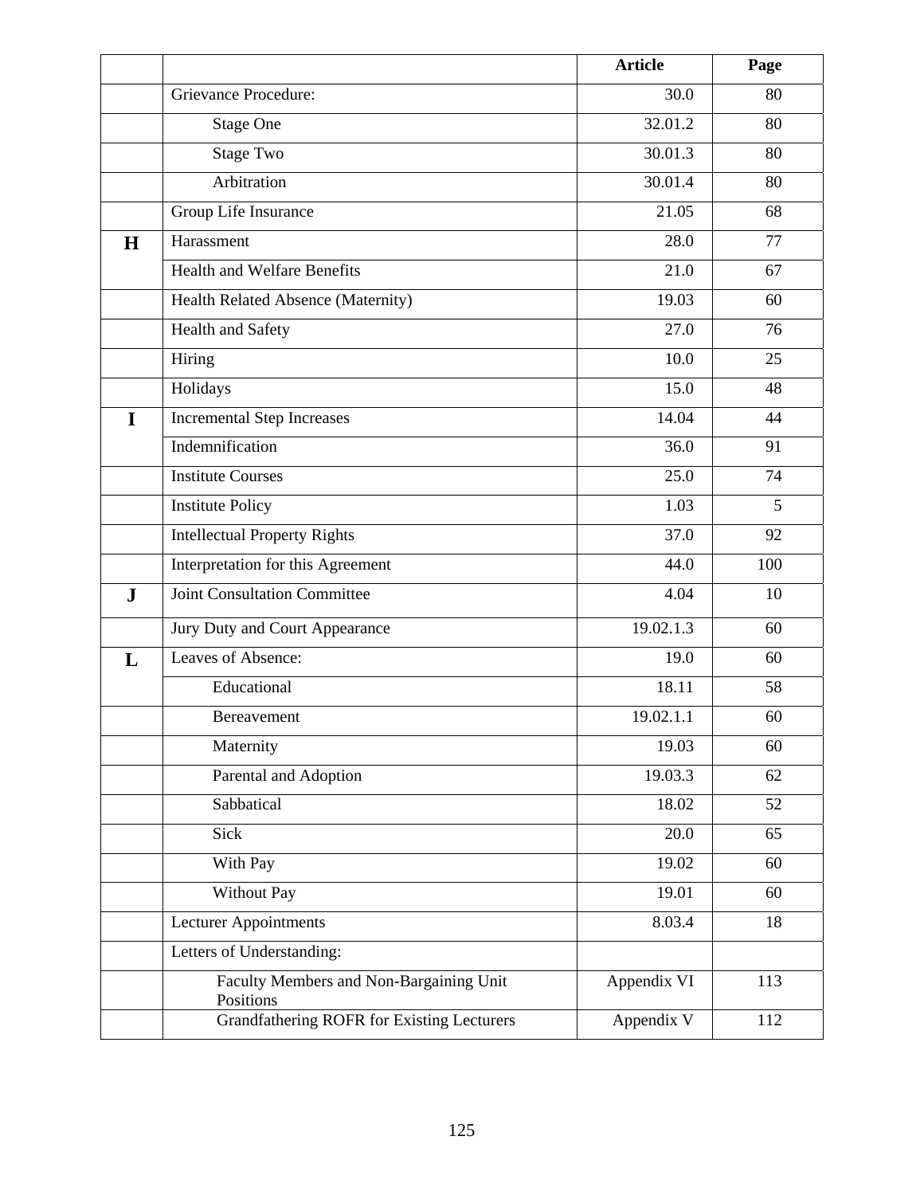| | | Article | Page |
|---|---|---|---|
| | Grievance Procedure: | 30.0 | 80 |
| | Stage One | 32.01.2 | 80 |
| | Stage Two | 30.01.3 | 80 |
| | Arbitration | 30.01.4 | 80 |
| | Group Life Insurance | 21.05 | 68 |
| **H** | Harassment | 28.0 | 77 |
| | Health and Welfare Benefits | 21.0 | 67 |
| | Health Related Absence (Maternity) | 19.03 | 60 |
| | Health and Safety | 27.0 | 76 |
| | Hiring | 10.0 | 25 |
| | Holidays | 15.0 | 48 |
| **I** | Incremental Step Increases | 14.04 | 44 |
| | Indemnification | 36.0 | 91 |
| | Institute Courses | 25.0 | 74 |
| | Institute Policy | 1.03 | 5 |
| | Intellectual Property Rights | 37.0 | 92 |
| | Interpretation for this Agreement | 44.0 | 100 |
| **J** | Joint Consultation Committee | 4.04 | 10 |
| | Jury Duty and Court Appearance | 19.02.1.3 | 60 |
| **L** | Leaves of Absence: | 19.0 | 60 |
| | Educational | 18.11 | 58 |
| | Bereavement | 19.02.1.1 | 60 |
| | Maternity | 19.03 | 60 |
| | Parental and Adoption | 19.03.3 | 62 |
| | Sabbatical | 18.02 | 52 |
| | Sick | 20.0 | 65 |
| | With Pay | 19.02 | 60 |
| | Without Pay | 19.01 | 60 |
| | Lecturer Appointments | 8.03.4 | 18 |
| | Letters of Understanding: | | |
| | Faculty Members and Non-Bargaining Unit Positions | Appendix VI | 113 |
| | Grandfathering ROFR for Existing Lecturers | Appendix V | 112 |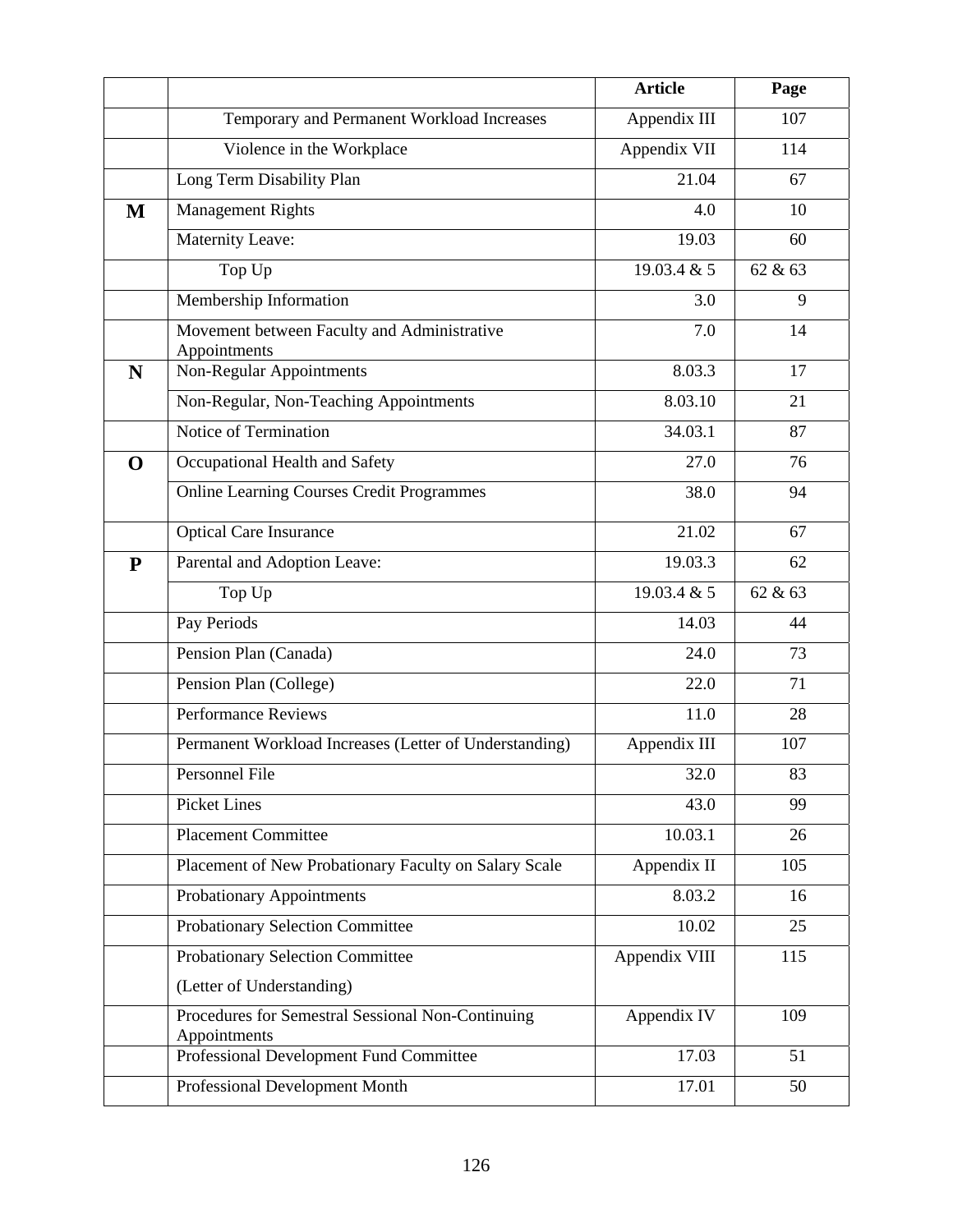| | | Article | Page |
|---|---|---|---|
| | Temporary and Permanent Workload Increases | Appendix III | 107 |
| | Violence in the Workplace | Appendix VII | 114 |
| | Long Term Disability Plan | 21.04 | 67 |
| **M** | Management Rights | 4.0 | 10 |
| | Maternity Leave: | 19.03 | 60 |
| | Top Up | 19.03.4 & 5 | 62 & 63 |
| | Membership Information | 3.0 | 9 |
| | Movement between Faculty and Administrative Appointments | 7.0 | 14 |
| **N** | Non-Regular Appointments | 8.03.3 | 17 |
| | Non-Regular, Non-Teaching Appointments | 8.03.10 | 21 |
| | Notice of Termination | 34.03.1 | 87 |
| **O** | Occupational Health and Safety | 27.0 | 76 |
| | Online Learning Courses Credit Programmes | 38.0 | 94 |
| | Optical Care Insurance | 21.02 | 67 |
| **P** | Parental and Adoption Leave: | 19.03.3 | 62 |
| | Top Up | 19.03.4 & 5 | 62 & 63 |
| | Pay Periods | 14.03 | 44 |
| | Pension Plan (Canada) | 24.0 | 73 |
| | Pension Plan (College) | 22.0 | 71 |
| | Performance Reviews | 11.0 | 28 |
| | Permanent Workload Increases (Letter of Understanding) | Appendix III | 107 |
| | Personnel File | 32.0 | 83 |
| | Picket Lines | 43.0 | 99 |
| | Placement Committee | 10.03.1 | 26 |
| | Placement of New Probationary Faculty on Salary Scale | Appendix II | 105 |
| | Probationary Appointments | 8.03.2 | 16 |
| | Probationary Selection Committee | 10.02 | 25 |
| | Probationary Selection Committee (Letter of Understanding) | Appendix VIII | 115 |
| | Procedures for Semestral Sessional Non-Continuing Appointments | Appendix IV | 109 |
| | Professional Development Fund Committee | 17.03 | 51 |
| | Professional Development Month | 17.01 | 50 |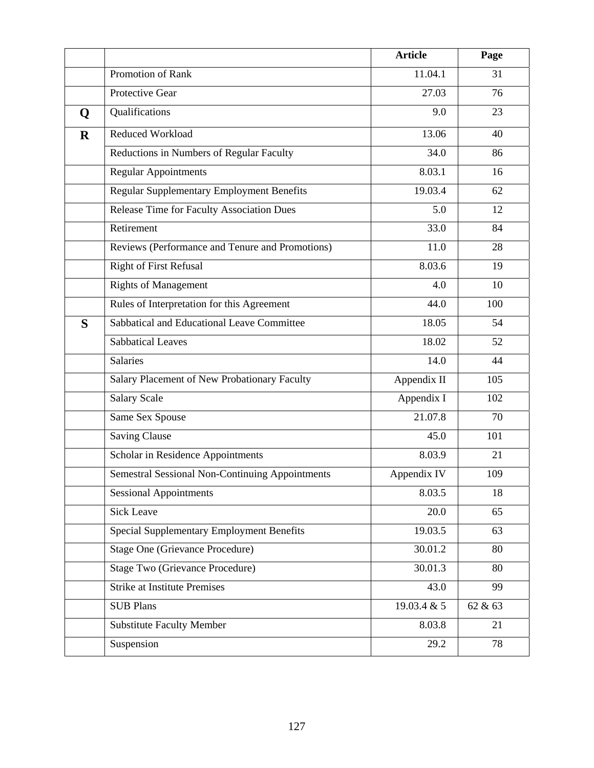| | | Article | Page |
|---|---|---|---|
| | Promotion of Rank | 11.04.1 | 31 |
| | Protective Gear | 27.03 | 76 |
| **Q** | Qualifications | 9.0 | 23 |
| **R** | Reduced Workload | 13.06 | 40 |
| | Reductions in Numbers of Regular Faculty | 34.0 | 86 |
| | Regular Appointments | 8.03.1 | 16 |
| | Regular Supplementary Employment Benefits | 19.03.4 | 62 |
| | Release Time for Faculty Association Dues | 5.0 | 12 |
| | Retirement | 33.0 | 84 |
| | Reviews (Performance and Tenure and Promotions) | 11.0 | 28 |
| | Right of First Refusal | 8.03.6 | 19 |
| | Rights of Management | 4.0 | 10 |
| | Rules of Interpretation for this Agreement | 44.0 | 100 |
| **S** | Sabbatical and Educational Leave Committee | 18.05 | 54 |
| | Sabbatical Leaves | 18.02 | 52 |
| | Salaries | 14.0 | 44 |
| | Salary Placement of New Probationary Faculty | Appendix II | 105 |
| | Salary Scale | Appendix I | 102 |
| | Same Sex Spouse | 21.07.8 | 70 |
| | Saving Clause | 45.0 | 101 |
| | Scholar in Residence Appointments | 8.03.9 | 21 |
| | Semestral Sessional Non-Continuing Appointments | Appendix IV | 109 |
| | Sessional Appointments | 8.03.5 | 18 |
| | Sick Leave | 20.0 | 65 |
| | Special Supplementary Employment Benefits | 19.03.5 | 63 |
| | Stage One (Grievance Procedure) | 30.01.2 | 80 |
| | Stage Two (Grievance Procedure) | 30.01.3 | 80 |
| | Strike at Institute Premises | 43.0 | 99 |
| | SUB Plans | 19.03.4 & 5 | 62 & 63 |
| | Substitute Faculty Member | 8.03.8 | 21 |
| | Suspension | 29.2 | 78 |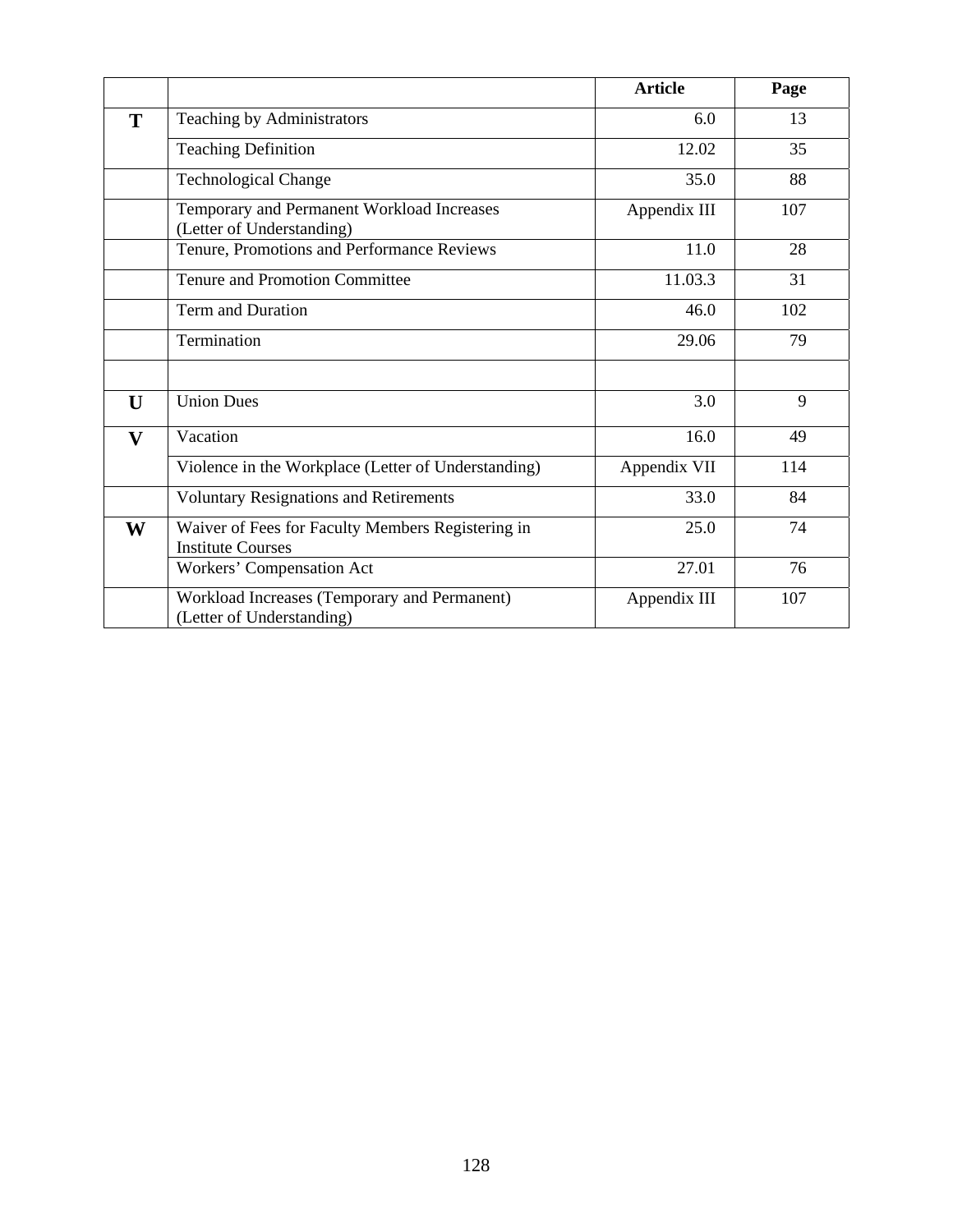| | | Article | Page |
|---|---|---|---|
| **T** | Teaching by Administrators | 6.0 | 13 |
| | Teaching Definition | 12.02 | 35 |
| | Technological Change | 35.0 | 88 |
| | Temporary and Permanent Workload Increases (Letter of Understanding) | Appendix III | 107 |
| | Tenure, Promotions and Performance Reviews | 11.0 | 28 |
| | Tenure and Promotion Committee | 11.03.3 | 31 |
| | Term and Duration | 46.0 | 102 |
| | Termination | 29.06 | 79 |
| | | | |
| **U** | Union Dues | 3.0 | 9 |
| **V** | Vacation | 16.0 | 49 |
| | Violence in the Workplace (Letter of Understanding) | Appendix VII | 114 |
| | Voluntary Resignations and Retirements | 33.0 | 84 |
| **W** | Waiver of Fees for Faculty Members Registering in Institute Courses | 25.0 | 74 |
| | Workers' Compensation Act | 27.01 | 76 |
| | Workload Increases (Temporary and Permanent) (Letter of Understanding) | Appendix III | 107 |